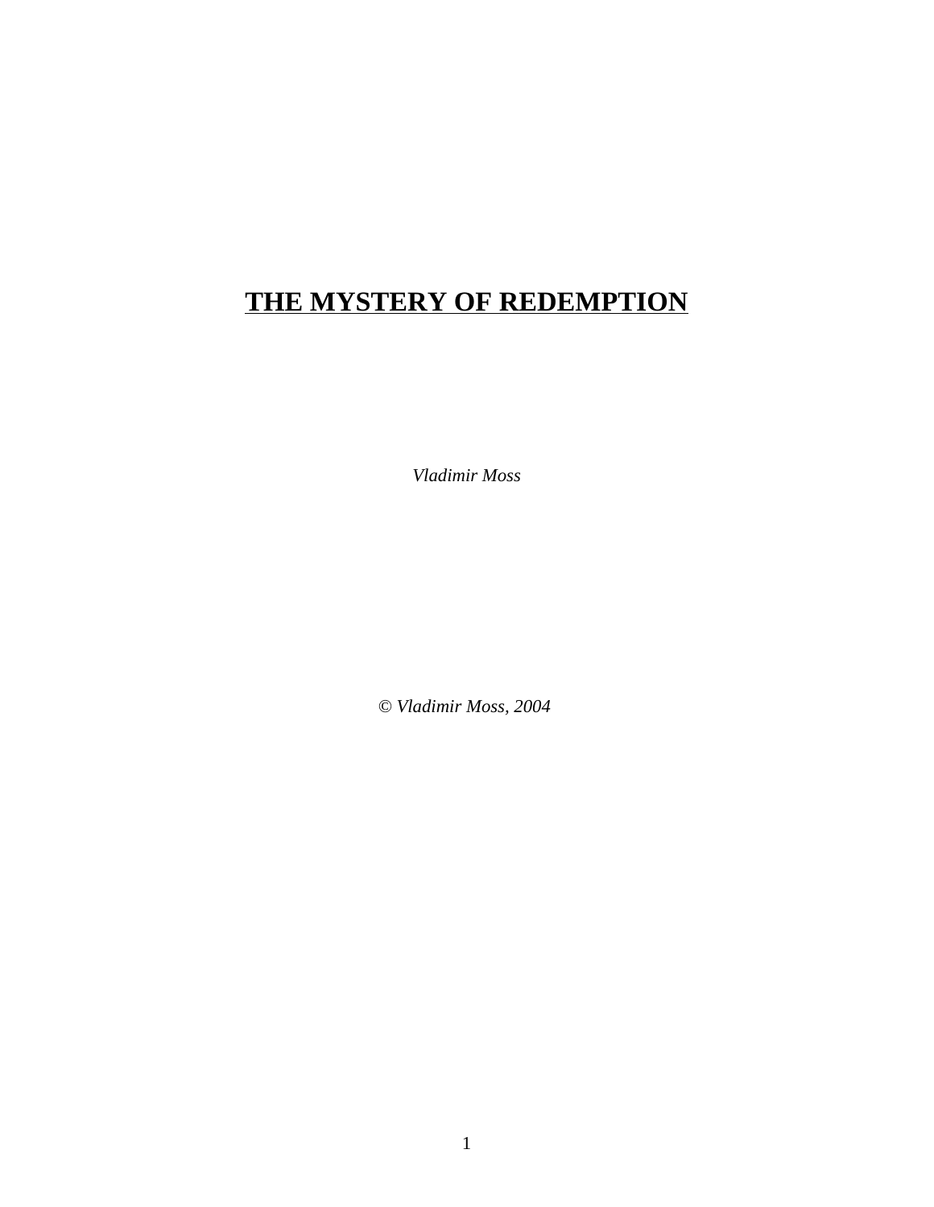# THE MYSTERY OF REDEMPTION

*Vladimir Moss*

*© Vladimir Moss, 2004*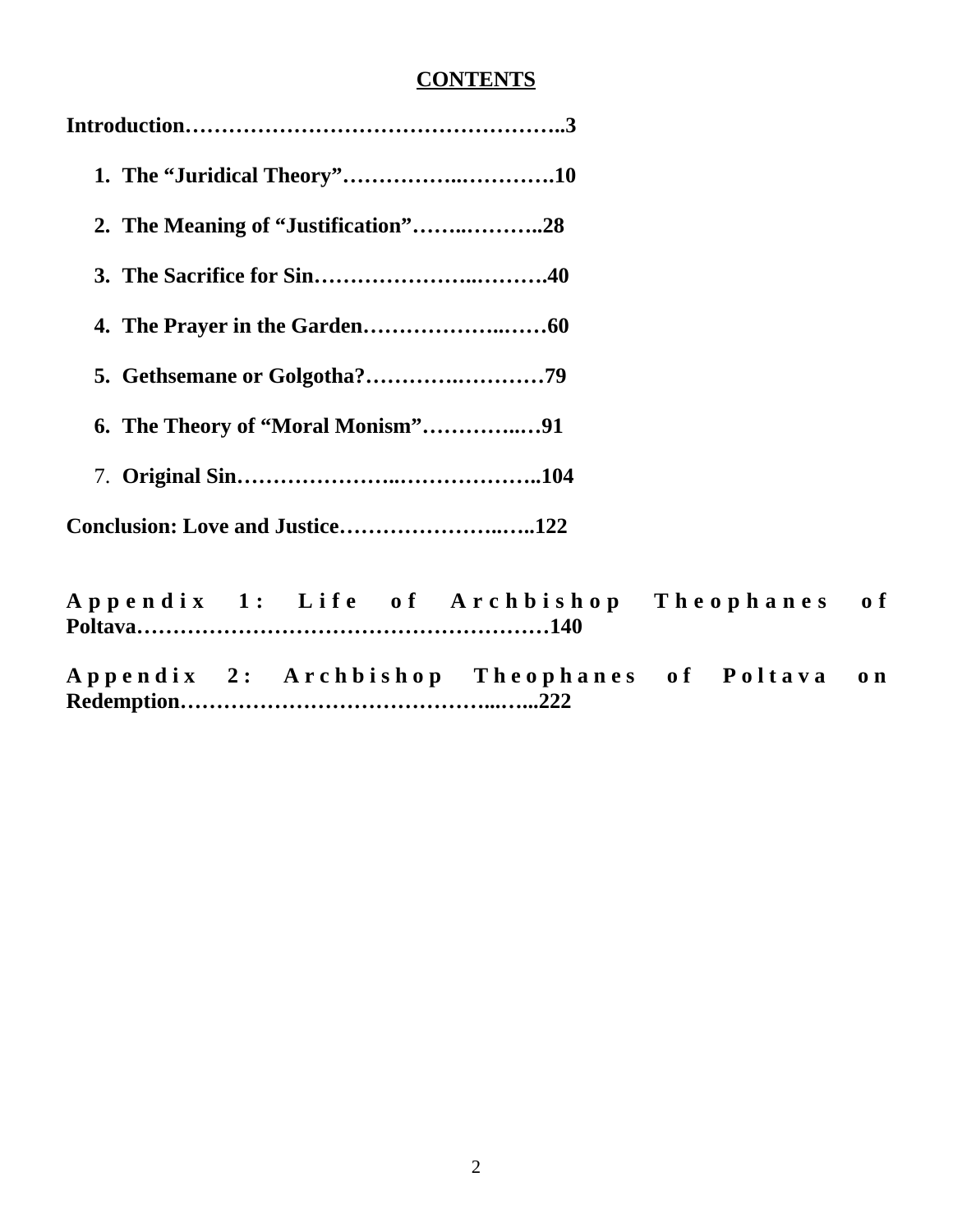## CONTENTS

**Introduction……………………………………………..3**

1. **The "Juridical Theory"……………..………….10**
2. **The Meaning of "Justification"……..………..28**
3. **The Sacrifice for Sin…………………..……….40**
4. **The Prayer in the Garden………………..……60**
5. **Gethsemane or Golgotha?………….…………79**
6. **The Theory of "Moral Monism"…………..…91**
7. **Original Sin…………………..………………..104**

**Conclusion: Love and Justice…………………..…..122**

**Appendix 1: Life of Archbishop Theophanes of Poltava…………………………………………………140**

**Appendix 2: Archbishop Theophanes of Poltava on Redemption……………………………………...…...222**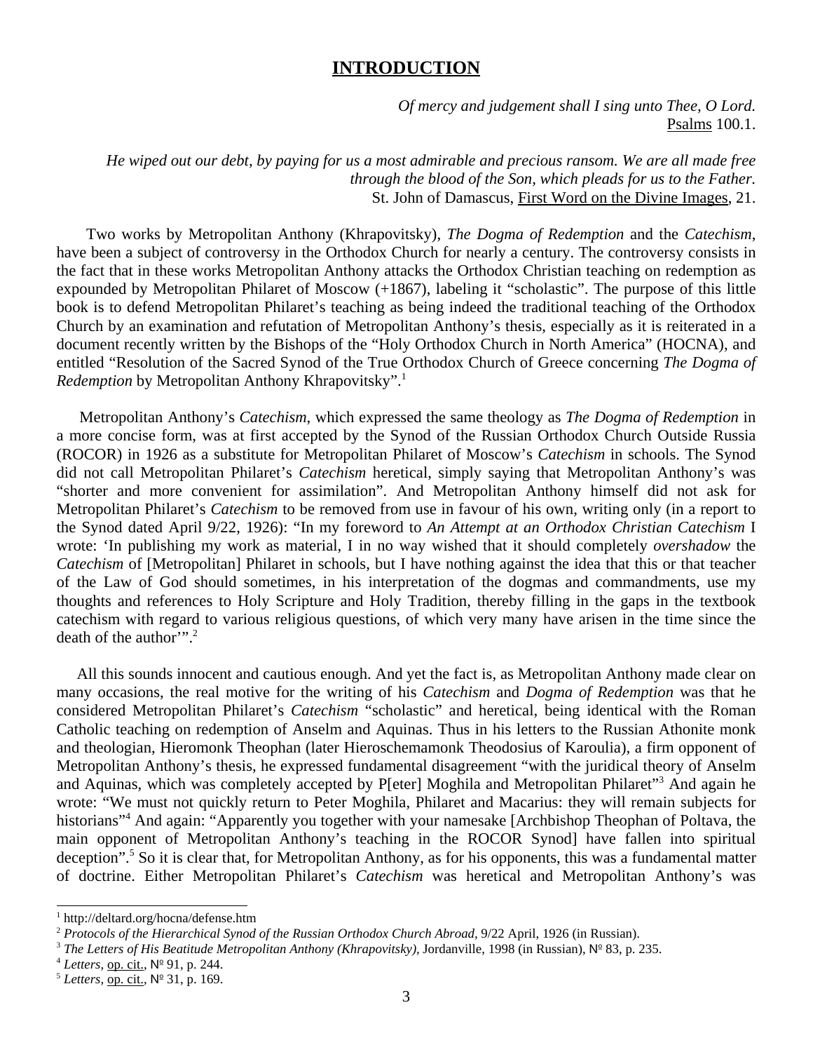# INTRODUCTION

*Of mercy and judgement shall I sing unto Thee, O Lord.*
Psalms 100.1.

*He wiped out our debt, by paying for us a most admirable and precious ransom. We are all made free through the blood of the Son, which pleads for us to the Father.*
St. John of Damascus, First Word on the Divine Images, 21.

Two works by Metropolitan Anthony (Khrapovitsky), *The Dogma of Redemption* and the *Catechism*, have been a subject of controversy in the Orthodox Church for nearly a century. The controversy consists in the fact that in these works Metropolitan Anthony attacks the Orthodox Christian teaching on redemption as expounded by Metropolitan Philaret of Moscow (+1867), labeling it "scholastic". The purpose of this little book is to defend Metropolitan Philaret's teaching as being indeed the traditional teaching of the Orthodox Church by an examination and refutation of Metropolitan Anthony's thesis, especially as it is reiterated in a document recently written by the Bishops of the "Holy Orthodox Church in North America" (HOCNA), and entitled "Resolution of the Sacred Synod of the True Orthodox Church of Greece concerning *The Dogma of Redemption* by Metropolitan Anthony Khrapovitsky".[1]

Metropolitan Anthony's *Catechism*, which expressed the same theology as *The Dogma of Redemption* in a more concise form, was at first accepted by the Synod of the Russian Orthodox Church Outside Russia (ROCOR) in 1926 as a substitute for Metropolitan Philaret of Moscow's *Catechism* in schools. The Synod did not call Metropolitan Philaret's *Catechism* heretical, simply saying that Metropolitan Anthony's was "shorter and more convenient for assimilation". And Metropolitan Anthony himself did not ask for Metropolitan Philaret's *Catechism* to be removed from use in favour of his own, writing only (in a report to the Synod dated April 9/22, 1926): "In my foreword to *An Attempt at an Orthodox Christian Catechism* I wrote: 'In publishing my work as material, I in no way wished that it should completely *overshadow* the *Catechism* of [Metropolitan] Philaret in schools, but I have nothing against the idea that this or that teacher of the Law of God should sometimes, in his interpretation of the dogmas and commandments, use my thoughts and references to Holy Scripture and Holy Tradition, thereby filling in the gaps in the textbook catechism with regard to various religious questions, of which very many have arisen in the time since the death of the author'".[2]

All this sounds innocent and cautious enough. And yet the fact is, as Metropolitan Anthony made clear on many occasions, the real motive for the writing of his *Catechism* and *Dogma of Redemption* was that he considered Metropolitan Philaret's *Catechism* "scholastic" and heretical, being identical with the Roman Catholic teaching on redemption of Anselm and Aquinas. Thus in his letters to the Russian Athonite monk and theologian, Hieromonk Theophan (later Hieroschemamonk Theodosius of Karoulia), a firm opponent of Metropolitan Anthony's thesis, he expressed fundamental disagreement "with the juridical theory of Anselm and Aquinas, which was completely accepted by P[eter] Moghila and Metropolitan Philaret"[3] And again he wrote: "We must not quickly return to Peter Moghila, Philaret and Macarius: they will remain subjects for historians"[4] And again: "Apparently you together with your namesake [Archbishop Theophan of Poltava, the main opponent of Metropolitan Anthony's teaching in the ROCOR Synod] have fallen into spiritual deception".[5] So it is clear that, for Metropolitan Anthony, as for his opponents, this was a fundamental matter of doctrine. Either Metropolitan Philaret's *Catechism* was heretical and Metropolitan Anthony's was

---

[1] http://deltard.org/hocna/defense.htm

[2] *Protocols of the Hierarchical Synod of the Russian Orthodox Church Abroad*, 9/22 April, 1926 (in Russian).

[3] *The Letters of His Beatitude Metropolitan Anthony (Khrapovitsky)*, Jordanville, 1998 (in Russian), № 83, p. 235.

[4] *Letters*, op. cit., № 91, p. 244.

[5] *Letters*, op. cit., № 31, p. 169.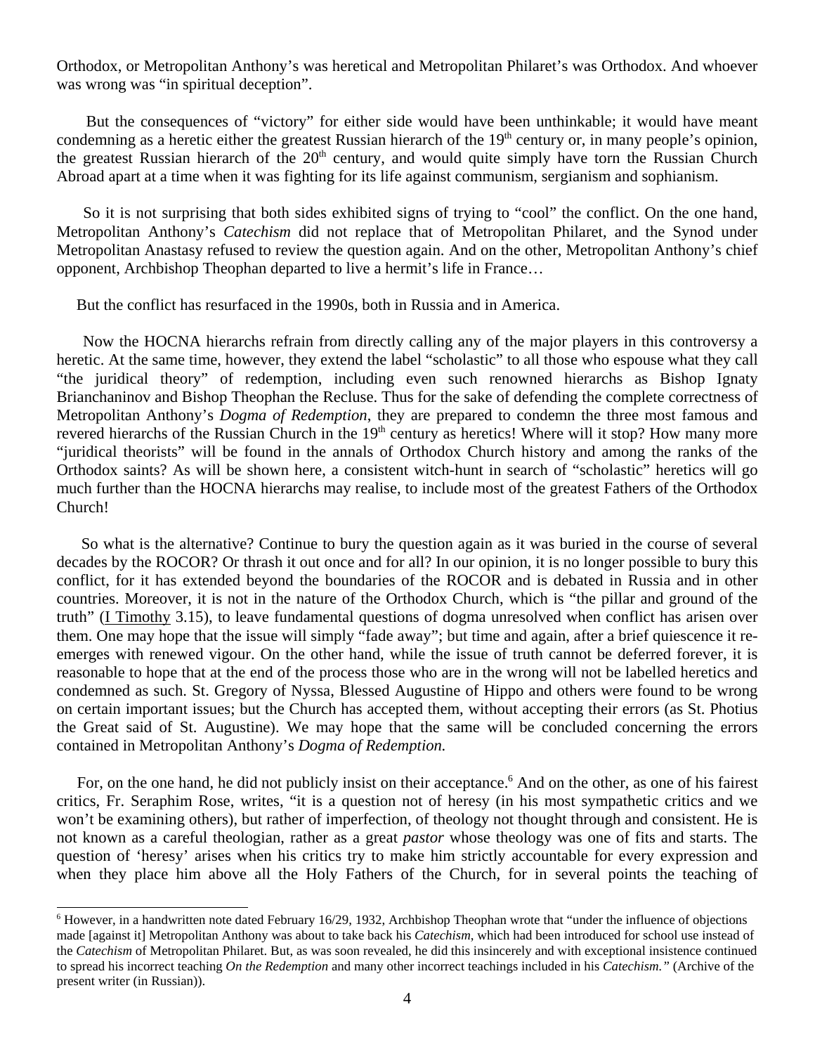Orthodox, or Metropolitan Anthony's was heretical and Metropolitan Philaret's was Orthodox. And whoever was wrong was "in spiritual deception".

But the consequences of "victory" for either side would have been unthinkable; it would have meant condemning as a heretic either the greatest Russian hierarch of the 19th century or, in many people's opinion, the greatest Russian hierarch of the 20th century, and would quite simply have torn the Russian Church Abroad apart at a time when it was fighting for its life against communism, sergianism and sophianism.

So it is not surprising that both sides exhibited signs of trying to "cool" the conflict. On the one hand, Metropolitan Anthony's *Catechism* did not replace that of Metropolitan Philaret, and the Synod under Metropolitan Anastasy refused to review the question again. And on the other, Metropolitan Anthony's chief opponent, Archbishop Theophan departed to live a hermit's life in France…

But the conflict has resurfaced in the 1990s, both in Russia and in America.

Now the HOCNA hierarchs refrain from directly calling any of the major players in this controversy a heretic. At the same time, however, they extend the label "scholastic" to all those who espouse what they call "the juridical theory" of redemption, including even such renowned hierarchs as Bishop Ignaty Brianchaninov and Bishop Theophan the Recluse. Thus for the sake of defending the complete correctness of Metropolitan Anthony's *Dogma of Redemption*, they are prepared to condemn the three most famous and revered hierarchs of the Russian Church in the 19th century as heretics! Where will it stop? How many more "juridical theorists" will be found in the annals of Orthodox Church history and among the ranks of the Orthodox saints? As will be shown here, a consistent witch-hunt in search of "scholastic" heretics will go much further than the HOCNA hierarchs may realise, to include most of the greatest Fathers of the Orthodox Church!

So what is the alternative? Continue to bury the question again as it was buried in the course of several decades by the ROCOR? Or thrash it out once and for all? In our opinion, it is no longer possible to bury this conflict, for it has extended beyond the boundaries of the ROCOR and is debated in Russia and in other countries. Moreover, it is not in the nature of the Orthodox Church, which is "the pillar and ground of the truth" (I Timothy 3.15), to leave fundamental questions of dogma unresolved when conflict has arisen over them. One may hope that the issue will simply "fade away"; but time and again, after a brief quiescence it re-emerges with renewed vigour. On the other hand, while the issue of truth cannot be deferred forever, it is reasonable to hope that at the end of the process those who are in the wrong will not be labelled heretics and condemned as such. St. Gregory of Nyssa, Blessed Augustine of Hippo and others were found to be wrong on certain important issues; but the Church has accepted them, without accepting their errors (as St. Photius the Great said of St. Augustine). We may hope that the same will be concluded concerning the errors contained in Metropolitan Anthony's *Dogma of Redemption.*

For, on the one hand, he did not publicly insist on their acceptance.[6] And on the other, as one of his fairest critics, Fr. Seraphim Rose, writes, "it is a question not of heresy (in his most sympathetic critics and we won't be examining others), but rather of imperfection, of theology not thought through and consistent. He is not known as a careful theologian, rather as a great *pastor* whose theology was one of fits and starts. The question of 'heresy' arises when his critics try to make him strictly accountable for every expression and when they place him above all the Holy Fathers of the Church, for in several points the teaching of

---

[6] However, in a handwritten note dated February 16/29, 1932, Archbishop Theophan wrote that "under the influence of objections made [against it] Metropolitan Anthony was about to take back his *Catechism*, which had been introduced for school use instead of the *Catechism* of Metropolitan Philaret. But, as was soon revealed, he did this insincerely and with exceptional insistence continued to spread his incorrect teaching *On the Redemption* and many other incorrect teachings included in his *Catechism."* (Archive of the present writer (in Russian)).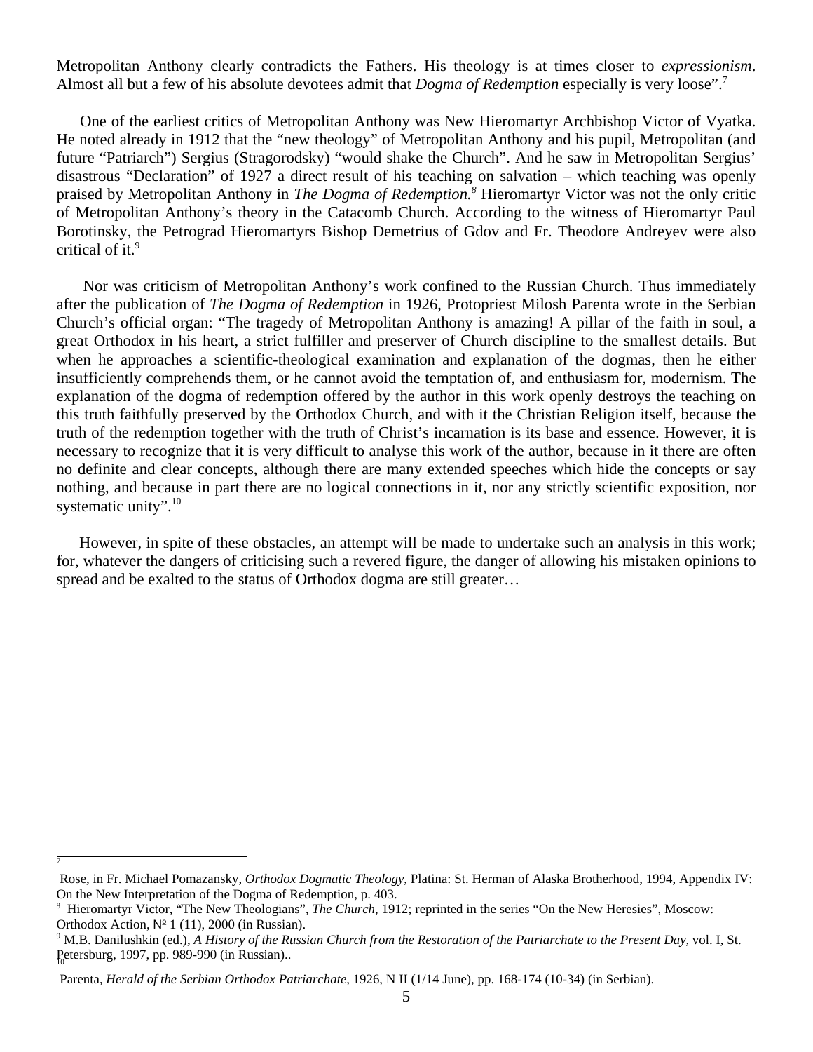Metropolitan Anthony clearly contradicts the Fathers. His theology is at times closer to *expressionism*. Almost all but a few of his absolute devotees admit that *Dogma of Redemption* especially is very loose".[7]

One of the earliest critics of Metropolitan Anthony was New Hieromartyr Archbishop Victor of Vyatka. He noted already in 1912 that the "new theology" of Metropolitan Anthony and his pupil, Metropolitan (and future "Patriarch") Sergius (Stragorodsky) "would shake the Church". And he saw in Metropolitan Sergius' disastrous "Declaration" of 1927 a direct result of his teaching on salvation – which teaching was openly praised by Metropolitan Anthony in *The Dogma of Redemption.*[8] Hieromartyr Victor was not the only critic of Metropolitan Anthony's theory in the Catacomb Church. According to the witness of Hieromartyr Paul Borotinsky, the Petrograd Hieromartyrs Bishop Demetrius of Gdov and Fr. Theodore Andreyev were also critical of it.[9]

Nor was criticism of Metropolitan Anthony's work confined to the Russian Church. Thus immediately after the publication of *The Dogma of Redemption* in 1926, Protopriest Milosh Parenta wrote in the Serbian Church's official organ: "The tragedy of Metropolitan Anthony is amazing! A pillar of the faith in soul, a great Orthodox in his heart, a strict fulfiller and preserver of Church discipline to the smallest details. But when he approaches a scientific-theological examination and explanation of the dogmas, then he either insufficiently comprehends them, or he cannot avoid the temptation of, and enthusiasm for, modernism. The explanation of the dogma of redemption offered by the author in this work openly destroys the teaching on this truth faithfully preserved by the Orthodox Church, and with it the Christian Religion itself, because the truth of the redemption together with the truth of Christ's incarnation is its base and essence. However, it is necessary to recognize that it is very difficult to analyse this work of the author, because in it there are often no definite and clear concepts, although there are many extended speeches which hide the concepts or say nothing, and because in part there are no logical connections in it, nor any strictly scientific exposition, nor systematic unity".[10]

However, in spite of these obstacles, an attempt will be made to undertake such an analysis in this work; for, whatever the dangers of criticising such a revered figure, the danger of allowing his mistaken opinions to spread and be exalted to the status of Orthodox dogma are still greater…

---

[7] Rose, in Fr. Michael Pomazansky, *Orthodox Dogmatic Theology*, Platina: St. Herman of Alaska Brotherhood, 1994, Appendix IV: On the New Interpretation of the Dogma of Redemption, p. 403.

[8] Hieromartyr Victor, "The New Theologians", *The Church*, 1912; reprinted in the series "On the New Heresies", Moscow: Orthodox Action, № 1 (11), 2000 (in Russian).

[9] M.B. Danilushkin (ed.), *A History of the Russian Church from the Restoration of the Patriarchate to the Present Day*, vol. I, St. Petersburg, 1997, pp. 989-990 (in Russian)..

[10] Parenta, *Herald of the Serbian Orthodox Patriarchate*, 1926, N II (1/14 June), pp. 168-174 (10-34) (in Serbian).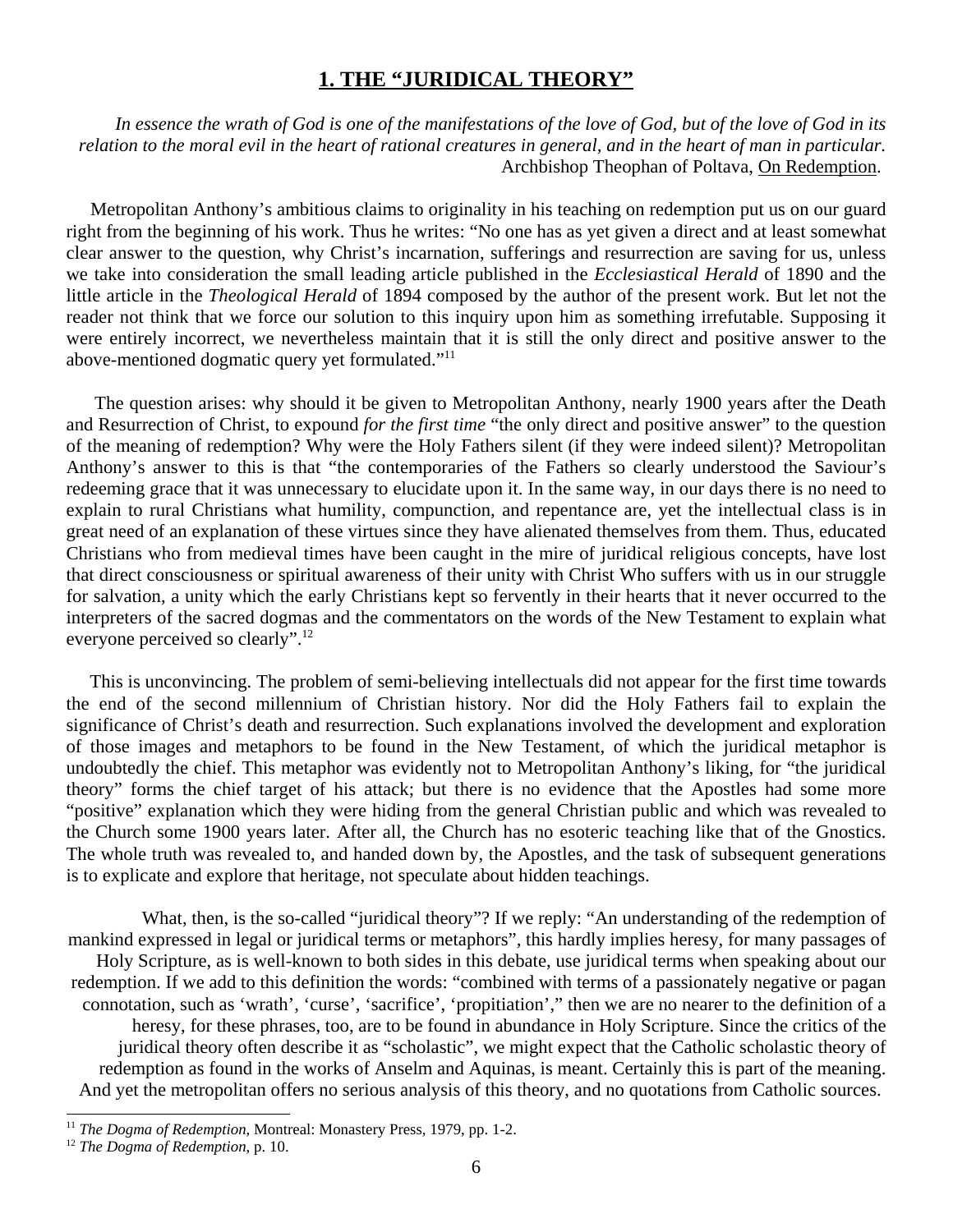## 1. THE "JURIDICAL THEORY"

*In essence the wrath of God is one of the manifestations of the love of God, but of the love of God in its relation to the moral evil in the heart of rational creatures in general, and in the heart of man in particular.*
Archbishop Theophan of Poltava, On Redemption.

Metropolitan Anthony's ambitious claims to originality in his teaching on redemption put us on our guard right from the beginning of his work. Thus he writes: "No one has as yet given a direct and at least somewhat clear answer to the question, why Christ's incarnation, sufferings and resurrection are saving for us, unless we take into consideration the small leading article published in the *Ecclesiastical Herald* of 1890 and the little article in the *Theological Herald* of 1894 composed by the author of the present work. But let not the reader not think that we force our solution to this inquiry upon him as something irrefutable. Supposing it were entirely incorrect, we nevertheless maintain that it is still the only direct and positive answer to the above-mentioned dogmatic query yet formulated."[11]

The question arises: why should it be given to Metropolitan Anthony, nearly 1900 years after the Death and Resurrection of Christ, to expound *for the first time* "the only direct and positive answer" to the question of the meaning of redemption? Why were the Holy Fathers silent (if they were indeed silent)? Metropolitan Anthony's answer to this is that "the contemporaries of the Fathers so clearly understood the Saviour's redeeming grace that it was unnecessary to elucidate upon it. In the same way, in our days there is no need to explain to rural Christians what humility, compunction, and repentance are, yet the intellectual class is in great need of an explanation of these virtues since they have alienated themselves from them. Thus, educated Christians who from medieval times have been caught in the mire of juridical religious concepts, have lost that direct consciousness or spiritual awareness of their unity with Christ Who suffers with us in our struggle for salvation, a unity which the early Christians kept so fervently in their hearts that it never occurred to the interpreters of the sacred dogmas and the commentators on the words of the New Testament to explain what everyone perceived so clearly".[12]

This is unconvincing. The problem of semi-believing intellectuals did not appear for the first time towards the end of the second millennium of Christian history. Nor did the Holy Fathers fail to explain the significance of Christ's death and resurrection. Such explanations involved the development and exploration of those images and metaphors to be found in the New Testament, of which the juridical metaphor is undoubtedly the chief. This metaphor was evidently not to Metropolitan Anthony's liking, for "the juridical theory" forms the chief target of his attack; but there is no evidence that the Apostles had some more "positive" explanation which they were hiding from the general Christian public and which was revealed to the Church some 1900 years later. After all, the Church has no esoteric teaching like that of the Gnostics. The whole truth was revealed to, and handed down by, the Apostles, and the task of subsequent generations is to explicate and explore that heritage, not speculate about hidden teachings.

What, then, is the so-called "juridical theory"? If we reply: "An understanding of the redemption of mankind expressed in legal or juridical terms or metaphors", this hardly implies heresy, for many passages of Holy Scripture, as is well-known to both sides in this debate, use juridical terms when speaking about our redemption. If we add to this definition the words: "combined with terms of a passionately negative or pagan connotation, such as 'wrath', 'curse', 'sacrifice', 'propitiation'," then we are no nearer to the definition of a heresy, for these phrases, too, are to be found in abundance in Holy Scripture. Since the critics of the juridical theory often describe it as "scholastic", we might expect that the Catholic scholastic theory of redemption as found in the works of Anselm and Aquinas, is meant. Certainly this is part of the meaning. And yet the metropolitan offers no serious analysis of this theory, and no quotations from Catholic sources.

---

[11] *The Dogma of Redemption*, Montreal: Monastery Press, 1979, pp. 1-2.

[12] *The Dogma of Redemption*, p. 10.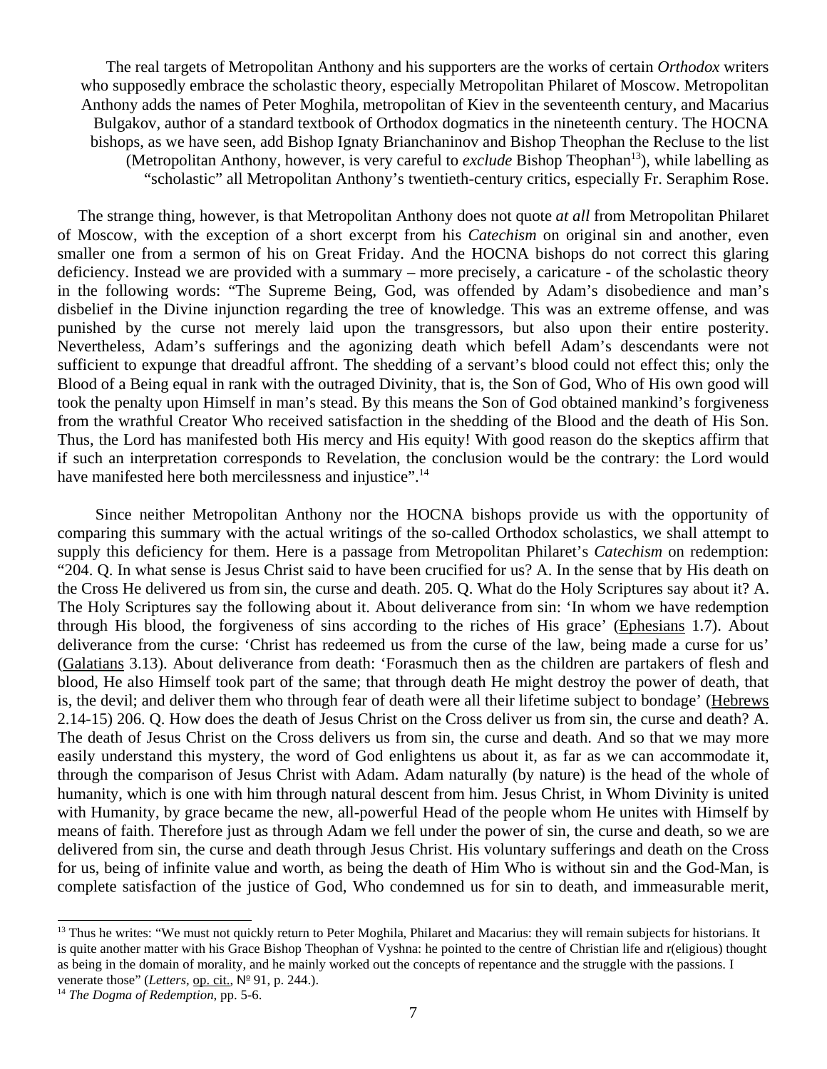The real targets of Metropolitan Anthony and his supporters are the works of certain *Orthodox* writers who supposedly embrace the scholastic theory, especially Metropolitan Philaret of Moscow. Metropolitan Anthony adds the names of Peter Moghila, metropolitan of Kiev in the seventeenth century, and Macarius Bulgakov, author of a standard textbook of Orthodox dogmatics in the nineteenth century. The HOCNA bishops, as we have seen, add Bishop Ignaty Brianchaninov and Bishop Theophan the Recluse to the list (Metropolitan Anthony, however, is very careful to *exclude* Bishop Theophan[13]), while labelling as "scholastic" all Metropolitan Anthony's twentieth-century critics, especially Fr. Seraphim Rose.

The strange thing, however, is that Metropolitan Anthony does not quote *at all* from Metropolitan Philaret of Moscow, with the exception of a short excerpt from his *Catechism* on original sin and another, even smaller one from a sermon of his on Great Friday. And the HOCNA bishops do not correct this glaring deficiency. Instead we are provided with a summary – more precisely, a caricature - of the scholastic theory in the following words: "The Supreme Being, God, was offended by Adam's disobedience and man's disbelief in the Divine injunction regarding the tree of knowledge. This was an extreme offense, and was punished by the curse not merely laid upon the transgressors, but also upon their entire posterity. Nevertheless, Adam's sufferings and the agonizing death which befell Adam's descendants were not sufficient to expunge that dreadful affront. The shedding of a servant's blood could not effect this; only the Blood of a Being equal in rank with the outraged Divinity, that is, the Son of God, Who of His own good will took the penalty upon Himself in man's stead. By this means the Son of God obtained mankind's forgiveness from the wrathful Creator Who received satisfaction in the shedding of the Blood and the death of His Son. Thus, the Lord has manifested both His mercy and His equity! With good reason do the skeptics affirm that if such an interpretation corresponds to Revelation, the conclusion would be the contrary: the Lord would have manifested here both mercilessness and injustice".[14]

Since neither Metropolitan Anthony nor the HOCNA bishops provide us with the opportunity of comparing this summary with the actual writings of the so-called Orthodox scholastics, we shall attempt to supply this deficiency for them. Here is a passage from Metropolitan Philaret's *Catechism* on redemption: "204. Q. In what sense is Jesus Christ said to have been crucified for us? A. In the sense that by His death on the Cross He delivered us from sin, the curse and death. 205. Q. What do the Holy Scriptures say about it? A. The Holy Scriptures say the following about it. About deliverance from sin: 'In whom we have redemption through His blood, the forgiveness of sins according to the riches of His grace' (Ephesians 1.7). About deliverance from the curse: 'Christ has redeemed us from the curse of the law, being made a curse for us' (Galatians 3.13). About deliverance from death: 'Forasmuch then as the children are partakers of flesh and blood, He also Himself took part of the same; that through death He might destroy the power of death, that is, the devil; and deliver them who through fear of death were all their lifetime subject to bondage' (Hebrews 2.14-15) 206. Q. How does the death of Jesus Christ on the Cross deliver us from sin, the curse and death? A. The death of Jesus Christ on the Cross delivers us from sin, the curse and death. And so that we may more easily understand this mystery, the word of God enlightens us about it, as far as we can accommodate it, through the comparison of Jesus Christ with Adam. Adam naturally (by nature) is the head of the whole of humanity, which is one with him through natural descent from him. Jesus Christ, in Whom Divinity is united with Humanity, by grace became the new, all-powerful Head of the people whom He unites with Himself by means of faith. Therefore just as through Adam we fell under the power of sin, the curse and death, so we are delivered from sin, the curse and death through Jesus Christ. His voluntary sufferings and death on the Cross for us, being of infinite value and worth, as being the death of Him Who is without sin and the God-Man, is complete satisfaction of the justice of God, Who condemned us for sin to death, and immeasurable merit,

---

[13] Thus he writes: "We must not quickly return to Peter Moghila, Philaret and Macarius: they will remain subjects for historians. It is quite another matter with his Grace Bishop Theophan of Vyshna: he pointed to the centre of Christian life and r(eligious) thought as being in the domain of morality, and he mainly worked out the concepts of repentance and the struggle with the passions. I venerate those" (*Letters*, op. cit., № 91, p. 244.).

[14] *The Dogma of Redemption*, pp. 5-6.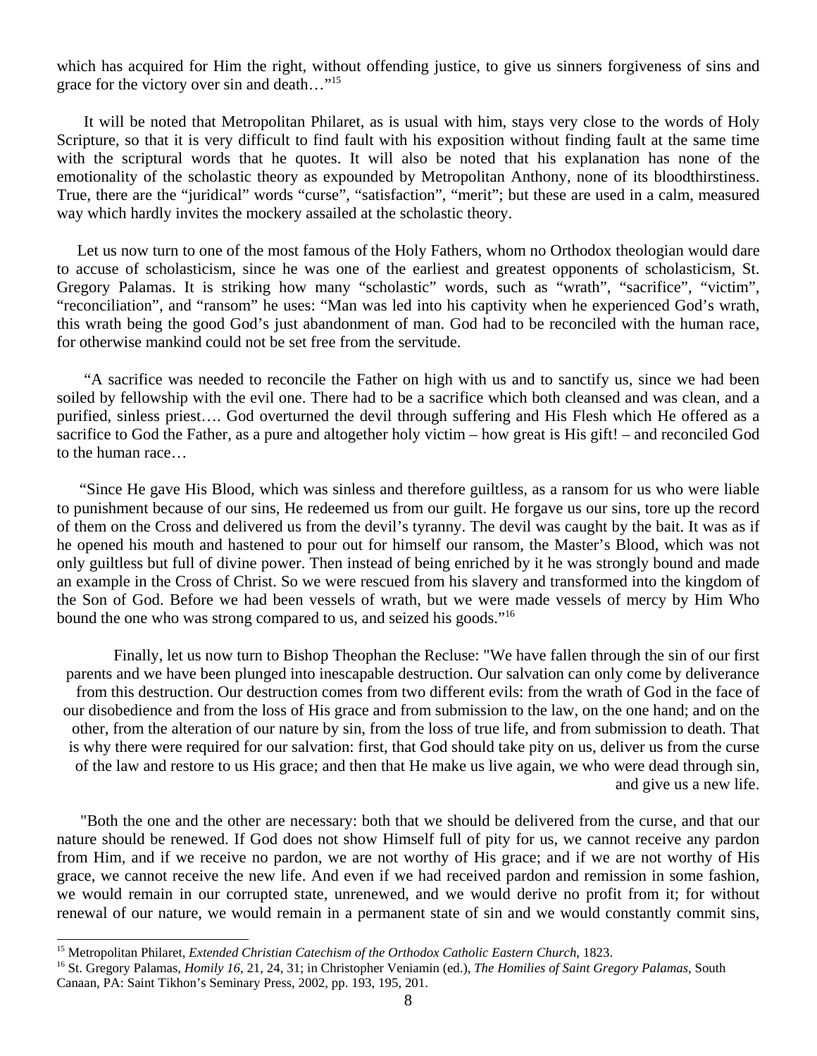which has acquired for Him the right, without offending justice, to give us sinners forgiveness of sins and grace for the victory over sin and death…"[15]

It will be noted that Metropolitan Philaret, as is usual with him, stays very close to the words of Holy Scripture, so that it is very difficult to find fault with his exposition without finding fault at the same time with the scriptural words that he quotes. It will also be noted that his explanation has none of the emotionality of the scholastic theory as expounded by Metropolitan Anthony, none of its bloodthirstiness. True, there are the "juridical" words "curse", "satisfaction", "merit"; but these are used in a calm, measured way which hardly invites the mockery assailed at the scholastic theory.

Let us now turn to one of the most famous of the Holy Fathers, whom no Orthodox theologian would dare to accuse of scholasticism, since he was one of the earliest and greatest opponents of scholasticism, St. Gregory Palamas. It is striking how many "scholastic" words, such as "wrath", "sacrifice", "victim", "reconciliation", and "ransom" he uses: "Man was led into his captivity when he experienced God's wrath, this wrath being the good God's just abandonment of man. God had to be reconciled with the human race, for otherwise mankind could not be set free from the servitude.

"A sacrifice was needed to reconcile the Father on high with us and to sanctify us, since we had been soiled by fellowship with the evil one. There had to be a sacrifice which both cleansed and was clean, and a purified, sinless priest…. God overturned the devil through suffering and His Flesh which He offered as a sacrifice to God the Father, as a pure and altogether holy victim – how great is His gift! – and reconciled God to the human race…

"Since He gave His Blood, which was sinless and therefore guiltless, as a ransom for us who were liable to punishment because of our sins, He redeemed us from our guilt. He forgave us our sins, tore up the record of them on the Cross and delivered us from the devil's tyranny. The devil was caught by the bait. It was as if he opened his mouth and hastened to pour out for himself our ransom, the Master's Blood, which was not only guiltless but full of divine power. Then instead of being enriched by it he was strongly bound and made an example in the Cross of Christ. So we were rescued from his slavery and transformed into the kingdom of the Son of God. Before we had been vessels of wrath, but we were made vessels of mercy by Him Who bound the one who was strong compared to us, and seized his goods."[16]

Finally, let us now turn to Bishop Theophan the Recluse: "We have fallen through the sin of our first parents and we have been plunged into inescapable destruction. Our salvation can only come by deliverance from this destruction. Our destruction comes from two different evils: from the wrath of God in the face of our disobedience and from the loss of His grace and from submission to the law, on the one hand; and on the other, from the alteration of our nature by sin, from the loss of true life, and from submission to death. That is why there were required for our salvation: first, that God should take pity on us, deliver us from the curse of the law and restore to us His grace; and then that He make us live again, we who were dead through sin, and give us a new life.

"Both the one and the other are necessary: both that we should be delivered from the curse, and that our nature should be renewed. If God does not show Himself full of pity for us, we cannot receive any pardon from Him, and if we receive no pardon, we are not worthy of His grace; and if we are not worthy of His grace, we cannot receive the new life. And even if we had received pardon and remission in some fashion, we would remain in our corrupted state, unrenewed, and we would derive no profit from it; for without renewal of our nature, we would remain in a permanent state of sin and we would constantly commit sins,

---

[15] Metropolitan Philaret, *Extended Christian Catechism of the Orthodox Catholic Eastern Church*, 1823.

[16] St. Gregory Palamas, *Homily 16*, 21, 24, 31; in Christopher Veniamin (ed.), *The Homilies of Saint Gregory Palamas*, South Canaan, PA: Saint Tikhon's Seminary Press, 2002, pp. 193, 195, 201.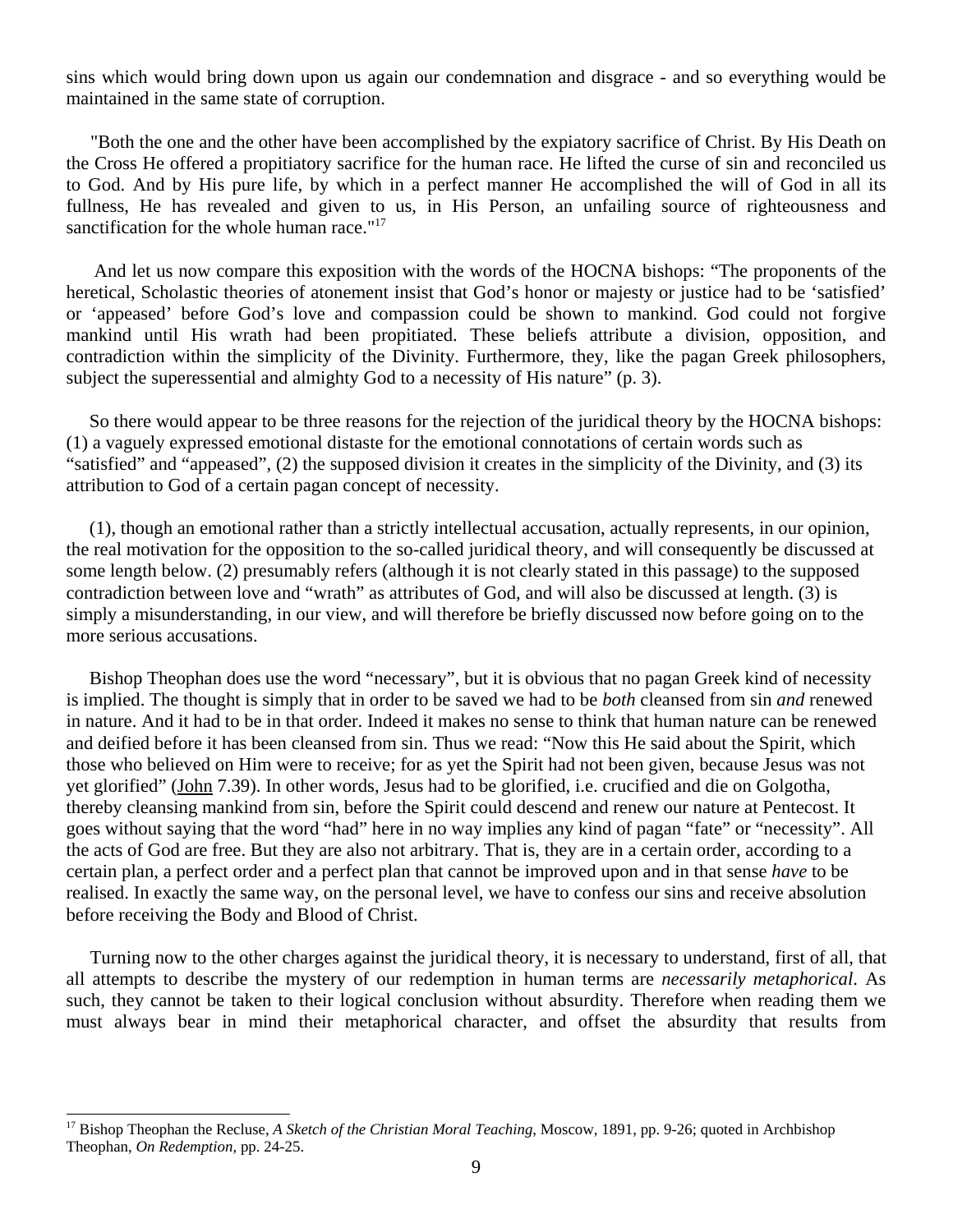sins which would bring down upon us again our condemnation and disgrace - and so everything would be maintained in the same state of corruption.

"Both the one and the other have been accomplished by the expiatory sacrifice of Christ. By His Death on the Cross He offered a propitiatory sacrifice for the human race. He lifted the curse of sin and reconciled us to God. And by His pure life, by which in a perfect manner He accomplished the will of God in all its fullness, He has revealed and given to us, in His Person, an unfailing source of righteousness and sanctification for the whole human race."[17]

And let us now compare this exposition with the words of the HOCNA bishops: "The proponents of the heretical, Scholastic theories of atonement insist that God's honor or majesty or justice had to be 'satisfied' or 'appeased' before God's love and compassion could be shown to mankind. God could not forgive mankind until His wrath had been propitiated. These beliefs attribute a division, opposition, and contradiction within the simplicity of the Divinity. Furthermore, they, like the pagan Greek philosophers, subject the superessential and almighty God to a necessity of His nature" (p. 3).

So there would appear to be three reasons for the rejection of the juridical theory by the HOCNA bishops: (1) a vaguely expressed emotional distaste for the emotional connotations of certain words such as "satisfied" and "appeased", (2) the supposed division it creates in the simplicity of the Divinity, and (3) its attribution to God of a certain pagan concept of necessity.

(1), though an emotional rather than a strictly intellectual accusation, actually represents, in our opinion, the real motivation for the opposition to the so-called juridical theory, and will consequently be discussed at some length below. (2) presumably refers (although it is not clearly stated in this passage) to the supposed contradiction between love and "wrath" as attributes of God, and will also be discussed at length. (3) is simply a misunderstanding, in our view, and will therefore be briefly discussed now before going on to the more serious accusations.

Bishop Theophan does use the word "necessary", but it is obvious that no pagan Greek kind of necessity is implied. The thought is simply that in order to be saved we had to be *both* cleansed from sin *and* renewed in nature. And it had to be in that order. Indeed it makes no sense to think that human nature can be renewed and deified before it has been cleansed from sin. Thus we read: "Now this He said about the Spirit, which those who believed on Him were to receive; for as yet the Spirit had not been given, because Jesus was not yet glorified" (John 7.39). In other words, Jesus had to be glorified, i.e. crucified and die on Golgotha, thereby cleansing mankind from sin, before the Spirit could descend and renew our nature at Pentecost. It goes without saying that the word "had" here in no way implies any kind of pagan "fate" or "necessity". All the acts of God are free. But they are also not arbitrary. That is, they are in a certain order, according to a certain plan, a perfect order and a perfect plan that cannot be improved upon and in that sense *have* to be realised. In exactly the same way, on the personal level, we have to confess our sins and receive absolution before receiving the Body and Blood of Christ.

Turning now to the other charges against the juridical theory, it is necessary to understand, first of all, that all attempts to describe the mystery of our redemption in human terms are *necessarily metaphorical*. As such, they cannot be taken to their logical conclusion without absurdity. Therefore when reading them we must always bear in mind their metaphorical character, and offset the absurdity that results from

[17] Bishop Theophan the Recluse, *A Sketch of the Christian Moral Teaching*, Moscow, 1891, pp. 9-26; quoted in Archbishop Theophan, *On Redemption*, pp. 24-25.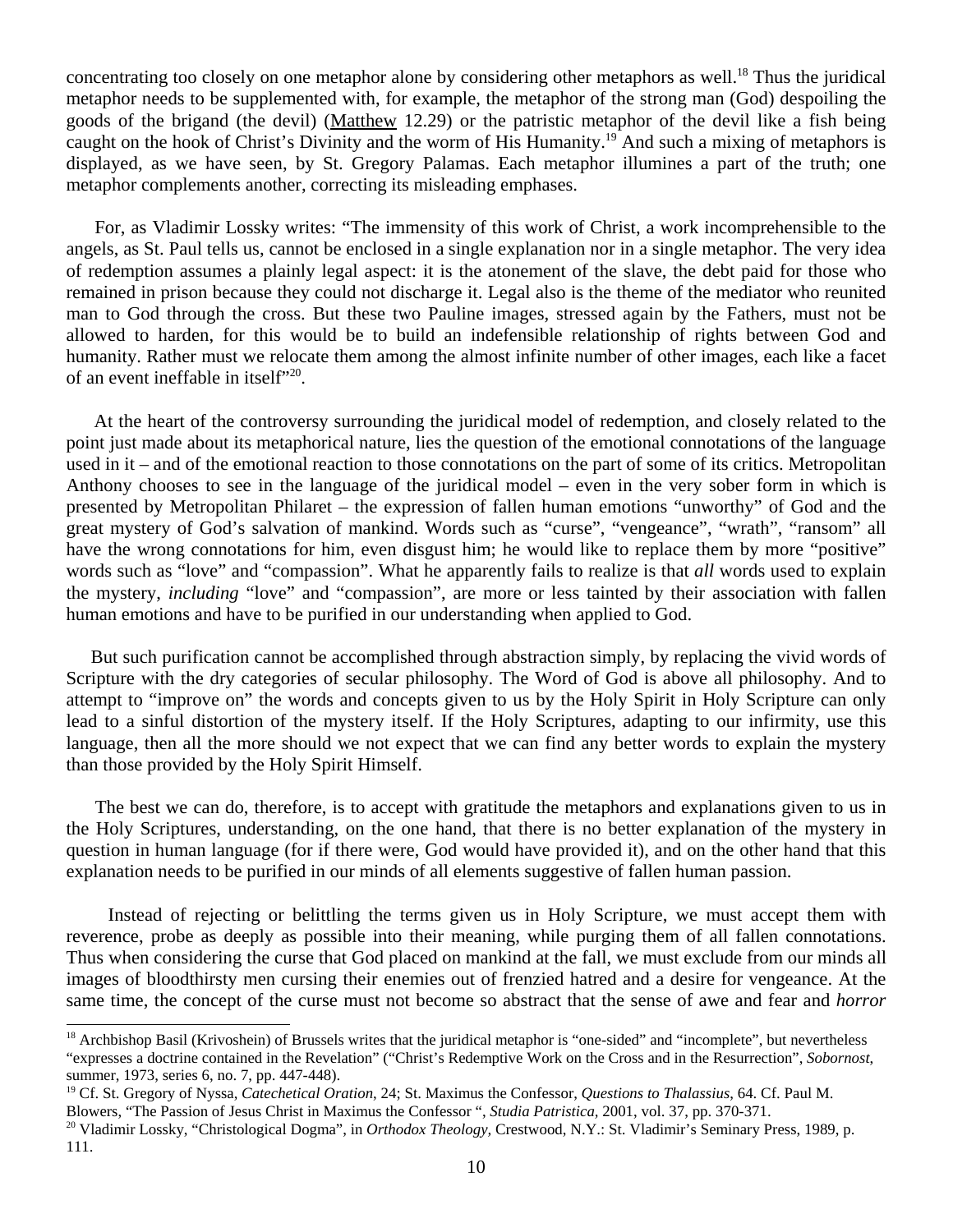concentrating too closely on one metaphor alone by considering other metaphors as well.[18] Thus the juridical metaphor needs to be supplemented with, for example, the metaphor of the strong man (God) despoiling the goods of the brigand (the devil) (Matthew 12.29) or the patristic metaphor of the devil like a fish being caught on the hook of Christ's Divinity and the worm of His Humanity.[19] And such a mixing of metaphors is displayed, as we have seen, by St. Gregory Palamas. Each metaphor illumines a part of the truth; one metaphor complements another, correcting its misleading emphases.

For, as Vladimir Lossky writes: "The immensity of this work of Christ, a work incomprehensible to the angels, as St. Paul tells us, cannot be enclosed in a single explanation nor in a single metaphor. The very idea of redemption assumes a plainly legal aspect: it is the atonement of the slave, the debt paid for those who remained in prison because they could not discharge it. Legal also is the theme of the mediator who reunited man to God through the cross. But these two Pauline images, stressed again by the Fathers, must not be allowed to harden, for this would be to build an indefensible relationship of rights between God and humanity. Rather must we relocate them among the almost infinite number of other images, each like a facet of an event ineffable in itself"[20].

At the heart of the controversy surrounding the juridical model of redemption, and closely related to the point just made about its metaphorical nature, lies the question of the emotional connotations of the language used in it – and of the emotional reaction to those connotations on the part of some of its critics. Metropolitan Anthony chooses to see in the language of the juridical model – even in the very sober form in which is presented by Metropolitan Philaret – the expression of fallen human emotions "unworthy" of God and the great mystery of God's salvation of mankind. Words such as "curse", "vengeance", "wrath", "ransom" all have the wrong connotations for him, even disgust him; he would like to replace them by more "positive" words such as "love" and "compassion". What he apparently fails to realize is that *all* words used to explain the mystery, *including* "love" and "compassion", are more or less tainted by their association with fallen human emotions and have to be purified in our understanding when applied to God.

But such purification cannot be accomplished through abstraction simply, by replacing the vivid words of Scripture with the dry categories of secular philosophy. The Word of God is above all philosophy. And to attempt to "improve on" the words and concepts given to us by the Holy Spirit in Holy Scripture can only lead to a sinful distortion of the mystery itself. If the Holy Scriptures, adapting to our infirmity, use this language, then all the more should we not expect that we can find any better words to explain the mystery than those provided by the Holy Spirit Himself.

The best we can do, therefore, is to accept with gratitude the metaphors and explanations given to us in the Holy Scriptures, understanding, on the one hand, that there is no better explanation of the mystery in question in human language (for if there were, God would have provided it), and on the other hand that this explanation needs to be purified in our minds of all elements suggestive of fallen human passion.

Instead of rejecting or belittling the terms given us in Holy Scripture, we must accept them with reverence, probe as deeply as possible into their meaning, while purging them of all fallen connotations. Thus when considering the curse that God placed on mankind at the fall, we must exclude from our minds all images of bloodthirsty men cursing their enemies out of frenzied hatred and a desire for vengeance. At the same time, the concept of the curse must not become so abstract that the sense of awe and fear and *horror*

---

[18] Archbishop Basil (Krivoshein) of Brussels writes that the juridical metaphor is "one-sided" and "incomplete", but nevertheless "expresses a doctrine contained in the Revelation" ("Christ's Redemptive Work on the Cross and in the Resurrection", *Sobornost*, summer, 1973, series 6, no. 7, pp. 447-448).

[19] Cf. St. Gregory of Nyssa, *Catechetical Oration*, 24; St. Maximus the Confessor, *Questions to Thalassius*, 64. Cf. Paul M. Blowers, "The Passion of Jesus Christ in Maximus the Confessor ", *Studia Patristica*, 2001, vol. 37, pp. 370-371.

[20] Vladimir Lossky, "Christological Dogma", in *Orthodox Theology*, Crestwood, N.Y.: St. Vladimir's Seminary Press, 1989, p. 111.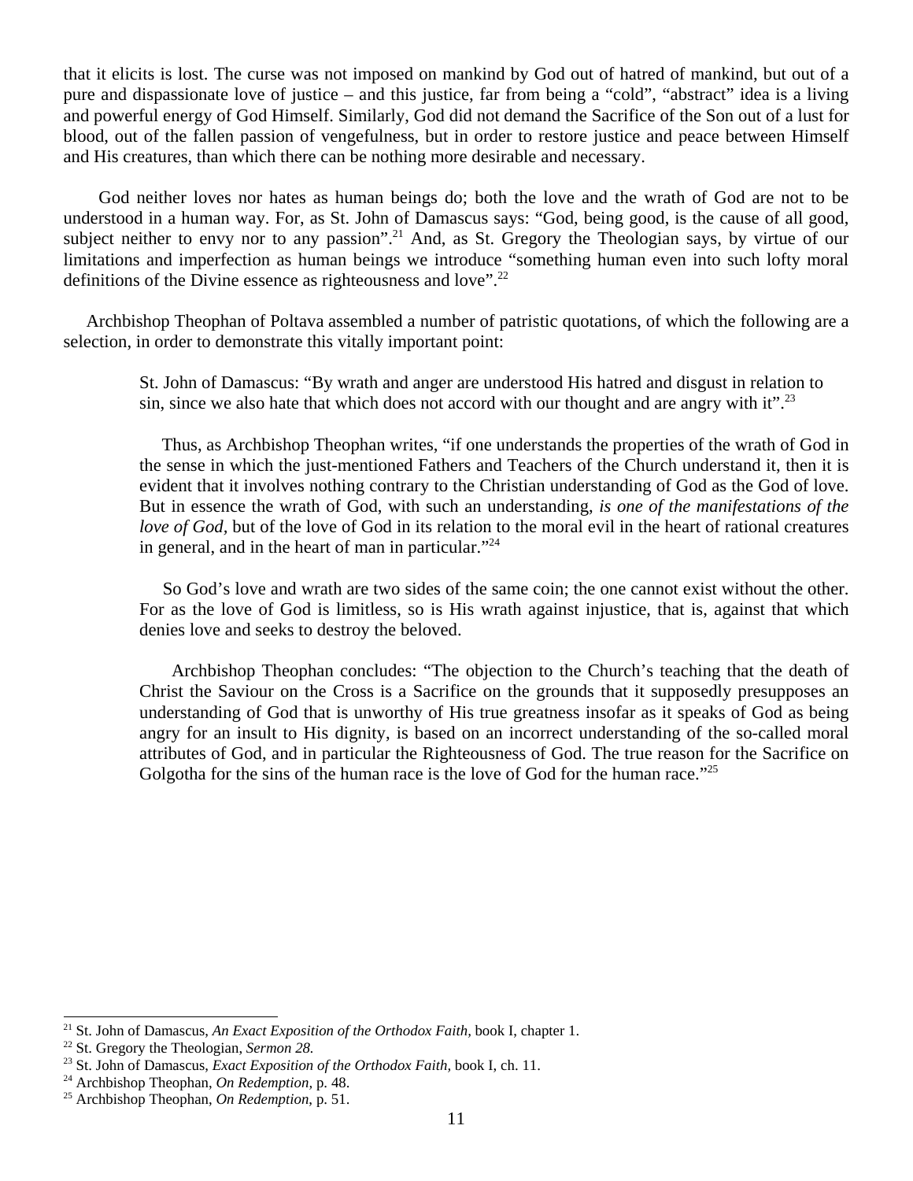that it elicits is lost. The curse was not imposed on mankind by God out of hatred of mankind, but out of a pure and dispassionate love of justice – and this justice, far from being a "cold", "abstract" idea is a living and powerful energy of God Himself. Similarly, God did not demand the Sacrifice of the Son out of a lust for blood, out of the fallen passion of vengefulness, but in order to restore justice and peace between Himself and His creatures, than which there can be nothing more desirable and necessary.

God neither loves nor hates as human beings do; both the love and the wrath of God are not to be understood in a human way. For, as St. John of Damascus says: "God, being good, is the cause of all good, subject neither to envy nor to any passion".[21] And, as St. Gregory the Theologian says, by virtue of our limitations and imperfection as human beings we introduce "something human even into such lofty moral definitions of the Divine essence as righteousness and love".[22]

Archbishop Theophan of Poltava assembled a number of patristic quotations, of which the following are a selection, in order to demonstrate this vitally important point:

> St. John of Damascus: "By wrath and anger are understood His hatred and disgust in relation to sin, since we also hate that which does not accord with our thought and are angry with it".[23]
>
> Thus, as Archbishop Theophan writes, "if one understands the properties of the wrath of God in the sense in which the just-mentioned Fathers and Teachers of the Church understand it, then it is evident that it involves nothing contrary to the Christian understanding of God as the God of love. But in essence the wrath of God, with such an understanding, *is one of the manifestations of the love of God*, but of the love of God in its relation to the moral evil in the heart of rational creatures in general, and in the heart of man in particular."[24]
>
> So God's love and wrath are two sides of the same coin; the one cannot exist without the other. For as the love of God is limitless, so is His wrath against injustice, that is, against that which denies love and seeks to destroy the beloved.
>
> Archbishop Theophan concludes: "The objection to the Church's teaching that the death of Christ the Saviour on the Cross is a Sacrifice on the grounds that it supposedly presupposes an understanding of God that is unworthy of His true greatness insofar as it speaks of God as being angry for an insult to His dignity, is based on an incorrect understanding of the so-called moral attributes of God, and in particular the Righteousness of God. The true reason for the Sacrifice on Golgotha for the sins of the human race is the love of God for the human race."[25]

---

[21] St. John of Damascus, *An Exact Exposition of the Orthodox Faith*, book I, chapter 1.
[22] St. Gregory the Theologian, *Sermon 28.*
[23] St. John of Damascus, *Exact Exposition of the Orthodox Faith*, book I, ch. 11.
[24] Archbishop Theophan, *On Redemption*, p. 48.
[25] Archbishop Theophan, *On Redemption*, p. 51.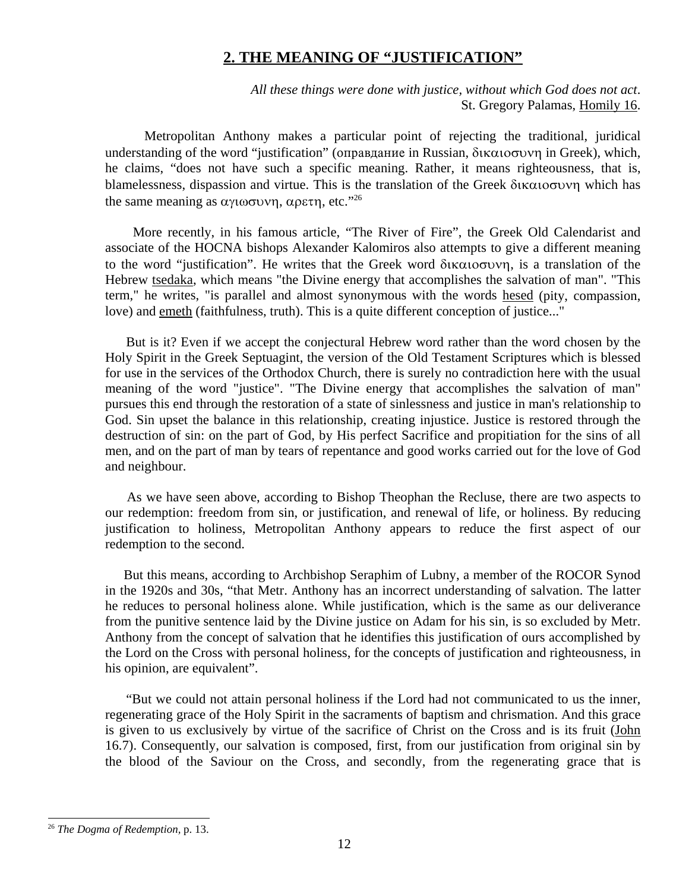## 2. THE MEANING OF "JUSTIFICATION"

*All these things were done with justice, without which God does not act*.
St. Gregory Palamas, Homily 16.

Metropolitan Anthony makes a particular point of rejecting the traditional, juridical understanding of the word "justification" (оправдание in Russian, δικαιοσυνη in Greek), which, he claims, "does not have such a specific meaning. Rather, it means righteousness, that is, blamelessness, dispassion and virtue. This is the translation of the Greek δικαιοσυνη which has the same meaning as αγιωσυνη, αρετη, etc."[26]

More recently, in his famous article, "The River of Fire", the Greek Old Calendarist and associate of the HOCNA bishops Alexander Kalomiros also attempts to give a different meaning to the word "justification". He writes that the Greek word δικαιοσυνη, is a translation of the Hebrew tsedaka, which means "the Divine energy that accomplishes the salvation of man". "This term," he writes, "is parallel and almost synonymous with the words hesed (pity, compassion, love) and emeth (faithfulness, truth). This is a quite different conception of justice..."

But is it? Even if we accept the conjectural Hebrew word rather than the word chosen by the Holy Spirit in the Greek Septuagint, the version of the Old Testament Scriptures which is blessed for use in the services of the Orthodox Church, there is surely no contradiction here with the usual meaning of the word "justice". "The Divine energy that accomplishes the salvation of man" pursues this end through the restoration of a state of sinlessness and justice in man's relationship to God. Sin upset the balance in this relationship, creating injustice. Justice is restored through the destruction of sin: on the part of God, by His perfect Sacrifice and propitiation for the sins of all men, and on the part of man by tears of repentance and good works carried out for the love of God and neighbour.

As we have seen above, according to Bishop Theophan the Recluse, there are two aspects to our redemption: freedom from sin, or justification, and renewal of life, or holiness. By reducing justification to holiness, Metropolitan Anthony appears to reduce the first aspect of our redemption to the second.

But this means, according to Archbishop Seraphim of Lubny, a member of the ROCOR Synod in the 1920s and 30s, "that Metr. Anthony has an incorrect understanding of salvation. The latter he reduces to personal holiness alone. While justification, which is the same as our deliverance from the punitive sentence laid by the Divine justice on Adam for his sin, is so excluded by Metr. Anthony from the concept of salvation that he identifies this justification of ours accomplished by the Lord on the Cross with personal holiness, for the concepts of justification and righteousness, in his opinion, are equivalent".

"But we could not attain personal holiness if the Lord had not communicated to us the inner, regenerating grace of the Holy Spirit in the sacraments of baptism and chrismation. And this grace is given to us exclusively by virtue of the sacrifice of Christ on the Cross and is its fruit (John 16.7). Consequently, our salvation is composed, first, from our justification from original sin by the blood of the Saviour on the Cross, and secondly, from the regenerating grace that is

[26] *The Dogma of Redemption*, p. 13.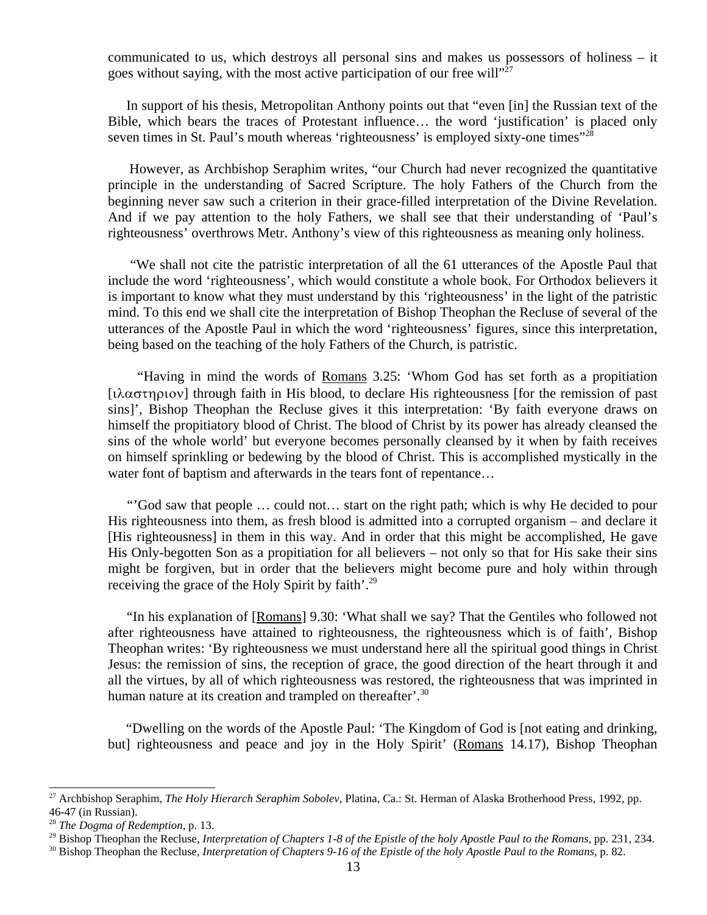communicated to us, which destroys all personal sins and makes us possessors of holiness – it goes without saying, with the most active participation of our free will"[27]

In support of his thesis, Metropolitan Anthony points out that "even [in] the Russian text of the Bible, which bears the traces of Protestant influence… the word 'justification' is placed only seven times in St. Paul's mouth whereas 'righteousness' is employed sixty-one times"[28]

However, as Archbishop Seraphim writes, "our Church had never recognized the quantitative principle in the understanding of Sacred Scripture. The holy Fathers of the Church from the beginning never saw such a criterion in their grace-filled interpretation of the Divine Revelation. And if we pay attention to the holy Fathers, we shall see that their understanding of 'Paul's righteousness' overthrows Metr. Anthony's view of this righteousness as meaning only holiness.

"We shall not cite the patristic interpretation of all the 61 utterances of the Apostle Paul that include the word 'righteousness', which would constitute a whole book. For Orthodox believers it is important to know what they must understand by this 'righteousness' in the light of the patristic mind. To this end we shall cite the interpretation of Bishop Theophan the Recluse of several of the utterances of the Apostle Paul in which the word 'righteousness' figures, since this interpretation, being based on the teaching of the holy Fathers of the Church, is patristic.

"Having in mind the words of Romans 3.25: 'Whom God has set forth as a propitiation [ιλαστηριον] through faith in His blood, to declare His righteousness [for the remission of past sins]', Bishop Theophan the Recluse gives it this interpretation: 'By faith everyone draws on himself the propitiatory blood of Christ. The blood of Christ by its power has already cleansed the sins of the whole world' but everyone becomes personally cleansed by it when by faith receives on himself sprinkling or bedewing by the blood of Christ. This is accomplished mystically in the water font of baptism and afterwards in the tears font of repentance…

"'God saw that people … could not… start on the right path; which is why He decided to pour His righteousness into them, as fresh blood is admitted into a corrupted organism – and declare it [His righteousness] in them in this way. And in order that this might be accomplished, He gave His Only-begotten Son as a propitiation for all believers – not only so that for His sake their sins might be forgiven, but in order that the believers might become pure and holy within through receiving the grace of the Holy Spirit by faith'.[29]

"In his explanation of [Romans] 9.30: 'What shall we say? That the Gentiles who followed not after righteousness have attained to righteousness, the righteousness which is of faith', Bishop Theophan writes: 'By righteousness we must understand here all the spiritual good things in Christ Jesus: the remission of sins, the reception of grace, the good direction of the heart through it and all the virtues, by all of which righteousness was restored, the righteousness that was imprinted in human nature at its creation and trampled on thereafter'.[30]

"Dwelling on the words of the Apostle Paul: 'The Kingdom of God is [not eating and drinking, but] righteousness and peace and joy in the Holy Spirit' (Romans 14.17), Bishop Theophan

---

[27] Archbishop Seraphim, *The Holy Hierarch Seraphim Sobolev*, Platina, Ca.: St. Herman of Alaska Brotherhood Press, 1992, pp. 46-47 (in Russian).

[28] *The Dogma of Redemption*, p. 13.

[29] Bishop Theophan the Recluse, *Interpretation of Chapters 1-8 of the Epistle of the holy Apostle Paul to the Romans*, pp. 231, 234.

[30] Bishop Theophan the Recluse, *Interpretation of Chapters 9-16 of the Epistle of the holy Apostle Paul to the Romans*, p. 82.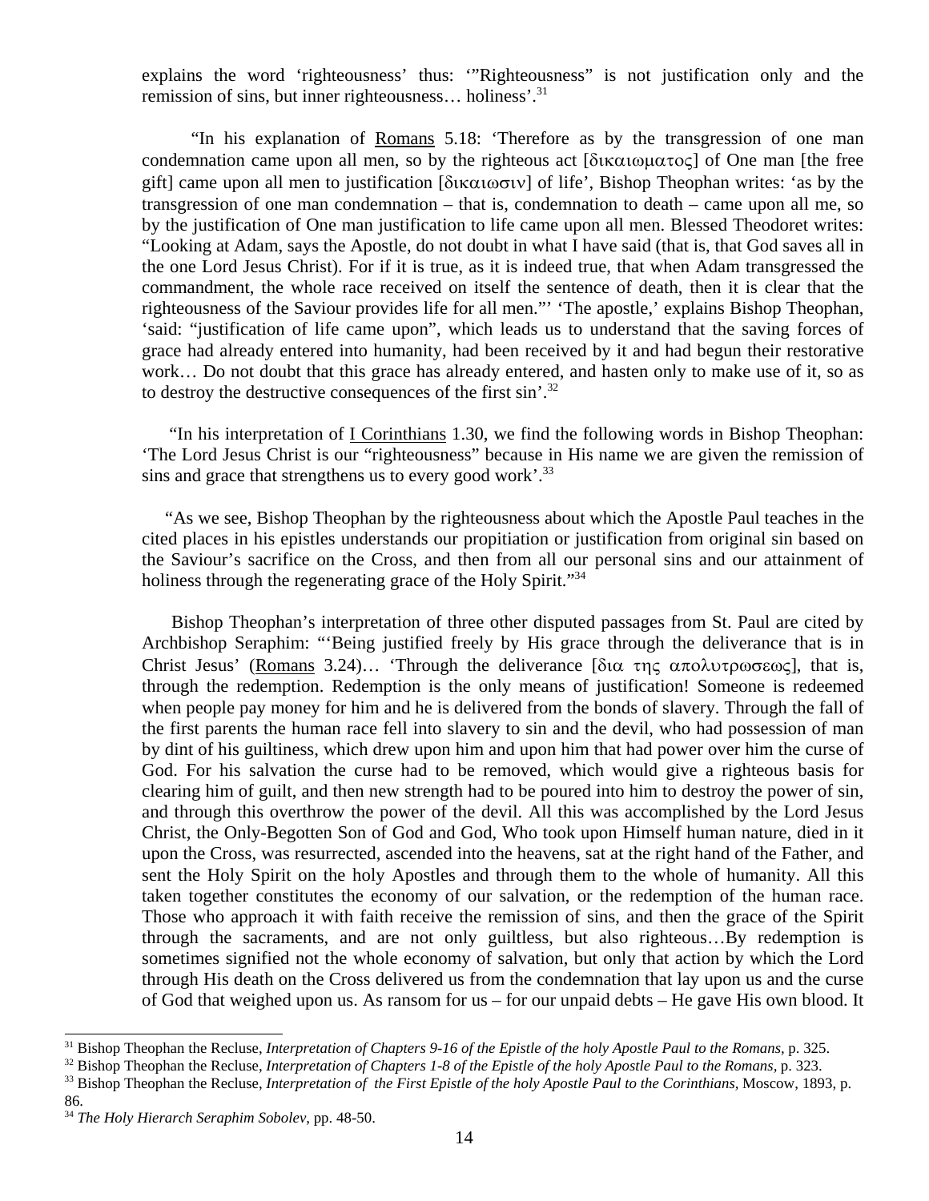explains the word 'righteousness' thus: '"Righteousness" is not justification only and the remission of sins, but inner righteousness… holiness'.[31]

"In his explanation of Romans 5.18: 'Therefore as by the transgression of one man condemnation came upon all men, so by the righteous act [δικαιωματος] of One man [the free gift] came upon all men to justification [δικαιωσιν] of life', Bishop Theophan writes: 'as by the transgression of one man condemnation – that is, condemnation to death – came upon all me, so by the justification of One man justification to life came upon all men. Blessed Theodoret writes: "Looking at Adam, says the Apostle, do not doubt in what I have said (that is, that God saves all in the one Lord Jesus Christ). For if it is true, as it is indeed true, that when Adam transgressed the commandment, the whole race received on itself the sentence of death, then it is clear that the righteousness of the Saviour provides life for all men."' 'The apostle,' explains Bishop Theophan, 'said: "justification of life came upon", which leads us to understand that the saving forces of grace had already entered into humanity, had been received by it and had begun their restorative work… Do not doubt that this grace has already entered, and hasten only to make use of it, so as to destroy the destructive consequences of the first sin'.[32]

"In his interpretation of I Corinthians 1.30, we find the following words in Bishop Theophan: 'The Lord Jesus Christ is our "righteousness" because in His name we are given the remission of sins and grace that strengthens us to every good work'.[33]

"As we see, Bishop Theophan by the righteousness about which the Apostle Paul teaches in the cited places in his epistles understands our propitiation or justification from original sin based on the Saviour's sacrifice on the Cross, and then from all our personal sins and our attainment of holiness through the regenerating grace of the Holy Spirit."[34]

Bishop Theophan's interpretation of three other disputed passages from St. Paul are cited by Archbishop Seraphim: "'Being justified freely by His grace through the deliverance that is in Christ Jesus' (Romans 3.24)… 'Through the deliverance [δια της απολυτρωσεως], that is, through the redemption. Redemption is the only means of justification! Someone is redeemed when people pay money for him and he is delivered from the bonds of slavery. Through the fall of the first parents the human race fell into slavery to sin and the devil, who had possession of man by dint of his guiltiness, which drew upon him and upon him that had power over him the curse of God. For his salvation the curse had to be removed, which would give a righteous basis for clearing him of guilt, and then new strength had to be poured into him to destroy the power of sin, and through this overthrow the power of the devil. All this was accomplished by the Lord Jesus Christ, the Only-Begotten Son of God and God, Who took upon Himself human nature, died in it upon the Cross, was resurrected, ascended into the heavens, sat at the right hand of the Father, and sent the Holy Spirit on the holy Apostles and through them to the whole of humanity. All this taken together constitutes the economy of our salvation, or the redemption of the human race. Those who approach it with faith receive the remission of sins, and then the grace of the Spirit through the sacraments, and are not only guiltless, but also righteous…By redemption is sometimes signified not the whole economy of salvation, but only that action by which the Lord through His death on the Cross delivered us from the condemnation that lay upon us and the curse of God that weighed upon us. As ransom for us – for our unpaid debts – He gave His own blood. It

---

[31] Bishop Theophan the Recluse, *Interpretation of Chapters 9-16 of the Epistle of the holy Apostle Paul to the Romans*, p. 325.

[32] Bishop Theophan the Recluse, *Interpretation of Chapters 1-8 of the Epistle of the holy Apostle Paul to the Romans*, p. 323.

[33] Bishop Theophan the Recluse, *Interpretation of the First Epistle of the holy Apostle Paul to the Corinthians*, Moscow, 1893, p. 86.

[34] *The Holy Hierarch Seraphim Sobolev*, pp. 48-50.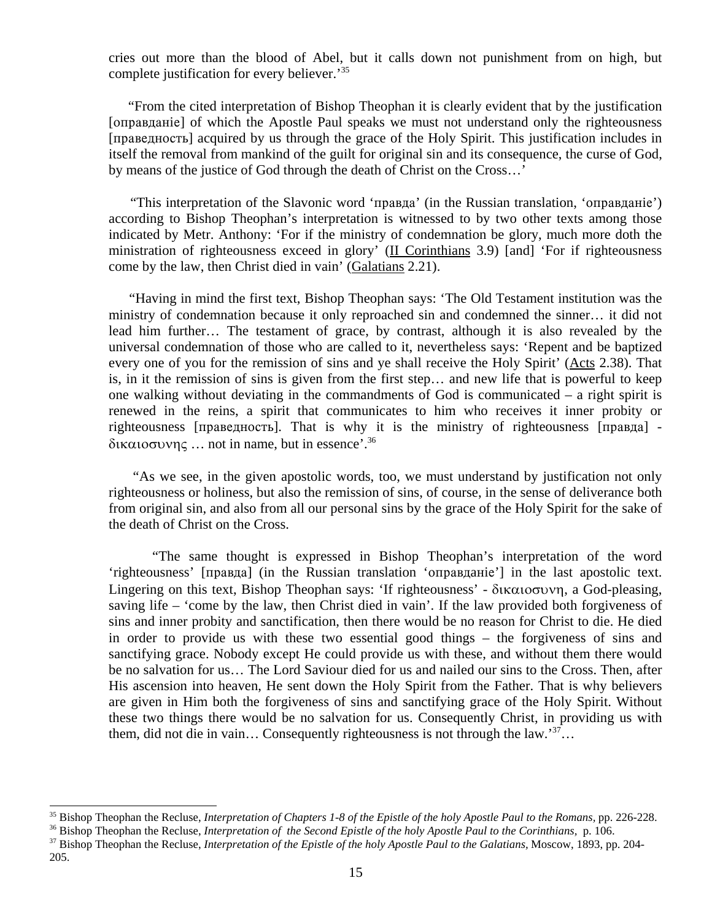cries out more than the blood of Abel, but it calls down not punishment from on high, but complete justification for every believer.'[35]

"From the cited interpretation of Bishop Theophan it is clearly evident that by the justification [оправданіе] of which the Apostle Paul speaks we must not understand only the righteousness [праведность] acquired by us through the grace of the Holy Spirit. This justification includes in itself the removal from mankind of the guilt for original sin and its consequence, the curse of God, by means of the justice of God through the death of Christ on the Cross…'

"This interpretation of the Slavonic word 'правда' (in the Russian translation, 'оправданіе') according to Bishop Theophan's interpretation is witnessed to by two other texts among those indicated by Metr. Anthony: 'For if the ministry of condemnation be glory, much more doth the ministration of righteousness exceed in glory' (II Corinthians 3.9) [and] 'For if righteousness come by the law, then Christ died in vain' (Galatians 2.21).

"Having in mind the first text, Bishop Theophan says: 'The Old Testament institution was the ministry of condemnation because it only reproached sin and condemned the sinner… it did not lead him further… The testament of grace, by contrast, although it is also revealed by the universal condemnation of those who are called to it, nevertheless says: 'Repent and be baptized every one of you for the remission of sins and ye shall receive the Holy Spirit' (Acts 2.38). That is, in it the remission of sins is given from the first step… and new life that is powerful to keep one walking without deviating in the commandments of God is communicated – a right spirit is renewed in the reins, a spirit that communicates to him who receives it inner probity or righteousness [праведность]. That is why it is the ministry of righteousness [правда] - δικαιοσυνης … not in name, but in essence'.[36]

"As we see, in the given apostolic words, too, we must understand by justification not only righteousness or holiness, but also the remission of sins, of course, in the sense of deliverance both from original sin, and also from all our personal sins by the grace of the Holy Spirit for the sake of the death of Christ on the Cross.

"The same thought is expressed in Bishop Theophan's interpretation of the word 'righteousness' [правда] (in the Russian translation 'оправданіе') in the last apostolic text. Lingering on this text, Bishop Theophan says: 'If righteousness' - δικαιοσυνη, a God-pleasing, saving life – 'come by the law, then Christ died in vain'. If the law provided both forgiveness of sins and inner probity and sanctification, then there would be no reason for Christ to die. He died in order to provide us with these two essential good things – the forgiveness of sins and sanctifying grace. Nobody except He could provide us with these, and without them there would be no salvation for us… The Lord Saviour died for us and nailed our sins to the Cross. Then, after His ascension into heaven, He sent down the Holy Spirit from the Father. That is why believers are given in Him both the forgiveness of sins and sanctifying grace of the Holy Spirit. Without these two things there would be no salvation for us. Consequently Christ, in providing us with them, did not die in vain… Consequently righteousness is not through the law.'[37]…

---

[35] Bishop Theophan the Recluse, *Interpretation of Chapters 1-8 of the Epistle of the holy Apostle Paul to the Romans,* pp. 226-228.

[36] Bishop Theophan the Recluse, *Interpretation of the Second Epistle of the holy Apostle Paul to the Corinthians,* p. 106.

[37] Bishop Theophan the Recluse, *Interpretation of the Epistle of the holy Apostle Paul to the Galatians,* Moscow, 1893, pp. 204-205.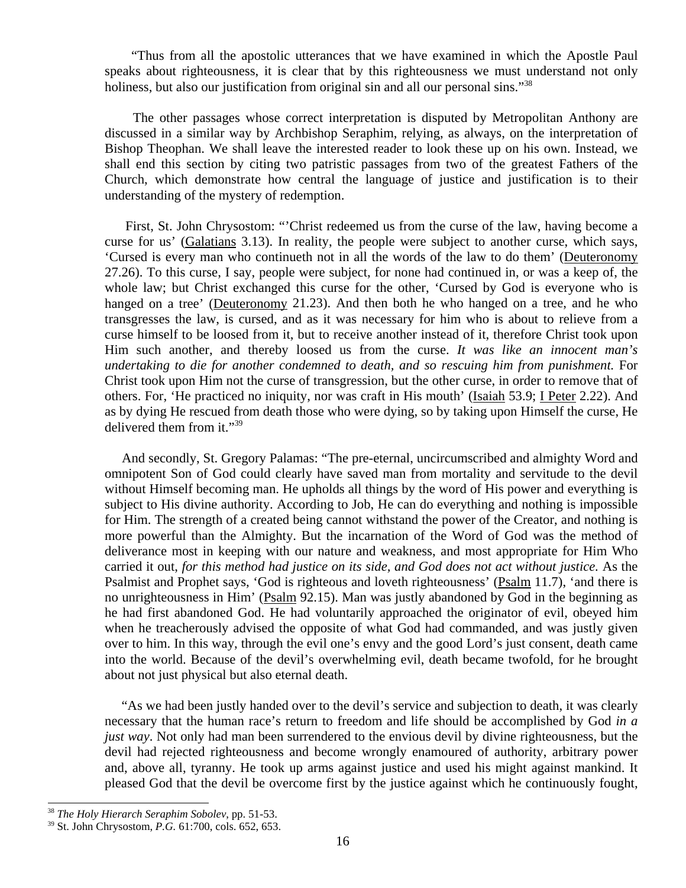"Thus from all the apostolic utterances that we have examined in which the Apostle Paul speaks about righteousness, it is clear that by this righteousness we must understand not only holiness, but also our justification from original sin and all our personal sins."[38]

The other passages whose correct interpretation is disputed by Metropolitan Anthony are discussed in a similar way by Archbishop Seraphim, relying, as always, on the interpretation of Bishop Theophan. We shall leave the interested reader to look these up on his own. Instead, we shall end this section by citing two patristic passages from two of the greatest Fathers of the Church, which demonstrate how central the language of justice and justification is to their understanding of the mystery of redemption.

First, St. John Chrysostom: "'Christ redeemed us from the curse of the law, having become a curse for us' (Galatians 3.13). In reality, the people were subject to another curse, which says, 'Cursed is every man who continueth not in all the words of the law to do them' (Deuteronomy 27.26). To this curse, I say, people were subject, for none had continued in, or was a keep of, the whole law; but Christ exchanged this curse for the other, 'Cursed by God is everyone who is hanged on a tree' (Deuteronomy 21.23). And then both he who hanged on a tree, and he who transgresses the law, is cursed, and as it was necessary for him who is about to relieve from a curse himself to be loosed from it, but to receive another instead of it, therefore Christ took upon Him such another, and thereby loosed us from the curse. *It was like an innocent man's undertaking to die for another condemned to death, and so rescuing him from punishment.* For Christ took upon Him not the curse of transgression, but the other curse, in order to remove that of others. For, 'He practiced no iniquity, nor was craft in His mouth' (Isaiah 53.9; I Peter 2.22). And as by dying He rescued from death those who were dying, so by taking upon Himself the curse, He delivered them from it."[39]

And secondly, St. Gregory Palamas: "The pre-eternal, uncircumscribed and almighty Word and omnipotent Son of God could clearly have saved man from mortality and servitude to the devil without Himself becoming man. He upholds all things by the word of His power and everything is subject to His divine authority. According to Job, He can do everything and nothing is impossible for Him. The strength of a created being cannot withstand the power of the Creator, and nothing is more powerful than the Almighty. But the incarnation of the Word of God was the method of deliverance most in keeping with our nature and weakness, and most appropriate for Him Who carried it out, *for this method had justice on its side, and God does not act without justice.* As the Psalmist and Prophet says, 'God is righteous and loveth righteousness' (Psalm 11.7), 'and there is no unrighteousness in Him' (Psalm 92.15). Man was justly abandoned by God in the beginning as he had first abandoned God. He had voluntarily approached the originator of evil, obeyed him when he treacherously advised the opposite of what God had commanded, and was justly given over to him. In this way, through the evil one's envy and the good Lord's just consent, death came into the world. Because of the devil's overwhelming evil, death became twofold, for he brought about not just physical but also eternal death.

"As we had been justly handed over to the devil's service and subjection to death, it was clearly necessary that the human race's return to freedom and life should be accomplished by God *in a just way*. Not only had man been surrendered to the envious devil by divine righteousness, but the devil had rejected righteousness and become wrongly enamoured of authority, arbitrary power and, above all, tyranny. He took up arms against justice and used his might against mankind. It pleased God that the devil be overcome first by the justice against which he continuously fought,

---

[38] *The Holy Hierarch Seraphim Sobolev*, pp. 51-53.

[39] St. John Chrysostom, *P.G.* 61:700, cols. 652, 653.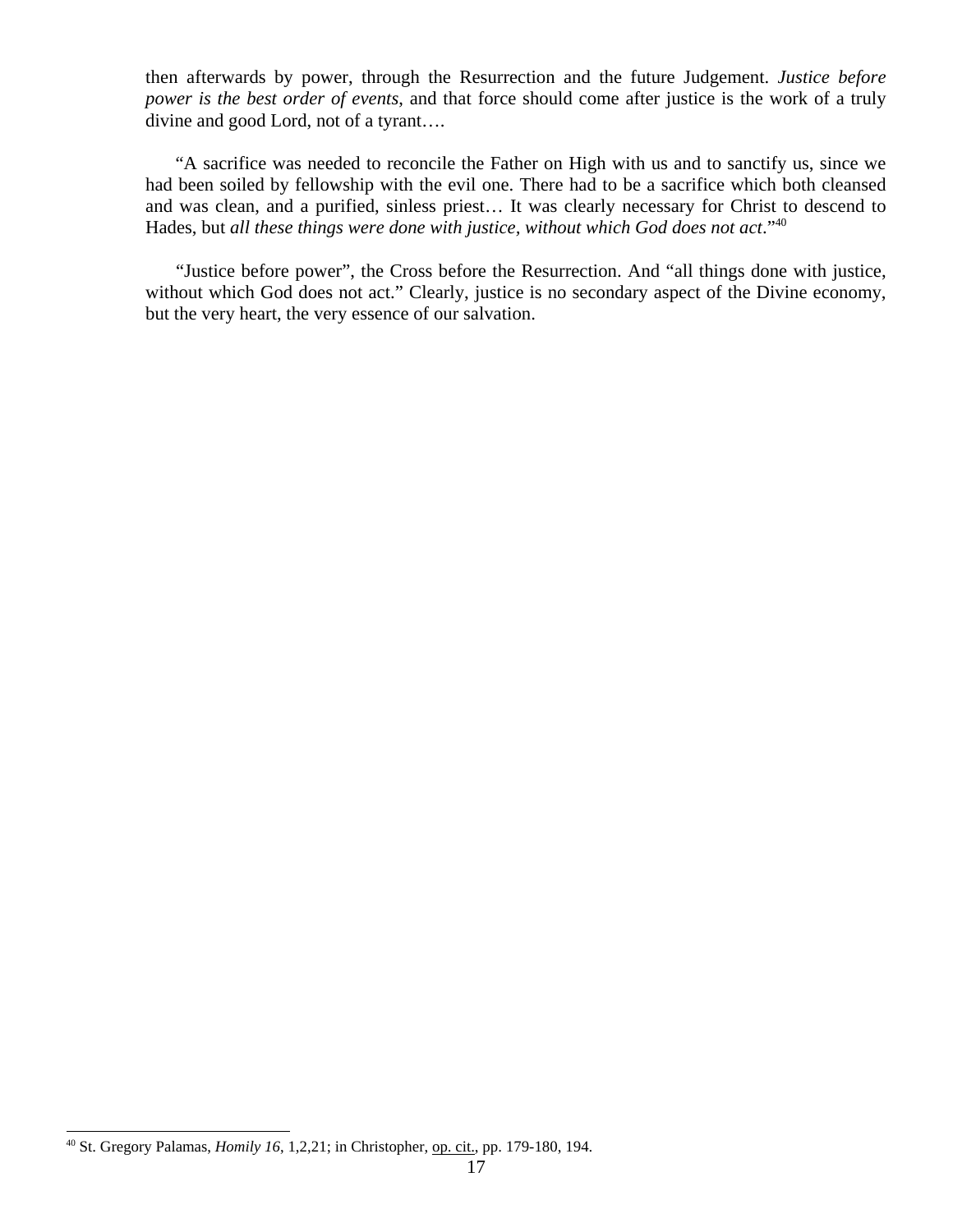then afterwards by power, through the Resurrection and the future Judgement. *Justice before power is the best order of events*, and that force should come after justice is the work of a truly divine and good Lord, not of a tyrant….

"A sacrifice was needed to reconcile the Father on High with us and to sanctify us, since we had been soiled by fellowship with the evil one. There had to be a sacrifice which both cleansed and was clean, and a purified, sinless priest… It was clearly necessary for Christ to descend to Hades, but *all these things were done with justice, without which God does not act*."[40]

"Justice before power", the Cross before the Resurrection. And "all things done with justice, without which God does not act." Clearly, justice is no secondary aspect of the Divine economy, but the very heart, the very essence of our salvation.

---

[40] St. Gregory Palamas, *Homily 16*, 1,2,21; in Christopher, op. cit., pp. 179-180, 194.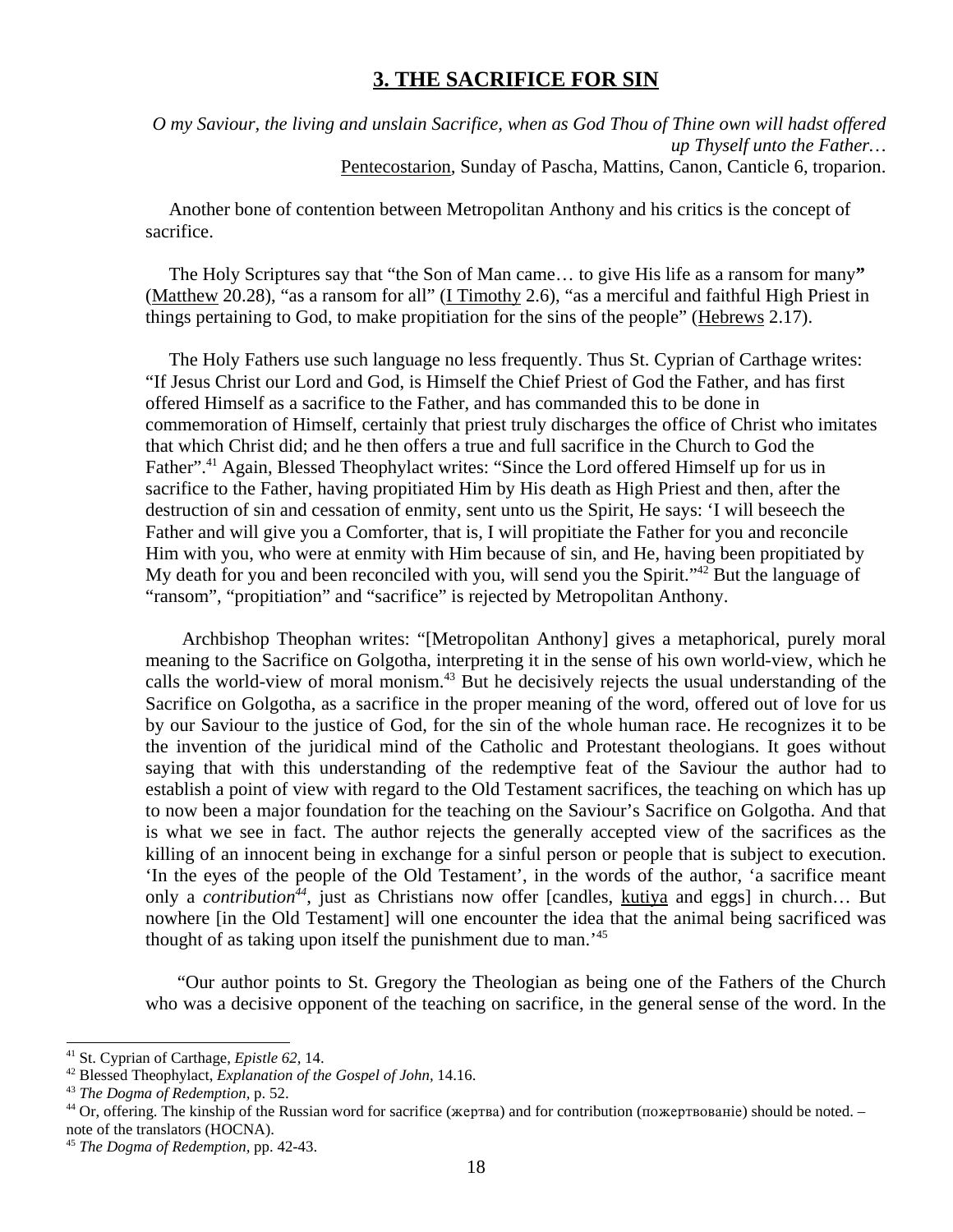## 3. THE SACRIFICE FOR SIN

*O my Saviour, the living and unslain Sacrifice, when as God Thou of Thine own will hadst offered up Thyself unto the Father…*
Pentecostarion, Sunday of Pascha, Mattins, Canon, Canticle 6, troparion.

Another bone of contention between Metropolitan Anthony and his critics is the concept of sacrifice.

The Holy Scriptures say that "the Son of Man came… to give His life as a ransom for many**"** (Matthew 20.28), "as a ransom for all" (I Timothy 2.6), "as a merciful and faithful High Priest in things pertaining to God, to make propitiation for the sins of the people" (Hebrews 2.17).

The Holy Fathers use such language no less frequently. Thus St. Cyprian of Carthage writes: "If Jesus Christ our Lord and God, is Himself the Chief Priest of God the Father, and has first offered Himself as a sacrifice to the Father, and has commanded this to be done in commemoration of Himself, certainly that priest truly discharges the office of Christ who imitates that which Christ did; and he then offers a true and full sacrifice in the Church to God the Father".[41] Again, Blessed Theophylact writes: "Since the Lord offered Himself up for us in sacrifice to the Father, having propitiated Him by His death as High Priest and then, after the destruction of sin and cessation of enmity, sent unto us the Spirit, He says: 'I will beseech the Father and will give you a Comforter, that is, I will propitiate the Father for you and reconcile Him with you, who were at enmity with Him because of sin, and He, having been propitiated by My death for you and been reconciled with you, will send you the Spirit."[42] But the language of "ransom", "propitiation" and "sacrifice" is rejected by Metropolitan Anthony.

> Archbishop Theophan writes: "[Metropolitan Anthony] gives a metaphorical, purely moral meaning to the Sacrifice on Golgotha, interpreting it in the sense of his own world-view, which he calls the world-view of moral monism.[43] But he decisively rejects the usual understanding of the Sacrifice on Golgotha, as a sacrifice in the proper meaning of the word, offered out of love for us by our Saviour to the justice of God, for the sin of the whole human race. He recognizes it to be the invention of the juridical mind of the Catholic and Protestant theologians. It goes without saying that with this understanding of the redemptive feat of the Saviour the author had to establish a point of view with regard to the Old Testament sacrifices, the teaching on which has up to now been a major foundation for the teaching on the Saviour's Sacrifice on Golgotha. And that is what we see in fact. The author rejects the generally accepted view of the sacrifices as the killing of an innocent being in exchange for a sinful person or people that is subject to execution. 'In the eyes of the people of the Old Testament', in the words of the author, 'a sacrifice meant only a *contribution*[44], just as Christians now offer [candles, kutiya and eggs] in church… But nowhere [in the Old Testament] will one encounter the idea that the animal being sacrificed was thought of as taking upon itself the punishment due to man.'[45]
>
> "Our author points to St. Gregory the Theologian as being one of the Fathers of the Church who was a decisive opponent of the teaching on sacrifice, in the general sense of the word. In the

---

[41] St. Cyprian of Carthage, *Epistle 62,* 14.
[42] Blessed Theophylact, *Explanation of the Gospel of John,* 14.16.
[43] *The Dogma of Redemption,* p. 52.
[44] Or, offering. The kinship of the Russian word for sacrifice (жертва) and for contribution (пожертвованіе) should be noted. – note of the translators (HOCNA).
[45] *The Dogma of Redemption,* pp. 42-43.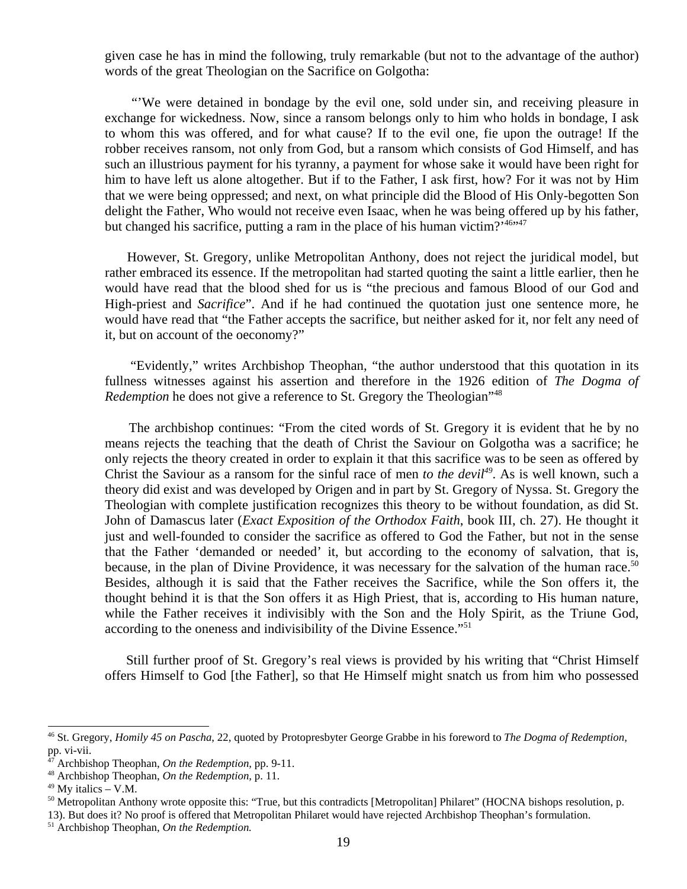given case he has in mind the following, truly remarkable (but not to the advantage of the author) words of the great Theologian on the Sacrifice on Golgotha:

"'We were detained in bondage by the evil one, sold under sin, and receiving pleasure in exchange for wickedness. Now, since a ransom belongs only to him who holds in bondage, I ask to whom this was offered, and for what cause? If to the evil one, fie upon the outrage! If the robber receives ransom, not only from God, but a ransom which consists of God Himself, and has such an illustrious payment for his tyranny, a payment for whose sake it would have been right for him to have left us alone altogether. But if to the Father, I ask first, how? For it was not by Him that we were being oppressed; and next, on what principle did the Blood of His Only-begotten Son delight the Father, Who would not receive even Isaac, when he was being offered up by his father, but changed his sacrifice, putting a ram in the place of his human victim?'[46]"[47]

However, St. Gregory, unlike Metropolitan Anthony, does not reject the juridical model, but rather embraced its essence. If the metropolitan had started quoting the saint a little earlier, then he would have read that the blood shed for us is "the precious and famous Blood of our God and High-priest and *Sacrifice*". And if he had continued the quotation just one sentence more, he would have read that "the Father accepts the sacrifice, but neither asked for it, nor felt any need of it, but on account of the oeconomy?"

"Evidently," writes Archbishop Theophan, "the author understood that this quotation in its fullness witnesses against his assertion and therefore in the 1926 edition of *The Dogma of Redemption* he does not give a reference to St. Gregory the Theologian"[48]

The archbishop continues: "From the cited words of St. Gregory it is evident that he by no means rejects the teaching that the death of Christ the Saviour on Golgotha was a sacrifice; he only rejects the theory created in order to explain it that this sacrifice was to be seen as offered by Christ the Saviour as a ransom for the sinful race of men *to the devil*[49]. As is well known, such a theory did exist and was developed by Origen and in part by St. Gregory of Nyssa. St. Gregory the Theologian with complete justification recognizes this theory to be without foundation, as did St. John of Damascus later (*Exact Exposition of the Orthodox Faith*, book III, ch. 27). He thought it just and well-founded to consider the sacrifice as offered to God the Father, but not in the sense that the Father 'demanded or needed' it, but according to the economy of salvation, that is, because, in the plan of Divine Providence, it was necessary for the salvation of the human race.[50] Besides, although it is said that the Father receives the Sacrifice, while the Son offers it, the thought behind it is that the Son offers it as High Priest, that is, according to His human nature, while the Father receives it indivisibly with the Son and the Holy Spirit, as the Triune God, according to the oneness and indivisibility of the Divine Essence."[51]

Still further proof of St. Gregory's real views is provided by his writing that "Christ Himself offers Himself to God [the Father], so that He Himself might snatch us from him who possessed

---

[46] St. Gregory, *Homily 45 on Pascha*, 22, quoted by Protopresbyter George Grabbe in his foreword to *The Dogma of Redemption*, pp. vi-vii.

[47] Archbishop Theophan, *On the Redemption*, pp. 9-11.

[48] Archbishop Theophan, *On the Redemption*, p. 11.

[49] My italics – V.M.

[50] Metropolitan Anthony wrote opposite this: "True, but this contradicts [Metropolitan] Philaret" (HOCNA bishops resolution, p. 13). But does it? No proof is offered that Metropolitan Philaret would have rejected Archbishop Theophan's formulation.

[51] Archbishop Theophan, *On the Redemption.*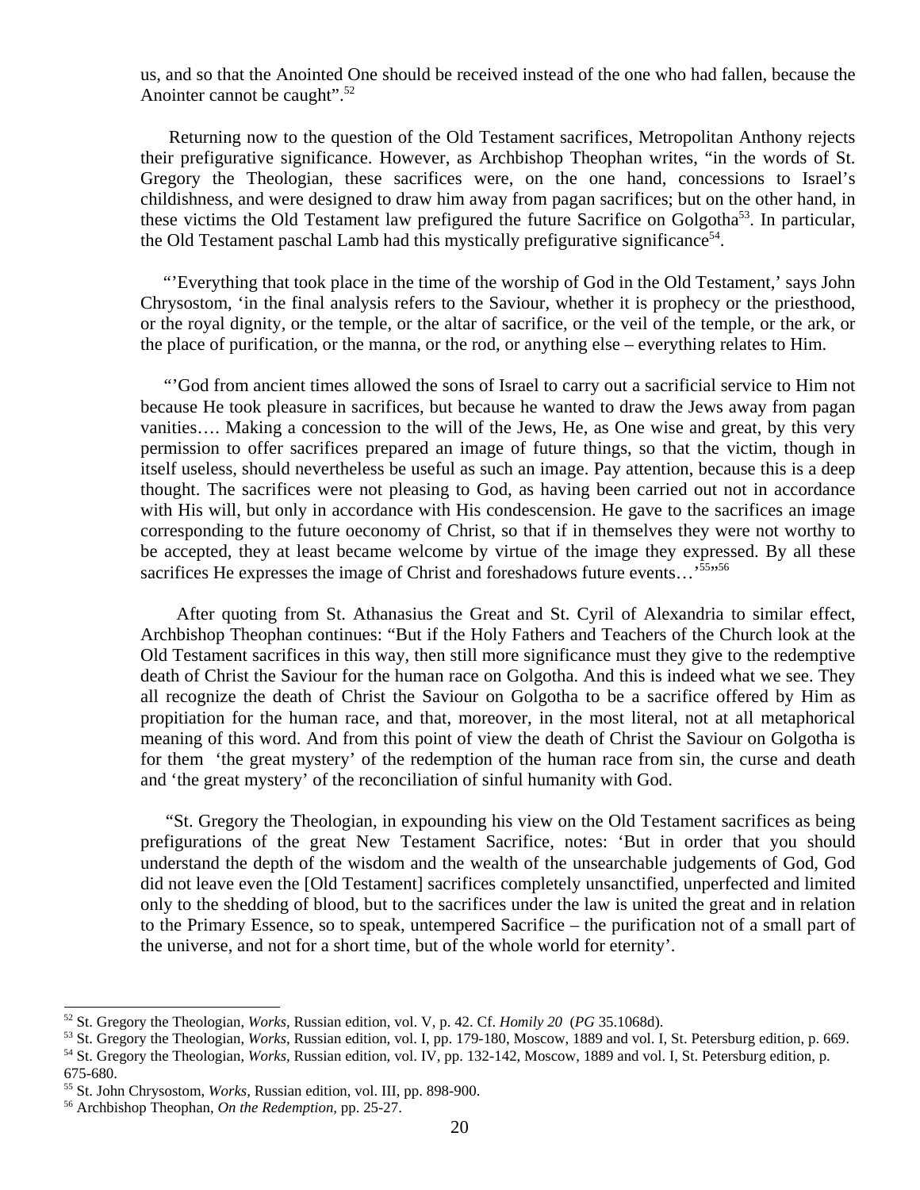us, and so that the Anointed One should be received instead of the one who had fallen, because the Anointer cannot be caught".[52]

Returning now to the question of the Old Testament sacrifices, Metropolitan Anthony rejects their prefigurative significance. However, as Archbishop Theophan writes, "in the words of St. Gregory the Theologian, these sacrifices were, on the one hand, concessions to Israel's childishness, and were designed to draw him away from pagan sacrifices; but on the other hand, in these victims the Old Testament law prefigured the future Sacrifice on Golgotha[53]. In particular, the Old Testament paschal Lamb had this mystically prefigurative significance[54].

"'Everything that took place in the time of the worship of God in the Old Testament,' says John Chrysostom, 'in the final analysis refers to the Saviour, whether it is prophecy or the priesthood, or the royal dignity, or the temple, or the altar of sacrifice, or the veil of the temple, or the ark, or the place of purification, or the manna, or the rod, or anything else – everything relates to Him.

"'God from ancient times allowed the sons of Israel to carry out a sacrificial service to Him not because He took pleasure in sacrifices, but because he wanted to draw the Jews away from pagan vanities…. Making a concession to the will of the Jews, He, as One wise and great, by this very permission to offer sacrifices prepared an image of future things, so that the victim, though in itself useless, should nevertheless be useful as such an image. Pay attention, because this is a deep thought. The sacrifices were not pleasing to God, as having been carried out not in accordance with His will, but only in accordance with His condescension. He gave to the sacrifices an image corresponding to the future oeconomy of Christ, so that if in themselves they were not worthy to be accepted, they at least became welcome by virtue of the image they expressed. By all these sacrifices He expresses the image of Christ and foreshadows future events…'[55]"[56]

After quoting from St. Athanasius the Great and St. Cyril of Alexandria to similar effect, Archbishop Theophan continues: "But if the Holy Fathers and Teachers of the Church look at the Old Testament sacrifices in this way, then still more significance must they give to the redemptive death of Christ the Saviour for the human race on Golgotha. And this is indeed what we see. They all recognize the death of Christ the Saviour on Golgotha to be a sacrifice offered by Him as propitiation for the human race, and that, moreover, in the most literal, not at all metaphorical meaning of this word. And from this point of view the death of Christ the Saviour on Golgotha is for them 'the great mystery' of the redemption of the human race from sin, the curse and death and 'the great mystery' of the reconciliation of sinful humanity with God.

"St. Gregory the Theologian, in expounding his view on the Old Testament sacrifices as being prefigurations of the great New Testament Sacrifice, notes: 'But in order that you should understand the depth of the wisdom and the wealth of the unsearchable judgements of God, God did not leave even the [Old Testament] sacrifices completely unsanctified, unperfected and limited only to the shedding of blood, but to the sacrifices under the law is united the great and in relation to the Primary Essence, so to speak, untempered Sacrifice – the purification not of a small part of the universe, and not for a short time, but of the whole world for eternity'.

---

[52] St. Gregory the Theologian, *Works*, Russian edition, vol. V, p. 42. Cf. *Homily 20* (*PG* 35.1068d).

[53] St. Gregory the Theologian, *Works*, Russian edition, vol. I, pp. 179-180, Moscow, 1889 and vol. I, St. Petersburg edition, p. 669.

[54] St. Gregory the Theologian, *Works*, Russian edition, vol. IV, pp. 132-142, Moscow, 1889 and vol. I, St. Petersburg edition, p. 675-680.

[55] St. John Chrysostom, *Works*, Russian edition, vol. III, pp. 898-900.

[56] Archbishop Theophan, *On the Redemption*, pp. 25-27.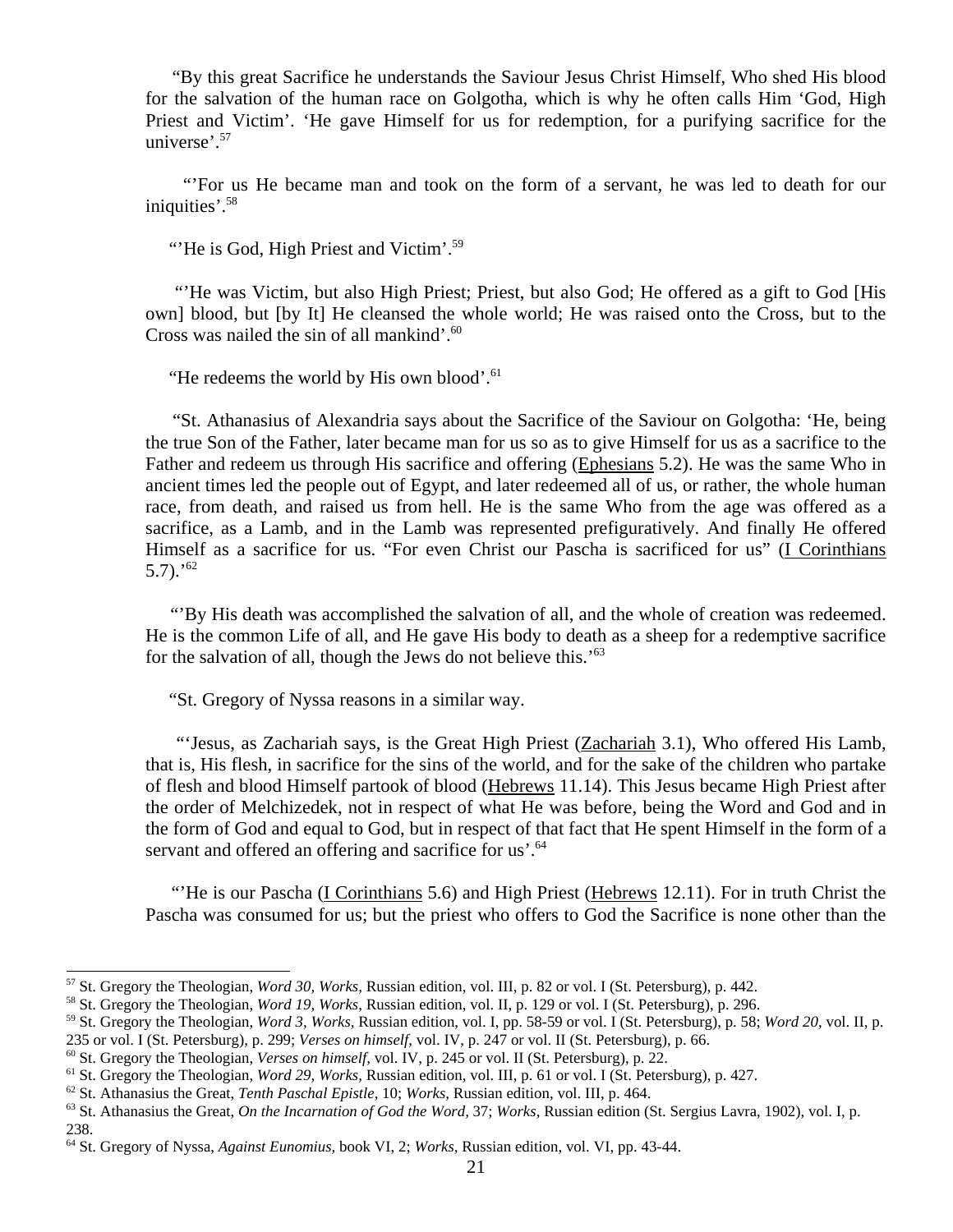"By this great Sacrifice he understands the Saviour Jesus Christ Himself, Who shed His blood for the salvation of the human race on Golgotha, which is why he often calls Him 'God, High Priest and Victim'. 'He gave Himself for us for redemption, for a purifying sacrifice for the universe'.[57]

"'For us He became man and took on the form of a servant, he was led to death for our iniquities'.[58]

"'He is God, High Priest and Victim'.[59]

"'He was Victim, but also High Priest; Priest, but also God; He offered as a gift to God [His own] blood, but [by It] He cleansed the whole world; He was raised onto the Cross, but to the Cross was nailed the sin of all mankind'.[60]

"He redeems the world by His own blood'.[61]

"St. Athanasius of Alexandria says about the Sacrifice of the Saviour on Golgotha: 'He, being the true Son of the Father, later became man for us so as to give Himself for us as a sacrifice to the Father and redeem us through His sacrifice and offering (Ephesians 5.2). He was the same Who in ancient times led the people out of Egypt, and later redeemed all of us, or rather, the whole human race, from death, and raised us from hell. He is the same Who from the age was offered as a sacrifice, as a Lamb, and in the Lamb was represented prefiguratively. And finally He offered Himself as a sacrifice for us. "For even Christ our Pascha is sacrificed for us" (I Corinthians 5.7).'[62]

"'By His death was accomplished the salvation of all, and the whole of creation was redeemed. He is the common Life of all, and He gave His body to death as a sheep for a redemptive sacrifice for the salvation of all, though the Jews do not believe this.'[63]

"St. Gregory of Nyssa reasons in a similar way.

"'Jesus, as Zachariah says, is the Great High Priest (Zachariah 3.1), Who offered His Lamb, that is, His flesh, in sacrifice for the sins of the world, and for the sake of the children who partake of flesh and blood Himself partook of blood (Hebrews 11.14). This Jesus became High Priest after the order of Melchizedek, not in respect of what He was before, being the Word and God and in the form of God and equal to God, but in respect of that fact that He spent Himself in the form of a servant and offered an offering and sacrifice for us'.[64]

"'He is our Pascha (I Corinthians 5.6) and High Priest (Hebrews 12.11). For in truth Christ the Pascha was consumed for us; but the priest who offers to God the Sacrifice is none other than the

---

[57] St. Gregory the Theologian, *Word 30, Works,* Russian edition, vol. III, p. 82 or vol. I (St. Petersburg), p. 442.

[58] St. Gregory the Theologian, *Word 19, Works,* Russian edition, vol. II, p. 129 or vol. I (St. Petersburg), p. 296.

[59] St. Gregory the Theologian, *Word 3, Works,* Russian edition, vol. I, pp. 58-59 or vol. I (St. Petersburg), p. 58; *Word 20,* vol. II, p. 235 or vol. I (St. Petersburg), p. 299; *Verses on himself,* vol. IV, p. 247 or vol. II (St. Petersburg), p. 66.

[60] St. Gregory the Theologian, *Verses on himself,* vol. IV, p. 245 or vol. II (St. Petersburg), p. 22.

[61] St. Gregory the Theologian, *Word 29, Works,* Russian edition, vol. III, p. 61 or vol. I (St. Petersburg), p. 427.

[62] St. Athanasius the Great, *Tenth Paschal Epistle,* 10; *Works,* Russian edition, vol. III, p. 464.

[63] St. Athanasius the Great, *On the Incarnation of God the Word,* 37; *Works,* Russian edition (St. Sergius Lavra, 1902), vol. I, p. 238.

[64] St. Gregory of Nyssa, *Against Eunomius,* book VI, 2; *Works,* Russian edition, vol. VI, pp. 43-44.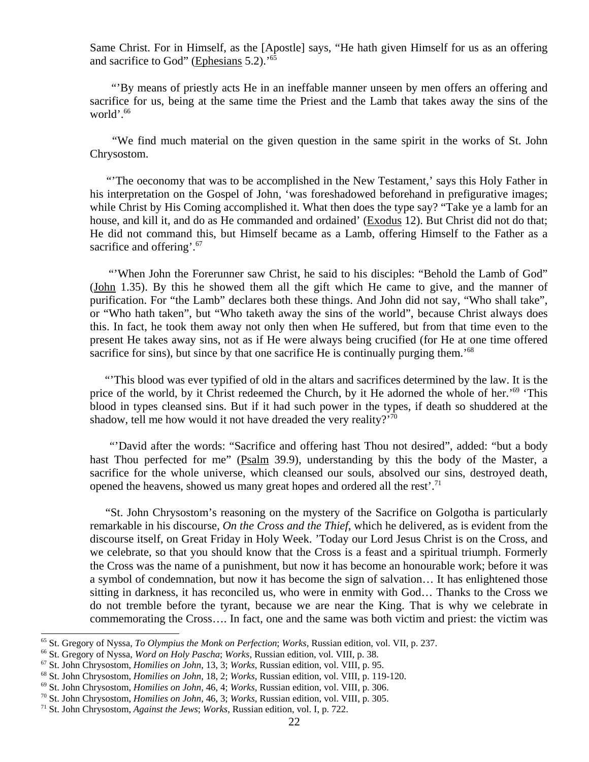Same Christ. For in Himself, as the [Apostle] says, "He hath given Himself for us as an offering and sacrifice to God" (Ephesians 5.2).'[65]

"'By means of priestly acts He in an ineffable manner unseen by men offers an offering and sacrifice for us, being at the same time the Priest and the Lamb that takes away the sins of the world'.[66]

"We find much material on the given question in the same spirit in the works of St. John Chrysostom.

"'The oeconomy that was to be accomplished in the New Testament,' says this Holy Father in his interpretation on the Gospel of John, 'was foreshadowed beforehand in prefigurative images; while Christ by His Coming accomplished it. What then does the type say? "Take ye a lamb for an house, and kill it, and do as He commanded and ordained' (Exodus 12). But Christ did not do that; He did not command this, but Himself became as a Lamb, offering Himself to the Father as a sacrifice and offering'.[67]

"'When John the Forerunner saw Christ, he said to his disciples: "Behold the Lamb of God" (John 1.35). By this he showed them all the gift which He came to give, and the manner of purification. For "the Lamb" declares both these things. And John did not say, "Who shall take", or "Who hath taken", but "Who taketh away the sins of the world", because Christ always does this. In fact, he took them away not only then when He suffered, but from that time even to the present He takes away sins, not as if He were always being crucified (for He at one time offered sacrifice for sins), but since by that one sacrifice He is continually purging them.'[68]

"'This blood was ever typified of old in the altars and sacrifices determined by the law. It is the price of the world, by it Christ redeemed the Church, by it He adorned the whole of her.'[69] 'This blood in types cleansed sins. But if it had such power in the types, if death so shuddered at the shadow, tell me how would it not have dreaded the very reality?'[70]

"'David after the words: "Sacrifice and offering hast Thou not desired", added: "but a body hast Thou perfected for me" (Psalm 39.9), understanding by this the body of the Master, a sacrifice for the whole universe, which cleansed our souls, absolved our sins, destroyed death, opened the heavens, showed us many great hopes and ordered all the rest'.[71]

"St. John Chrysostom's reasoning on the mystery of the Sacrifice on Golgotha is particularly remarkable in his discourse, *On the Cross and the Thief*, which he delivered, as is evident from the discourse itself, on Great Friday in Holy Week. 'Today our Lord Jesus Christ is on the Cross, and we celebrate, so that you should know that the Cross is a feast and a spiritual triumph. Formerly the Cross was the name of a punishment, but now it has become an honourable work; before it was a symbol of condemnation, but now it has become the sign of salvation… It has enlightened those sitting in darkness, it has reconciled us, who were in enmity with God… Thanks to the Cross we do not tremble before the tyrant, because we are near the King. That is why we celebrate in commemorating the Cross…. In fact, one and the same was both victim and priest: the victim was

---

[65] St. Gregory of Nyssa, *To Olympius the Monk on Perfection*; *Works*, Russian edition, vol. VII, p. 237.
[66] St. Gregory of Nyssa, *Word on Holy Pascha*; *Works*, Russian edition, vol. VIII, p. 38.
[67] St. John Chrysostom, *Homilies on John*, 13, 3; *Works*, Russian edition, vol. VIII, p. 95.
[68] St. John Chrysostom, *Homilies on John*, 18, 2; *Works*, Russian edition, vol. VIII, p. 119-120.
[69] St. John Chrysostom, *Homilies on John*, 46, 4; *Works*, Russian edition, vol. VIII, p. 306.
[70] St. John Chrysostom, *Homilies on John*, 46, 3; *Works*, Russian edition, vol. VIII, p. 305.
[71] St. John Chrysostom, *Against the Jews*; *Works*, Russian edition, vol. I, p. 722.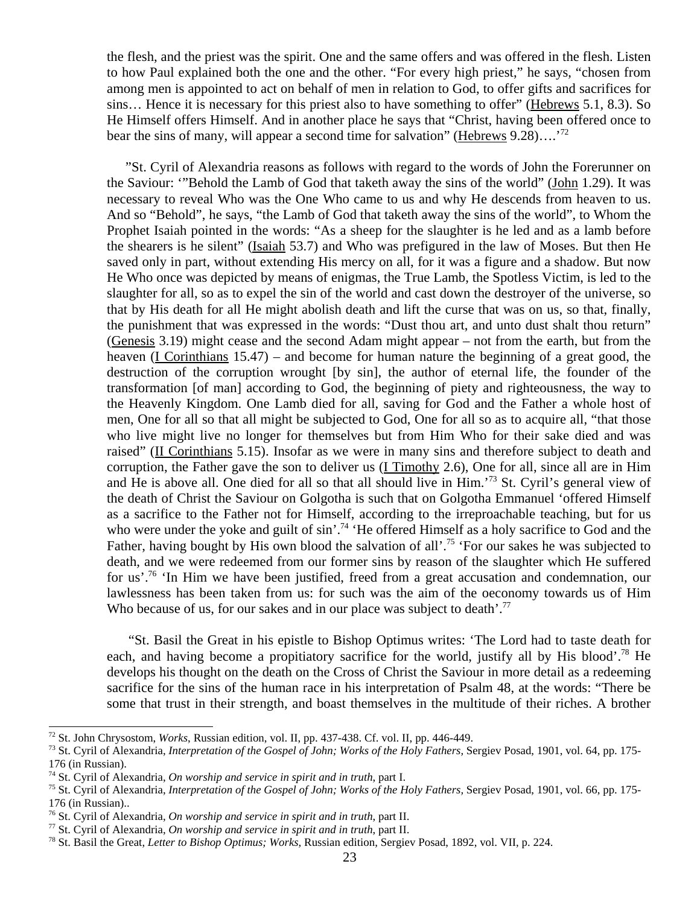the flesh, and the priest was the spirit. One and the same offers and was offered in the flesh. Listen to how Paul explained both the one and the other. "For every high priest," he says, "chosen from among men is appointed to act on behalf of men in relation to God, to offer gifts and sacrifices for sins… Hence it is necessary for this priest also to have something to offer" (Hebrews 5.1, 8.3). So He Himself offers Himself. And in another place he says that "Christ, having been offered once to bear the sins of many, will appear a second time for salvation" (Hebrews 9.28)….'[72]

"St. Cyril of Alexandria reasons as follows with regard to the words of John the Forerunner on the Saviour: '"Behold the Lamb of God that taketh away the sins of the world" (John 1.29). It was necessary to reveal Who was the One Who came to us and why He descends from heaven to us. And so "Behold", he says, "the Lamb of God that taketh away the sins of the world", to Whom the Prophet Isaiah pointed in the words: "As a sheep for the slaughter is he led and as a lamb before the shearers is he silent" (Isaiah 53.7) and Who was prefigured in the law of Moses. But then He saved only in part, without extending His mercy on all, for it was a figure and a shadow. But now He Who once was depicted by means of enigmas, the True Lamb, the Spotless Victim, is led to the slaughter for all, so as to expel the sin of the world and cast down the destroyer of the universe, so that by His death for all He might abolish death and lift the curse that was on us, so that, finally, the punishment that was expressed in the words: "Dust thou art, and unto dust shalt thou return" (Genesis 3.19) might cease and the second Adam might appear – not from the earth, but from the heaven (I Corinthians 15.47) – and become for human nature the beginning of a great good, the destruction of the corruption wrought [by sin], the author of eternal life, the founder of the transformation [of man] according to God, the beginning of piety and righteousness, the way to the Heavenly Kingdom. One Lamb died for all, saving for God and the Father a whole host of men, One for all so that all might be subjected to God, One for all so as to acquire all, "that those who live might live no longer for themselves but from Him Who for their sake died and was raised" (II Corinthians 5.15). Insofar as we were in many sins and therefore subject to death and corruption, the Father gave the son to deliver us (I Timothy 2.6), One for all, since all are in Him and He is above all. One died for all so that all should live in Him.'[73] St. Cyril's general view of the death of Christ the Saviour on Golgotha is such that on Golgotha Emmanuel 'offered Himself as a sacrifice to the Father not for Himself, according to the irreproachable teaching, but for us who were under the yoke and guilt of sin'.[74] 'He offered Himself as a holy sacrifice to God and the Father, having bought by His own blood the salvation of all'.[75] 'For our sakes he was subjected to death, and we were redeemed from our former sins by reason of the slaughter which He suffered for us'.[76] 'In Him we have been justified, freed from a great accusation and condemnation, our lawlessness has been taken from us: for such was the aim of the oeconomy towards us of Him Who because of us, for our sakes and in our place was subject to death'.[77]

"St. Basil the Great in his epistle to Bishop Optimus writes: 'The Lord had to taste death for each, and having become a propitiatory sacrifice for the world, justify all by His blood'.[78] He develops his thought on the death on the Cross of Christ the Saviour in more detail as a redeeming sacrifice for the sins of the human race in his interpretation of Psalm 48, at the words: "There be some that trust in their strength, and boast themselves in the multitude of their riches. A brother

---

[72] St. John Chrysostom, *Works*, Russian edition, vol. II, pp. 437-438. Cf. vol. II, pp. 446-449.

[73] St. Cyril of Alexandria, *Interpretation of the Gospel of John; Works of the Holy Fathers,* Sergiev Posad, 1901, vol. 64, pp. 175-176 (in Russian).

[74] St. Cyril of Alexandria, *On worship and service in spirit and in truth*, part I.

[75] St. Cyril of Alexandria, *Interpretation of the Gospel of John; Works of the Holy Fathers,* Sergiev Posad, 1901, vol. 66, pp. 175-176 (in Russian)..

[76] St. Cyril of Alexandria, *On worship and service in spirit and in truth*, part II.

[77] St. Cyril of Alexandria, *On worship and service in spirit and in truth*, part II.

[78] St. Basil the Great, *Letter to Bishop Optimus; Works,* Russian edition, Sergiev Posad, 1892, vol. VII, p. 224.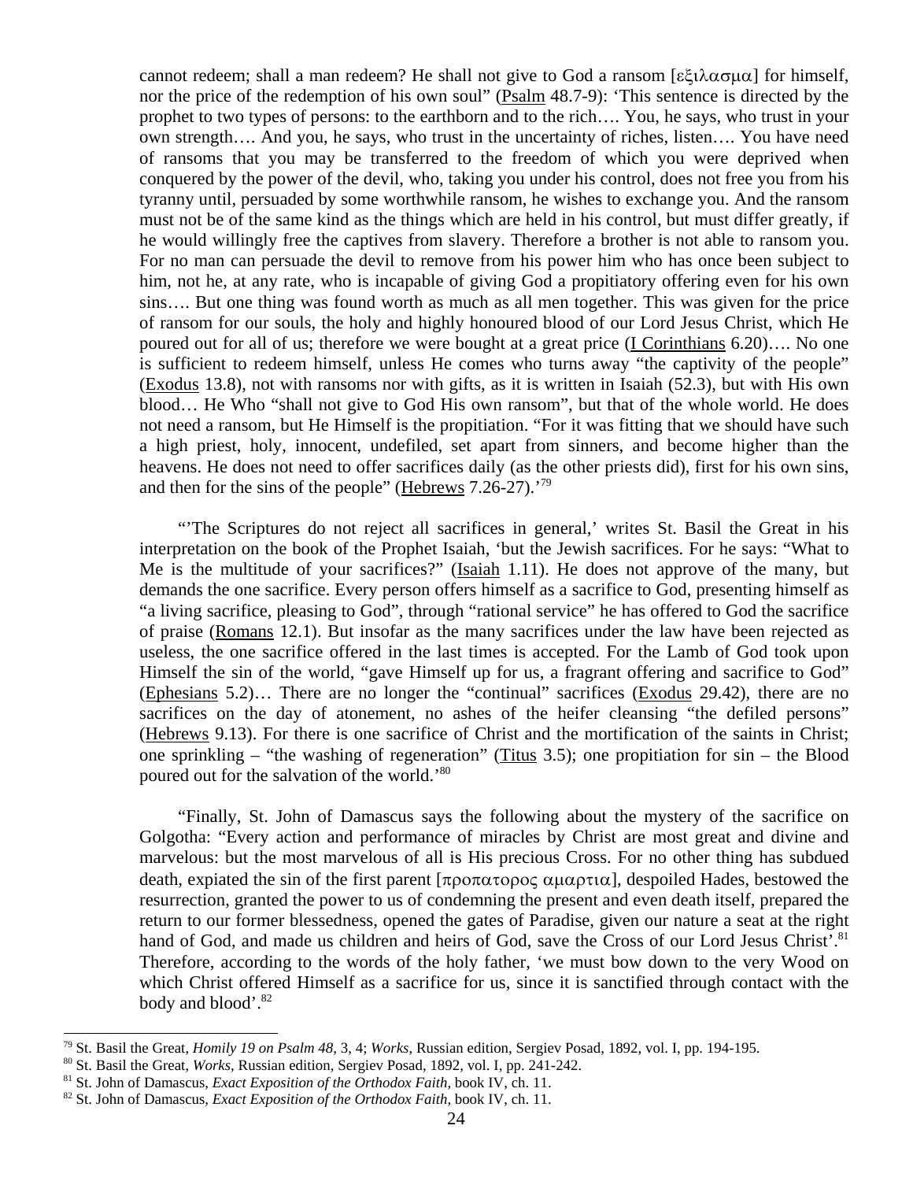cannot redeem; shall a man redeem? He shall not give to God a ransom [εξιλασμα] for himself, nor the price of the redemption of his own soul" (Psalm 48.7-9): 'This sentence is directed by the prophet to two types of persons: to the earthborn and to the rich…. You, he says, who trust in your own strength…. And you, he says, who trust in the uncertainty of riches, listen…. You have need of ransoms that you may be transferred to the freedom of which you were deprived when conquered by the power of the devil, who, taking you under his control, does not free you from his tyranny until, persuaded by some worthwhile ransom, he wishes to exchange you. And the ransom must not be of the same kind as the things which are held in his control, but must differ greatly, if he would willingly free the captives from slavery. Therefore a brother is not able to ransom you. For no man can persuade the devil to remove from his power him who has once been subject to him, not he, at any rate, who is incapable of giving God a propitiatory offering even for his own sins…. But one thing was found worth as much as all men together. This was given for the price of ransom for our souls, the holy and highly honoured blood of our Lord Jesus Christ, which He poured out for all of us; therefore we were bought at a great price (I Corinthians 6.20)…. No one is sufficient to redeem himself, unless He comes who turns away "the captivity of the people" (Exodus 13.8), not with ransoms nor with gifts, as it is written in Isaiah (52.3), but with His own blood… He Who "shall not give to God His own ransom", but that of the whole world. He does not need a ransom, but He Himself is the propitiation. "For it was fitting that we should have such a high priest, holy, innocent, undefiled, set apart from sinners, and become higher than the heavens. He does not need to offer sacrifices daily (as the other priests did), first for his own sins, and then for the sins of the people" (Hebrews 7.26-27).'[79]

"'The Scriptures do not reject all sacrifices in general,' writes St. Basil the Great in his interpretation on the book of the Prophet Isaiah, 'but the Jewish sacrifices. For he says: "What to Me is the multitude of your sacrifices?" (Isaiah 1.11). He does not approve of the many, but demands the one sacrifice. Every person offers himself as a sacrifice to God, presenting himself as "a living sacrifice, pleasing to God", through "rational service" he has offered to God the sacrifice of praise (Romans 12.1). But insofar as the many sacrifices under the law have been rejected as useless, the one sacrifice offered in the last times is accepted. For the Lamb of God took upon Himself the sin of the world, "gave Himself up for us, a fragrant offering and sacrifice to God" (Ephesians 5.2)… There are no longer the "continual" sacrifices (Exodus 29.42), there are no sacrifices on the day of atonement, no ashes of the heifer cleansing "the defiled persons" (Hebrews 9.13). For there is one sacrifice of Christ and the mortification of the saints in Christ; one sprinkling – "the washing of regeneration" (Titus 3.5); one propitiation for sin – the Blood poured out for the salvation of the world.'[80]

"Finally, St. John of Damascus says the following about the mystery of the sacrifice on Golgotha: "Every action and performance of miracles by Christ are most great and divine and marvelous: but the most marvelous of all is His precious Cross. For no other thing has subdued death, expiated the sin of the first parent [προπατορος αμαρτια], despoiled Hades, bestowed the resurrection, granted the power to us of condemning the present and even death itself, prepared the return to our former blessedness, opened the gates of Paradise, given our nature a seat at the right hand of God, and made us children and heirs of God, save the Cross of our Lord Jesus Christ'.[81] Therefore, according to the words of the holy father, 'we must bow down to the very Wood on which Christ offered Himself as a sacrifice for us, since it is sanctified through contact with the body and blood'.[82]

---

[79] St. Basil the Great, *Homily 19 on Psalm 48*, 3, 4; *Works*, Russian edition, Sergiev Posad, 1892, vol. I, pp. 194-195.

[80] St. Basil the Great, *Works*, Russian edition, Sergiev Posad, 1892, vol. I, pp. 241-242.

[81] St. John of Damascus, *Exact Exposition of the Orthodox Faith*, book IV, ch. 11.

[82] St. John of Damascus, *Exact Exposition of the Orthodox Faith*, book IV, ch. 11.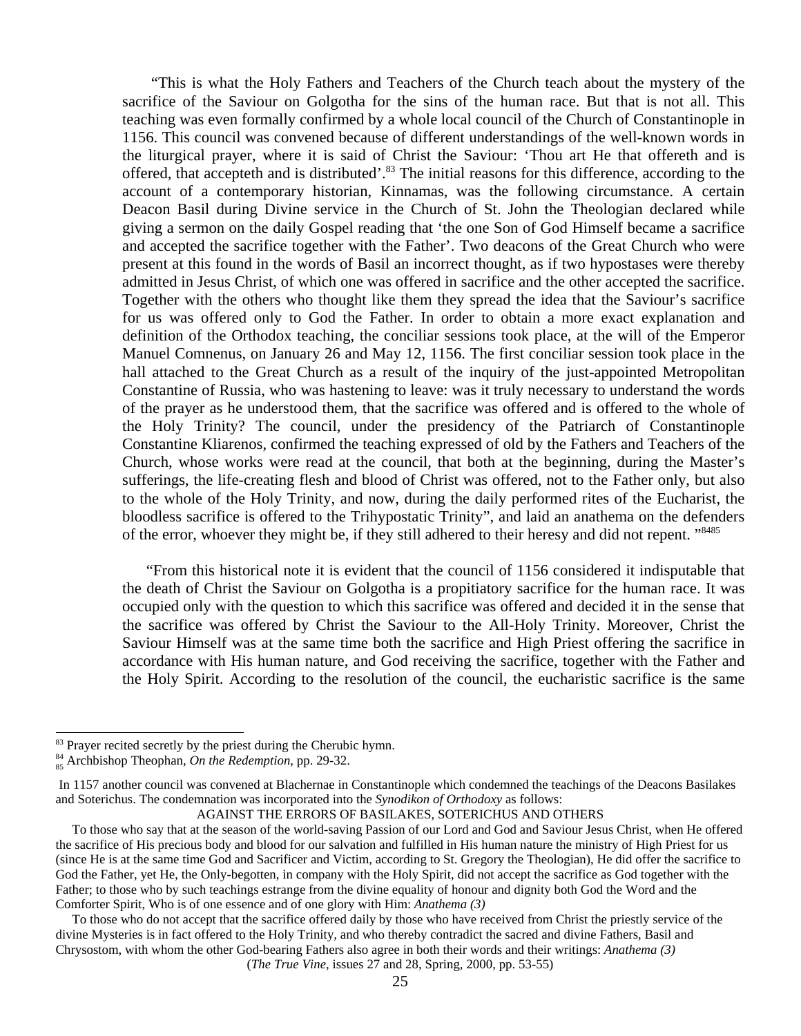“This is what the Holy Fathers and Teachers of the Church teach about the mystery of the sacrifice of the Saviour on Golgotha for the sins of the human race. But that is not all. This teaching was even formally confirmed by a whole local council of the Church of Constantinople in 1156. This council was convened because of different understandings of the well-known words in the liturgical prayer, where it is said of Christ the Saviour: ‘Thou art He that offereth and is offered, that accepteth and is distributed’.[83] The initial reasons for this difference, according to the account of a contemporary historian, Kinnamas, was the following circumstance. A certain Deacon Basil during Divine service in the Church of St. John the Theologian declared while giving a sermon on the daily Gospel reading that ‘the one Son of God Himself became a sacrifice and accepted the sacrifice together with the Father’. Two deacons of the Great Church who were present at this found in the words of Basil an incorrect thought, as if two hypostases were thereby admitted in Jesus Christ, of which one was offered in sacrifice and the other accepted the sacrifice. Together with the others who thought like them they spread the idea that the Saviour’s sacrifice for us was offered only to God the Father. In order to obtain a more exact explanation and definition of the Orthodox teaching, the conciliar sessions took place, at the will of the Emperor Manuel Comnenus, on January 26 and May 12, 1156. The first conciliar session took place in the hall attached to the Great Church as a result of the inquiry of the just-appointed Metropolitan Constantine of Russia, who was hastening to leave: was it truly necessary to understand the words of the prayer as he understood them, that the sacrifice was offered and is offered to the whole of the Holy Trinity? The council, under the presidency of the Patriarch of Constantinople Constantine Kliarenos, confirmed the teaching expressed of old by the Fathers and Teachers of the Church, whose works were read at the council, that both at the beginning, during the Master’s sufferings, the life-creating flesh and blood of Christ was offered, not to the Father only, but also to the whole of the Holy Trinity, and now, during the daily performed rites of the Eucharist, the bloodless sacrifice is offered to the Trihypostatic Trinity”, and laid an anathema on the defenders of the error, whoever they might be, if they still adhered to their heresy and did not repent. ”[84][85]

“From this historical note it is evident that the council of 1156 considered it indisputable that the death of Christ the Saviour on Golgotha is a propitiatory sacrifice for the human race. It was occupied only with the question to which this sacrifice was offered and decided it in the sense that the sacrifice was offered by Christ the Saviour to the All-Holy Trinity. Moreover, Christ the Saviour Himself was at the same time both the sacrifice and High Priest offering the sacrifice in accordance with His human nature, and God receiving the sacrifice, together with the Father and the Holy Spirit. According to the resolution of the council, the eucharistic sacrifice is the same

---

[83] Prayer recited secretly by the priest during the Cherubic hymn.

[84] Archbishop Theophan, *On the Redemption,* pp. 29-32.

[85] In 1157 another council was convened at Blachernae in Constantinople which condemned the teachings of the Deacons Basilakes and Soterichus. The condemnation was incorporated into the *Synodikon of Orthodoxy* as follows:

AGAINST THE ERRORS OF BASILAKES, SOTERICHUS AND OTHERS

To those who say that at the season of the world-saving Passion of our Lord and God and Saviour Jesus Christ, when He offered the sacrifice of His precious body and blood for our salvation and fulfilled in His human nature the ministry of High Priest for us (since He is at the same time God and Sacrificer and Victim, according to St. Gregory the Theologian), He did offer the sacrifice to God the Father, yet He, the Only-begotten, in company with the Holy Spirit, did not accept the sacrifice as God together with the Father; to those who by such teachings estrange from the divine equality of honour and dignity both God the Word and the Comforter Spirit, Who is of one essence and of one glory with Him: *Anathema (3)*

To those who do not accept that the sacrifice offered daily by those who have received from Christ the priestly service of the divine Mysteries is in fact offered to the Holy Trinity, and who thereby contradict the sacred and divine Fathers, Basil and Chrysostom, with whom the other God-bearing Fathers also agree in both their words and their writings: *Anathema (3)*

(*The True Vine*, issues 27 and 28, Spring, 2000, pp. 53-55)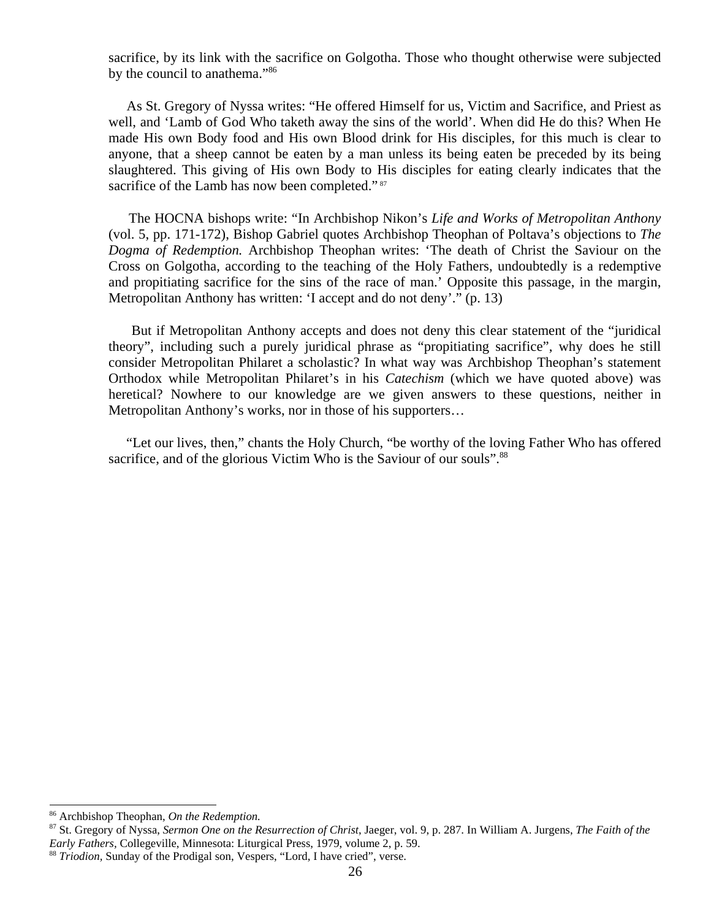sacrifice, by its link with the sacrifice on Golgotha. Those who thought otherwise were subjected by the council to anathema."[86]

As St. Gregory of Nyssa writes: "He offered Himself for us, Victim and Sacrifice, and Priest as well, and 'Lamb of God Who taketh away the sins of the world'. When did He do this? When He made His own Body food and His own Blood drink for His disciples, for this much is clear to anyone, that a sheep cannot be eaten by a man unless its being eaten be preceded by its being slaughtered. This giving of His own Body to His disciples for eating clearly indicates that the sacrifice of the Lamb has now been completed." [87]

The HOCNA bishops write: "In Archbishop Nikon's *Life and Works of Metropolitan Anthony* (vol. 5, pp. 171-172), Bishop Gabriel quotes Archbishop Theophan of Poltava's objections to *The Dogma of Redemption.* Archbishop Theophan writes: 'The death of Christ the Saviour on the Cross on Golgotha, according to the teaching of the Holy Fathers, undoubtedly is a redemptive and propitiating sacrifice for the sins of the race of man.' Opposite this passage, in the margin, Metropolitan Anthony has written: 'I accept and do not deny'." (p. 13)

But if Metropolitan Anthony accepts and does not deny this clear statement of the "juridical theory", including such a purely juridical phrase as "propitiating sacrifice", why does he still consider Metropolitan Philaret a scholastic? In what way was Archbishop Theophan's statement Orthodox while Metropolitan Philaret's in his *Catechism* (which we have quoted above) was heretical? Nowhere to our knowledge are we given answers to these questions, neither in Metropolitan Anthony's works, nor in those of his supporters…

"Let our lives, then," chants the Holy Church, "be worthy of the loving Father Who has offered sacrifice, and of the glorious Victim Who is the Saviour of our souls".[88]

---

[86] Archbishop Theophan, *On the Redemption.*

[87] St. Gregory of Nyssa, *Sermon One on the Resurrection of Christ*, Jaeger, vol. 9, p. 287. In William A. Jurgens, *The Faith of the Early Fathers,* Collegeville, Minnesota: Liturgical Press, 1979, volume 2, p. 59.

[88] *Triodion*, Sunday of the Prodigal son, Vespers, "Lord, I have cried", verse.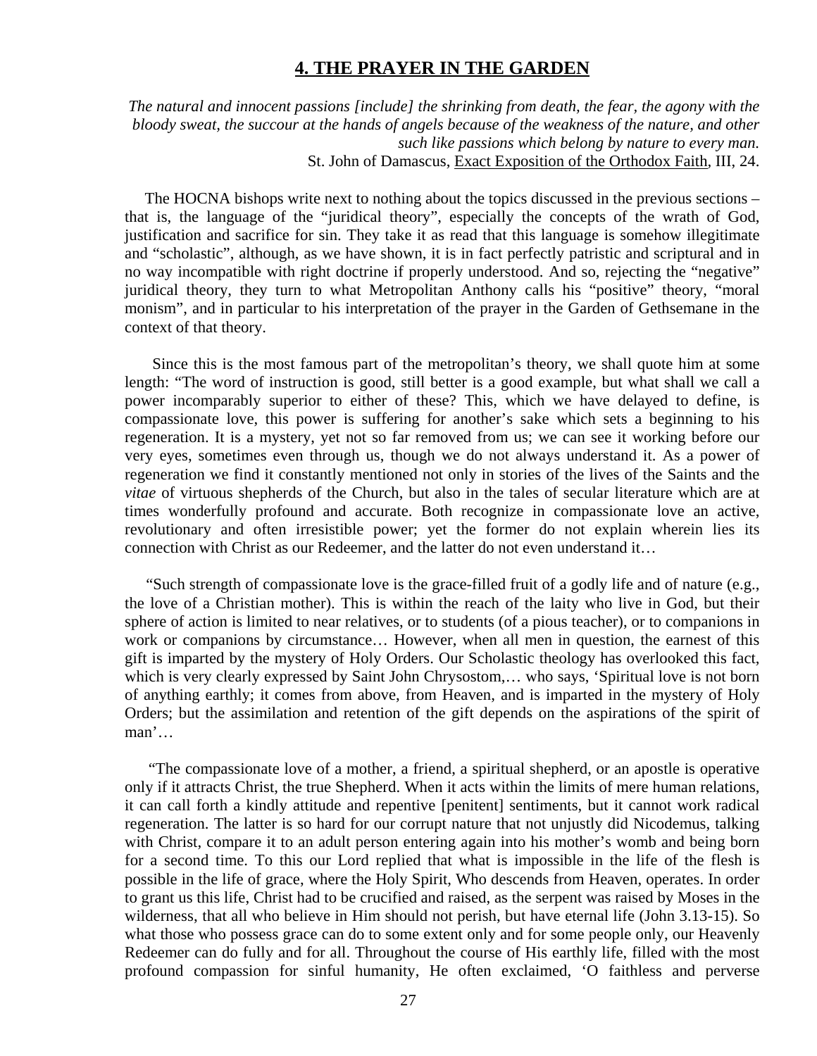## 4. THE PRAYER IN THE GARDEN

*The natural and innocent passions [include] the shrinking from death, the fear, the agony with the bloody sweat, the succour at the hands of angels because of the weakness of the nature, and other such like passions which belong by nature to every man.*
St. John of Damascus, Exact Exposition of the Orthodox Faith, III, 24.

The HOCNA bishops write next to nothing about the topics discussed in the previous sections – that is, the language of the "juridical theory", especially the concepts of the wrath of God, justification and sacrifice for sin. They take it as read that this language is somehow illegitimate and "scholastic", although, as we have shown, it is in fact perfectly patristic and scriptural and in no way incompatible with right doctrine if properly understood. And so, rejecting the "negative" juridical theory, they turn to what Metropolitan Anthony calls his "positive" theory, "moral monism", and in particular to his interpretation of the prayer in the Garden of Gethsemane in the context of that theory.

Since this is the most famous part of the metropolitan's theory, we shall quote him at some length: "The word of instruction is good, still better is a good example, but what shall we call a power incomparably superior to either of these? This, which we have delayed to define, is compassionate love, this power is suffering for another's sake which sets a beginning to his regeneration. It is a mystery, yet not so far removed from us; we can see it working before our very eyes, sometimes even through us, though we do not always understand it. As a power of regeneration we find it constantly mentioned not only in stories of the lives of the Saints and the *vitae* of virtuous shepherds of the Church, but also in the tales of secular literature which are at times wonderfully profound and accurate. Both recognize in compassionate love an active, revolutionary and often irresistible power; yet the former do not explain wherein lies its connection with Christ as our Redeemer, and the latter do not even understand it…

"Such strength of compassionate love is the grace-filled fruit of a godly life and of nature (e.g., the love of a Christian mother). This is within the reach of the laity who live in God, but their sphere of action is limited to near relatives, or to students (of a pious teacher), or to companions in work or companions by circumstance… However, when all men in question, the earnest of this gift is imparted by the mystery of Holy Orders. Our Scholastic theology has overlooked this fact, which is very clearly expressed by Saint John Chrysostom,… who says, 'Spiritual love is not born of anything earthly; it comes from above, from Heaven, and is imparted in the mystery of Holy Orders; but the assimilation and retention of the gift depends on the aspirations of the spirit of man'…

"The compassionate love of a mother, a friend, a spiritual shepherd, or an apostle is operative only if it attracts Christ, the true Shepherd. When it acts within the limits of mere human relations, it can call forth a kindly attitude and repentive [penitent] sentiments, but it cannot work radical regeneration. The latter is so hard for our corrupt nature that not unjustly did Nicodemus, talking with Christ, compare it to an adult person entering again into his mother's womb and being born for a second time. To this our Lord replied that what is impossible in the life of the flesh is possible in the life of grace, where the Holy Spirit, Who descends from Heaven, operates. In order to grant us this life, Christ had to be crucified and raised, as the serpent was raised by Moses in the wilderness, that all who believe in Him should not perish, but have eternal life (John 3.13-15). So what those who possess grace can do to some extent only and for some people only, our Heavenly Redeemer can do fully and for all. Throughout the course of His earthly life, filled with the most profound compassion for sinful humanity, He often exclaimed, 'O faithless and perverse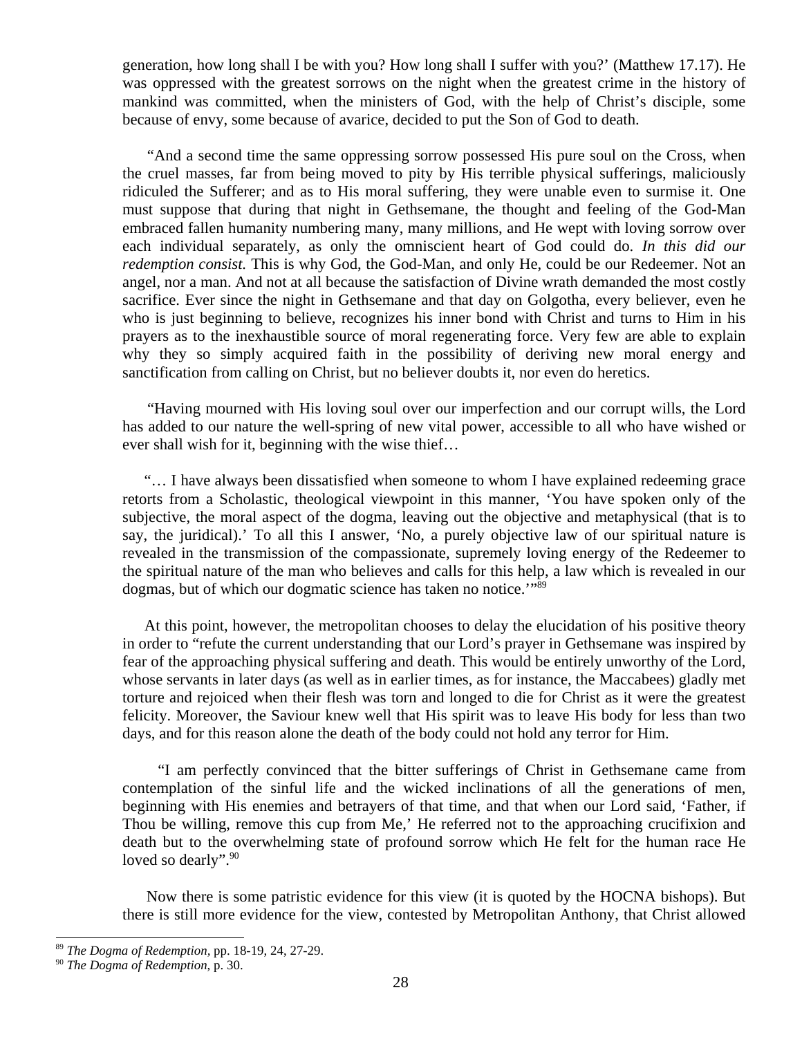generation, how long shall I be with you? How long shall I suffer with you?' (Matthew 17.17). He was oppressed with the greatest sorrows on the night when the greatest crime in the history of mankind was committed, when the ministers of God, with the help of Christ's disciple, some because of envy, some because of avarice, decided to put the Son of God to death.

"And a second time the same oppressing sorrow possessed His pure soul on the Cross, when the cruel masses, far from being moved to pity by His terrible physical sufferings, maliciously ridiculed the Sufferer; and as to His moral suffering, they were unable even to surmise it. One must suppose that during that night in Gethsemane, the thought and feeling of the God-Man embraced fallen humanity numbering many, many millions, and He wept with loving sorrow over each individual separately, as only the omniscient heart of God could do. *In this did our redemption consist.* This is why God, the God-Man, and only He, could be our Redeemer. Not an angel, nor a man. And not at all because the satisfaction of Divine wrath demanded the most costly sacrifice. Ever since the night in Gethsemane and that day on Golgotha, every believer, even he who is just beginning to believe, recognizes his inner bond with Christ and turns to Him in his prayers as to the inexhaustible source of moral regenerating force. Very few are able to explain why they so simply acquired faith in the possibility of deriving new moral energy and sanctification from calling on Christ, but no believer doubts it, nor even do heretics.

"Having mourned with His loving soul over our imperfection and our corrupt wills, the Lord has added to our nature the well-spring of new vital power, accessible to all who have wished or ever shall wish for it, beginning with the wise thief…

"… I have always been dissatisfied when someone to whom I have explained redeeming grace retorts from a Scholastic, theological viewpoint in this manner, 'You have spoken only of the subjective, the moral aspect of the dogma, leaving out the objective and metaphysical (that is to say, the juridical).' To all this I answer, 'No, a purely objective law of our spiritual nature is revealed in the transmission of the compassionate, supremely loving energy of the Redeemer to the spiritual nature of the man who believes and calls for this help, a law which is revealed in our dogmas, but of which our dogmatic science has taken no notice.'"[89]

At this point, however, the metropolitan chooses to delay the elucidation of his positive theory in order to "refute the current understanding that our Lord's prayer in Gethsemane was inspired by fear of the approaching physical suffering and death. This would be entirely unworthy of the Lord, whose servants in later days (as well as in earlier times, as for instance, the Maccabees) gladly met torture and rejoiced when their flesh was torn and longed to die for Christ as it were the greatest felicity. Moreover, the Saviour knew well that His spirit was to leave His body for less than two days, and for this reason alone the death of the body could not hold any terror for Him.

"I am perfectly convinced that the bitter sufferings of Christ in Gethsemane came from contemplation of the sinful life and the wicked inclinations of all the generations of men, beginning with His enemies and betrayers of that time, and that when our Lord said, 'Father, if Thou be willing, remove this cup from Me,' He referred not to the approaching crucifixion and death but to the overwhelming state of profound sorrow which He felt for the human race He loved so dearly".[90]

Now there is some patristic evidence for this view (it is quoted by the HOCNA bishops). But there is still more evidence for the view, contested by Metropolitan Anthony, that Christ allowed

[89] *The Dogma of Redemption*, pp. 18-19, 24, 27-29.

[90] *The Dogma of Redemption*, p. 30.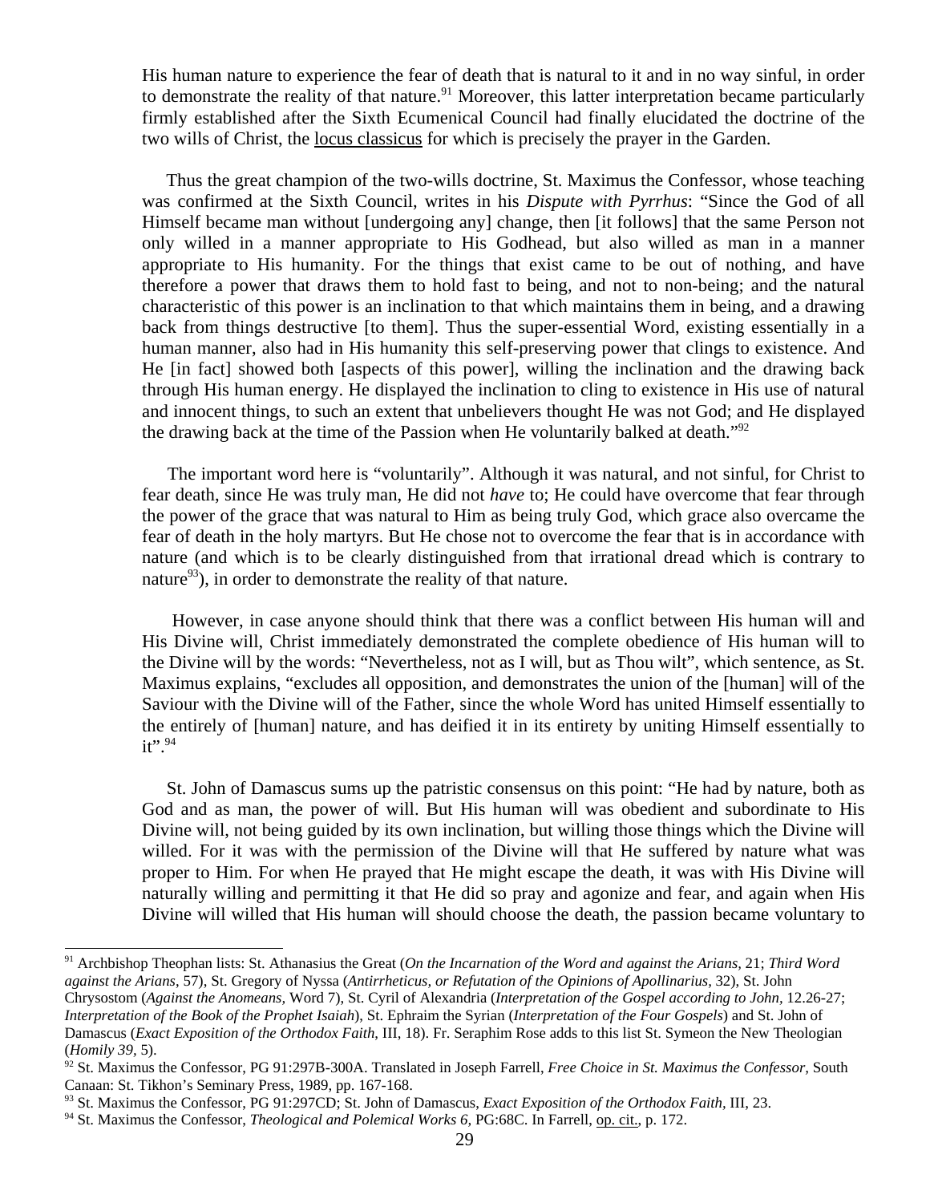His human nature to experience the fear of death that is natural to it and in no way sinful, in order to demonstrate the reality of that nature.[91] Moreover, this latter interpretation became particularly firmly established after the Sixth Ecumenical Council had finally elucidated the doctrine of the two wills of Christ, the locus classicus for which is precisely the prayer in the Garden.

Thus the great champion of the two-wills doctrine, St. Maximus the Confessor, whose teaching was confirmed at the Sixth Council, writes in his *Dispute with Pyrrhus*: "Since the God of all Himself became man without [undergoing any] change, then [it follows] that the same Person not only willed in a manner appropriate to His Godhead, but also willed as man in a manner appropriate to His humanity. For the things that exist came to be out of nothing, and have therefore a power that draws them to hold fast to being, and not to non-being; and the natural characteristic of this power is an inclination to that which maintains them in being, and a drawing back from things destructive [to them]. Thus the super-essential Word, existing essentially in a human manner, also had in His humanity this self-preserving power that clings to existence. And He [in fact] showed both [aspects of this power], willing the inclination and the drawing back through His human energy. He displayed the inclination to cling to existence in His use of natural and innocent things, to such an extent that unbelievers thought He was not God; and He displayed the drawing back at the time of the Passion when He voluntarily balked at death."[92]

The important word here is "voluntarily". Although it was natural, and not sinful, for Christ to fear death, since He was truly man, He did not *have* to; He could have overcome that fear through the power of the grace that was natural to Him as being truly God, which grace also overcame the fear of death in the holy martyrs. But He chose not to overcome the fear that is in accordance with nature (and which is to be clearly distinguished from that irrational dread which is contrary to nature[93]), in order to demonstrate the reality of that nature.

However, in case anyone should think that there was a conflict between His human will and His Divine will, Christ immediately demonstrated the complete obedience of His human will to the Divine will by the words: "Nevertheless, not as I will, but as Thou wilt", which sentence, as St. Maximus explains, "excludes all opposition, and demonstrates the union of the [human] will of the Saviour with the Divine will of the Father, since the whole Word has united Himself essentially to the entirely of [human] nature, and has deified it in its entirety by uniting Himself essentially to it".[94]

St. John of Damascus sums up the patristic consensus on this point: "He had by nature, both as God and as man, the power of will. But His human will was obedient and subordinate to His Divine will, not being guided by its own inclination, but willing those things which the Divine will willed. For it was with the permission of the Divine will that He suffered by nature what was proper to Him. For when He prayed that He might escape the death, it was with His Divine will naturally willing and permitting it that He did so pray and agonize and fear, and again when His Divine will willed that His human will should choose the death, the passion became voluntary to

---

[91] Archbishop Theophan lists: St. Athanasius the Great (*On the Incarnation of the Word and against the Arians*, 21; *Third Word against the Arians*, 57), St. Gregory of Nyssa (*Antirrheticus, or Refutation of the Opinions of Apollinarius*, 32), St. John Chrysostom (*Against the Anomeans*, Word 7), St. Cyril of Alexandria (*Interpretation of the Gospel according to John*, 12.26-27; *Interpretation of the Book of the Prophet Isaiah*), St. Ephraim the Syrian (*Interpretation of the Four Gospels*) and St. John of Damascus (*Exact Exposition of the Orthodox Faith*, III, 18). Fr. Seraphim Rose adds to this list St. Symeon the New Theologian (*Homily 39*, 5).

[92] St. Maximus the Confessor, PG 91:297B-300A. Translated in Joseph Farrell, *Free Choice in St. Maximus the Confessor*, South Canaan: St. Tikhon's Seminary Press, 1989, pp. 167-168.

[93] St. Maximus the Confessor, PG 91:297CD; St. John of Damascus, *Exact Exposition of the Orthodox Faith*, III, 23.

[94] St. Maximus the Confessor, *Theological and Polemical Works 6*, PG:68C. In Farrell, op. cit., p. 172.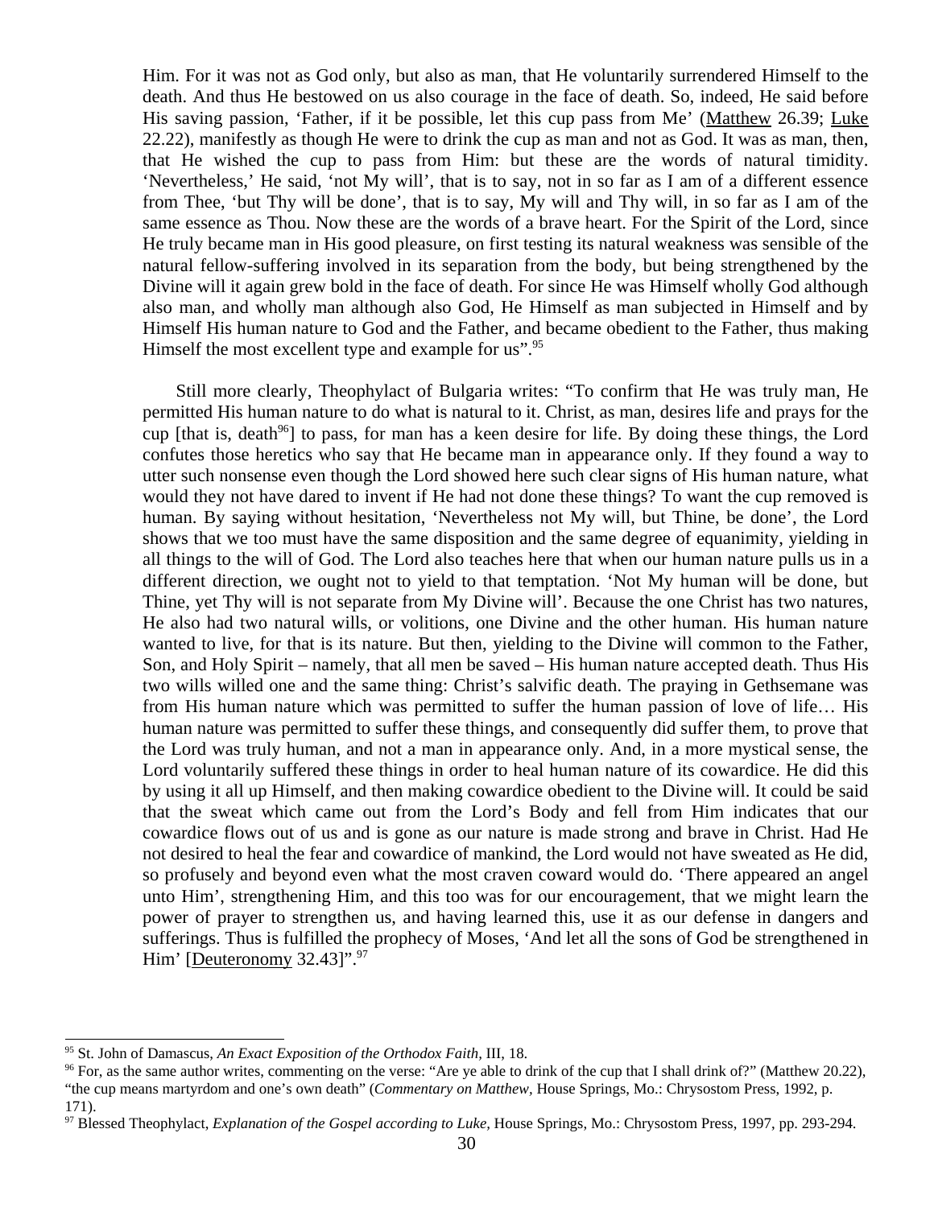Him. For it was not as God only, but also as man, that He voluntarily surrendered Himself to the death. And thus He bestowed on us also courage in the face of death. So, indeed, He said before His saving passion, 'Father, if it be possible, let this cup pass from Me' (Matthew 26.39; Luke 22.22), manifestly as though He were to drink the cup as man and not as God. It was as man, then, that He wished the cup to pass from Him: but these are the words of natural timidity. 'Nevertheless,' He said, 'not My will', that is to say, not in so far as I am of a different essence from Thee, 'but Thy will be done', that is to say, My will and Thy will, in so far as I am of the same essence as Thou. Now these are the words of a brave heart. For the Spirit of the Lord, since He truly became man in His good pleasure, on first testing its natural weakness was sensible of the natural fellow-suffering involved in its separation from the body, but being strengthened by the Divine will it again grew bold in the face of death. For since He was Himself wholly God although also man, and wholly man although also God, He Himself as man subjected in Himself and by Himself His human nature to God and the Father, and became obedient to the Father, thus making Himself the most excellent type and example for us".[95]

Still more clearly, Theophylact of Bulgaria writes: "To confirm that He was truly man, He permitted His human nature to do what is natural to it. Christ, as man, desires life and prays for the cup [that is, death[96]] to pass, for man has a keen desire for life. By doing these things, the Lord confutes those heretics who say that He became man in appearance only. If they found a way to utter such nonsense even though the Lord showed here such clear signs of His human nature, what would they not have dared to invent if He had not done these things? To want the cup removed is human. By saying without hesitation, 'Nevertheless not My will, but Thine, be done', the Lord shows that we too must have the same disposition and the same degree of equanimity, yielding in all things to the will of God. The Lord also teaches here that when our human nature pulls us in a different direction, we ought not to yield to that temptation. 'Not My human will be done, but Thine, yet Thy will is not separate from My Divine will'. Because the one Christ has two natures, He also had two natural wills, or volitions, one Divine and the other human. His human nature wanted to live, for that is its nature. But then, yielding to the Divine will common to the Father, Son, and Holy Spirit – namely, that all men be saved – His human nature accepted death. Thus His two wills willed one and the same thing: Christ's salvific death. The praying in Gethsemane was from His human nature which was permitted to suffer the human passion of love of life… His human nature was permitted to suffer these things, and consequently did suffer them, to prove that the Lord was truly human, and not a man in appearance only. And, in a more mystical sense, the Lord voluntarily suffered these things in order to heal human nature of its cowardice. He did this by using it all up Himself, and then making cowardice obedient to the Divine will. It could be said that the sweat which came out from the Lord's Body and fell from Him indicates that our cowardice flows out of us and is gone as our nature is made strong and brave in Christ. Had He not desired to heal the fear and cowardice of mankind, the Lord would not have sweated as He did, so profusely and beyond even what the most craven coward would do. 'There appeared an angel unto Him', strengthening Him, and this too was for our encouragement, that we might learn the power of prayer to strengthen us, and having learned this, use it as our defense in dangers and sufferings. Thus is fulfilled the prophecy of Moses, 'And let all the sons of God be strengthened in Him' [Deuteronomy 32.43]".[97]

---

[95] St. John of Damascus, *An Exact Exposition of the Orthodox Faith,* III, 18.

[96] For, as the same author writes, commenting on the verse: "Are ye able to drink of the cup that I shall drink of?" (Matthew 20.22), "the cup means martyrdom and one's own death" (*Commentary on Matthew,* House Springs, Mo.: Chrysostom Press, 1992, p. 171).

[97] Blessed Theophylact, *Explanation of the Gospel according to Luke,* House Springs, Mo.: Chrysostom Press, 1997, pp. 293-294.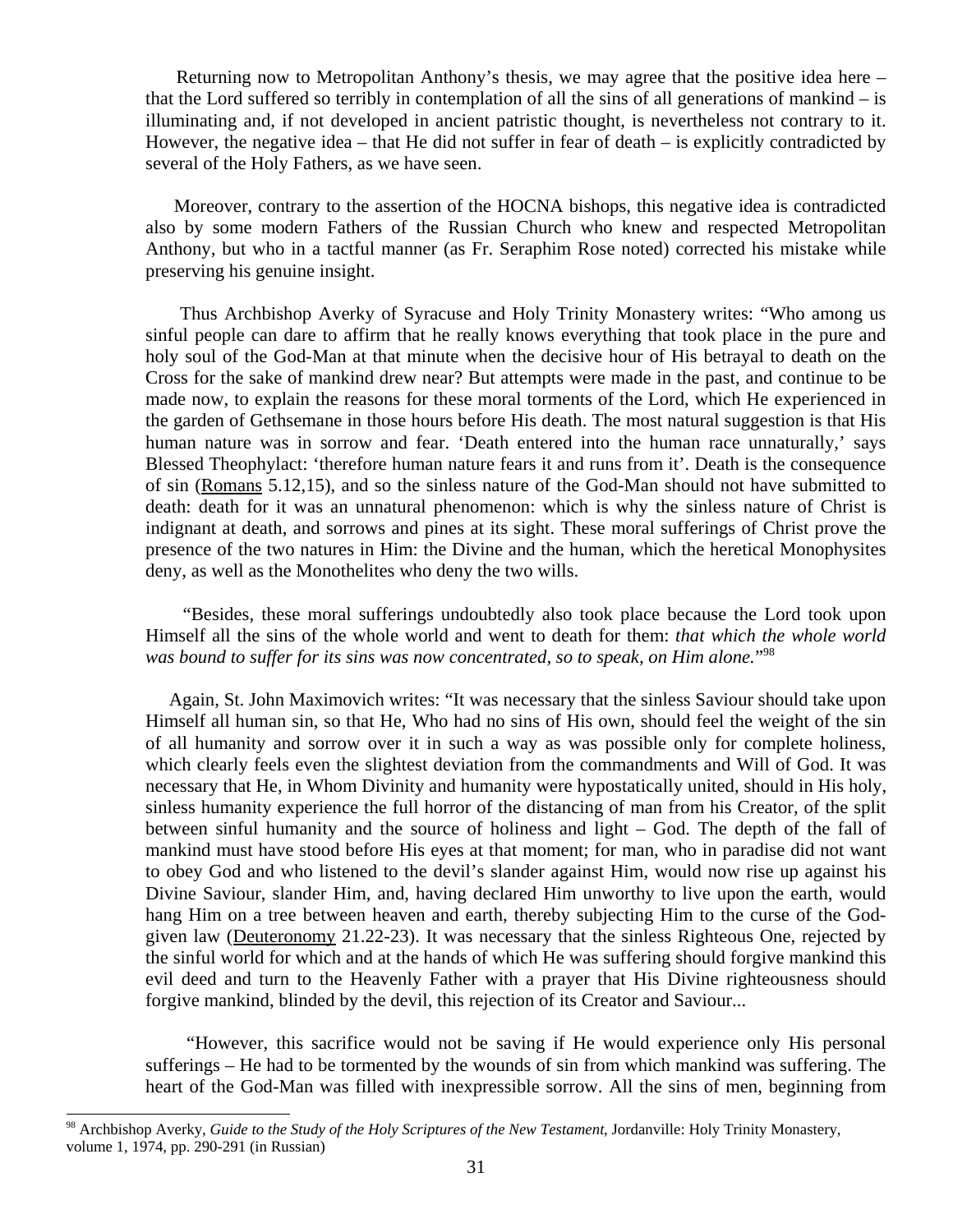Returning now to Metropolitan Anthony's thesis, we may agree that the positive idea here – that the Lord suffered so terribly in contemplation of all the sins of all generations of mankind – is illuminating and, if not developed in ancient patristic thought, is nevertheless not contrary to it. However, the negative idea – that He did not suffer in fear of death – is explicitly contradicted by several of the Holy Fathers, as we have seen.

Moreover, contrary to the assertion of the HOCNA bishops, this negative idea is contradicted also by some modern Fathers of the Russian Church who knew and respected Metropolitan Anthony, but who in a tactful manner (as Fr. Seraphim Rose noted) corrected his mistake while preserving his genuine insight.

Thus Archbishop Averky of Syracuse and Holy Trinity Monastery writes: "Who among us sinful people can dare to affirm that he really knows everything that took place in the pure and holy soul of the God-Man at that minute when the decisive hour of His betrayal to death on the Cross for the sake of mankind drew near? But attempts were made in the past, and continue to be made now, to explain the reasons for these moral torments of the Lord, which He experienced in the garden of Gethsemane in those hours before His death. The most natural suggestion is that His human nature was in sorrow and fear. 'Death entered into the human race unnaturally,' says Blessed Theophylact: 'therefore human nature fears it and runs from it'. Death is the consequence of sin (Romans 5.12,15), and so the sinless nature of the God-Man should not have submitted to death: death for it was an unnatural phenomenon: which is why the sinless nature of Christ is indignant at death, and sorrows and pines at its sight. These moral sufferings of Christ prove the presence of the two natures in Him: the Divine and the human, which the heretical Monophysites deny, as well as the Monothelites who deny the two wills.

"Besides, these moral sufferings undoubtedly also took place because the Lord took upon Himself all the sins of the whole world and went to death for them: *that which the whole world was bound to suffer for its sins was now concentrated, so to speak, on Him alone.*"[98]

Again, St. John Maximovich writes: "It was necessary that the sinless Saviour should take upon Himself all human sin, so that He, Who had no sins of His own, should feel the weight of the sin of all humanity and sorrow over it in such a way as was possible only for complete holiness, which clearly feels even the slightest deviation from the commandments and Will of God. It was necessary that He, in Whom Divinity and humanity were hypostatically united, should in His holy, sinless humanity experience the full horror of the distancing of man from his Creator, of the split between sinful humanity and the source of holiness and light – God. The depth of the fall of mankind must have stood before His eyes at that moment; for man, who in paradise did not want to obey God and who listened to the devil's slander against Him, would now rise up against his Divine Saviour, slander Him, and, having declared Him unworthy to live upon the earth, would hang Him on a tree between heaven and earth, thereby subjecting Him to the curse of the God-given law (Deuteronomy 21.22-23). It was necessary that the sinless Righteous One, rejected by the sinful world for which and at the hands of which He was suffering should forgive mankind this evil deed and turn to the Heavenly Father with a prayer that His Divine righteousness should forgive mankind, blinded by the devil, this rejection of its Creator and Saviour...

"However, this sacrifice would not be saving if He would experience only His personal sufferings – He had to be tormented by the wounds of sin from which mankind was suffering. The heart of the God-Man was filled with inexpressible sorrow. All the sins of men, beginning from

[98] Archbishop Averky, *Guide to the Study of the Holy Scriptures of the New Testament*, Jordanville: Holy Trinity Monastery, volume 1, 1974, pp. 290-291 (in Russian)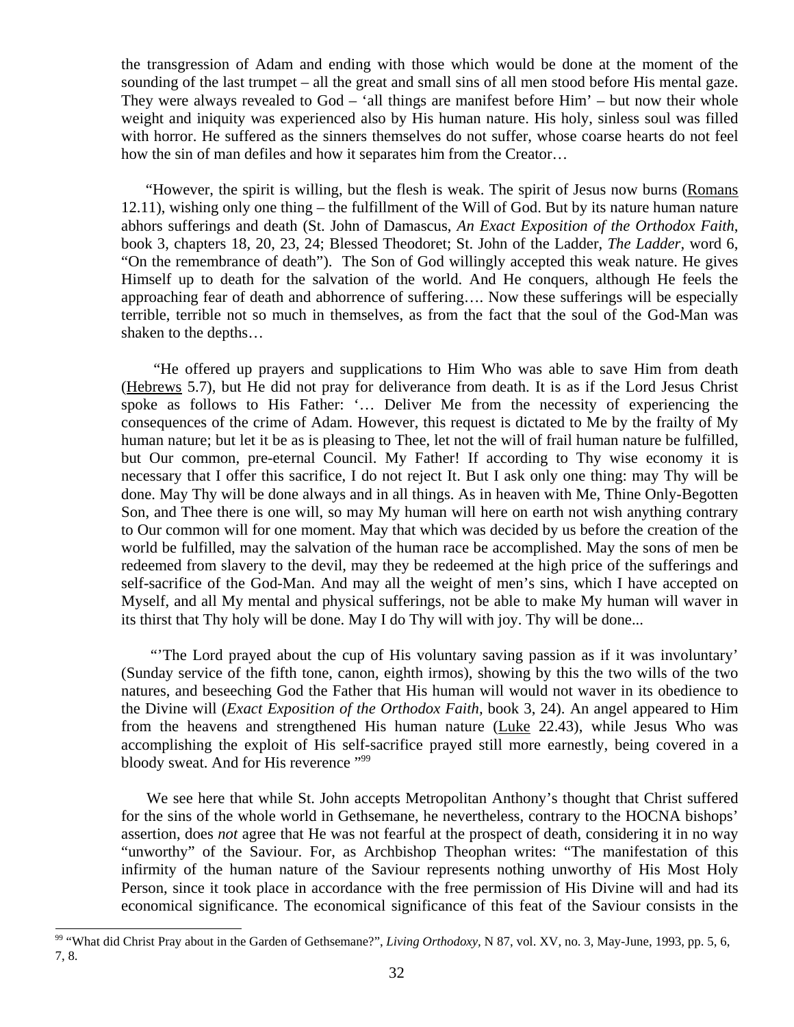the transgression of Adam and ending with those which would be done at the moment of the sounding of the last trumpet – all the great and small sins of all men stood before His mental gaze. They were always revealed to God – 'all things are manifest before Him' – but now their whole weight and iniquity was experienced also by His human nature. His holy, sinless soul was filled with horror. He suffered as the sinners themselves do not suffer, whose coarse hearts do not feel how the sin of man defiles and how it separates him from the Creator…

"However, the spirit is willing, but the flesh is weak. The spirit of Jesus now burns (Romans 12.11), wishing only one thing – the fulfillment of the Will of God. But by its nature human nature abhors sufferings and death (St. John of Damascus, *An Exact Exposition of the Orthodox Faith*, book 3, chapters 18, 20, 23, 24; Blessed Theodoret; St. John of the Ladder, *The Ladder*, word 6, "On the remembrance of death"). The Son of God willingly accepted this weak nature. He gives Himself up to death for the salvation of the world. And He conquers, although He feels the approaching fear of death and abhorrence of suffering…. Now these sufferings will be especially terrible, terrible not so much in themselves, as from the fact that the soul of the God-Man was shaken to the depths…

"He offered up prayers and supplications to Him Who was able to save Him from death (Hebrews 5.7), but He did not pray for deliverance from death. It is as if the Lord Jesus Christ spoke as follows to His Father: '… Deliver Me from the necessity of experiencing the consequences of the crime of Adam. However, this request is dictated to Me by the frailty of My human nature; but let it be as is pleasing to Thee, let not the will of frail human nature be fulfilled, but Our common, pre-eternal Council. My Father! If according to Thy wise economy it is necessary that I offer this sacrifice, I do not reject It. But I ask only one thing: may Thy will be done. May Thy will be done always and in all things. As in heaven with Me, Thine Only-Begotten Son, and Thee there is one will, so may My human will here on earth not wish anything contrary to Our common will for one moment. May that which was decided by us before the creation of the world be fulfilled, may the salvation of the human race be accomplished. May the sons of men be redeemed from slavery to the devil, may they be redeemed at the high price of the sufferings and self-sacrifice of the God-Man. And may all the weight of men's sins, which I have accepted on Myself, and all My mental and physical sufferings, not be able to make My human will waver in its thirst that Thy holy will be done. May I do Thy will with joy. Thy will be done...

"'The Lord prayed about the cup of His voluntary saving passion as if it was involuntary' (Sunday service of the fifth tone, canon, eighth irmos), showing by this the two wills of the two natures, and beseeching God the Father that His human will would not waver in its obedience to the Divine will (*Exact Exposition of the Orthodox Faith,* book 3, 24). An angel appeared to Him from the heavens and strengthened His human nature (Luke 22.43), while Jesus Who was accomplishing the exploit of His self-sacrifice prayed still more earnestly, being covered in a bloody sweat. And for His reverence "[99]

We see here that while St. John accepts Metropolitan Anthony's thought that Christ suffered for the sins of the whole world in Gethsemane, he nevertheless, contrary to the HOCNA bishops' assertion, does *not* agree that He was not fearful at the prospect of death, considering it in no way "unworthy" of the Saviour. For, as Archbishop Theophan writes: "The manifestation of this infirmity of the human nature of the Saviour represents nothing unworthy of His Most Holy Person, since it took place in accordance with the free permission of His Divine will and had its economical significance. The economical significance of this feat of the Saviour consists in the

[99] "What did Christ Pray about in the Garden of Gethsemane?", *Living Orthodoxy*, N 87, vol. XV, no. 3, May-June, 1993, pp. 5, 6, 7, 8.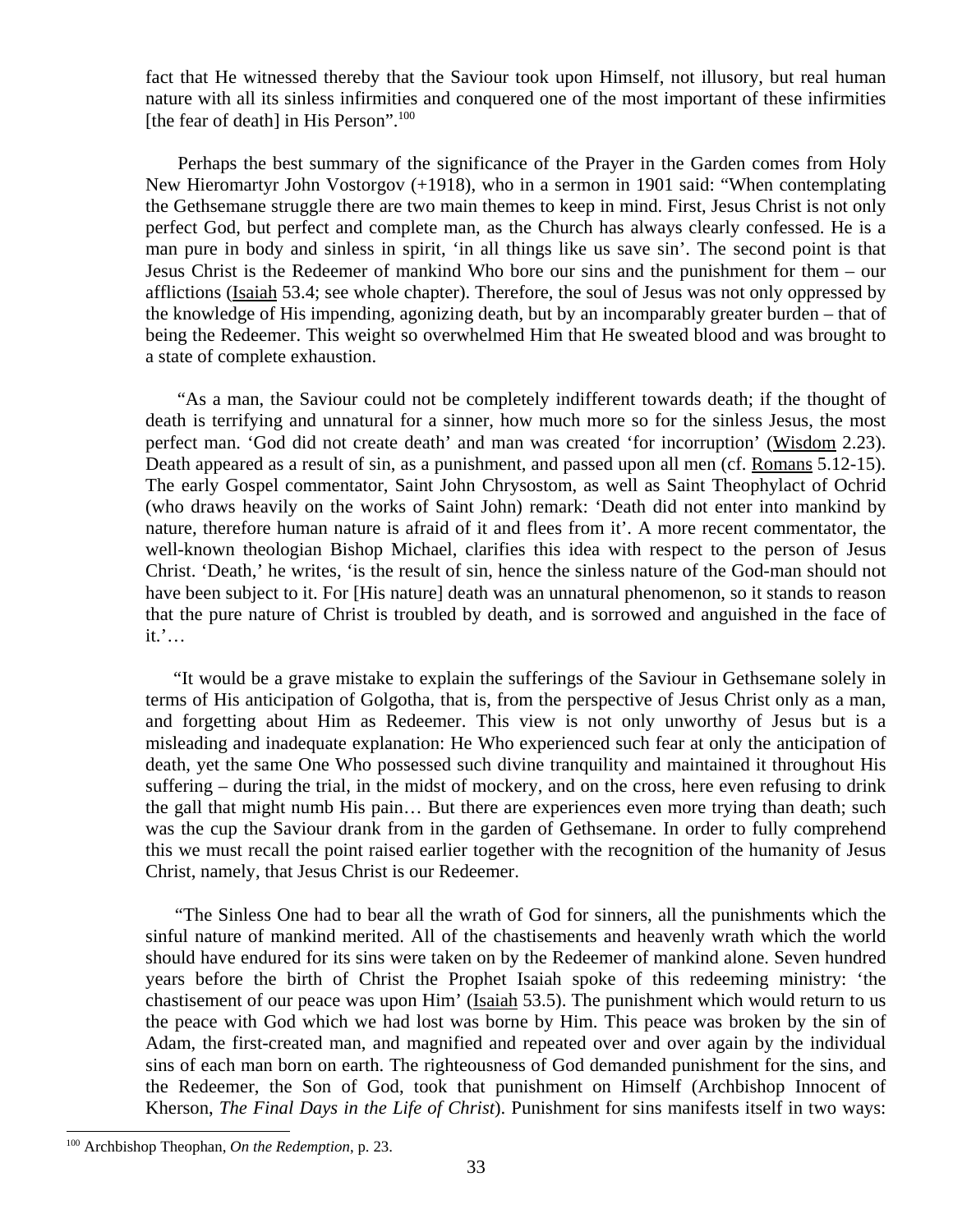fact that He witnessed thereby that the Saviour took upon Himself, not illusory, but real human nature with all its sinless infirmities and conquered one of the most important of these infirmities [the fear of death] in His Person".[100]

Perhaps the best summary of the significance of the Prayer in the Garden comes from Holy New Hieromartyr John Vostorgov (+1918), who in a sermon in 1901 said: "When contemplating the Gethsemane struggle there are two main themes to keep in mind. First, Jesus Christ is not only perfect God, but perfect and complete man, as the Church has always clearly confessed. He is a man pure in body and sinless in spirit, 'in all things like us save sin'. The second point is that Jesus Christ is the Redeemer of mankind Who bore our sins and the punishment for them – our afflictions (Isaiah 53.4; see whole chapter). Therefore, the soul of Jesus was not only oppressed by the knowledge of His impending, agonizing death, but by an incomparably greater burden – that of being the Redeemer. This weight so overwhelmed Him that He sweated blood and was brought to a state of complete exhaustion.

"As a man, the Saviour could not be completely indifferent towards death; if the thought of death is terrifying and unnatural for a sinner, how much more so for the sinless Jesus, the most perfect man. 'God did not create death' and man was created 'for incorruption' (Wisdom 2.23). Death appeared as a result of sin, as a punishment, and passed upon all men (cf. Romans 5.12-15). The early Gospel commentator, Saint John Chrysostom, as well as Saint Theophylact of Ochrid (who draws heavily on the works of Saint John) remark: 'Death did not enter into mankind by nature, therefore human nature is afraid of it and flees from it'. A more recent commentator, the well-known theologian Bishop Michael, clarifies this idea with respect to the person of Jesus Christ. 'Death,' he writes, 'is the result of sin, hence the sinless nature of the God-man should not have been subject to it. For [His nature] death was an unnatural phenomenon, so it stands to reason that the pure nature of Christ is troubled by death, and is sorrowed and anguished in the face of it.'…

"It would be a grave mistake to explain the sufferings of the Saviour in Gethsemane solely in terms of His anticipation of Golgotha, that is, from the perspective of Jesus Christ only as a man, and forgetting about Him as Redeemer. This view is not only unworthy of Jesus but is a misleading and inadequate explanation: He Who experienced such fear at only the anticipation of death, yet the same One Who possessed such divine tranquility and maintained it throughout His suffering – during the trial, in the midst of mockery, and on the cross, here even refusing to drink the gall that might numb His pain… But there are experiences even more trying than death; such was the cup the Saviour drank from in the garden of Gethsemane. In order to fully comprehend this we must recall the point raised earlier together with the recognition of the humanity of Jesus Christ, namely, that Jesus Christ is our Redeemer.

"The Sinless One had to bear all the wrath of God for sinners, all the punishments which the sinful nature of mankind merited. All of the chastisements and heavenly wrath which the world should have endured for its sins were taken on by the Redeemer of mankind alone. Seven hundred years before the birth of Christ the Prophet Isaiah spoke of this redeeming ministry: 'the chastisement of our peace was upon Him' (Isaiah 53.5). The punishment which would return to us the peace with God which we had lost was borne by Him. This peace was broken by the sin of Adam, the first-created man, and magnified and repeated over and over again by the individual sins of each man born on earth. The righteousness of God demanded punishment for the sins, and the Redeemer, the Son of God, took that punishment on Himself (Archbishop Innocent of Kherson, *The Final Days in the Life of Christ*). Punishment for sins manifests itself in two ways:

[100] Archbishop Theophan, *On the Redemption*, p. 23.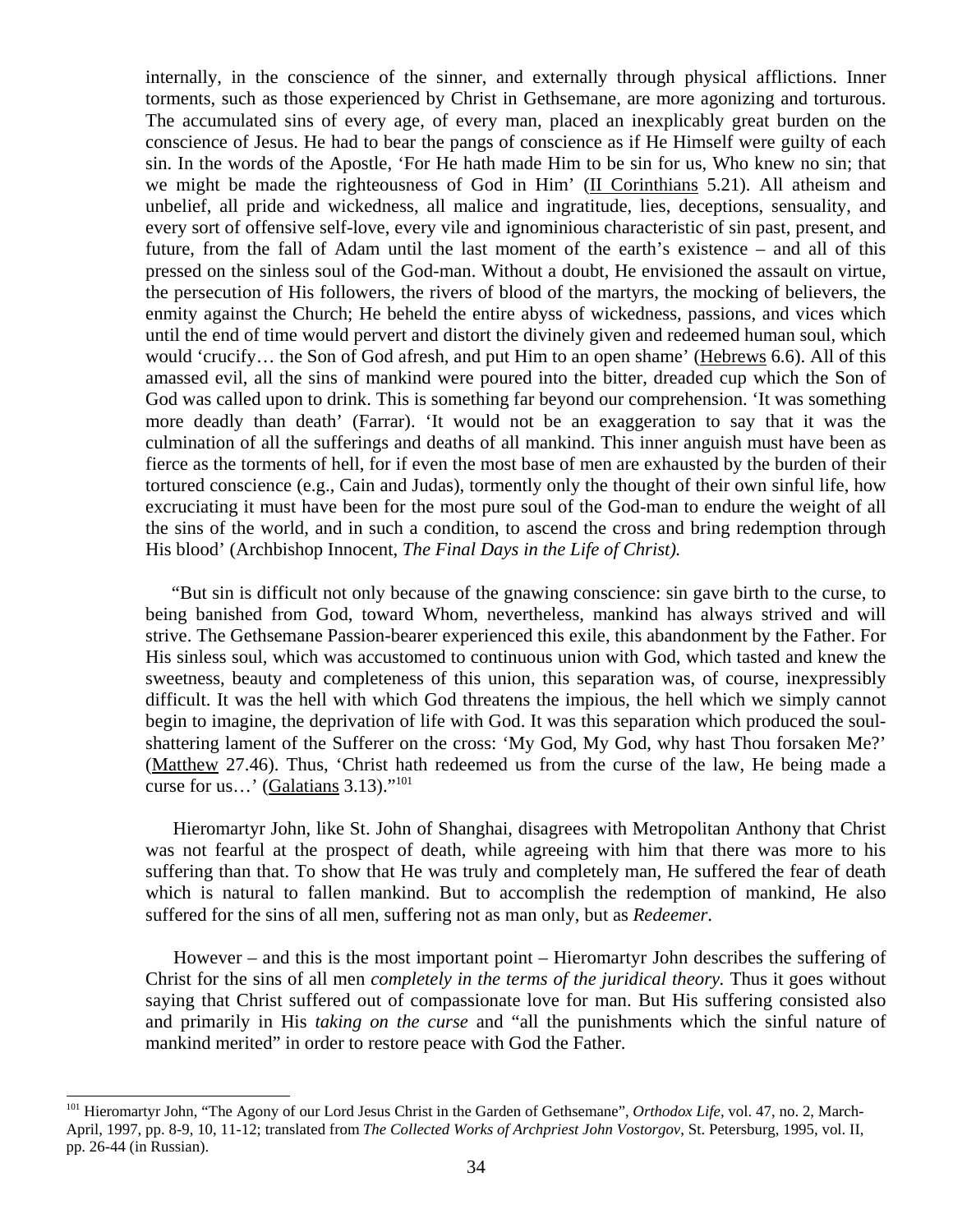internally, in the conscience of the sinner, and externally through physical afflictions. Inner torments, such as those experienced by Christ in Gethsemane, are more agonizing and torturous. The accumulated sins of every age, of every man, placed an inexplicably great burden on the conscience of Jesus. He had to bear the pangs of conscience as if He Himself were guilty of each sin. In the words of the Apostle, 'For He hath made Him to be sin for us, Who knew no sin; that we might be made the righteousness of God in Him' (II Corinthians 5.21). All atheism and unbelief, all pride and wickedness, all malice and ingratitude, lies, deceptions, sensuality, and every sort of offensive self-love, every vile and ignominious characteristic of sin past, present, and future, from the fall of Adam until the last moment of the earth's existence – and all of this pressed on the sinless soul of the God-man. Without a doubt, He envisioned the assault on virtue, the persecution of His followers, the rivers of blood of the martyrs, the mocking of believers, the enmity against the Church; He beheld the entire abyss of wickedness, passions, and vices which until the end of time would pervert and distort the divinely given and redeemed human soul, which would 'crucify… the Son of God afresh, and put Him to an open shame' (Hebrews 6.6). All of this amassed evil, all the sins of mankind were poured into the bitter, dreaded cup which the Son of God was called upon to drink. This is something far beyond our comprehension. 'It was something more deadly than death' (Farrar). 'It would not be an exaggeration to say that it was the culmination of all the sufferings and deaths of all mankind. This inner anguish must have been as fierce as the torments of hell, for if even the most base of men are exhausted by the burden of their tortured conscience (e.g., Cain and Judas), tormently only the thought of their own sinful life, how excruciating it must have been for the most pure soul of the God-man to endure the weight of all the sins of the world, and in such a condition, to ascend the cross and bring redemption through His blood' (Archbishop Innocent, *The Final Days in the Life of Christ).*

"But sin is difficult not only because of the gnawing conscience: sin gave birth to the curse, to being banished from God, toward Whom, nevertheless, mankind has always strived and will strive. The Gethsemane Passion-bearer experienced this exile, this abandonment by the Father. For His sinless soul, which was accustomed to continuous union with God, which tasted and knew the sweetness, beauty and completeness of this union, this separation was, of course, inexpressibly difficult. It was the hell with which God threatens the impious, the hell which we simply cannot begin to imagine, the deprivation of life with God. It was this separation which produced the soul-shattering lament of the Sufferer on the cross: 'My God, My God, why hast Thou forsaken Me?' (Matthew 27.46). Thus, 'Christ hath redeemed us from the curse of the law, He being made a curse for us…' (Galatians 3.13)."[101]

Hieromartyr John, like St. John of Shanghai, disagrees with Metropolitan Anthony that Christ was not fearful at the prospect of death, while agreeing with him that there was more to his suffering than that. To show that He was truly and completely man, He suffered the fear of death which is natural to fallen mankind. But to accomplish the redemption of mankind, He also suffered for the sins of all men, suffering not as man only, but as *Redeemer*.

However – and this is the most important point – Hieromartyr John describes the suffering of Christ for the sins of all men *completely in the terms of the juridical theory.* Thus it goes without saying that Christ suffered out of compassionate love for man. But His suffering consisted also and primarily in His *taking on the curse* and "all the punishments which the sinful nature of mankind merited" in order to restore peace with God the Father.

---

[101] Hieromartyr John, "The Agony of our Lord Jesus Christ in the Garden of Gethsemane", *Orthodox Life*, vol. 47, no. 2, March-April, 1997, pp. 8-9, 10, 11-12; translated from *The Collected Works of Archpriest John Vostorgov*, St. Petersburg, 1995, vol. II, pp. 26-44 (in Russian).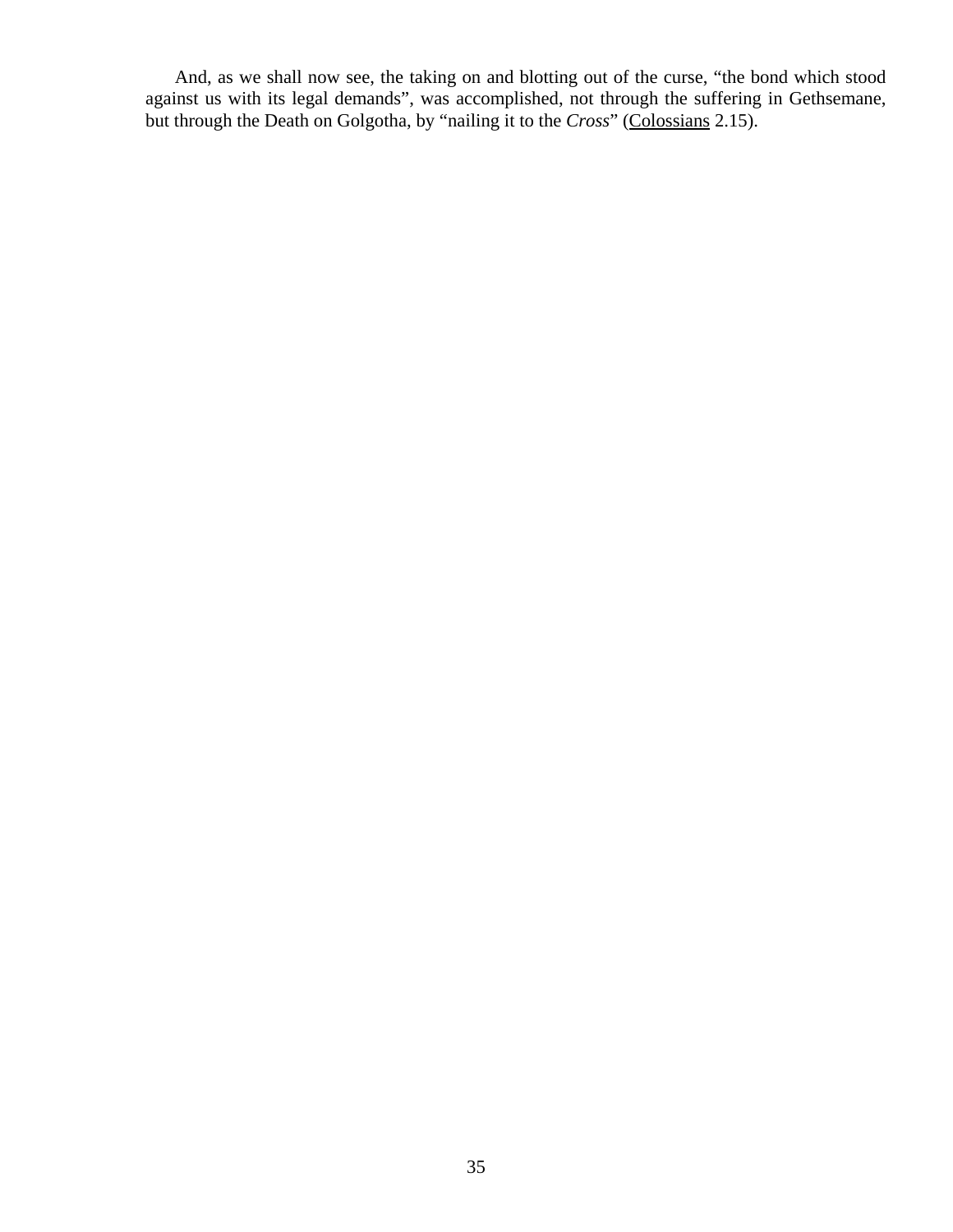And, as we shall now see, the taking on and blotting out of the curse, “the bond which stood against us with its legal demands”, was accomplished, not through the suffering in Gethsemane, but through the Death on Golgotha, by “nailing it to the *Cross*” (Colossians 2.15).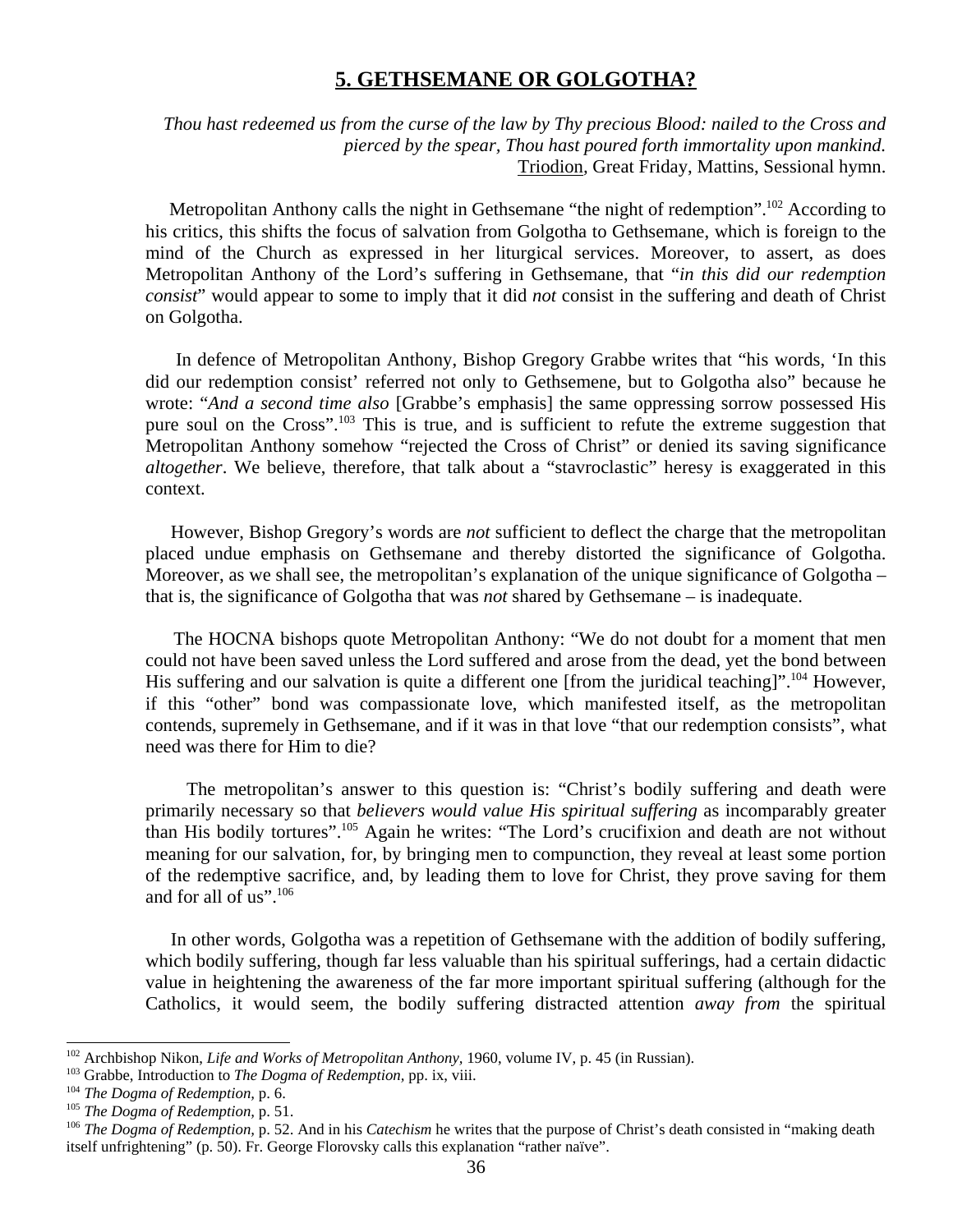## 5. GETHSEMANE OR GOLGOTHA?

*Thou hast redeemed us from the curse of the law by Thy precious Blood: nailed to the Cross and pierced by the spear, Thou hast poured forth immortality upon mankind.*
Triodion, Great Friday, Mattins, Sessional hymn.

Metropolitan Anthony calls the night in Gethsemane "the night of redemption".[102] According to his critics, this shifts the focus of salvation from Golgotha to Gethsemane, which is foreign to the mind of the Church as expressed in her liturgical services. Moreover, to assert, as does Metropolitan Anthony of the Lord's suffering in Gethsemane, that "*in this did our redemption consist*" would appear to some to imply that it did *not* consist in the suffering and death of Christ on Golgotha.

In defence of Metropolitan Anthony, Bishop Gregory Grabbe writes that "his words, 'In this did our redemption consist' referred not only to Gethsemene, but to Golgotha also" because he wrote: "*And a second time also* [Grabbe's emphasis] the same oppressing sorrow possessed His pure soul on the Cross".[103] This is true, and is sufficient to refute the extreme suggestion that Metropolitan Anthony somehow "rejected the Cross of Christ" or denied its saving significance *altogether*. We believe, therefore, that talk about a "stavroclastic" heresy is exaggerated in this context.

However, Bishop Gregory's words are *not* sufficient to deflect the charge that the metropolitan placed undue emphasis on Gethsemane and thereby distorted the significance of Golgotha. Moreover, as we shall see, the metropolitan's explanation of the unique significance of Golgotha – that is, the significance of Golgotha that was *not* shared by Gethsemane – is inadequate.

The HOCNA bishops quote Metropolitan Anthony: "We do not doubt for a moment that men could not have been saved unless the Lord suffered and arose from the dead, yet the bond between His suffering and our salvation is quite a different one [from the juridical teaching]".[104] However, if this "other" bond was compassionate love, which manifested itself, as the metropolitan contends, supremely in Gethsemane, and if it was in that love "that our redemption consists", what need was there for Him to die?

The metropolitan's answer to this question is: "Christ's bodily suffering and death were primarily necessary so that *believers would value His spiritual suffering* as incomparably greater than His bodily tortures".[105] Again he writes: "The Lord's crucifixion and death are not without meaning for our salvation, for, by bringing men to compunction, they reveal at least some portion of the redemptive sacrifice, and, by leading them to love for Christ, they prove saving for them and for all of us".[106]

In other words, Golgotha was a repetition of Gethsemane with the addition of bodily suffering, which bodily suffering, though far less valuable than his spiritual sufferings, had a certain didactic value in heightening the awareness of the far more important spiritual suffering (although for the Catholics, it would seem, the bodily suffering distracted attention *away from* the spiritual

---

[102] Archbishop Nikon, *Life and Works of Metropolitan Anthony*, 1960, volume IV, p. 45 (in Russian).
[103] Grabbe, Introduction to *The Dogma of Redemption*, pp. ix, viii.
[104] *The Dogma of Redemption*, p. 6.
[105] *The Dogma of Redemption*, p. 51.
[106] *The Dogma of Redemption*, p. 52. And in his *Catechism* he writes that the purpose of Christ's death consisted in "making death itself unfrightening" (p. 50). Fr. George Florovsky calls this explanation "rather naïve".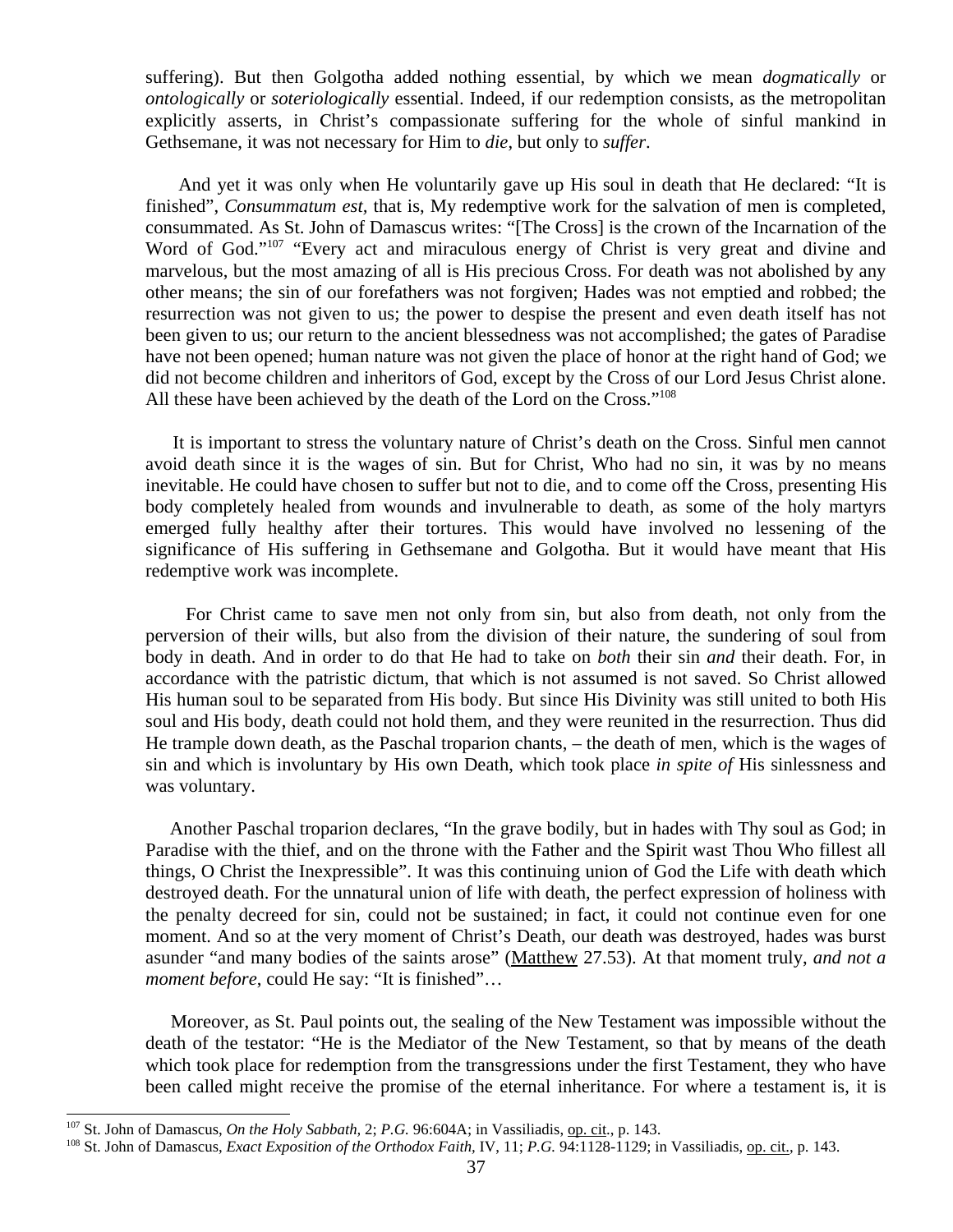suffering). But then Golgotha added nothing essential, by which we mean *dogmatically* or *ontologically* or *soteriologically* essential. Indeed, if our redemption consists, as the metropolitan explicitly asserts, in Christ's compassionate suffering for the whole of sinful mankind in Gethsemane, it was not necessary for Him to *die*, but only to *suffer*.

And yet it was only when He voluntarily gave up His soul in death that He declared: "It is finished", *Consummatum est*, that is, My redemptive work for the salvation of men is completed, consummated. As St. John of Damascus writes: "[The Cross] is the crown of the Incarnation of the Word of God."[107] "Every act and miraculous energy of Christ is very great and divine and marvelous, but the most amazing of all is His precious Cross. For death was not abolished by any other means; the sin of our forefathers was not forgiven; Hades was not emptied and robbed; the resurrection was not given to us; the power to despise the present and even death itself has not been given to us; our return to the ancient blessedness was not accomplished; the gates of Paradise have not been opened; human nature was not given the place of honor at the right hand of God; we did not become children and inheritors of God, except by the Cross of our Lord Jesus Christ alone. All these have been achieved by the death of the Lord on the Cross."[108]

It is important to stress the voluntary nature of Christ's death on the Cross. Sinful men cannot avoid death since it is the wages of sin. But for Christ, Who had no sin, it was by no means inevitable. He could have chosen to suffer but not to die, and to come off the Cross, presenting His body completely healed from wounds and invulnerable to death, as some of the holy martyrs emerged fully healthy after their tortures. This would have involved no lessening of the significance of His suffering in Gethsemane and Golgotha. But it would have meant that His redemptive work was incomplete.

For Christ came to save men not only from sin, but also from death, not only from the perversion of their wills, but also from the division of their nature, the sundering of soul from body in death. And in order to do that He had to take on *both* their sin *and* their death. For, in accordance with the patristic dictum, that which is not assumed is not saved. So Christ allowed His human soul to be separated from His body. But since His Divinity was still united to both His soul and His body, death could not hold them, and they were reunited in the resurrection. Thus did He trample down death, as the Paschal troparion chants, – the death of men, which is the wages of sin and which is involuntary by His own Death, which took place *in spite of* His sinlessness and was voluntary.

Another Paschal troparion declares, "In the grave bodily, but in hades with Thy soul as God; in Paradise with the thief, and on the throne with the Father and the Spirit wast Thou Who fillest all things, O Christ the Inexpressible". It was this continuing union of God the Life with death which destroyed death. For the unnatural union of life with death, the perfect expression of holiness with the penalty decreed for sin, could not be sustained; in fact, it could not continue even for one moment. And so at the very moment of Christ's Death, our death was destroyed, hades was burst asunder "and many bodies of the saints arose" (Matthew 27.53). At that moment truly, *and not a moment before*, could He say: "It is finished"…

Moreover, as St. Paul points out, the sealing of the New Testament was impossible without the death of the testator: "He is the Mediator of the New Testament, so that by means of the death which took place for redemption from the transgressions under the first Testament, they who have been called might receive the promise of the eternal inheritance. For where a testament is, it is

---

[107] St. John of Damascus, *On the Holy Sabbath*, 2; *P.G.* 96:604A; in Vassiliadis, op. cit., p. 143.

[108] St. John of Damascus, *Exact Exposition of the Orthodox Faith*, IV, 11; *P.G.* 94:1128-1129; in Vassiliadis, op. cit., p. 143.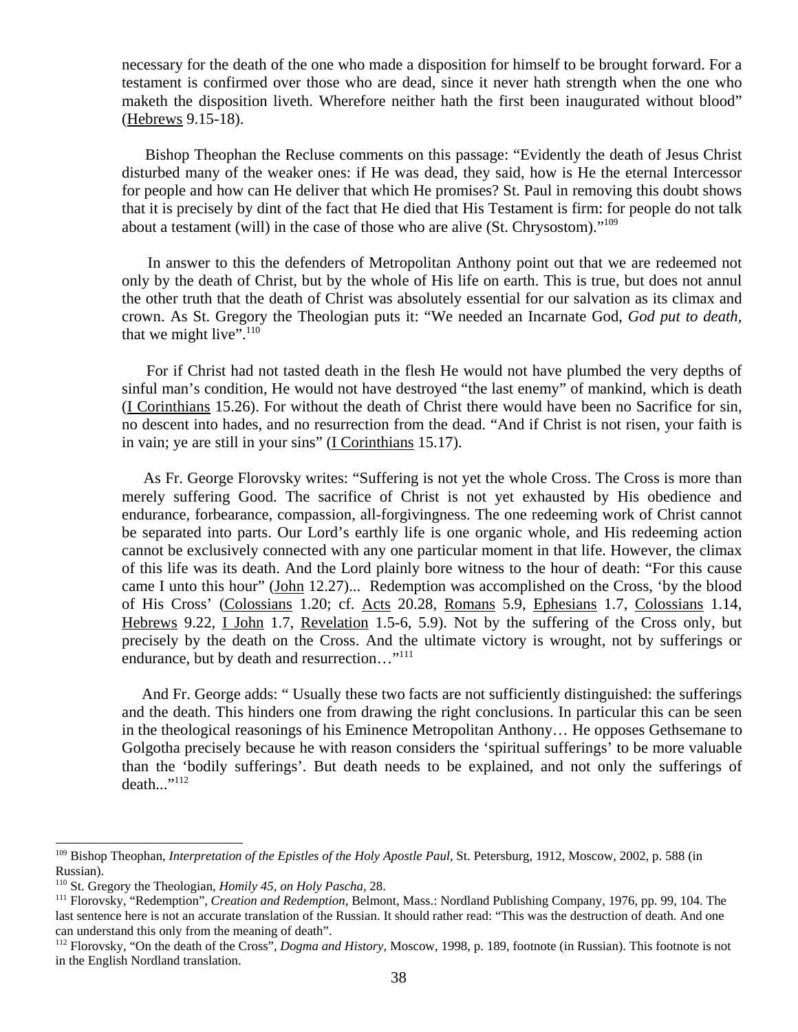necessary for the death of the one who made a disposition for himself to be brought forward. For a testament is confirmed over those who are dead, since it never hath strength when the one who maketh the disposition liveth. Wherefore neither hath the first been inaugurated without blood" (Hebrews 9.15-18).

Bishop Theophan the Recluse comments on this passage: "Evidently the death of Jesus Christ disturbed many of the weaker ones: if He was dead, they said, how is He the eternal Intercessor for people and how can He deliver that which He promises? St. Paul in removing this doubt shows that it is precisely by dint of the fact that He died that His Testament is firm: for people do not talk about a testament (will) in the case of those who are alive (St. Chrysostom)."[109]

In answer to this the defenders of Metropolitan Anthony point out that we are redeemed not only by the death of Christ, but by the whole of His life on earth. This is true, but does not annul the other truth that the death of Christ was absolutely essential for our salvation as its climax and crown. As St. Gregory the Theologian puts it: "We needed an Incarnate God, *God put to death,* that we might live".[110]

For if Christ had not tasted death in the flesh He would not have plumbed the very depths of sinful man's condition, He would not have destroyed "the last enemy" of mankind, which is death (I Corinthians 15.26). For without the death of Christ there would have been no Sacrifice for sin, no descent into hades, and no resurrection from the dead. "And if Christ is not risen, your faith is in vain; ye are still in your sins" (I Corinthians 15.17).

As Fr. George Florovsky writes: "Suffering is not yet the whole Cross. The Cross is more than merely suffering Good. The sacrifice of Christ is not yet exhausted by His obedience and endurance, forbearance, compassion, all-forgivingness. The one redeeming work of Christ cannot be separated into parts. Our Lord's earthly life is one organic whole, and His redeeming action cannot be exclusively connected with any one particular moment in that life. However, the climax of this life was its death. And the Lord plainly bore witness to the hour of death: "For this cause came I unto this hour" (John 12.27)... Redemption was accomplished on the Cross, 'by the blood of His Cross' (Colossians 1.20; cf. Acts 20.28, Romans 5.9, Ephesians 1.7, Colossians 1.14, Hebrews 9.22, I John 1.7, Revelation 1.5-6, 5.9). Not by the suffering of the Cross only, but precisely by the death on the Cross. And the ultimate victory is wrought, not by sufferings or endurance, but by death and resurrection…"[111]

And Fr. George adds: " Usually these two facts are not sufficiently distinguished: the sufferings and the death. This hinders one from drawing the right conclusions. In particular this can be seen in the theological reasonings of his Eminence Metropolitan Anthony… He opposes Gethsemane to Golgotha precisely because he with reason considers the 'spiritual sufferings' to be more valuable than the 'bodily sufferings'. But death needs to be explained, and not only the sufferings of death..."[112]

---

[109] Bishop Theophan, *Interpretation of the Epistles of the Holy Apostle Paul*, St. Petersburg, 1912, Moscow, 2002, p. 588 (in Russian).

[110] St. Gregory the Theologian, *Homily 45, on Holy Pascha*, 28.

[111] Florovsky, "Redemption", *Creation and Redemption*, Belmont, Mass.: Nordland Publishing Company, 1976, pp. 99, 104. The last sentence here is not an accurate translation of the Russian. It should rather read: "This was the destruction of death. And one can understand this only from the meaning of death".

[112] Florovsky, "On the death of the Cross", *Dogma and History*, Moscow, 1998, p. 189, footnote (in Russian). This footnote is not in the English Nordland translation.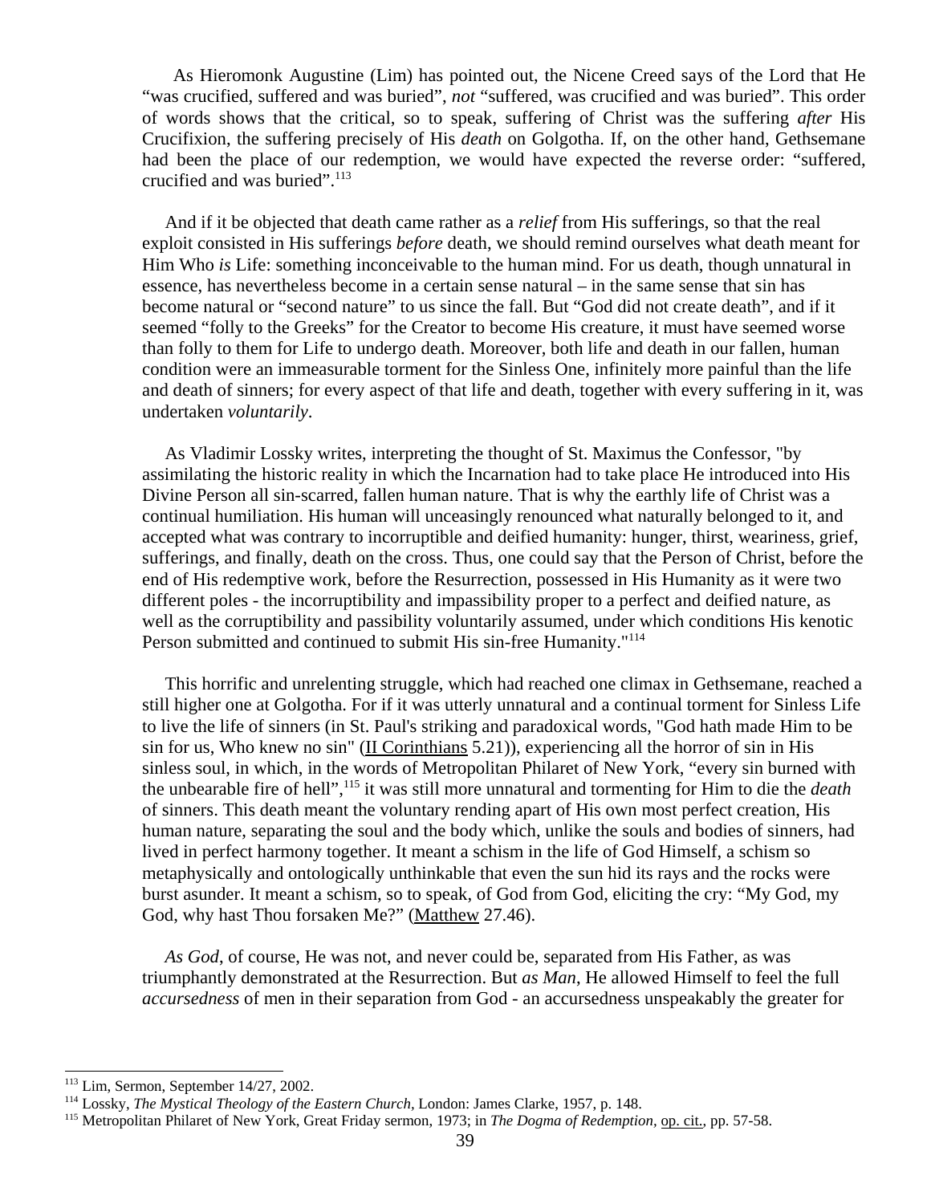As Hieromonk Augustine (Lim) has pointed out, the Nicene Creed says of the Lord that He "was crucified, suffered and was buried", *not* "suffered, was crucified and was buried". This order of words shows that the critical, so to speak, suffering of Christ was the suffering *after* His Crucifixion, the suffering precisely of His *death* on Golgotha. If, on the other hand, Gethsemane had been the place of our redemption, we would have expected the reverse order: "suffered, crucified and was buried".[113]

And if it be objected that death came rather as a *relief* from His sufferings, so that the real exploit consisted in His sufferings *before* death, we should remind ourselves what death meant for Him Who *is* Life: something inconceivable to the human mind. For us death, though unnatural in essence, has nevertheless become in a certain sense natural – in the same sense that sin has become natural or "second nature" to us since the fall. But "God did not create death", and if it seemed "folly to the Greeks" for the Creator to become His creature, it must have seemed worse than folly to them for Life to undergo death. Moreover, both life and death in our fallen, human condition were an immeasurable torment for the Sinless One, infinitely more painful than the life and death of sinners; for every aspect of that life and death, together with every suffering in it, was undertaken *voluntarily*.

As Vladimir Lossky writes, interpreting the thought of St. Maximus the Confessor, "by assimilating the historic reality in which the Incarnation had to take place He introduced into His Divine Person all sin-scarred, fallen human nature. That is why the earthly life of Christ was a continual humiliation. His human will unceasingly renounced what naturally belonged to it, and accepted what was contrary to incorruptible and deified humanity: hunger, thirst, weariness, grief, sufferings, and finally, death on the cross. Thus, one could say that the Person of Christ, before the end of His redemptive work, before the Resurrection, possessed in His Humanity as it were two different poles - the incorruptibility and impassibility proper to a perfect and deified nature, as well as the corruptibility and passibility voluntarily assumed, under which conditions His kenotic Person submitted and continued to submit His sin-free Humanity."[114]

This horrific and unrelenting struggle, which had reached one climax in Gethsemane, reached a still higher one at Golgotha. For if it was utterly unnatural and a continual torment for Sinless Life to live the life of sinners (in St. Paul's striking and paradoxical words, "God hath made Him to be sin for us, Who knew no sin" (II Corinthians 5.21)), experiencing all the horror of sin in His sinless soul, in which, in the words of Metropolitan Philaret of New York, "every sin burned with the unbearable fire of hell",[115] it was still more unnatural and tormenting for Him to die the *death* of sinners. This death meant the voluntary rending apart of His own most perfect creation, His human nature, separating the soul and the body which, unlike the souls and bodies of sinners, had lived in perfect harmony together. It meant a schism in the life of God Himself, a schism so metaphysically and ontologically unthinkable that even the sun hid its rays and the rocks were burst asunder. It meant a schism, so to speak, of God from God, eliciting the cry: "My God, my God, why hast Thou forsaken Me?" (Matthew 27.46).

*As God*, of course, He was not, and never could be, separated from His Father, as was triumphantly demonstrated at the Resurrection. But *as Man*, He allowed Himself to feel the full *accursedness* of men in their separation from God - an accursedness unspeakably the greater for

---

[113] Lim, Sermon, September 14/27, 2002.

[114] Lossky, *The Mystical Theology of the Eastern Church*, London: James Clarke, 1957, p. 148.

[115] Metropolitan Philaret of New York, Great Friday sermon, 1973; in *The Dogma of Redemption*, op. cit., pp. 57-58.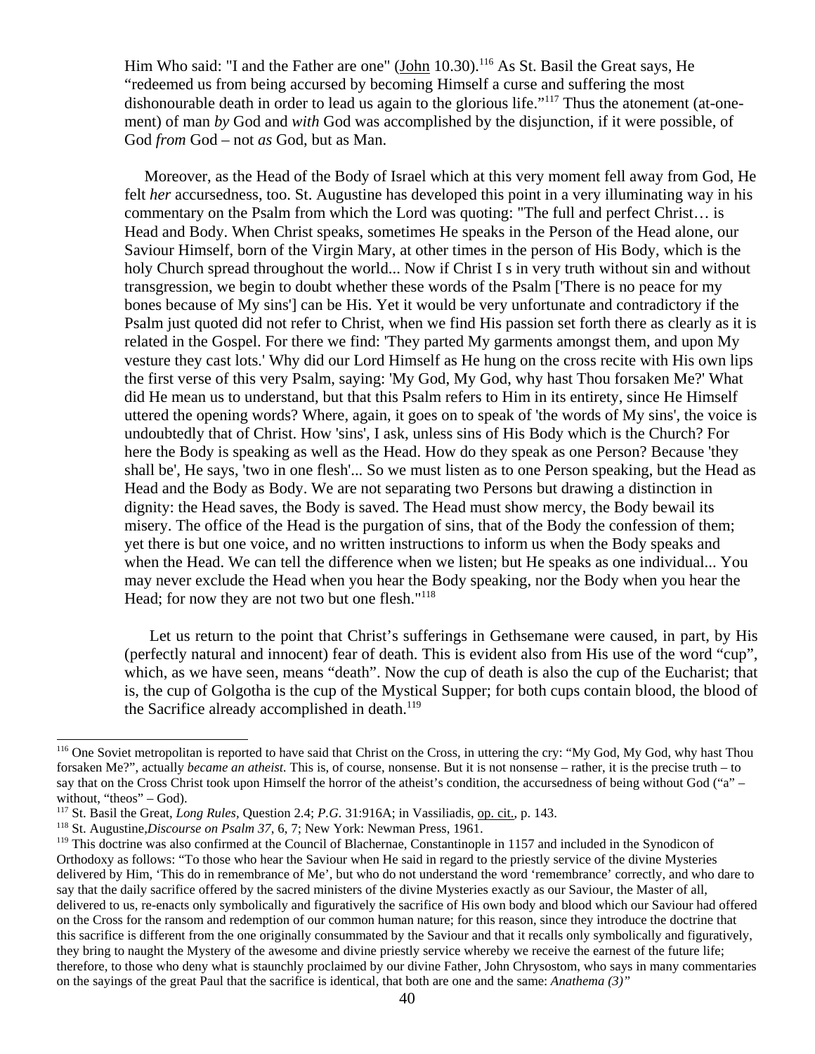Him Who said: "I and the Father are one" (John 10.30).[116] As St. Basil the Great says, He "redeemed us from being accursed by becoming Himself a curse and suffering the most dishonourable death in order to lead us again to the glorious life."[117] Thus the atonement (at-one-ment) of man *by* God and *with* God was accomplished by the disjunction, if it were possible, of God *from* God – not *as* God, but as Man.

Moreover, as the Head of the Body of Israel which at this very moment fell away from God, He felt *her* accursedness, too. St. Augustine has developed this point in a very illuminating way in his commentary on the Psalm from which the Lord was quoting: "The full and perfect Christ… is Head and Body. When Christ speaks, sometimes He speaks in the Person of the Head alone, our Saviour Himself, born of the Virgin Mary, at other times in the person of His Body, which is the holy Church spread throughout the world... Now if Christ I s in very truth without sin and without transgression, we begin to doubt whether these words of the Psalm ['There is no peace for my bones because of My sins'] can be His. Yet it would be very unfortunate and contradictory if the Psalm just quoted did not refer to Christ, when we find His passion set forth there as clearly as it is related in the Gospel. For there we find: 'They parted My garments amongst them, and upon My vesture they cast lots.' Why did our Lord Himself as He hung on the cross recite with His own lips the first verse of this very Psalm, saying: 'My God, My God, why hast Thou forsaken Me?' What did He mean us to understand, but that this Psalm refers to Him in its entirety, since He Himself uttered the opening words? Where, again, it goes on to speak of 'the words of My sins', the voice is undoubtedly that of Christ. How 'sins', I ask, unless sins of His Body which is the Church? For here the Body is speaking as well as the Head. How do they speak as one Person? Because 'they shall be', He says, 'two in one flesh'... So we must listen as to one Person speaking, but the Head as Head and the Body as Body. We are not separating two Persons but drawing a distinction in dignity: the Head saves, the Body is saved. The Head must show mercy, the Body bewail its misery. The office of the Head is the purgation of sins, that of the Body the confession of them; yet there is but one voice, and no written instructions to inform us when the Body speaks and when the Head. We can tell the difference when we listen; but He speaks as one individual... You may never exclude the Head when you hear the Body speaking, nor the Body when you hear the Head; for now they are not two but one flesh."[118]

Let us return to the point that Christ's sufferings in Gethsemane were caused, in part, by His (perfectly natural and innocent) fear of death. This is evident also from His use of the word "cup", which, as we have seen, means "death". Now the cup of death is also the cup of the Eucharist; that is, the cup of Golgotha is the cup of the Mystical Supper; for both cups contain blood, the blood of the Sacrifice already accomplished in death.[119]

---

[116] One Soviet metropolitan is reported to have said that Christ on the Cross, in uttering the cry: "My God, My God, why hast Thou forsaken Me?", actually *became an atheist.* This is, of course, nonsense. But it is not nonsense – rather, it is the precise truth – to say that on the Cross Christ took upon Himself the horror of the atheist's condition, the accursedness of being without God ("a" – without, "theos" – God).

[117] St. Basil the Great, *Long Rules*, Question 2.4; *P.G.* 31:916A; in Vassiliadis, op. cit., p. 143.

[118] St. Augustine, *Discourse on Psalm 37*, 6, 7; New York: Newman Press, 1961.

[119] This doctrine was also confirmed at the Council of Blachernae, Constantinople in 1157 and included in the Synodicon of Orthodoxy as follows: "To those who hear the Saviour when He said in regard to the priestly service of the divine Mysteries delivered by Him, 'This do in remembrance of Me', but who do not understand the word 'remembrance' correctly, and who dare to say that the daily sacrifice offered by the sacred ministers of the divine Mysteries exactly as our Saviour, the Master of all, delivered to us, re-enacts only symbolically and figuratively the sacrifice of His own body and blood which our Saviour had offered on the Cross for the ransom and redemption of our common human nature; for this reason, since they introduce the doctrine that this sacrifice is different from the one originally consummated by the Saviour and that it recalls only symbolically and figuratively, they bring to naught the Mystery of the awesome and divine priestly service whereby we receive the earnest of the future life; therefore, to those who deny what is staunchly proclaimed by our divine Father, John Chrysostom, who says in many commentaries on the sayings of the great Paul that the sacrifice is identical, that both are one and the same: *Anathema (3)"*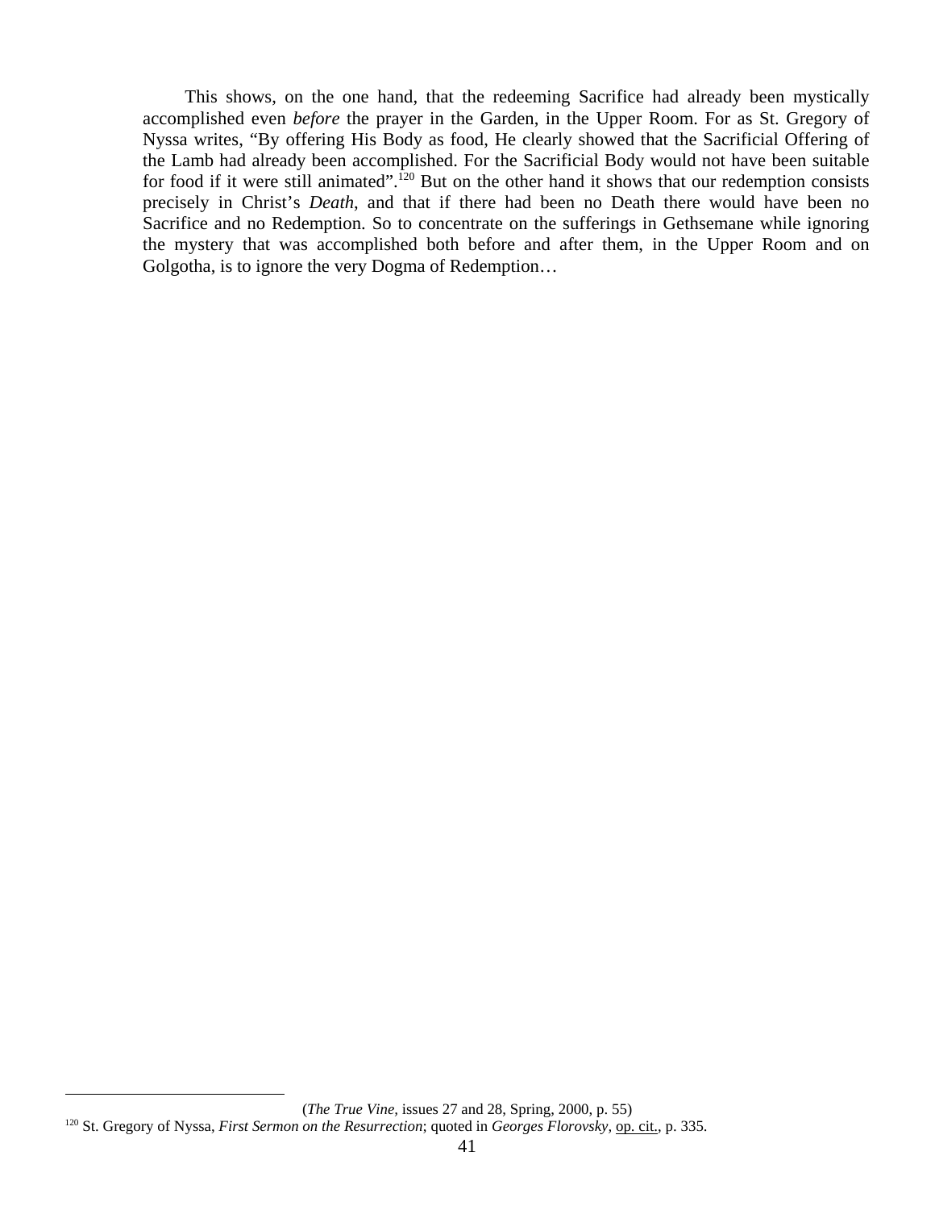This shows, on the one hand, that the redeeming Sacrifice had already been mystically accomplished even *before* the prayer in the Garden, in the Upper Room. For as St. Gregory of Nyssa writes, "By offering His Body as food, He clearly showed that the Sacrificial Offering of the Lamb had already been accomplished. For the Sacrificial Body would not have been suitable for food if it were still animated".[120] But on the other hand it shows that our redemption consists precisely in Christ's *Death*, and that if there had been no Death there would have been no Sacrifice and no Redemption. So to concentrate on the sufferings in Gethsemane while ignoring the mystery that was accomplished both before and after them, in the Upper Room and on Golgotha, is to ignore the very Dogma of Redemption…

(*The True Vine*, issues 27 and 28, Spring, 2000, p. 55)

---

[120] St. Gregory of Nyssa, *First Sermon on the Resurrection*; quoted in *Georges Florovsky*, op. cit., p. 335.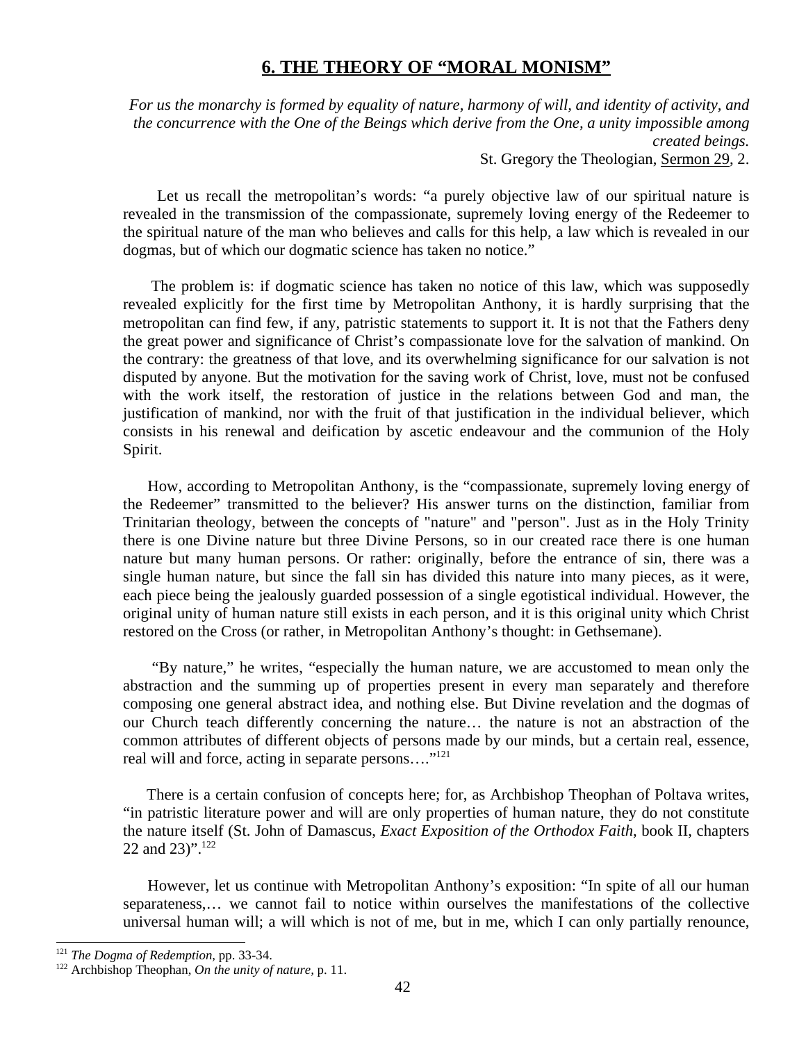## 6. THE THEORY OF "MORAL MONISM"

*For us the monarchy is formed by equality of nature, harmony of will, and identity of activity, and the concurrence with the One of the Beings which derive from the One, a unity impossible among created beings.*

St. Gregory the Theologian, Sermon 29, 2.

Let us recall the metropolitan's words: "a purely objective law of our spiritual nature is revealed in the transmission of the compassionate, supremely loving energy of the Redeemer to the spiritual nature of the man who believes and calls for this help, a law which is revealed in our dogmas, but of which our dogmatic science has taken no notice."

The problem is: if dogmatic science has taken no notice of this law, which was supposedly revealed explicitly for the first time by Metropolitan Anthony, it is hardly surprising that the metropolitan can find few, if any, patristic statements to support it. It is not that the Fathers deny the great power and significance of Christ's compassionate love for the salvation of mankind. On the contrary: the greatness of that love, and its overwhelming significance for our salvation is not disputed by anyone. But the motivation for the saving work of Christ, love, must not be confused with the work itself, the restoration of justice in the relations between God and man, the justification of mankind, nor with the fruit of that justification in the individual believer, which consists in his renewal and deification by ascetic endeavour and the communion of the Holy Spirit.

How, according to Metropolitan Anthony, is the "compassionate, supremely loving energy of the Redeemer" transmitted to the believer? His answer turns on the distinction, familiar from Trinitarian theology, between the concepts of "nature" and "person". Just as in the Holy Trinity there is one Divine nature but three Divine Persons, so in our created race there is one human nature but many human persons. Or rather: originally, before the entrance of sin, there was a single human nature, but since the fall sin has divided this nature into many pieces, as it were, each piece being the jealously guarded possession of a single egotistical individual. However, the original unity of human nature still exists in each person, and it is this original unity which Christ restored on the Cross (or rather, in Metropolitan Anthony's thought: in Gethsemane).

"By nature," he writes, "especially the human nature, we are accustomed to mean only the abstraction and the summing up of properties present in every man separately and therefore composing one general abstract idea, and nothing else. But Divine revelation and the dogmas of our Church teach differently concerning the nature… the nature is not an abstraction of the common attributes of different objects of persons made by our minds, but a certain real, essence, real will and force, acting in separate persons…."[121]

There is a certain confusion of concepts here; for, as Archbishop Theophan of Poltava writes, "in patristic literature power and will are only properties of human nature, they do not constitute the nature itself (St. John of Damascus, *Exact Exposition of the Orthodox Faith*, book II, chapters 22 and 23)".[122]

However, let us continue with Metropolitan Anthony's exposition: "In spite of all our human separateness,… we cannot fail to notice within ourselves the manifestations of the collective universal human will; a will which is not of me, but in me, which I can only partially renounce,

---

[121] *The Dogma of Redemption*, pp. 33-34.

[122] Archbishop Theophan, *On the unity of nature*, p. 11.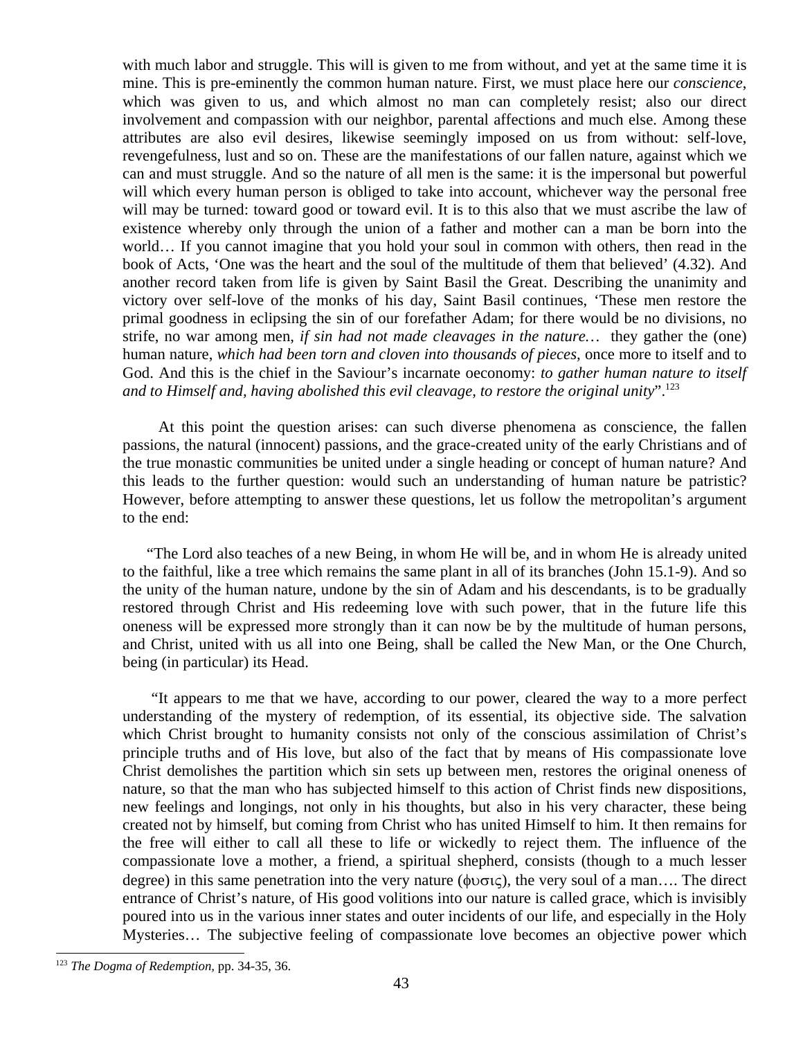with much labor and struggle. This will is given to me from without, and yet at the same time it is mine. This is pre-eminently the common human nature. First, we must place here our *conscience*, which was given to us, and which almost no man can completely resist; also our direct involvement and compassion with our neighbor, parental affections and much else. Among these attributes are also evil desires, likewise seemingly imposed on us from without: self-love, revengefulness, lust and so on. These are the manifestations of our fallen nature, against which we can and must struggle. And so the nature of all men is the same: it is the impersonal but powerful will which every human person is obliged to take into account, whichever way the personal free will may be turned: toward good or toward evil. It is to this also that we must ascribe the law of existence whereby only through the union of a father and mother can a man be born into the world… If you cannot imagine that you hold your soul in common with others, then read in the book of Acts, 'One was the heart and the soul of the multitude of them that believed' (4.32). And another record taken from life is given by Saint Basil the Great. Describing the unanimity and victory over self-love of the monks of his day, Saint Basil continues, 'These men restore the primal goodness in eclipsing the sin of our forefather Adam; for there would be no divisions, no strife, no war among men, *if sin had not made cleavages in the nature…* they gather the (one) human nature, *which had been torn and cloven into thousands of pieces,* once more to itself and to God. And this is the chief in the Saviour's incarnate oeconomy: *to gather human nature to itself and to Himself and, having abolished this evil cleavage, to restore the original unity*".[123]

At this point the question arises: can such diverse phenomena as conscience, the fallen passions, the natural (innocent) passions, and the grace-created unity of the early Christians and of the true monastic communities be united under a single heading or concept of human nature? And this leads to the further question: would such an understanding of human nature be patristic? However, before attempting to answer these questions, let us follow the metropolitan's argument to the end:

"The Lord also teaches of a new Being, in whom He will be, and in whom He is already united to the faithful, like a tree which remains the same plant in all of its branches (John 15.1-9). And so the unity of the human nature, undone by the sin of Adam and his descendants, is to be gradually restored through Christ and His redeeming love with such power, that in the future life this oneness will be expressed more strongly than it can now be by the multitude of human persons, and Christ, united with us all into one Being, shall be called the New Man, or the One Church, being (in particular) its Head.

"It appears to me that we have, according to our power, cleared the way to a more perfect understanding of the mystery of redemption, of its essential, its objective side. The salvation which Christ brought to humanity consists not only of the conscious assimilation of Christ's principle truths and of His love, but also of the fact that by means of His compassionate love Christ demolishes the partition which sin sets up between men, restores the original oneness of nature, so that the man who has subjected himself to this action of Christ finds new dispositions, new feelings and longings, not only in his thoughts, but also in his very character, these being created not by himself, but coming from Christ who has united Himself to him. It then remains for the free will either to call all these to life or wickedly to reject them. The influence of the compassionate love a mother, a friend, a spiritual shepherd, consists (though to a much lesser degree) in this same penetration into the very nature (φυσις), the very soul of a man…. The direct entrance of Christ's nature, of His good volitions into our nature is called grace, which is invisibly poured into us in the various inner states and outer incidents of our life, and especially in the Holy Mysteries… The subjective feeling of compassionate love becomes an objective power which

[123] *The Dogma of Redemption*, pp. 34-35, 36.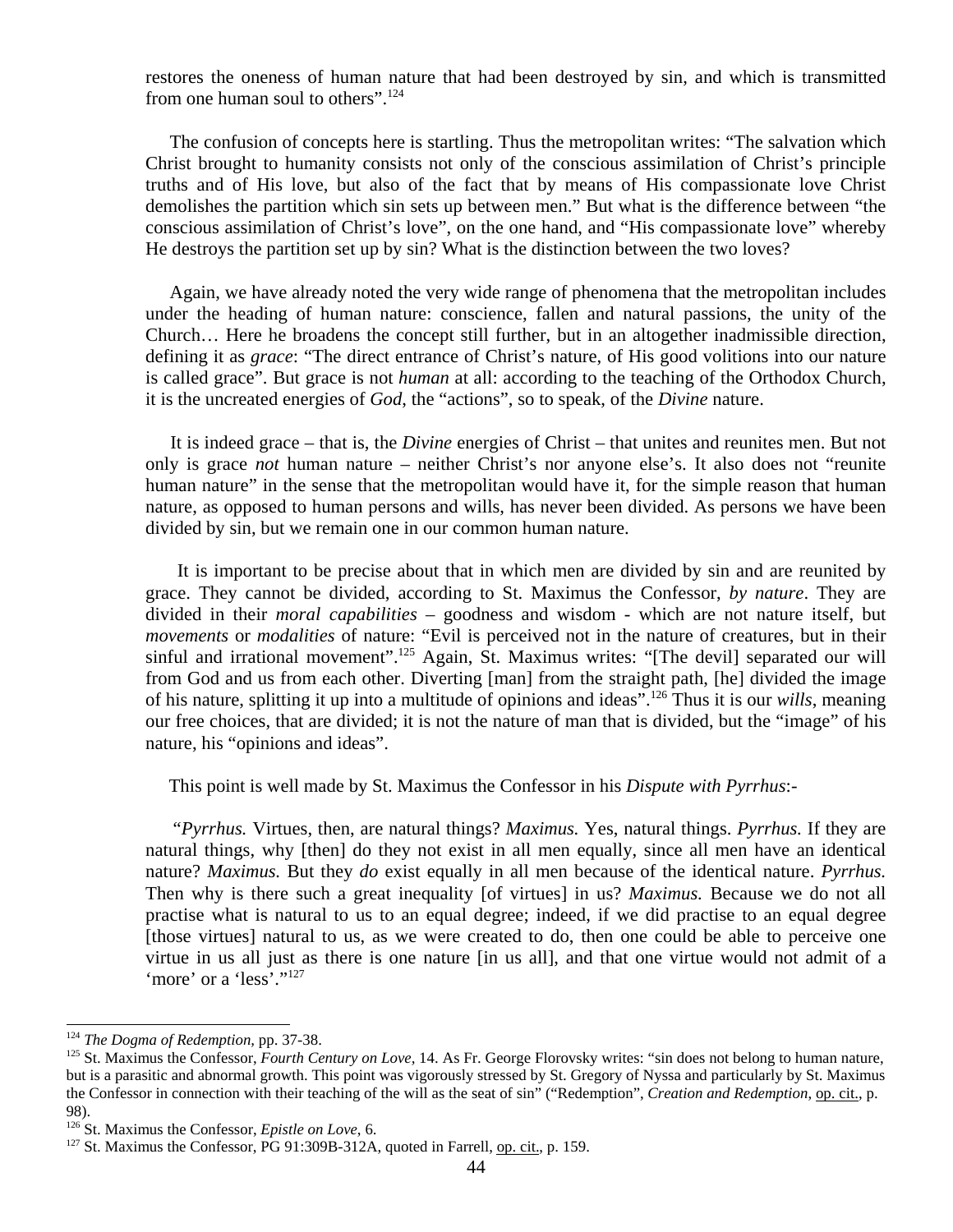restores the oneness of human nature that had been destroyed by sin, and which is transmitted from one human soul to others".[124]

The confusion of concepts here is startling. Thus the metropolitan writes: "The salvation which Christ brought to humanity consists not only of the conscious assimilation of Christ's principle truths and of His love, but also of the fact that by means of His compassionate love Christ demolishes the partition which sin sets up between men." But what is the difference between "the conscious assimilation of Christ's love", on the one hand, and "His compassionate love" whereby He destroys the partition set up by sin? What is the distinction between the two loves?

Again, we have already noted the very wide range of phenomena that the metropolitan includes under the heading of human nature: conscience, fallen and natural passions, the unity of the Church… Here he broadens the concept still further, but in an altogether inadmissible direction, defining it as *grace*: "The direct entrance of Christ's nature, of His good volitions into our nature is called grace". But grace is not *human* at all: according to the teaching of the Orthodox Church, it is the uncreated energies of *God*, the "actions", so to speak, of the *Divine* nature.

It is indeed grace – that is, the *Divine* energies of Christ – that unites and reunites men. But not only is grace *not* human nature – neither Christ's nor anyone else's. It also does not "reunite human nature" in the sense that the metropolitan would have it, for the simple reason that human nature, as opposed to human persons and wills, has never been divided. As persons we have been divided by sin, but we remain one in our common human nature.

It is important to be precise about that in which men are divided by sin and are reunited by grace. They cannot be divided, according to St. Maximus the Confessor, *by nature*. They are divided in their *moral capabilities* – goodness and wisdom - which are not nature itself, but *movements* or *modalities* of nature: "Evil is perceived not in the nature of creatures, but in their sinful and irrational movement".[125] Again, St. Maximus writes: "[The devil] separated our will from God and us from each other. Diverting [man] from the straight path, [he] divided the image of his nature, splitting it up into a multitude of opinions and ideas".[126] Thus it is our *wills*, meaning our free choices, that are divided; it is not the nature of man that is divided, but the "image" of his nature, his "opinions and ideas".

This point is well made by St. Maximus the Confessor in his *Dispute with Pyrrhus*:-

"*Pyrrhus.* Virtues, then, are natural things? *Maximus.* Yes, natural things. *Pyrrhus.* If they are natural things, why [then] do they not exist in all men equally, since all men have an identical nature? *Maximus.* But they *do* exist equally in all men because of the identical nature. *Pyrrhus.* Then why is there such a great inequality [of virtues] in us? *Maximus.* Because we do not all practise what is natural to us to an equal degree; indeed, if we did practise to an equal degree [those virtues] natural to us, as we were created to do, then one could be able to perceive one virtue in us all just as there is one nature [in us all], and that one virtue would not admit of a 'more' or a 'less'."[127]

---

[124] *The Dogma of Redemption*, pp. 37-38.

[125] St. Maximus the Confessor, *Fourth Century on Love*, 14. As Fr. George Florovsky writes: "sin does not belong to human nature, but is a parasitic and abnormal growth. This point was vigorously stressed by St. Gregory of Nyssa and particularly by St. Maximus the Confessor in connection with their teaching of the will as the seat of sin" ("Redemption", *Creation and Redemption*, op. cit., p. 98).

[126] St. Maximus the Confessor, *Epistle on Love*, 6.

[127] St. Maximus the Confessor, PG 91:309B-312A, quoted in Farrell, op. cit., p. 159.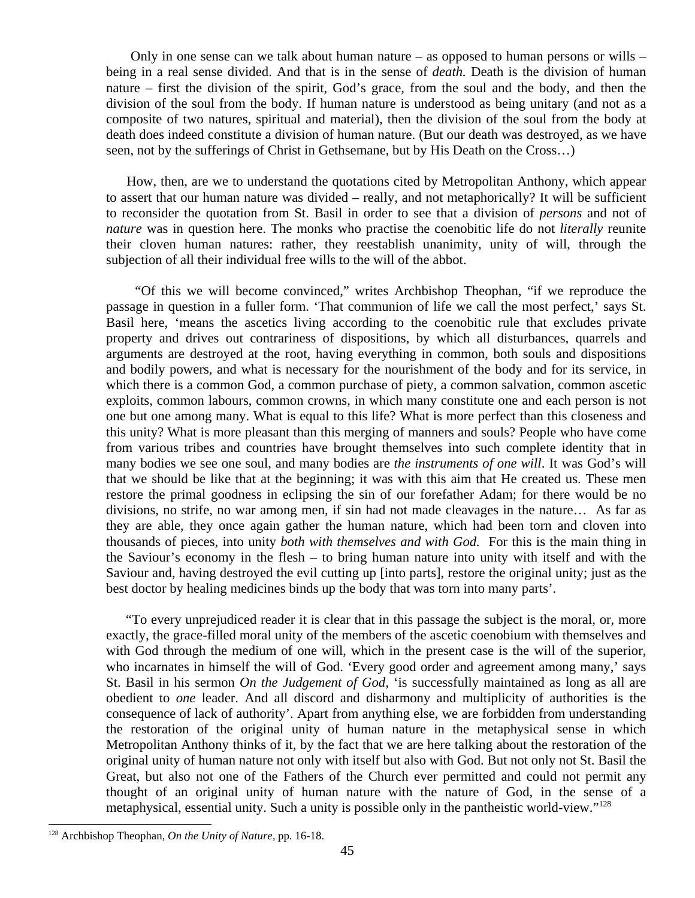Only in one sense can we talk about human nature – as opposed to human persons or wills – being in a real sense divided. And that is in the sense of *death.* Death is the division of human nature – first the division of the spirit, God's grace, from the soul and the body, and then the division of the soul from the body. If human nature is understood as being unitary (and not as a composite of two natures, spiritual and material), then the division of the soul from the body at death does indeed constitute a division of human nature. (But our death was destroyed, as we have seen, not by the sufferings of Christ in Gethsemane, but by His Death on the Cross…)

How, then, are we to understand the quotations cited by Metropolitan Anthony, which appear to assert that our human nature was divided – really, and not metaphorically? It will be sufficient to reconsider the quotation from St. Basil in order to see that a division of *persons* and not of *nature* was in question here. The monks who practise the coenobitic life do not *literally* reunite their cloven human natures: rather, they reestablish unanimity, unity of will, through the subjection of all their individual free wills to the will of the abbot.

"Of this we will become convinced," writes Archbishop Theophan, "if we reproduce the passage in question in a fuller form. 'That communion of life we call the most perfect,' says St. Basil here, 'means the ascetics living according to the coenobitic rule that excludes private property and drives out contrariness of dispositions, by which all disturbances, quarrels and arguments are destroyed at the root, having everything in common, both souls and dispositions and bodily powers, and what is necessary for the nourishment of the body and for its service, in which there is a common God, a common purchase of piety, a common salvation, common ascetic exploits, common labours, common crowns, in which many constitute one and each person is not one but one among many. What is equal to this life? What is more perfect than this closeness and this unity? What is more pleasant than this merging of manners and souls? People who have come from various tribes and countries have brought themselves into such complete identity that in many bodies we see one soul, and many bodies are *the instruments of one will*. It was God's will that we should be like that at the beginning; it was with this aim that He created us. These men restore the primal goodness in eclipsing the sin of our forefather Adam; for there would be no divisions, no strife, no war among men, if sin had not made cleavages in the nature… As far as they are able, they once again gather the human nature, which had been torn and cloven into thousands of pieces, into unity *both with themselves and with God.* For this is the main thing in the Saviour's economy in the flesh – to bring human nature into unity with itself and with the Saviour and, having destroyed the evil cutting up [into parts], restore the original unity; just as the best doctor by healing medicines binds up the body that was torn into many parts'.

"To every unprejudiced reader it is clear that in this passage the subject is the moral, or, more exactly, the grace-filled moral unity of the members of the ascetic coenobium with themselves and with God through the medium of one will, which in the present case is the will of the superior, who incarnates in himself the will of God. 'Every good order and agreement among many,' says St. Basil in his sermon *On the Judgement of God*, 'is successfully maintained as long as all are obedient to *one* leader. And all discord and disharmony and multiplicity of authorities is the consequence of lack of authority'. Apart from anything else, we are forbidden from understanding the restoration of the original unity of human nature in the metaphysical sense in which Metropolitan Anthony thinks of it, by the fact that we are here talking about the restoration of the original unity of human nature not only with itself but also with God. But not only not St. Basil the Great, but also not one of the Fathers of the Church ever permitted and could not permit any thought of an original unity of human nature with the nature of God, in the sense of a metaphysical, essential unity. Such a unity is possible only in the pantheistic world-view."[128]

---

[128] Archbishop Theophan, *On the Unity of Nature,* pp. 16-18.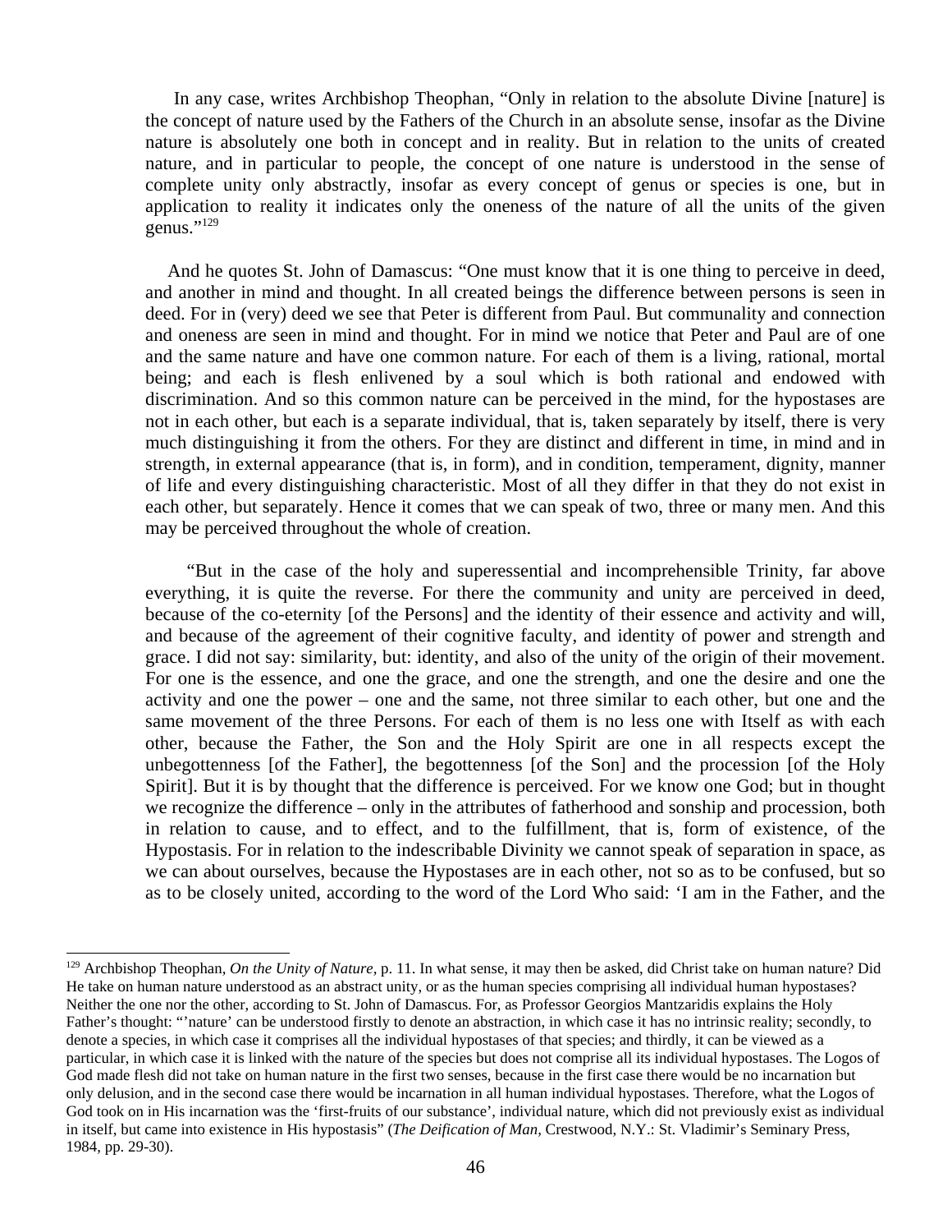In any case, writes Archbishop Theophan, "Only in relation to the absolute Divine [nature] is the concept of nature used by the Fathers of the Church in an absolute sense, insofar as the Divine nature is absolutely one both in concept and in reality. But in relation to the units of created nature, and in particular to people, the concept of one nature is understood in the sense of complete unity only abstractly, insofar as every concept of genus or species is one, but in application to reality it indicates only the oneness of the nature of all the units of the given genus."[129]

And he quotes St. John of Damascus: "One must know that it is one thing to perceive in deed, and another in mind and thought. In all created beings the difference between persons is seen in deed. For in (very) deed we see that Peter is different from Paul. But communality and connection and oneness are seen in mind and thought. For in mind we notice that Peter and Paul are of one and the same nature and have one common nature. For each of them is a living, rational, mortal being; and each is flesh enlivened by a soul which is both rational and endowed with discrimination. And so this common nature can be perceived in the mind, for the hypostases are not in each other, but each is a separate individual, that is, taken separately by itself, there is very much distinguishing it from the others. For they are distinct and different in time, in mind and in strength, in external appearance (that is, in form), and in condition, temperament, dignity, manner of life and every distinguishing characteristic. Most of all they differ in that they do not exist in each other, but separately. Hence it comes that we can speak of two, three or many men. And this may be perceived throughout the whole of creation.

"But in the case of the holy and superessential and incomprehensible Trinity, far above everything, it is quite the reverse. For there the community and unity are perceived in deed, because of the co-eternity [of the Persons] and the identity of their essence and activity and will, and because of the agreement of their cognitive faculty, and identity of power and strength and grace. I did not say: similarity, but: identity, and also of the unity of the origin of their movement. For one is the essence, and one the grace, and one the strength, and one the desire and one the activity and one the power – one and the same, not three similar to each other, but one and the same movement of the three Persons. For each of them is no less one with Itself as with each other, because the Father, the Son and the Holy Spirit are one in all respects except the unbegottenness [of the Father], the begottenness [of the Son] and the procession [of the Holy Spirit]. But it is by thought that the difference is perceived. For we know one God; but in thought we recognize the difference – only in the attributes of fatherhood and sonship and procession, both in relation to cause, and to effect, and to the fulfillment, that is, form of existence, of the Hypostasis. For in relation to the indescribable Divinity we cannot speak of separation in space, as we can about ourselves, because the Hypostases are in each other, not so as to be confused, but so as to be closely united, according to the word of the Lord Who said: 'I am in the Father, and the

---

[129] Archbishop Theophan, *On the Unity of Nature,* p. 11. In what sense, it may then be asked, did Christ take on human nature? Did He take on human nature understood as an abstract unity, or as the human species comprising all individual human hypostases? Neither the one nor the other, according to St. John of Damascus. For, as Professor Georgios Mantzaridis explains the Holy Father's thought: "'nature' can be understood firstly to denote an abstraction, in which case it has no intrinsic reality; secondly, to denote a species, in which case it comprises all the individual hypostases of that species; and thirdly, it can be viewed as a particular, in which case it is linked with the nature of the species but does not comprise all its individual hypostases. The Logos of God made flesh did not take on human nature in the first two senses, because in the first case there would be no incarnation but only delusion, and in the second case there would be incarnation in all human individual hypostases. Therefore, what the Logos of God took on in His incarnation was the 'first-fruits of our substance', individual nature, which did not previously exist as individual in itself, but came into existence in His hypostasis" (*The Deification of Man,* Crestwood, N.Y.: St. Vladimir's Seminary Press, 1984, pp. 29-30).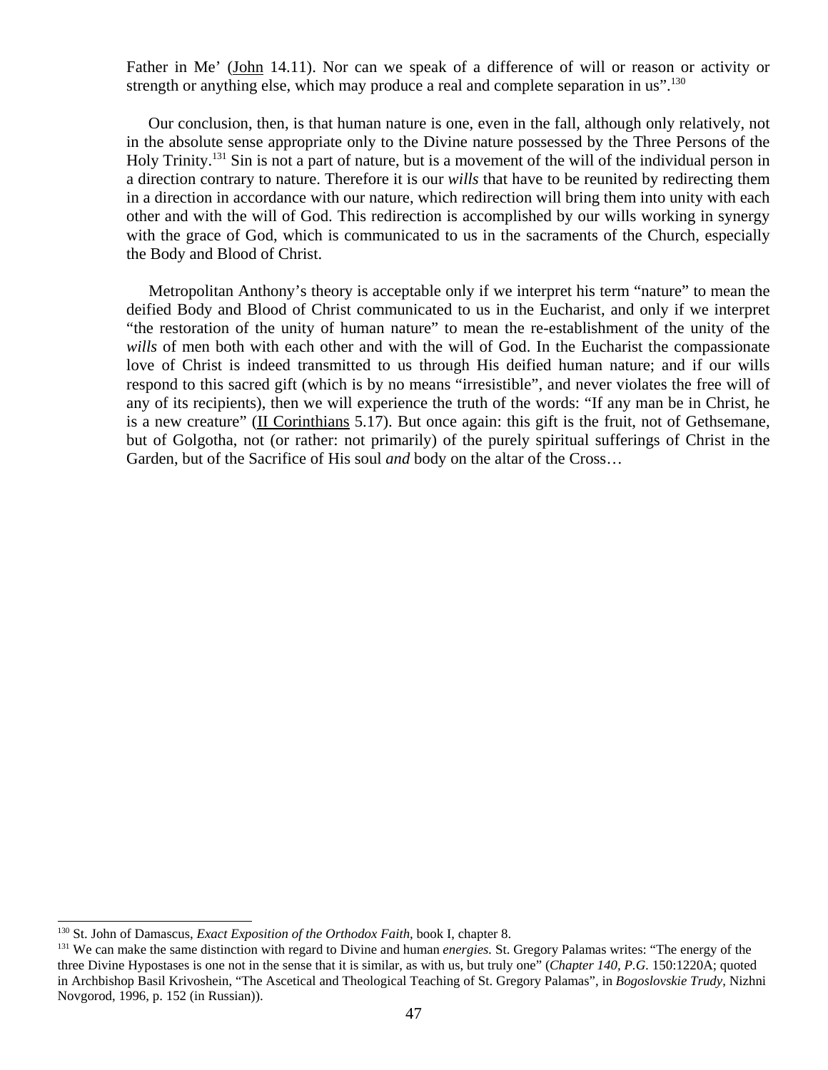Father in Me' (John 14.11). Nor can we speak of a difference of will or reason or activity or strength or anything else, which may produce a real and complete separation in us".[130]

Our conclusion, then, is that human nature is one, even in the fall, although only relatively, not in the absolute sense appropriate only to the Divine nature possessed by the Three Persons of the Holy Trinity.[131] Sin is not a part of nature, but is a movement of the will of the individual person in a direction contrary to nature. Therefore it is our *wills* that have to be reunited by redirecting them in a direction in accordance with our nature, which redirection will bring them into unity with each other and with the will of God. This redirection is accomplished by our wills working in synergy with the grace of God, which is communicated to us in the sacraments of the Church, especially the Body and Blood of Christ.

Metropolitan Anthony's theory is acceptable only if we interpret his term "nature" to mean the deified Body and Blood of Christ communicated to us in the Eucharist, and only if we interpret "the restoration of the unity of human nature" to mean the re-establishment of the unity of the *wills* of men both with each other and with the will of God. In the Eucharist the compassionate love of Christ is indeed transmitted to us through His deified human nature; and if our wills respond to this sacred gift (which is by no means "irresistible", and never violates the free will of any of its recipients), then we will experience the truth of the words: "If any man be in Christ, he is a new creature" (II Corinthians 5.17). But once again: this gift is the fruit, not of Gethsemane, but of Golgotha, not (or rather: not primarily) of the purely spiritual sufferings of Christ in the Garden, but of the Sacrifice of His soul *and* body on the altar of the Cross…

---

[130] St. John of Damascus, *Exact Exposition of the Orthodox Faith*, book I, chapter 8.

[131] We can make the same distinction with regard to Divine and human *energies.* St. Gregory Palamas writes: "The energy of the three Divine Hypostases is one not in the sense that it is similar, as with us, but truly one" (*Chapter 140, P.G.* 150:1220A; quoted in Archbishop Basil Krivoshein, "The Ascetical and Theological Teaching of St. Gregory Palamas", in *Bogoslovskie Trudy*, Nizhni Novgorod, 1996, p. 152 (in Russian)).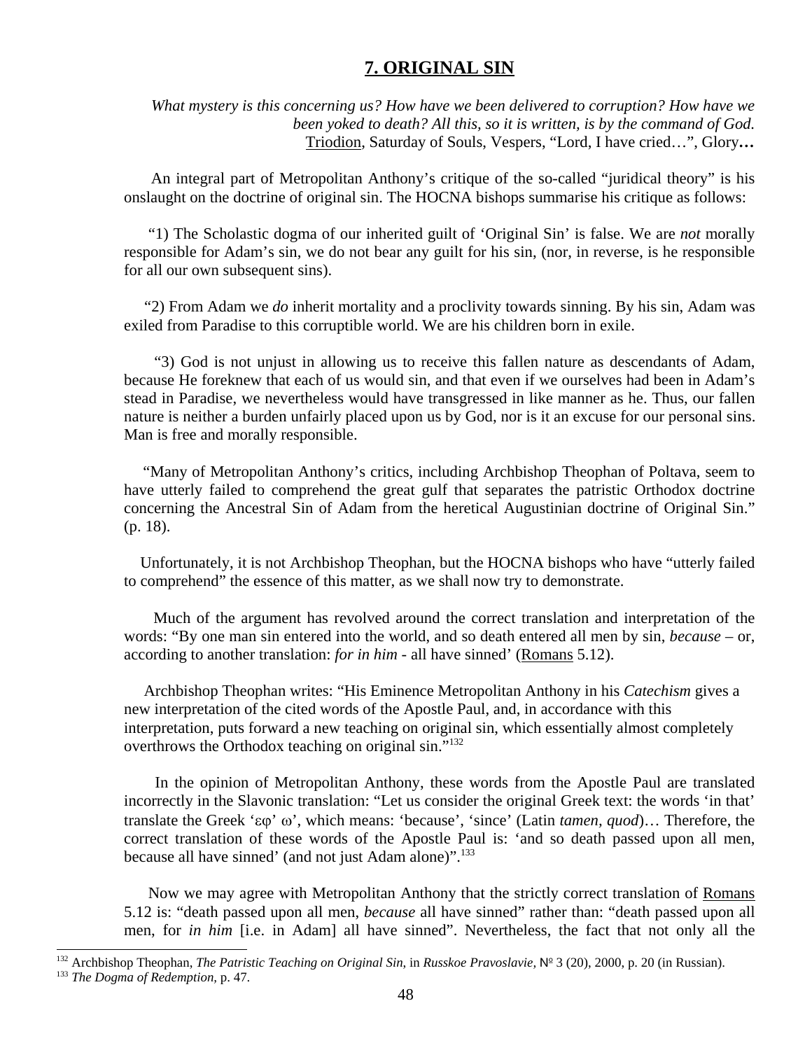## 7. ORIGINAL SIN

*What mystery is this concerning us? How have we been delivered to corruption? How have we been yoked to death? All this, so it is written, is by the command of God.*
Triodion, Saturday of Souls, Vespers, "Lord, I have cried…", Glory**…**

An integral part of Metropolitan Anthony's critique of the so-called "juridical theory" is his onslaught on the doctrine of original sin. The HOCNA bishops summarise his critique as follows:

"1) The Scholastic dogma of our inherited guilt of 'Original Sin' is false. We are *not* morally responsible for Adam's sin, we do not bear any guilt for his sin, (nor, in reverse, is he responsible for all our own subsequent sins).

"2) From Adam we *do* inherit mortality and a proclivity towards sinning. By his sin, Adam was exiled from Paradise to this corruptible world. We are his children born in exile.

"3) God is not unjust in allowing us to receive this fallen nature as descendants of Adam, because He foreknew that each of us would sin, and that even if we ourselves had been in Adam's stead in Paradise, we nevertheless would have transgressed in like manner as he. Thus, our fallen nature is neither a burden unfairly placed upon us by God, nor is it an excuse for our personal sins. Man is free and morally responsible.

"Many of Metropolitan Anthony's critics, including Archbishop Theophan of Poltava, seem to have utterly failed to comprehend the great gulf that separates the patristic Orthodox doctrine concerning the Ancestral Sin of Adam from the heretical Augustinian doctrine of Original Sin." (p. 18).

Unfortunately, it is not Archbishop Theophan, but the HOCNA bishops who have "utterly failed to comprehend" the essence of this matter, as we shall now try to demonstrate.

Much of the argument has revolved around the correct translation and interpretation of the words: "By one man sin entered into the world, and so death entered all men by sin, *because* – or, according to another translation: *for in him* - all have sinned' (Romans 5.12).

Archbishop Theophan writes: "His Eminence Metropolitan Anthony in his *Catechism* gives a new interpretation of the cited words of the Apostle Paul, and, in accordance with this interpretation, puts forward a new teaching on original sin, which essentially almost completely overthrows the Orthodox teaching on original sin."[132]

In the opinion of Metropolitan Anthony, these words from the Apostle Paul are translated incorrectly in the Slavonic translation: "Let us consider the original Greek text: the words 'in that' translate the Greek 'εφ' ω', which means: 'because', 'since' (Latin *tamen, quod*)… Therefore, the correct translation of these words of the Apostle Paul is: 'and so death passed upon all men, because all have sinned' (and not just Adam alone)".[133]

Now we may agree with Metropolitan Anthony that the strictly correct translation of Romans 5.12 is: "death passed upon all men, *because* all have sinned" rather than: "death passed upon all men, for *in him* [i.e. in Adam] all have sinned". Nevertheless, the fact that not only all the

---

[132] Archbishop Theophan, *The Patristic Teaching on Original Sin*, in *Russkoe Pravoslavie*, № 3 (20), 2000, p. 20 (in Russian).

[133] *The Dogma of Redemption*, p. 47.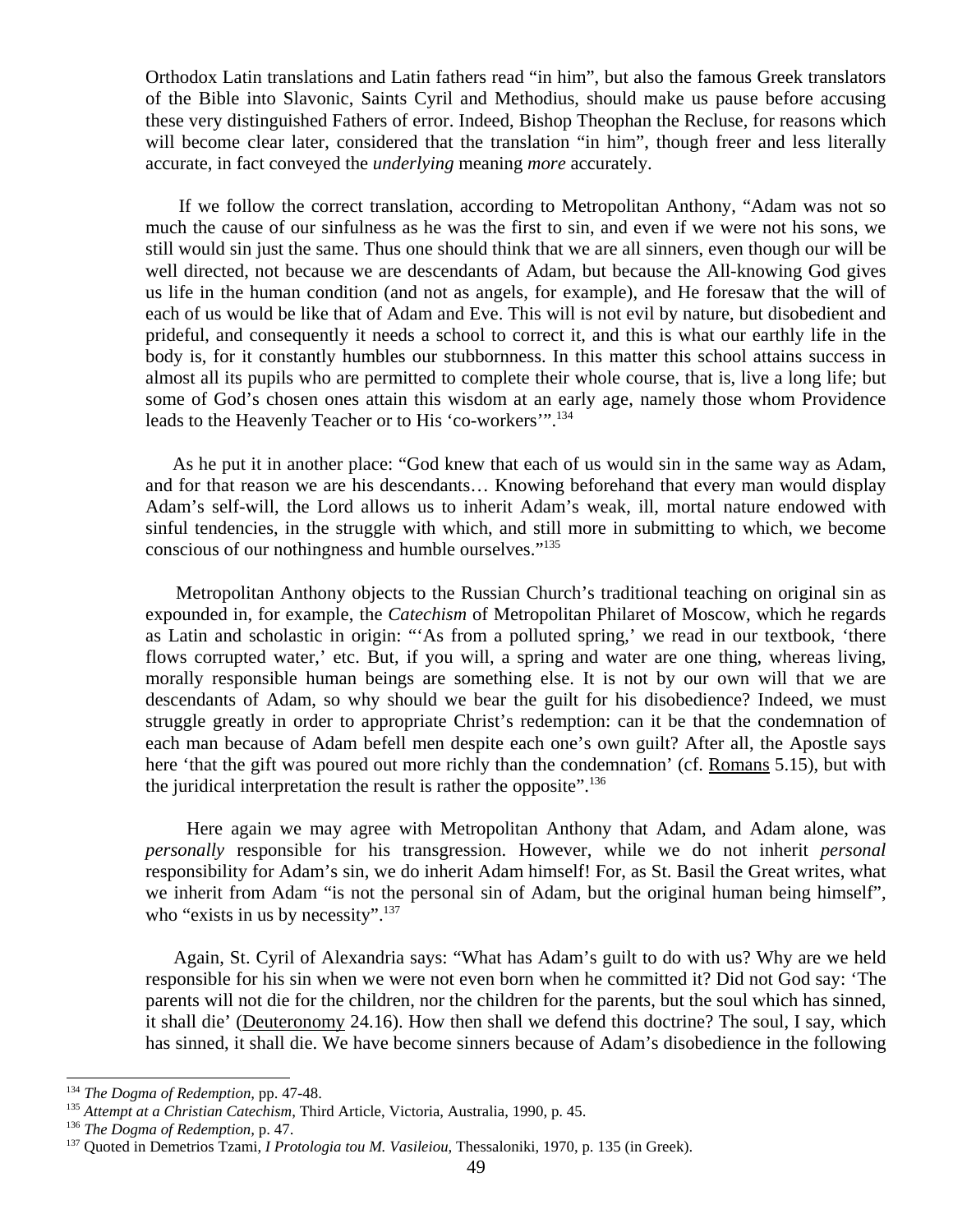Orthodox Latin translations and Latin fathers read "in him", but also the famous Greek translators of the Bible into Slavonic, Saints Cyril and Methodius, should make us pause before accusing these very distinguished Fathers of error. Indeed, Bishop Theophan the Recluse, for reasons which will become clear later, considered that the translation "in him", though freer and less literally accurate, in fact conveyed the *underlying* meaning *more* accurately.

If we follow the correct translation, according to Metropolitan Anthony, "Adam was not so much the cause of our sinfulness as he was the first to sin, and even if we were not his sons, we still would sin just the same. Thus one should think that we are all sinners, even though our will be well directed, not because we are descendants of Adam, but because the All-knowing God gives us life in the human condition (and not as angels, for example), and He foresaw that the will of each of us would be like that of Adam and Eve. This will is not evil by nature, but disobedient and prideful, and consequently it needs a school to correct it, and this is what our earthly life in the body is, for it constantly humbles our stubbornness. In this matter this school attains success in almost all its pupils who are permitted to complete their whole course, that is, live a long life; but some of God's chosen ones attain this wisdom at an early age, namely those whom Providence leads to the Heavenly Teacher or to His 'co-workers'".[134]

As he put it in another place: "God knew that each of us would sin in the same way as Adam, and for that reason we are his descendants… Knowing beforehand that every man would display Adam's self-will, the Lord allows us to inherit Adam's weak, ill, mortal nature endowed with sinful tendencies, in the struggle with which, and still more in submitting to which, we become conscious of our nothingness and humble ourselves."[135]

Metropolitan Anthony objects to the Russian Church's traditional teaching on original sin as expounded in, for example, the *Catechism* of Metropolitan Philaret of Moscow, which he regards as Latin and scholastic in origin: "'As from a polluted spring,' we read in our textbook, 'there flows corrupted water,' etc. But, if you will, a spring and water are one thing, whereas living, morally responsible human beings are something else. It is not by our own will that we are descendants of Adam, so why should we bear the guilt for his disobedience? Indeed, we must struggle greatly in order to appropriate Christ's redemption: can it be that the condemnation of each man because of Adam befell men despite each one's own guilt? After all, the Apostle says here 'that the gift was poured out more richly than the condemnation' (cf. Romans 5.15), but with the juridical interpretation the result is rather the opposite".[136]

Here again we may agree with Metropolitan Anthony that Adam, and Adam alone, was *personally* responsible for his transgression. However, while we do not inherit *personal* responsibility for Adam's sin, we do inherit Adam himself! For, as St. Basil the Great writes, what we inherit from Adam "is not the personal sin of Adam, but the original human being himself", who "exists in us by necessity".[137]

Again, St. Cyril of Alexandria says: "What has Adam's guilt to do with us? Why are we held responsible for his sin when we were not even born when he committed it? Did not God say: 'The parents will not die for the children, nor the children for the parents, but the soul which has sinned, it shall die' (Deuteronomy 24.16). How then shall we defend this doctrine? The soul, I say, which has sinned, it shall die. We have become sinners because of Adam's disobedience in the following

---

[134] *The Dogma of Redemption*, pp. 47-48.

[135] *Attempt at a Christian Catechism*, Third Article, Victoria, Australia, 1990, p. 45.

[136] *The Dogma of Redemption*, p. 47.

[137] Quoted in Demetrios Tzami, *I Protologia tou M. Vasileiou*, Thessaloniki, 1970, p. 135 (in Greek).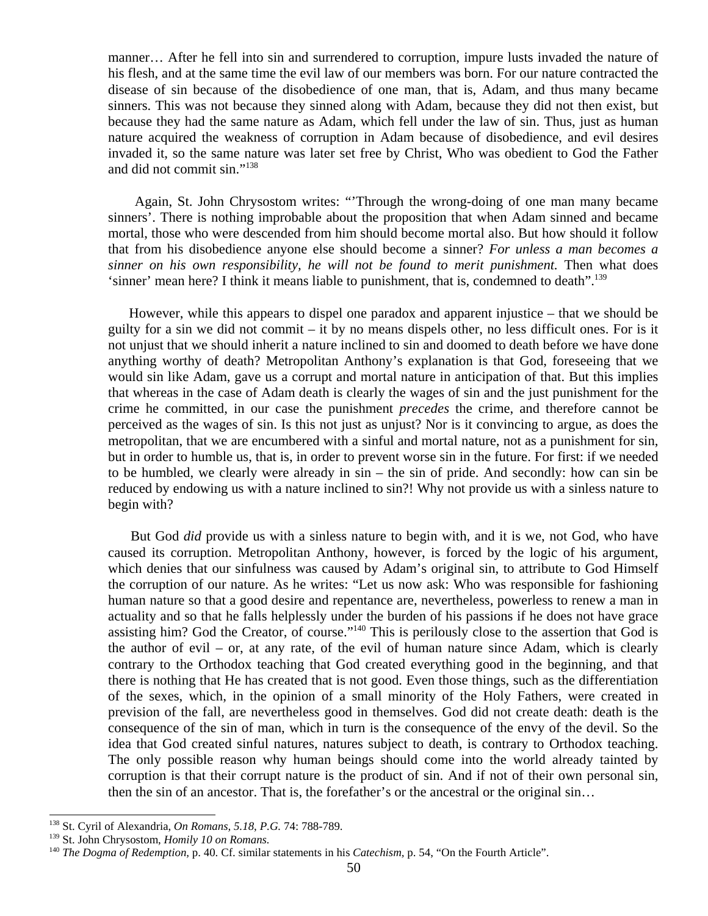manner… After he fell into sin and surrendered to corruption, impure lusts invaded the nature of his flesh, and at the same time the evil law of our members was born. For our nature contracted the disease of sin because of the disobedience of one man, that is, Adam, and thus many became sinners. This was not because they sinned along with Adam, because they did not then exist, but because they had the same nature as Adam, which fell under the law of sin. Thus, just as human nature acquired the weakness of corruption in Adam because of disobedience, and evil desires invaded it, so the same nature was later set free by Christ, Who was obedient to God the Father and did not commit sin."[138]

Again, St. John Chrysostom writes: "'Through the wrong-doing of one man many became sinners'. There is nothing improbable about the proposition that when Adam sinned and became mortal, those who were descended from him should become mortal also. But how should it follow that from his disobedience anyone else should become a sinner? *For unless a man becomes a sinner on his own responsibility, he will not be found to merit punishment.* Then what does 'sinner' mean here? I think it means liable to punishment, that is, condemned to death".[139]

However, while this appears to dispel one paradox and apparent injustice – that we should be guilty for a sin we did not commit – it by no means dispels other, no less difficult ones. For is it not unjust that we should inherit a nature inclined to sin and doomed to death before we have done anything worthy of death? Metropolitan Anthony's explanation is that God, foreseeing that we would sin like Adam, gave us a corrupt and mortal nature in anticipation of that. But this implies that whereas in the case of Adam death is clearly the wages of sin and the just punishment for the crime he committed, in our case the punishment *precedes* the crime, and therefore cannot be perceived as the wages of sin. Is this not just as unjust? Nor is it convincing to argue, as does the metropolitan, that we are encumbered with a sinful and mortal nature, not as a punishment for sin, but in order to humble us, that is, in order to prevent worse sin in the future. For first: if we needed to be humbled, we clearly were already in sin – the sin of pride. And secondly: how can sin be reduced by endowing us with a nature inclined to sin?! Why not provide us with a sinless nature to begin with?

But God *did* provide us with a sinless nature to begin with, and it is we, not God, who have caused its corruption. Metropolitan Anthony, however, is forced by the logic of his argument, which denies that our sinfulness was caused by Adam's original sin, to attribute to God Himself the corruption of our nature. As he writes: "Let us now ask: Who was responsible for fashioning human nature so that a good desire and repentance are, nevertheless, powerless to renew a man in actuality and so that he falls helplessly under the burden of his passions if he does not have grace assisting him? God the Creator, of course."[140] This is perilously close to the assertion that God is the author of evil – or, at any rate, of the evil of human nature since Adam, which is clearly contrary to the Orthodox teaching that God created everything good in the beginning, and that there is nothing that He has created that is not good. Even those things, such as the differentiation of the sexes, which, in the opinion of a small minority of the Holy Fathers, were created in prevision of the fall, are nevertheless good in themselves. God did not create death: death is the consequence of the sin of man, which in turn is the consequence of the envy of the devil. So the idea that God created sinful natures, natures subject to death, is contrary to Orthodox teaching. The only possible reason why human beings should come into the world already tainted by corruption is that their corrupt nature is the product of sin. And if not of their own personal sin, then the sin of an ancestor. That is, the forefather's or the ancestral or the original sin…

---

[138] St. Cyril of Alexandria, *On Romans, 5.18*, *P.G.* 74: 788-789.

[139] St. John Chrysostom, *Homily 10 on Romans.*

[140] *The Dogma of Redemption,* p. 40. Cf. similar statements in his *Catechism,* p. 54, "On the Fourth Article".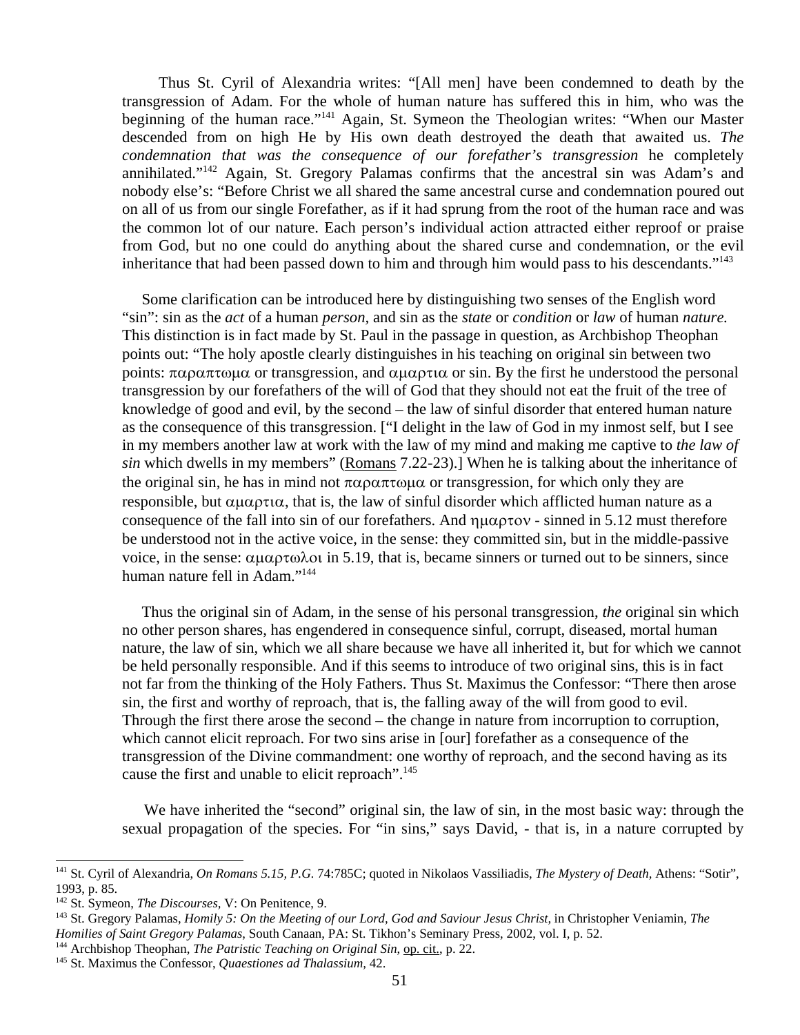Thus St. Cyril of Alexandria writes: "[All men] have been condemned to death by the transgression of Adam. For the whole of human nature has suffered this in him, who was the beginning of the human race."[141] Again, St. Symeon the Theologian writes: "When our Master descended from on high He by His own death destroyed the death that awaited us. *The condemnation that was the consequence of our forefather's transgression* he completely annihilated."[142] Again, St. Gregory Palamas confirms that the ancestral sin was Adam's and nobody else's: "Before Christ we all shared the same ancestral curse and condemnation poured out on all of us from our single Forefather, as if it had sprung from the root of the human race and was the common lot of our nature. Each person's individual action attracted either reproof or praise from God, but no one could do anything about the shared curse and condemnation, or the evil inheritance that had been passed down to him and through him would pass to his descendants."[143]

Some clarification can be introduced here by distinguishing two senses of the English word "sin": sin as the *act* of a human *person,* and sin as the *state* or *condition* or *law* of human *nature.* This distinction is in fact made by St. Paul in the passage in question, as Archbishop Theophan points out: "The holy apostle clearly distinguishes in his teaching on original sin between two points: παραπτωμα or transgression, and αμαρτια or sin. By the first he understood the personal transgression by our forefathers of the will of God that they should not eat the fruit of the tree of knowledge of good and evil, by the second – the law of sinful disorder that entered human nature as the consequence of this transgression. ["I delight in the law of God in my inmost self, but I see in my members another law at work with the law of my mind and making me captive to *the law of sin* which dwells in my members" (Romans 7.22-23).] When he is talking about the inheritance of the original sin, he has in mind not παραπτωμα or transgression, for which only they are responsible, but αμαρτια, that is, the law of sinful disorder which afflicted human nature as a consequence of the fall into sin of our forefathers. And ημαρτον - sinned in 5.12 must therefore be understood not in the active voice, in the sense: they committed sin, but in the middle-passive voice, in the sense: αμαρτωλοι in 5.19, that is, became sinners or turned out to be sinners, since human nature fell in Adam."[144]

Thus the original sin of Adam, in the sense of his personal transgression, *the* original sin which no other person shares, has engendered in consequence sinful, corrupt, diseased, mortal human nature, the law of sin, which we all share because we have all inherited it, but for which we cannot be held personally responsible. And if this seems to introduce of two original sins, this is in fact not far from the thinking of the Holy Fathers. Thus St. Maximus the Confessor: "There then arose sin, the first and worthy of reproach, that is, the falling away of the will from good to evil. Through the first there arose the second – the change in nature from incorruption to corruption, which cannot elicit reproach. For two sins arise in [our] forefather as a consequence of the transgression of the Divine commandment: one worthy of reproach, and the second having as its cause the first and unable to elicit reproach".[145]

We have inherited the "second" original sin, the law of sin, in the most basic way: through the sexual propagation of the species. For "in sins," says David, - that is, in a nature corrupted by

---

[141] St. Cyril of Alexandria, *On Romans 5.15, P.G.* 74:785C; quoted in Nikolaos Vassiliadis, *The Mystery of Death,* Athens: "Sotir", 1993, p. 85.

[142] St. Symeon, *The Discourses,* V: On Penitence, 9.

[143] St. Gregory Palamas, *Homily 5: On the Meeting of our Lord, God and Saviour Jesus Christ,* in Christopher Veniamin, *The Homilies of Saint Gregory Palamas,* South Canaan, PA: St. Tikhon's Seminary Press, 2002, vol. I, p. 52.

[144] Archbishop Theophan, *The Patristic Teaching on Original Sin,* op. cit., p. 22.

[145] St. Maximus the Confessor, *Quaestiones ad Thalassium,* 42.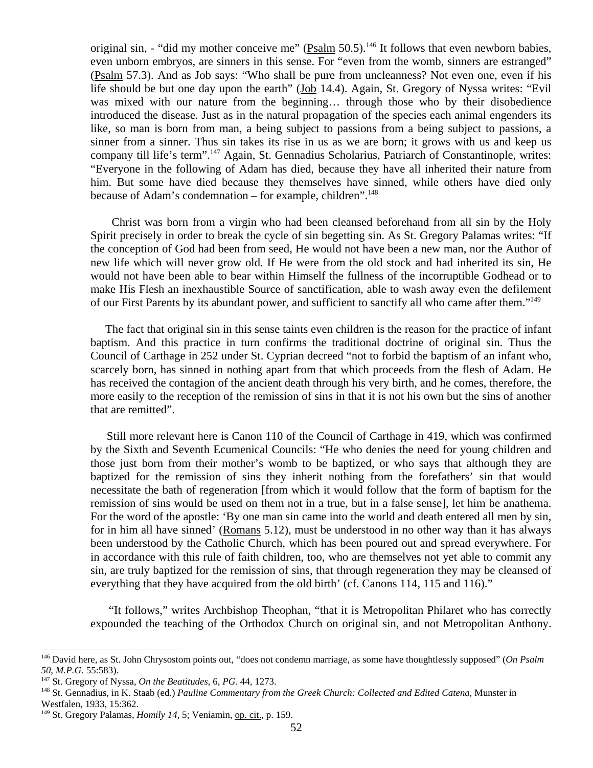original sin, - "did my mother conceive me" (Psalm 50.5).[146] It follows that even newborn babies, even unborn embryos, are sinners in this sense. For "even from the womb, sinners are estranged" (Psalm 57.3). And as Job says: "Who shall be pure from uncleanness? Not even one, even if his life should be but one day upon the earth" (Job 14.4). Again, St. Gregory of Nyssa writes: "Evil was mixed with our nature from the beginning… through those who by their disobedience introduced the disease. Just as in the natural propagation of the species each animal engenders its like, so man is born from man, a being subject to passions from a being subject to passions, a sinner from a sinner. Thus sin takes its rise in us as we are born; it grows with us and keep us company till life's term".[147] Again, St. Gennadius Scholarius, Patriarch of Constantinople, writes: "Everyone in the following of Adam has died, because they have all inherited their nature from him. But some have died because they themselves have sinned, while others have died only because of Adam's condemnation – for example, children".[148]

Christ was born from a virgin who had been cleansed beforehand from all sin by the Holy Spirit precisely in order to break the cycle of sin begetting sin. As St. Gregory Palamas writes: "If the conception of God had been from seed, He would not have been a new man, nor the Author of new life which will never grow old. If He were from the old stock and had inherited its sin, He would not have been able to bear within Himself the fullness of the incorruptible Godhead or to make His Flesh an inexhaustible Source of sanctification, able to wash away even the defilement of our First Parents by its abundant power, and sufficient to sanctify all who came after them."[149]

The fact that original sin in this sense taints even children is the reason for the practice of infant baptism. And this practice in turn confirms the traditional doctrine of original sin. Thus the Council of Carthage in 252 under St. Cyprian decreed "not to forbid the baptism of an infant who, scarcely born, has sinned in nothing apart from that which proceeds from the flesh of Adam. He has received the contagion of the ancient death through his very birth, and he comes, therefore, the more easily to the reception of the remission of sins in that it is not his own but the sins of another that are remitted".

Still more relevant here is Canon 110 of the Council of Carthage in 419, which was confirmed by the Sixth and Seventh Ecumenical Councils: "He who denies the need for young children and those just born from their mother's womb to be baptized, or who says that although they are baptized for the remission of sins they inherit nothing from the forefathers' sin that would necessitate the bath of regeneration [from which it would follow that the form of baptism for the remission of sins would be used on them not in a true, but in a false sense], let him be anathema. For the word of the apostle: 'By one man sin came into the world and death entered all men by sin, for in him all have sinned' (Romans 5.12), must be understood in no other way than it has always been understood by the Catholic Church, which has been poured out and spread everywhere. For in accordance with this rule of faith children, too, who are themselves not yet able to commit any sin, are truly baptized for the remission of sins, that through regeneration they may be cleansed of everything that they have acquired from the old birth' (cf. Canons 114, 115 and 116)."

"It follows," writes Archbishop Theophan, "that it is Metropolitan Philaret who has correctly expounded the teaching of the Orthodox Church on original sin, and not Metropolitan Anthony.

---

[146] David here, as St. John Chrysostom points out, "does not condemn marriage, as some have thoughtlessly supposed" (*On Psalm 50*, *M.P.G.* 55:583).

[147] St. Gregory of Nyssa, *On the Beatitudes*, 6, *PG.* 44, 1273.

[148] St. Gennadius, in K. Staab (ed.) *Pauline Commentary from the Greek Church: Collected and Edited Catena*, Munster in Westfalen, 1933, 15:362.

[149] St. Gregory Palamas, *Homily 14*, 5; Veniamin, op. cit., p. 159.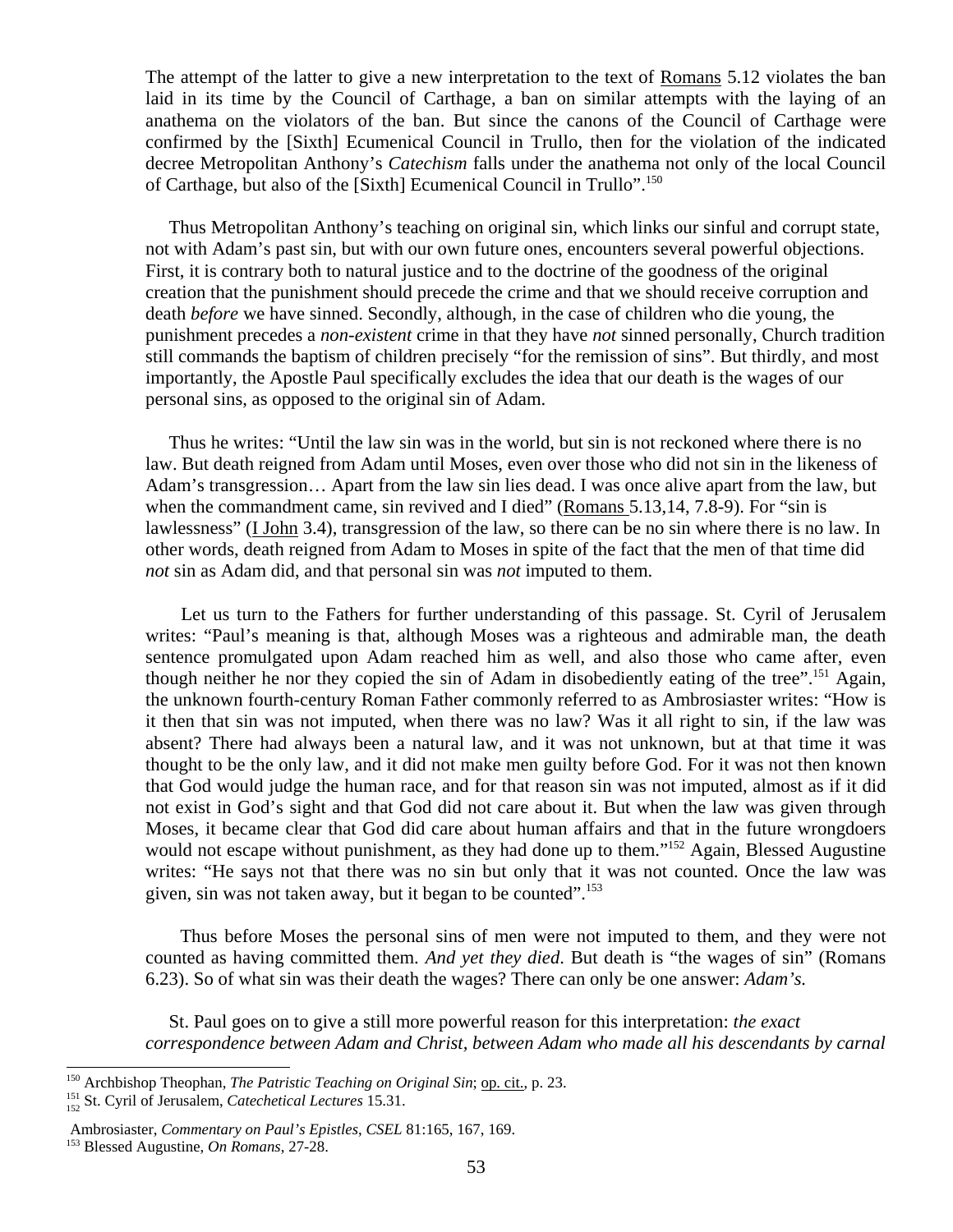The attempt of the latter to give a new interpretation to the text of Romans 5.12 violates the ban laid in its time by the Council of Carthage, a ban on similar attempts with the laying of an anathema on the violators of the ban. But since the canons of the Council of Carthage were confirmed by the [Sixth] Ecumenical Council in Trullo, then for the violation of the indicated decree Metropolitan Anthony's *Catechism* falls under the anathema not only of the local Council of Carthage, but also of the [Sixth] Ecumenical Council in Trullo".[150]

Thus Metropolitan Anthony's teaching on original sin, which links our sinful and corrupt state, not with Adam's past sin, but with our own future ones, encounters several powerful objections. First, it is contrary both to natural justice and to the doctrine of the goodness of the original creation that the punishment should precede the crime and that we should receive corruption and death *before* we have sinned. Secondly, although, in the case of children who die young, the punishment precedes a *non-existent* crime in that they have *not* sinned personally, Church tradition still commands the baptism of children precisely "for the remission of sins". But thirdly, and most importantly, the Apostle Paul specifically excludes the idea that our death is the wages of our personal sins, as opposed to the original sin of Adam.

Thus he writes: "Until the law sin was in the world, but sin is not reckoned where there is no law. But death reigned from Adam until Moses, even over those who did not sin in the likeness of Adam's transgression… Apart from the law sin lies dead. I was once alive apart from the law, but when the commandment came, sin revived and I died" (Romans 5.13,14, 7.8-9). For "sin is lawlessness" (I John 3.4), transgression of the law, so there can be no sin where there is no law. In other words, death reigned from Adam to Moses in spite of the fact that the men of that time did *not* sin as Adam did, and that personal sin was *not* imputed to them.

Let us turn to the Fathers for further understanding of this passage. St. Cyril of Jerusalem writes: "Paul's meaning is that, although Moses was a righteous and admirable man, the death sentence promulgated upon Adam reached him as well, and also those who came after, even though neither he nor they copied the sin of Adam in disobediently eating of the tree".[151] Again, the unknown fourth-century Roman Father commonly referred to as Ambrosiaster writes: "How is it then that sin was not imputed, when there was no law? Was it all right to sin, if the law was absent? There had always been a natural law, and it was not unknown, but at that time it was thought to be the only law, and it did not make men guilty before God. For it was not then known that God would judge the human race, and for that reason sin was not imputed, almost as if it did not exist in God's sight and that God did not care about it. But when the law was given through Moses, it became clear that God did care about human affairs and that in the future wrongdoers would not escape without punishment, as they had done up to them."[152] Again, Blessed Augustine writes: "He says not that there was no sin but only that it was not counted. Once the law was given, sin was not taken away, but it began to be counted".[153]

Thus before Moses the personal sins of men were not imputed to them, and they were not counted as having committed them. *And yet they died*. But death is "the wages of sin" (Romans 6.23). So of what sin was their death the wages? There can only be one answer: *Adam's.*

St. Paul goes on to give a still more powerful reason for this interpretation: *the exact correspondence between Adam and Christ, between Adam who made all his descendants by carnal*

---

[150] Archbishop Theophan, *The Patristic Teaching on Original Sin*; op. cit., p. 23.

[151] St. Cyril of Jerusalem, *Catechetical Lectures* 15.31.

[152] Ambrosiaster, *Commentary on Paul's Epistles*, *CSEL* 81:165, 167, 169.

[153] Blessed Augustine, *On Romans*, 27-28.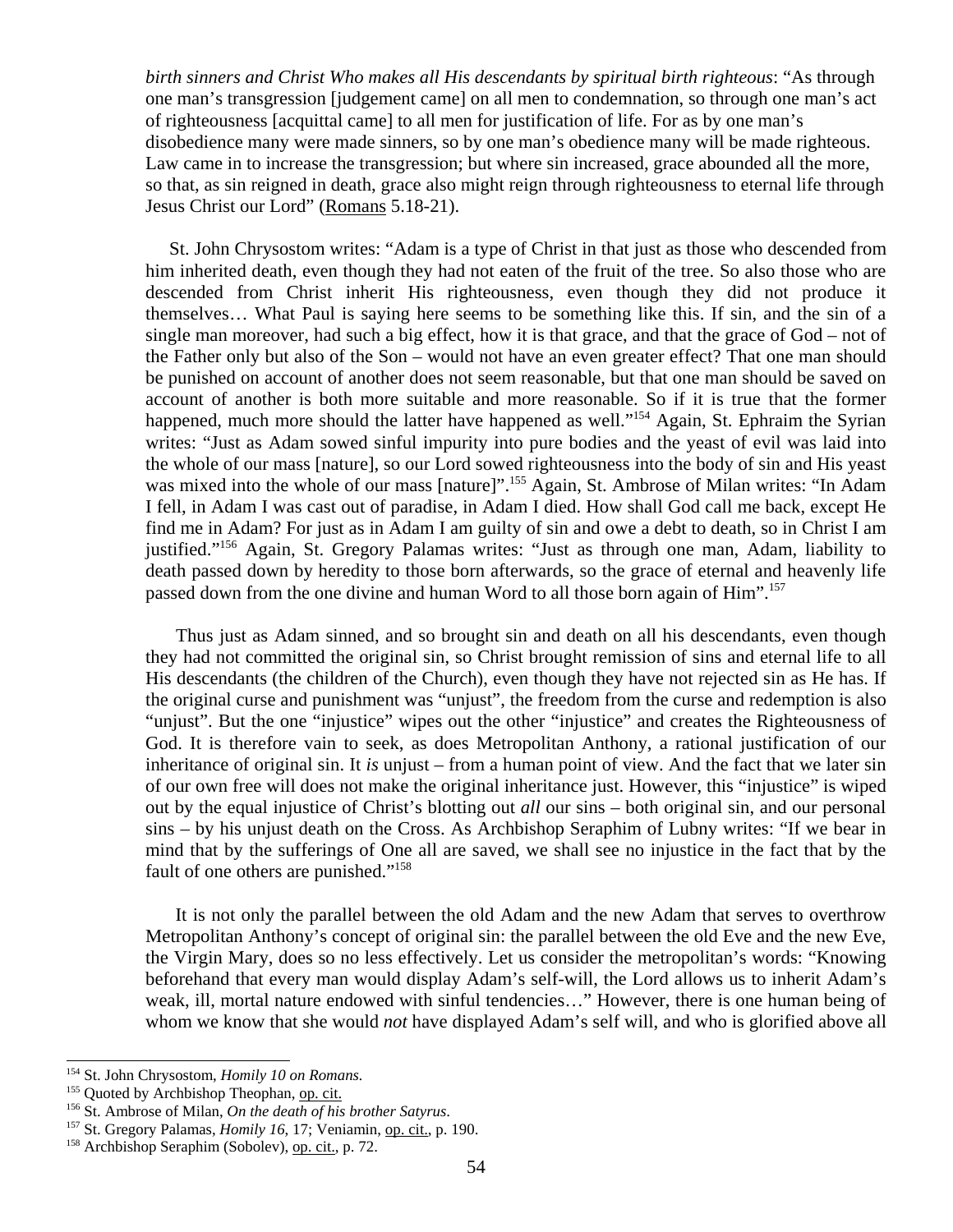*birth sinners and Christ Who makes all His descendants by spiritual birth righteous*: "As through one man's transgression [judgement came] on all men to condemnation, so through one man's act of righteousness [acquittal came] to all men for justification of life. For as by one man's disobedience many were made sinners, so by one man's obedience many will be made righteous. Law came in to increase the transgression; but where sin increased, grace abounded all the more, so that, as sin reigned in death, grace also might reign through righteousness to eternal life through Jesus Christ our Lord" (Romans 5.18-21).

St. John Chrysostom writes: "Adam is a type of Christ in that just as those who descended from him inherited death, even though they had not eaten of the fruit of the tree. So also those who are descended from Christ inherit His righteousness, even though they did not produce it themselves… What Paul is saying here seems to be something like this. If sin, and the sin of a single man moreover, had such a big effect, how it is that grace, and that the grace of God – not of the Father only but also of the Son – would not have an even greater effect? That one man should be punished on account of another does not seem reasonable, but that one man should be saved on account of another is both more suitable and more reasonable. So if it is true that the former happened, much more should the latter have happened as well."[154] Again, St. Ephraim the Syrian writes: "Just as Adam sowed sinful impurity into pure bodies and the yeast of evil was laid into the whole of our mass [nature], so our Lord sowed righteousness into the body of sin and His yeast was mixed into the whole of our mass [nature]".[155] Again, St. Ambrose of Milan writes: "In Adam I fell, in Adam I was cast out of paradise, in Adam I died. How shall God call me back, except He find me in Adam? For just as in Adam I am guilty of sin and owe a debt to death, so in Christ I am justified."[156] Again, St. Gregory Palamas writes: "Just as through one man, Adam, liability to death passed down by heredity to those born afterwards, so the grace of eternal and heavenly life passed down from the one divine and human Word to all those born again of Him".[157]

Thus just as Adam sinned, and so brought sin and death on all his descendants, even though they had not committed the original sin, so Christ brought remission of sins and eternal life to all His descendants (the children of the Church), even though they have not rejected sin as He has. If the original curse and punishment was "unjust", the freedom from the curse and redemption is also "unjust". But the one "injustice" wipes out the other "injustice" and creates the Righteousness of God. It is therefore vain to seek, as does Metropolitan Anthony, a rational justification of our inheritance of original sin. It *is* unjust – from a human point of view. And the fact that we later sin of our own free will does not make the original inheritance just. However, this "injustice" is wiped out by the equal injustice of Christ's blotting out *all* our sins – both original sin, and our personal sins – by his unjust death on the Cross. As Archbishop Seraphim of Lubny writes: "If we bear in mind that by the sufferings of One all are saved, we shall see no injustice in the fact that by the fault of one others are punished."[158]

It is not only the parallel between the old Adam and the new Adam that serves to overthrow Metropolitan Anthony's concept of original sin: the parallel between the old Eve and the new Eve, the Virgin Mary, does so no less effectively. Let us consider the metropolitan's words: "Knowing beforehand that every man would display Adam's self-will, the Lord allows us to inherit Adam's weak, ill, mortal nature endowed with sinful tendencies…" However, there is one human being of whom we know that she would *not* have displayed Adam's self will, and who is glorified above all

[154] St. John Chrysostom, *Homily 10 on Romans.*

[155] Quoted by Archbishop Theophan, op. cit.

[156] St. Ambrose of Milan, *On the death of his brother Satyrus*.

[157] St. Gregory Palamas, *Homily 16*, 17; Veniamin, op. cit., p. 190.

[158] Archbishop Seraphim (Sobolev), op. cit., p. 72.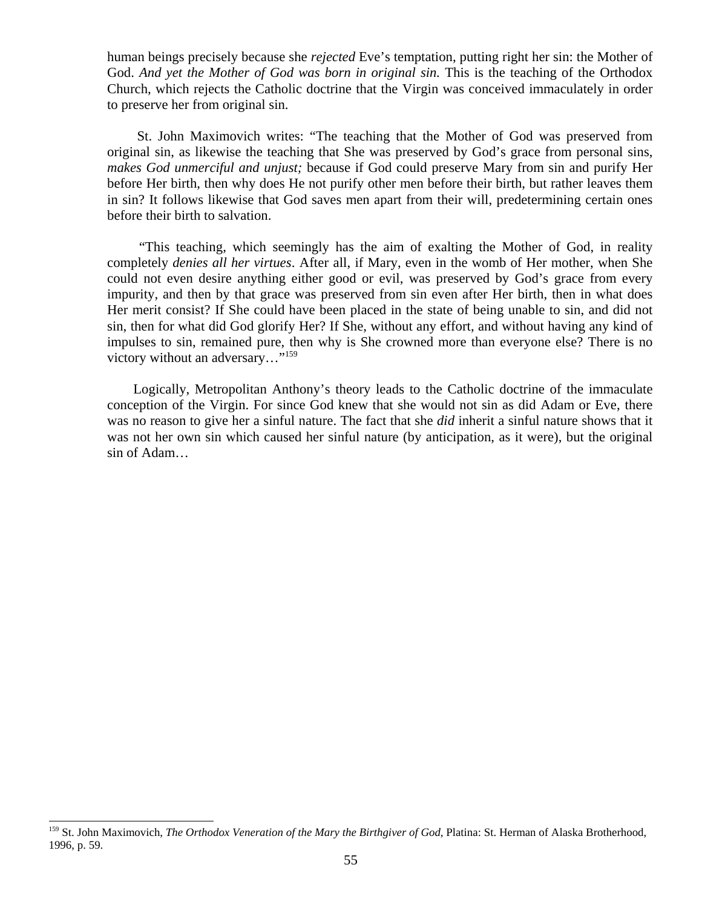human beings precisely because she *rejected* Eve's temptation, putting right her sin: the Mother of God. *And yet the Mother of God was born in original sin.* This is the teaching of the Orthodox Church, which rejects the Catholic doctrine that the Virgin was conceived immaculately in order to preserve her from original sin.

St. John Maximovich writes: "The teaching that the Mother of God was preserved from original sin, as likewise the teaching that She was preserved by God's grace from personal sins, *makes God unmerciful and unjust;* because if God could preserve Mary from sin and purify Her before Her birth, then why does He not purify other men before their birth, but rather leaves them in sin? It follows likewise that God saves men apart from their will, predetermining certain ones before their birth to salvation.

"This teaching, which seemingly has the aim of exalting the Mother of God, in reality completely *denies all her virtues*. After all, if Mary, even in the womb of Her mother, when She could not even desire anything either good or evil, was preserved by God's grace from every impurity, and then by that grace was preserved from sin even after Her birth, then in what does Her merit consist? If She could have been placed in the state of being unable to sin, and did not sin, then for what did God glorify Her? If She, without any effort, and without having any kind of impulses to sin, remained pure, then why is She crowned more than everyone else? There is no victory without an adversary…"[159]

Logically, Metropolitan Anthony's theory leads to the Catholic doctrine of the immaculate conception of the Virgin. For since God knew that she would not sin as did Adam or Eve, there was no reason to give her a sinful nature. The fact that she *did* inherit a sinful nature shows that it was not her own sin which caused her sinful nature (by anticipation, as it were), but the original sin of Adam…

---

[159] St. John Maximovich, *The Orthodox Veneration of the Mary the Birthgiver of God*, Platina: St. Herman of Alaska Brotherhood, 1996, p. 59.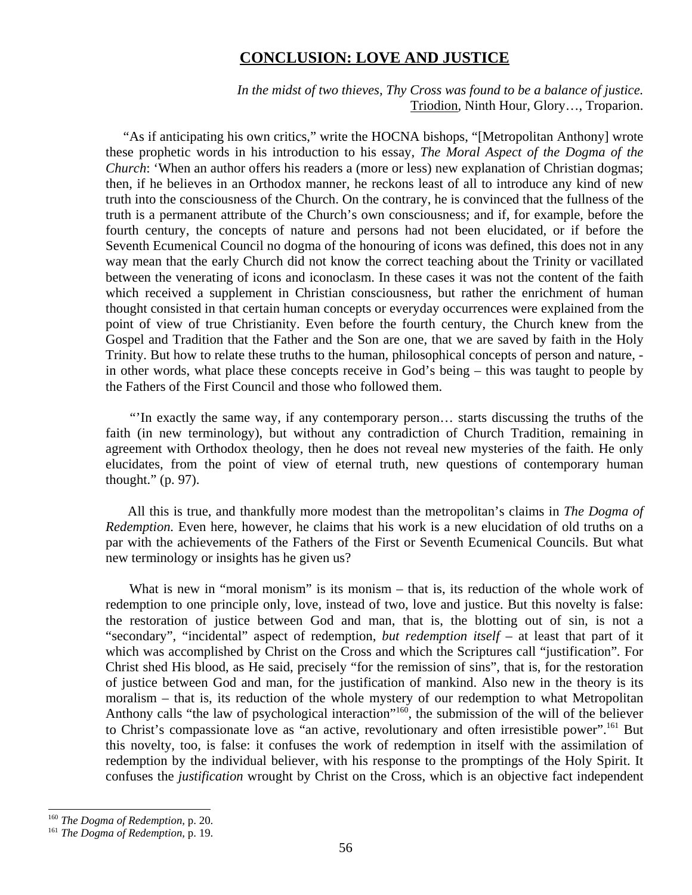# CONCLUSION: LOVE AND JUSTICE

*In the midst of two thieves, Thy Cross was found to be a balance of justice.*
Triodion, Ninth Hour, Glory…, Troparion.

"As if anticipating his own critics," write the HOCNA bishops, "[Metropolitan Anthony] wrote these prophetic words in his introduction to his essay, *The Moral Aspect of the Dogma of the Church*: 'When an author offers his readers a (more or less) new explanation of Christian dogmas; then, if he believes in an Orthodox manner, he reckons least of all to introduce any kind of new truth into the consciousness of the Church. On the contrary, he is convinced that the fullness of the truth is a permanent attribute of the Church's own consciousness; and if, for example, before the fourth century, the concepts of nature and persons had not been elucidated, or if before the Seventh Ecumenical Council no dogma of the honouring of icons was defined, this does not in any way mean that the early Church did not know the correct teaching about the Trinity or vacillated between the venerating of icons and iconoclasm. In these cases it was not the content of the faith which received a supplement in Christian consciousness, but rather the enrichment of human thought consisted in that certain human concepts or everyday occurrences were explained from the point of view of true Christianity. Even before the fourth century, the Church knew from the Gospel and Tradition that the Father and the Son are one, that we are saved by faith in the Holy Trinity. But how to relate these truths to the human, philosophical concepts of person and nature, - in other words, what place these concepts receive in God's being – this was taught to people by the Fathers of the First Council and those who followed them.

"'In exactly the same way, if any contemporary person… starts discussing the truths of the faith (in new terminology), but without any contradiction of Church Tradition, remaining in agreement with Orthodox theology, then he does not reveal new mysteries of the faith. He only elucidates, from the point of view of eternal truth, new questions of contemporary human thought." (p. 97).

All this is true, and thankfully more modest than the metropolitan's claims in *The Dogma of Redemption.* Even here, however, he claims that his work is a new elucidation of old truths on a par with the achievements of the Fathers of the First or Seventh Ecumenical Councils. But what new terminology or insights has he given us?

What is new in "moral monism" is its monism – that is, its reduction of the whole work of redemption to one principle only, love, instead of two, love and justice. But this novelty is false: the restoration of justice between God and man, that is, the blotting out of sin, is not a "secondary", "incidental" aspect of redemption, *but redemption itself* – at least that part of it which was accomplished by Christ on the Cross and which the Scriptures call "justification". For Christ shed His blood, as He said, precisely "for the remission of sins", that is, for the restoration of justice between God and man, for the justification of mankind. Also new in the theory is its moralism – that is, its reduction of the whole mystery of our redemption to what Metropolitan Anthony calls "the law of psychological interaction"[160], the submission of the will of the believer to Christ's compassionate love as "an active, revolutionary and often irresistible power".[161] But this novelty, too, is false: it confuses the work of redemption in itself with the assimilation of redemption by the individual believer, with his response to the promptings of the Holy Spirit. It confuses the *justification* wrought by Christ on the Cross, which is an objective fact independent

---

[160] *The Dogma of Redemption*, p. 20.

[161] *The Dogma of Redemption*, p. 19.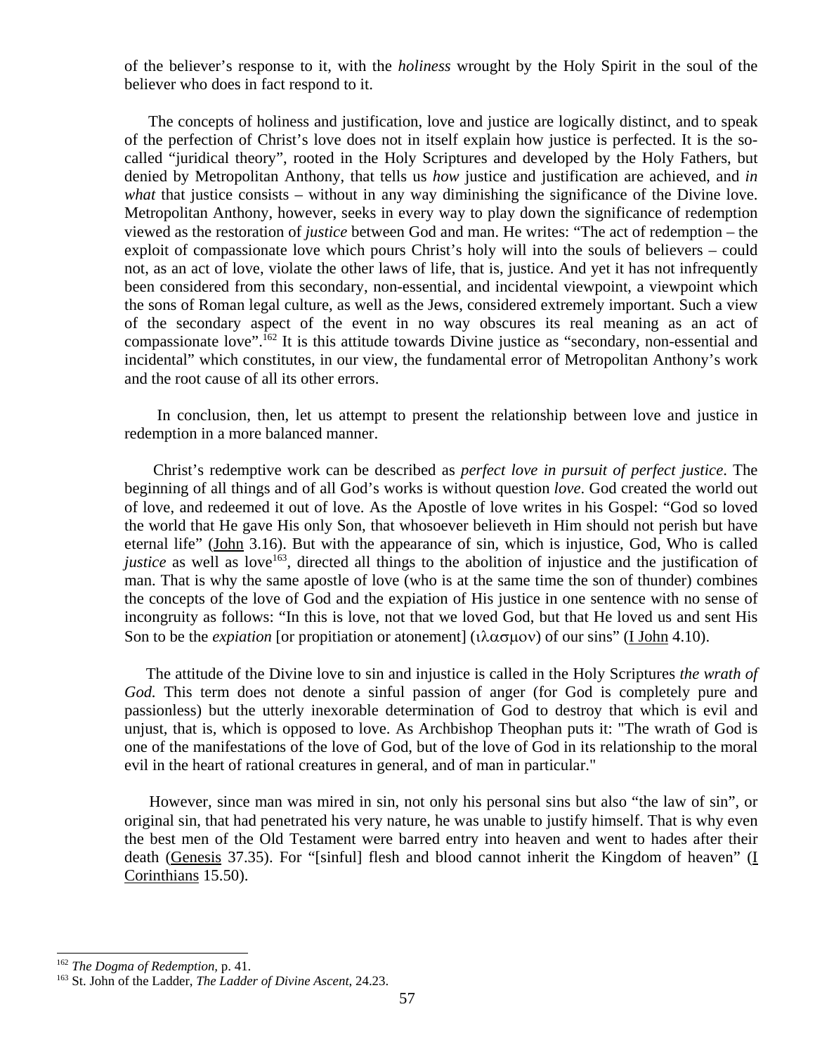of the believer's response to it, with the *holiness* wrought by the Holy Spirit in the soul of the believer who does in fact respond to it.

The concepts of holiness and justification, love and justice are logically distinct, and to speak of the perfection of Christ's love does not in itself explain how justice is perfected. It is the so-called "juridical theory", rooted in the Holy Scriptures and developed by the Holy Fathers, but denied by Metropolitan Anthony, that tells us *how* justice and justification are achieved, and *in what* that justice consists – without in any way diminishing the significance of the Divine love. Metropolitan Anthony, however, seeks in every way to play down the significance of redemption viewed as the restoration of *justice* between God and man. He writes: "The act of redemption – the exploit of compassionate love which pours Christ's holy will into the souls of believers – could not, as an act of love, violate the other laws of life, that is, justice. And yet it has not infrequently been considered from this secondary, non-essential, and incidental viewpoint, a viewpoint which the sons of Roman legal culture, as well as the Jews, considered extremely important. Such a view of the secondary aspect of the event in no way obscures its real meaning as an act of compassionate love".[162] It is this attitude towards Divine justice as "secondary, non-essential and incidental" which constitutes, in our view, the fundamental error of Metropolitan Anthony's work and the root cause of all its other errors.

In conclusion, then, let us attempt to present the relationship between love and justice in redemption in a more balanced manner.

Christ's redemptive work can be described as *perfect love in pursuit of perfect justice*. The beginning of all things and of all God's works is without question *love*. God created the world out of love, and redeemed it out of love. As the Apostle of love writes in his Gospel: "God so loved the world that He gave His only Son, that whosoever believeth in Him should not perish but have eternal life" (John 3.16). But with the appearance of sin, which is injustice, God, Who is called *justice* as well as love[163], directed all things to the abolition of injustice and the justification of man. That is why the same apostle of love (who is at the same time the son of thunder) combines the concepts of the love of God and the expiation of His justice in one sentence with no sense of incongruity as follows: "In this is love, not that we loved God, but that He loved us and sent His Son to be the *expiation* [or propitiation or atonement] (ιλασμον) of our sins" (I John 4.10).

The attitude of the Divine love to sin and injustice is called in the Holy Scriptures *the wrath of God.* This term does not denote a sinful passion of anger (for God is completely pure and passionless) but the utterly inexorable determination of God to destroy that which is evil and unjust, that is, which is opposed to love. As Archbishop Theophan puts it: "The wrath of God is one of the manifestations of the love of God, but of the love of God in its relationship to the moral evil in the heart of rational creatures in general, and of man in particular."

However, since man was mired in sin, not only his personal sins but also "the law of sin", or original sin, that had penetrated his very nature, he was unable to justify himself. That is why even the best men of the Old Testament were barred entry into heaven and went to hades after their death (Genesis 37.35). For "[sinful] flesh and blood cannot inherit the Kingdom of heaven" (I Corinthians 15.50).

---

[162] *The Dogma of Redemption,* p. 41.
[163] St. John of the Ladder, *The Ladder of Divine Ascent,* 24.23.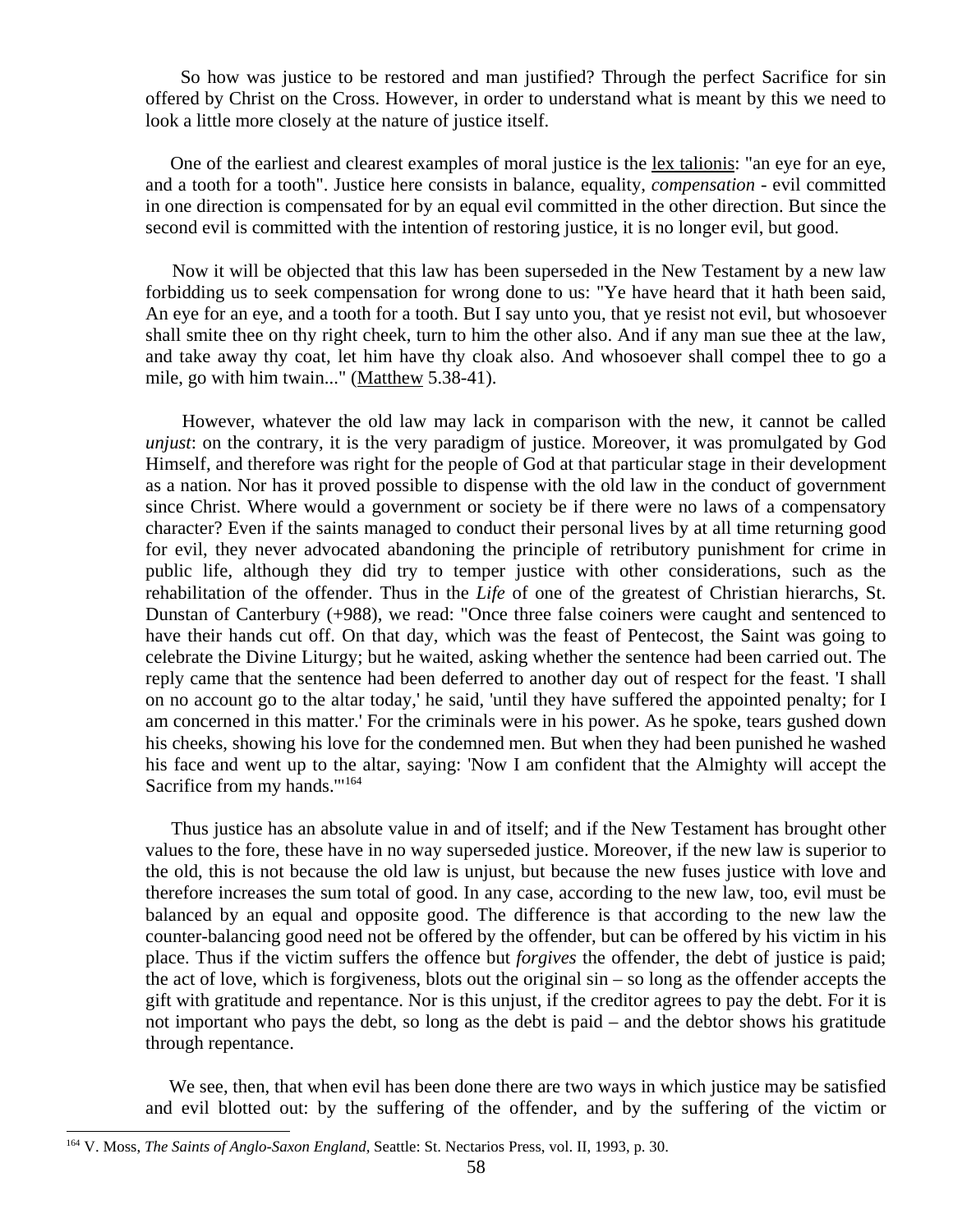So how was justice to be restored and man justified? Through the perfect Sacrifice for sin offered by Christ on the Cross. However, in order to understand what is meant by this we need to look a little more closely at the nature of justice itself.

One of the earliest and clearest examples of moral justice is the lex talionis: "an eye for an eye, and a tooth for a tooth". Justice here consists in balance, equality, *compensation* - evil committed in one direction is compensated for by an equal evil committed in the other direction. But since the second evil is committed with the intention of restoring justice, it is no longer evil, but good.

Now it will be objected that this law has been superseded in the New Testament by a new law forbidding us to seek compensation for wrong done to us: "Ye have heard that it hath been said, An eye for an eye, and a tooth for a tooth. But I say unto you, that ye resist not evil, but whosoever shall smite thee on thy right cheek, turn to him the other also. And if any man sue thee at the law, and take away thy coat, let him have thy cloak also. And whosoever shall compel thee to go a mile, go with him twain..." (Matthew 5.38-41).

However, whatever the old law may lack in comparison with the new, it cannot be called *unjust*: on the contrary, it is the very paradigm of justice. Moreover, it was promulgated by God Himself, and therefore was right for the people of God at that particular stage in their development as a nation. Nor has it proved possible to dispense with the old law in the conduct of government since Christ. Where would a government or society be if there were no laws of a compensatory character? Even if the saints managed to conduct their personal lives by at all time returning good for evil, they never advocated abandoning the principle of retributory punishment for crime in public life, although they did try to temper justice with other considerations, such as the rehabilitation of the offender. Thus in the *Life* of one of the greatest of Christian hierarchs, St. Dunstan of Canterbury (+988), we read: "Once three false coiners were caught and sentenced to have their hands cut off. On that day, which was the feast of Pentecost, the Saint was going to celebrate the Divine Liturgy; but he waited, asking whether the sentence had been carried out. The reply came that the sentence had been deferred to another day out of respect for the feast. 'I shall on no account go to the altar today,' he said, 'until they have suffered the appointed penalty; for I am concerned in this matter.' For the criminals were in his power. As he spoke, tears gushed down his cheeks, showing his love for the condemned men. But when they had been punished he washed his face and went up to the altar, saying: 'Now I am confident that the Almighty will accept the Sacrifice from my hands.'"[164]

Thus justice has an absolute value in and of itself; and if the New Testament has brought other values to the fore, these have in no way superseded justice. Moreover, if the new law is superior to the old, this is not because the old law is unjust, but because the new fuses justice with love and therefore increases the sum total of good. In any case, according to the new law, too, evil must be balanced by an equal and opposite good. The difference is that according to the new law the counter-balancing good need not be offered by the offender, but can be offered by his victim in his place. Thus if the victim suffers the offence but *forgives* the offender, the debt of justice is paid; the act of love, which is forgiveness, blots out the original sin – so long as the offender accepts the gift with gratitude and repentance. Nor is this unjust, if the creditor agrees to pay the debt. For it is not important who pays the debt, so long as the debt is paid – and the debtor shows his gratitude through repentance.

We see, then, that when evil has been done there are two ways in which justice may be satisfied and evil blotted out: by the suffering of the offender, and by the suffering of the victim or

[164] V. Moss, *The Saints of Anglo-Saxon England*, Seattle: St. Nectarios Press, vol. II, 1993, p. 30.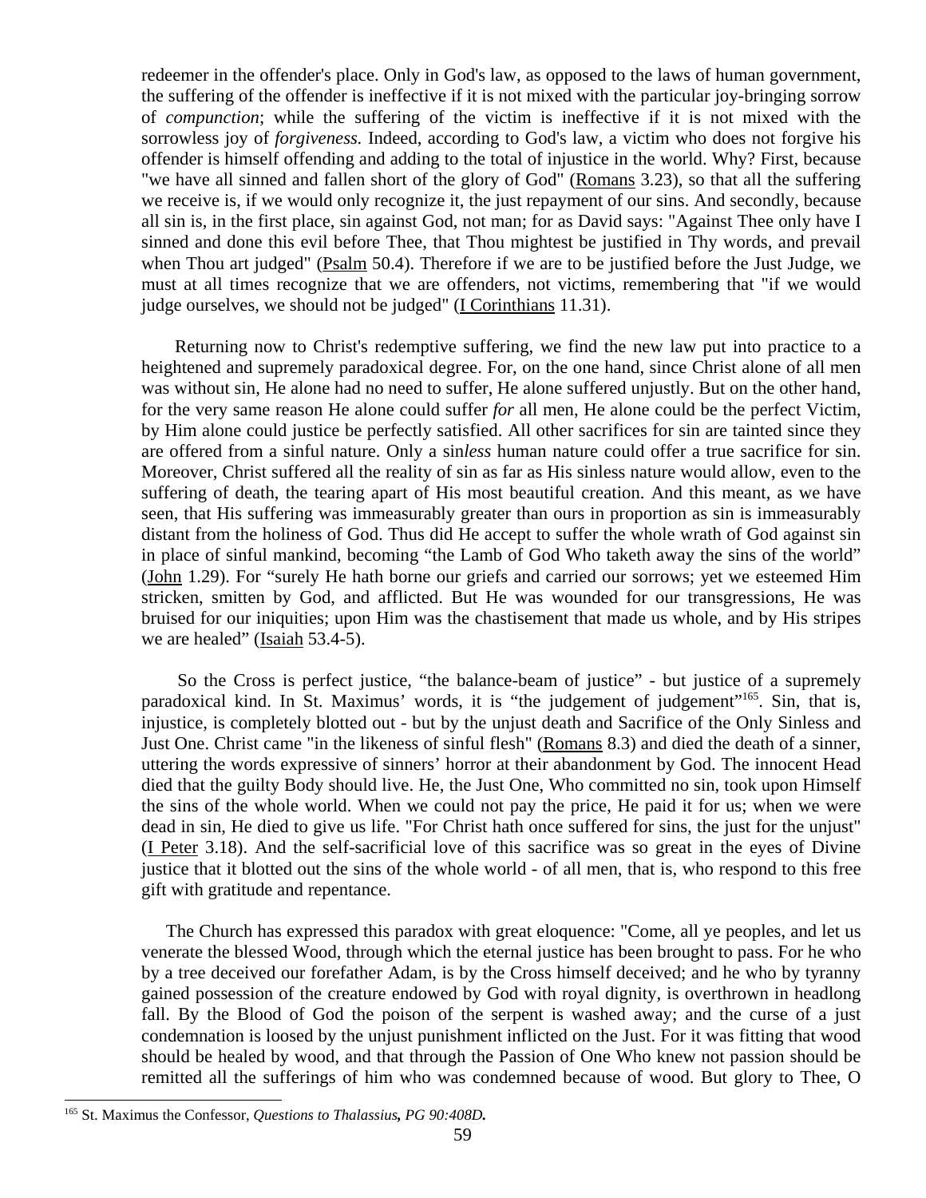redeemer in the offender's place. Only in God's law, as opposed to the laws of human government, the suffering of the offender is ineffective if it is not mixed with the particular joy-bringing sorrow of *compunction*; while the suffering of the victim is ineffective if it is not mixed with the sorrowless joy of *forgiveness.* Indeed, according to God's law, a victim who does not forgive his offender is himself offending and adding to the total of injustice in the world. Why? First, because "we have all sinned and fallen short of the glory of God" (Romans 3.23), so that all the suffering we receive is, if we would only recognize it, the just repayment of our sins. And secondly, because all sin is, in the first place, sin against God, not man; for as David says: "Against Thee only have I sinned and done this evil before Thee, that Thou mightest be justified in Thy words, and prevail when Thou art judged" (Psalm 50.4). Therefore if we are to be justified before the Just Judge, we must at all times recognize that we are offenders, not victims, remembering that "if we would judge ourselves, we should not be judged" (I Corinthians 11.31).

Returning now to Christ's redemptive suffering, we find the new law put into practice to a heightened and supremely paradoxical degree. For, on the one hand, since Christ alone of all men was without sin, He alone had no need to suffer, He alone suffered unjustly. But on the other hand, for the very same reason He alone could suffer *for* all men, He alone could be the perfect Victim, by Him alone could justice be perfectly satisfied. All other sacrifices for sin are tainted since they are offered from a sinful nature. Only a sin*less* human nature could offer a true sacrifice for sin. Moreover, Christ suffered all the reality of sin as far as His sinless nature would allow, even to the suffering of death, the tearing apart of His most beautiful creation. And this meant, as we have seen, that His suffering was immeasurably greater than ours in proportion as sin is immeasurably distant from the holiness of God. Thus did He accept to suffer the whole wrath of God against sin in place of sinful mankind, becoming “the Lamb of God Who taketh away the sins of the world” (John 1.29). For “surely He hath borne our griefs and carried our sorrows; yet we esteemed Him stricken, smitten by God, and afflicted. But He was wounded for our transgressions, He was bruised for our iniquities; upon Him was the chastisement that made us whole, and by His stripes we are healed” (Isaiah 53.4-5).

So the Cross is perfect justice, “the balance-beam of justice” - but justice of a supremely paradoxical kind. In St. Maximus’ words, it is “the judgement of judgement”[165]. Sin, that is, injustice, is completely blotted out - but by the unjust death and Sacrifice of the Only Sinless and Just One. Christ came "in the likeness of sinful flesh" (Romans 8.3) and died the death of a sinner, uttering the words expressive of sinners’ horror at their abandonment by God. The innocent Head died that the guilty Body should live. He, the Just One, Who committed no sin, took upon Himself the sins of the whole world. When we could not pay the price, He paid it for us; when we were dead in sin, He died to give us life. "For Christ hath once suffered for sins, the just for the unjust" (I Peter 3.18). And the self-sacrificial love of this sacrifice was so great in the eyes of Divine justice that it blotted out the sins of the whole world - of all men, that is, who respond to this free gift with gratitude and repentance.

The Church has expressed this paradox with great eloquence: "Come, all ye peoples, and let us venerate the blessed Wood, through which the eternal justice has been brought to pass. For he who by a tree deceived our forefather Adam, is by the Cross himself deceived; and he who by tyranny gained possession of the creature endowed by God with royal dignity, is overthrown in headlong fall. By the Blood of God the poison of the serpent is washed away; and the curse of a just condemnation is loosed by the unjust punishment inflicted on the Just. For it was fitting that wood should be healed by wood, and that through the Passion of One Who knew not passion should be remitted all the sufferings of him who was condemned because of wood. But glory to Thee, O

---

[165] St. Maximus the Confessor, *Questions to Thalassius, PG 90:408D.*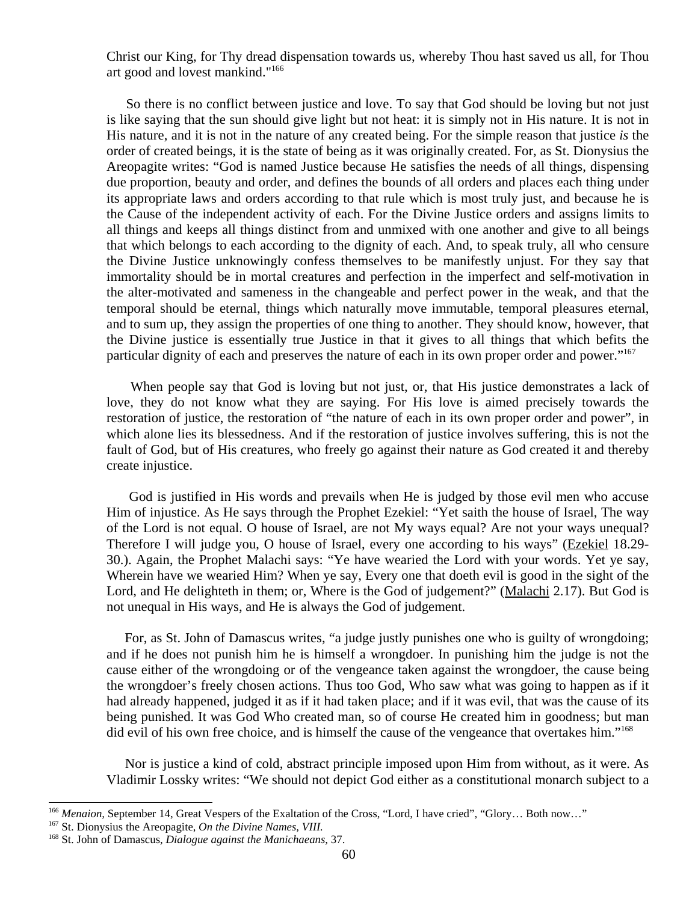Christ our King, for Thy dread dispensation towards us, whereby Thou hast saved us all, for Thou art good and lovest mankind."[166]

So there is no conflict between justice and love. To say that God should be loving but not just is like saying that the sun should give light but not heat: it is simply not in His nature. It is not in His nature, and it is not in the nature of any created being. For the simple reason that justice *is* the order of created beings, it is the state of being as it was originally created. For, as St. Dionysius the Areopagite writes: "God is named Justice because He satisfies the needs of all things, dispensing due proportion, beauty and order, and defines the bounds of all orders and places each thing under its appropriate laws and orders according to that rule which is most truly just, and because he is the Cause of the independent activity of each. For the Divine Justice orders and assigns limits to all things and keeps all things distinct from and unmixed with one another and give to all beings that which belongs to each according to the dignity of each. And, to speak truly, all who censure the Divine Justice unknowingly confess themselves to be manifestly unjust. For they say that immortality should be in mortal creatures and perfection in the imperfect and self-motivation in the alter-motivated and sameness in the changeable and perfect power in the weak, and that the temporal should be eternal, things which naturally move immutable, temporal pleasures eternal, and to sum up, they assign the properties of one thing to another. They should know, however, that the Divine justice is essentially true Justice in that it gives to all things that which befits the particular dignity of each and preserves the nature of each in its own proper order and power."[167]

When people say that God is loving but not just, or, that His justice demonstrates a lack of love, they do not know what they are saying. For His love is aimed precisely towards the restoration of justice, the restoration of "the nature of each in its own proper order and power", in which alone lies its blessedness. And if the restoration of justice involves suffering, this is not the fault of God, but of His creatures, who freely go against their nature as God created it and thereby create injustice.

God is justified in His words and prevails when He is judged by those evil men who accuse Him of injustice. As He says through the Prophet Ezekiel: "Yet saith the house of Israel, The way of the Lord is not equal. O house of Israel, are not My ways equal? Are not your ways unequal? Therefore I will judge you, O house of Israel, every one according to his ways" (Ezekiel 18.29-30.). Again, the Prophet Malachi says: "Ye have wearied the Lord with your words. Yet ye say, Wherein have we wearied Him? When ye say, Every one that doeth evil is good in the sight of the Lord, and He delighteth in them; or, Where is the God of judgement?" (Malachi 2.17). But God is not unequal in His ways, and He is always the God of judgement.

For, as St. John of Damascus writes, "a judge justly punishes one who is guilty of wrongdoing; and if he does not punish him he is himself a wrongdoer. In punishing him the judge is not the cause either of the wrongdoing or of the vengeance taken against the wrongdoer, the cause being the wrongdoer's freely chosen actions. Thus too God, Who saw what was going to happen as if it had already happened, judged it as if it had taken place; and if it was evil, that was the cause of its being punished. It was God Who created man, so of course He created him in goodness; but man did evil of his own free choice, and is himself the cause of the vengeance that overtakes him."[168]

Nor is justice a kind of cold, abstract principle imposed upon Him from without, as it were. As Vladimir Lossky writes: "We should not depict God either as a constitutional monarch subject to a

---

[166] *Menaion*, September 14, Great Vespers of the Exaltation of the Cross, "Lord, I have cried", "Glory… Both now…"

[167] St. Dionysius the Areopagite, *On the Divine Names, VIII.*

[168] St. John of Damascus, *Dialogue against the Manichaeans*, 37.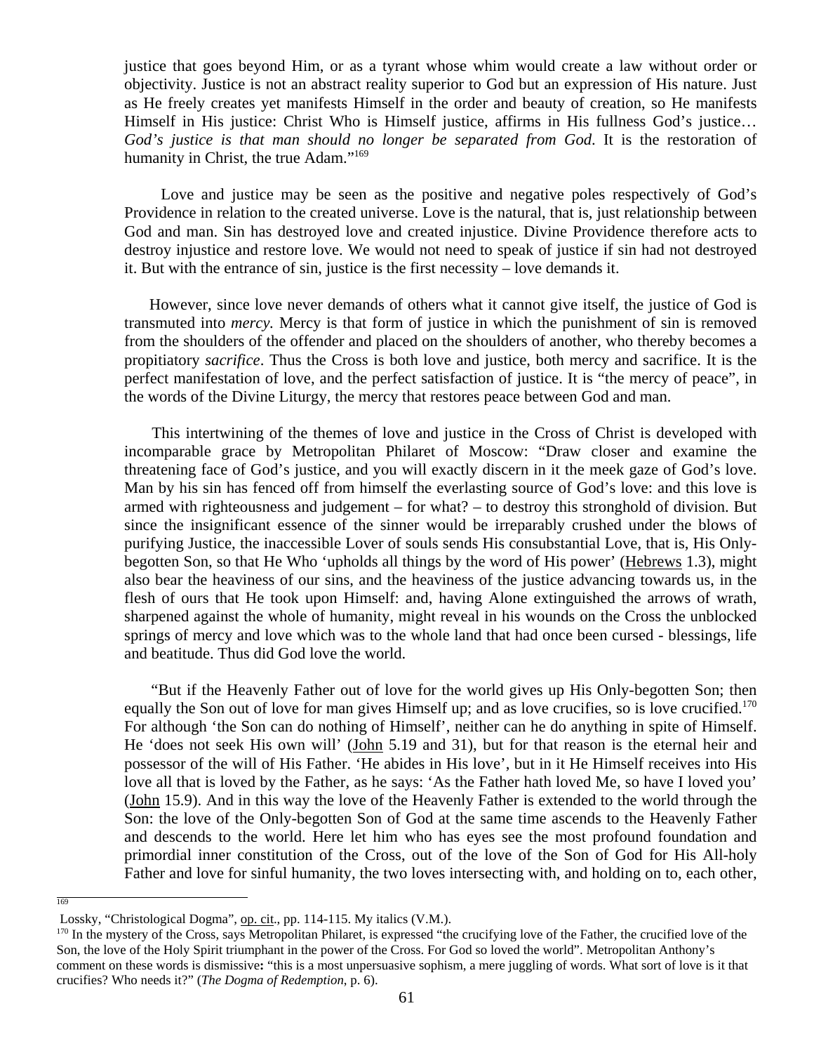justice that goes beyond Him, or as a tyrant whose whim would create a law without order or objectivity. Justice is not an abstract reality superior to God but an expression of His nature. Just as He freely creates yet manifests Himself in the order and beauty of creation, so He manifests Himself in His justice: Christ Who is Himself justice, affirms in His fullness God's justice… *God's justice is that man should no longer be separated from God*. It is the restoration of humanity in Christ, the true Adam."[169]

Love and justice may be seen as the positive and negative poles respectively of God's Providence in relation to the created universe. Love is the natural, that is, just relationship between God and man. Sin has destroyed love and created injustice. Divine Providence therefore acts to destroy injustice and restore love. We would not need to speak of justice if sin had not destroyed it. But with the entrance of sin, justice is the first necessity – love demands it.

However, since love never demands of others what it cannot give itself, the justice of God is transmuted into *mercy.* Mercy is that form of justice in which the punishment of sin is removed from the shoulders of the offender and placed on the shoulders of another, who thereby becomes a propitiatory *sacrifice*. Thus the Cross is both love and justice, both mercy and sacrifice. It is the perfect manifestation of love, and the perfect satisfaction of justice. It is "the mercy of peace", in the words of the Divine Liturgy, the mercy that restores peace between God and man.

This intertwining of the themes of love and justice in the Cross of Christ is developed with incomparable grace by Metropolitan Philaret of Moscow: "Draw closer and examine the threatening face of God's justice, and you will exactly discern in it the meek gaze of God's love. Man by his sin has fenced off from himself the everlasting source of God's love: and this love is armed with righteousness and judgement – for what? – to destroy this stronghold of division. But since the insignificant essence of the sinner would be irreparably crushed under the blows of purifying Justice, the inaccessible Lover of souls sends His consubstantial Love, that is, His Only-begotten Son, so that He Who 'upholds all things by the word of His power' (Hebrews 1.3), might also bear the heaviness of our sins, and the heaviness of the justice advancing towards us, in the flesh of ours that He took upon Himself: and, having Alone extinguished the arrows of wrath, sharpened against the whole of humanity, might reveal in his wounds on the Cross the unblocked springs of mercy and love which was to the whole land that had once been cursed - blessings, life and beatitude. Thus did God love the world.

"But if the Heavenly Father out of love for the world gives up His Only-begotten Son; then equally the Son out of love for man gives Himself up; and as love crucifies, so is love crucified.[170] For although 'the Son can do nothing of Himself', neither can he do anything in spite of Himself. He 'does not seek His own will' (John 5.19 and 31), but for that reason is the eternal heir and possessor of the will of His Father. 'He abides in His love', but in it He Himself receives into His love all that is loved by the Father, as he says: 'As the Father hath loved Me, so have I loved you' (John 15.9). And in this way the love of the Heavenly Father is extended to the world through the Son: the love of the Only-begotten Son of God at the same time ascends to the Heavenly Father and descends to the world. Here let him who has eyes see the most profound foundation and primordial inner constitution of the Cross, out of the love of the Son of God for His All-holy Father and love for sinful humanity, the two loves intersecting with, and holding on to, each other,

---

[169] Lossky, "Christological Dogma", op. cit., pp. 114-115. My italics (V.M.).

[170] In the mystery of the Cross, says Metropolitan Philaret, is expressed "the crucifying love of the Father, the crucified love of the Son, the love of the Holy Spirit triumphant in the power of the Cross. For God so loved the world". Metropolitan Anthony's comment on these words is dismissive**:** "this is a most unpersuasive sophism, a mere juggling of words. What sort of love is it that crucifies? Who needs it?" (*The Dogma of Redemption*, p. 6).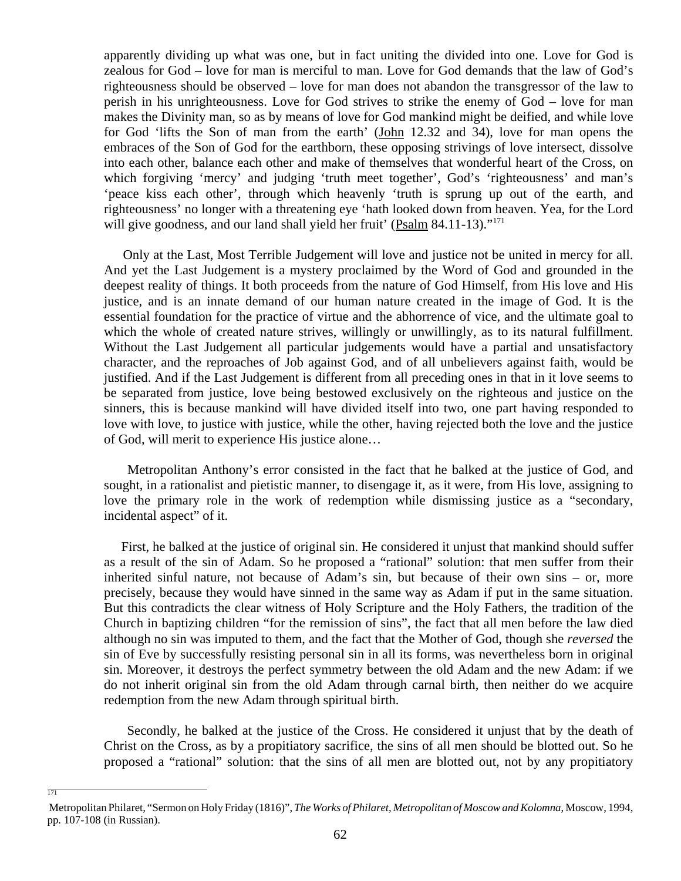apparently dividing up what was one, but in fact uniting the divided into one. Love for God is zealous for God – love for man is merciful to man. Love for God demands that the law of God's righteousness should be observed – love for man does not abandon the transgressor of the law to perish in his unrighteousness. Love for God strives to strike the enemy of God – love for man makes the Divinity man, so as by means of love for God mankind might be deified, and while love for God 'lifts the Son of man from the earth' (John 12.32 and 34), love for man opens the embraces of the Son of God for the earthborn, these opposing strivings of love intersect, dissolve into each other, balance each other and make of themselves that wonderful heart of the Cross, on which forgiving 'mercy' and judging 'truth meet together', God's 'righteousness' and man's 'peace kiss each other', through which heavenly 'truth is sprung up out of the earth, and righteousness' no longer with a threatening eye 'hath looked down from heaven. Yea, for the Lord will give goodness, and our land shall yield her fruit' (Psalm 84.11-13)."[171]

Only at the Last, Most Terrible Judgement will love and justice not be united in mercy for all. And yet the Last Judgement is a mystery proclaimed by the Word of God and grounded in the deepest reality of things. It both proceeds from the nature of God Himself, from His love and His justice, and is an innate demand of our human nature created in the image of God. It is the essential foundation for the practice of virtue and the abhorrence of vice, and the ultimate goal to which the whole of created nature strives, willingly or unwillingly, as to its natural fulfillment. Without the Last Judgement all particular judgements would have a partial and unsatisfactory character, and the reproaches of Job against God, and of all unbelievers against faith, would be justified. And if the Last Judgement is different from all preceding ones in that in it love seems to be separated from justice, love being bestowed exclusively on the righteous and justice on the sinners, this is because mankind will have divided itself into two, one part having responded to love with love, to justice with justice, while the other, having rejected both the love and the justice of God, will merit to experience His justice alone…

Metropolitan Anthony's error consisted in the fact that he balked at the justice of God, and sought, in a rationalist and pietistic manner, to disengage it, as it were, from His love, assigning to love the primary role in the work of redemption while dismissing justice as a "secondary, incidental aspect" of it.

First, he balked at the justice of original sin. He considered it unjust that mankind should suffer as a result of the sin of Adam. So he proposed a "rational" solution: that men suffer from their inherited sinful nature, not because of Adam's sin, but because of their own sins – or, more precisely, because they would have sinned in the same way as Adam if put in the same situation. But this contradicts the clear witness of Holy Scripture and the Holy Fathers, the tradition of the Church in baptizing children "for the remission of sins", the fact that all men before the law died although no sin was imputed to them, and the fact that the Mother of God, though she *reversed* the sin of Eve by successfully resisting personal sin in all its forms, was nevertheless born in original sin. Moreover, it destroys the perfect symmetry between the old Adam and the new Adam: if we do not inherit original sin from the old Adam through carnal birth, then neither do we acquire redemption from the new Adam through spiritual birth.

Secondly, he balked at the justice of the Cross. He considered it unjust that by the death of Christ on the Cross, as by a propitiatory sacrifice, the sins of all men should be blotted out. So he proposed a "rational" solution: that the sins of all men are blotted out, not by any propitiatory

---

[171] Metropolitan Philaret, "Sermon on Holy Friday (1816)", *The Works of Philaret, Metropolitan of Moscow and Kolomna*, Moscow, 1994, pp. 107-108 (in Russian).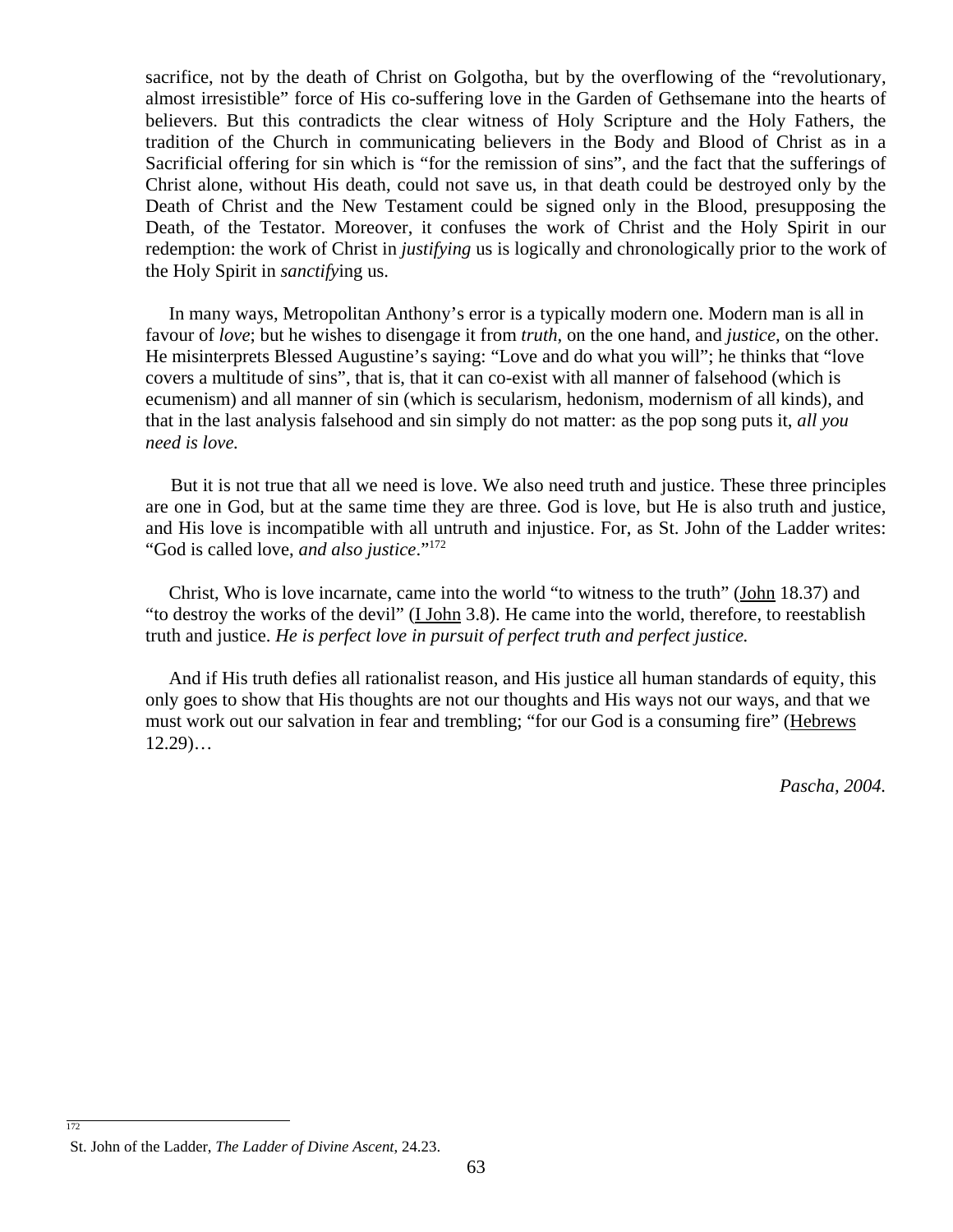sacrifice, not by the death of Christ on Golgotha, but by the overflowing of the "revolutionary, almost irresistible" force of His co-suffering love in the Garden of Gethsemane into the hearts of believers. But this contradicts the clear witness of Holy Scripture and the Holy Fathers, the tradition of the Church in communicating believers in the Body and Blood of Christ as in a Sacrificial offering for sin which is "for the remission of sins", and the fact that the sufferings of Christ alone, without His death, could not save us, in that death could be destroyed only by the Death of Christ and the New Testament could be signed only in the Blood, presupposing the Death, of the Testator. Moreover, it confuses the work of Christ and the Holy Spirit in our redemption: the work of Christ in *justifying* us is logically and chronologically prior to the work of the Holy Spirit in *sanctify*ing us.

In many ways, Metropolitan Anthony's error is a typically modern one. Modern man is all in favour of *love*; but he wishes to disengage it from *truth*, on the one hand, and *justice*, on the other. He misinterprets Blessed Augustine's saying: "Love and do what you will"; he thinks that "love covers a multitude of sins", that is, that it can co-exist with all manner of falsehood (which is ecumenism) and all manner of sin (which is secularism, hedonism, modernism of all kinds), and that in the last analysis falsehood and sin simply do not matter: as the pop song puts it, *all you need is love.*

But it is not true that all we need is love. We also need truth and justice. These three principles are one in God, but at the same time they are three. God is love, but He is also truth and justice, and His love is incompatible with all untruth and injustice. For, as St. John of the Ladder writes: "God is called love, *and also justice*."[172]

Christ, Who is love incarnate, came into the world "to witness to the truth" (John 18.37) and "to destroy the works of the devil" (I John 3.8). He came into the world, therefore, to reestablish truth and justice. *He is perfect love in pursuit of perfect truth and perfect justice.*

And if His truth defies all rationalist reason, and His justice all human standards of equity, this only goes to show that His thoughts are not our thoughts and His ways not our ways, and that we must work out our salvation in fear and trembling; "for our God is a consuming fire" (Hebrews 12.29)…

*Pascha, 2004.*

---

[172] St. John of the Ladder, *The Ladder of Divine Ascent*, 24.23.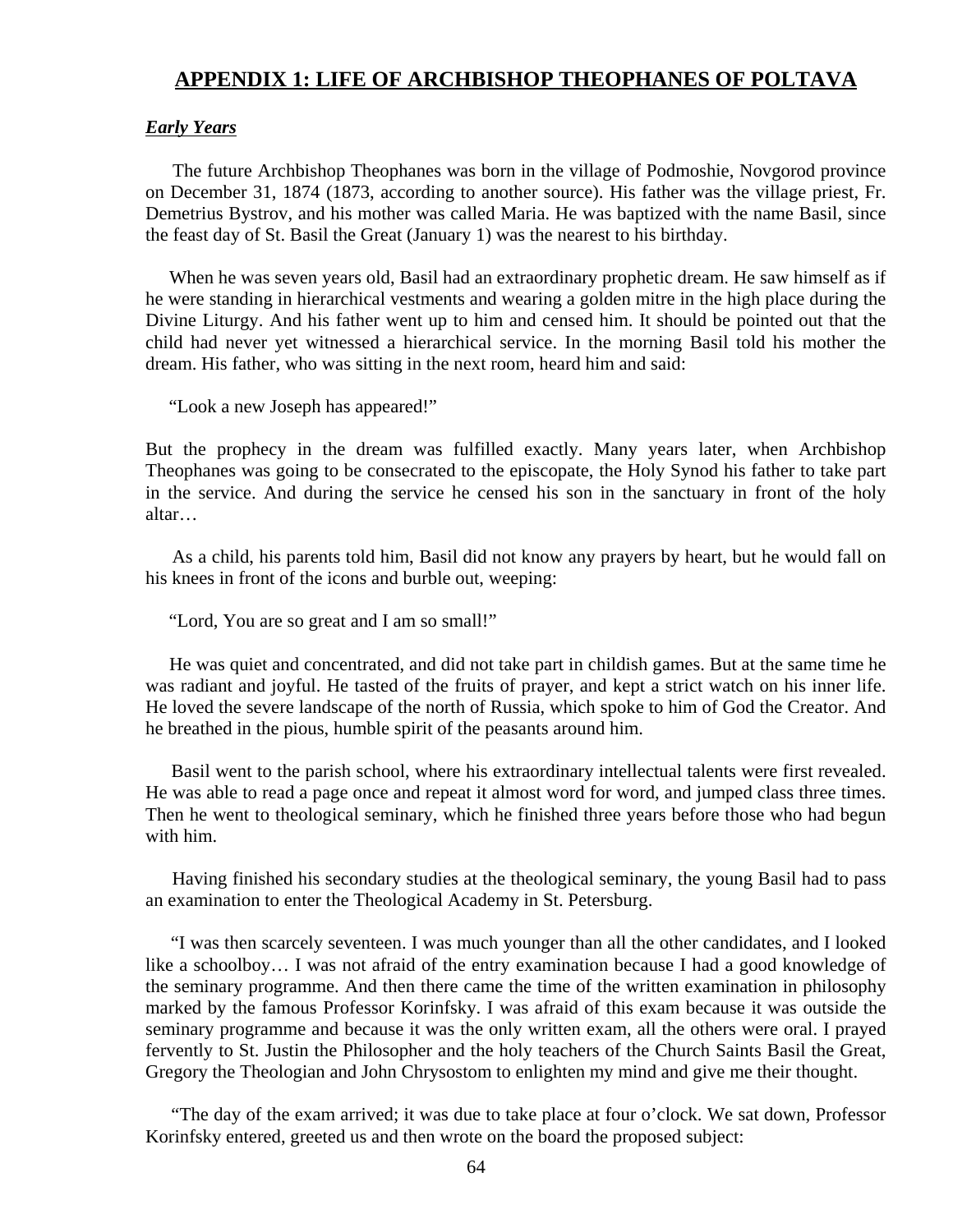# APPENDIX 1: LIFE OF ARCHBISHOP THEOPHANES OF POLTAVA

## *Early Years*

The future Archbishop Theophanes was born in the village of Podmoshie, Novgorod province on December 31, 1874 (1873, according to another source). His father was the village priest, Fr. Demetrius Bystrov, and his mother was called Maria. He was baptized with the name Basil, since the feast day of St. Basil the Great (January 1) was the nearest to his birthday.

When he was seven years old, Basil had an extraordinary prophetic dream. He saw himself as if he were standing in hierarchical vestments and wearing a golden mitre in the high place during the Divine Liturgy. And his father went up to him and censed him. It should be pointed out that the child had never yet witnessed a hierarchical service. In the morning Basil told his mother the dream. His father, who was sitting in the next room, heard him and said:

"Look a new Joseph has appeared!"

But the prophecy in the dream was fulfilled exactly. Many years later, when Archbishop Theophanes was going to be consecrated to the episcopate, the Holy Synod his father to take part in the service. And during the service he censed his son in the sanctuary in front of the holy altar…

As a child, his parents told him, Basil did not know any prayers by heart, but he would fall on his knees in front of the icons and burble out, weeping:

"Lord, You are so great and I am so small!"

He was quiet and concentrated, and did not take part in childish games. But at the same time he was radiant and joyful. He tasted of the fruits of prayer, and kept a strict watch on his inner life. He loved the severe landscape of the north of Russia, which spoke to him of God the Creator. And he breathed in the pious, humble spirit of the peasants around him.

Basil went to the parish school, where his extraordinary intellectual talents were first revealed. He was able to read a page once and repeat it almost word for word, and jumped class three times. Then he went to theological seminary, which he finished three years before those who had begun with him.

Having finished his secondary studies at the theological seminary, the young Basil had to pass an examination to enter the Theological Academy in St. Petersburg.

"I was then scarcely seventeen. I was much younger than all the other candidates, and I looked like a schoolboy… I was not afraid of the entry examination because I had a good knowledge of the seminary programme. And then there came the time of the written examination in philosophy marked by the famous Professor Korinfsky. I was afraid of this exam because it was outside the seminary programme and because it was the only written exam, all the others were oral. I prayed fervently to St. Justin the Philosopher and the holy teachers of the Church Saints Basil the Great, Gregory the Theologian and John Chrysostom to enlighten my mind and give me their thought.

"The day of the exam arrived; it was due to take place at four o'clock. We sat down, Professor Korinfsky entered, greeted us and then wrote on the board the proposed subject: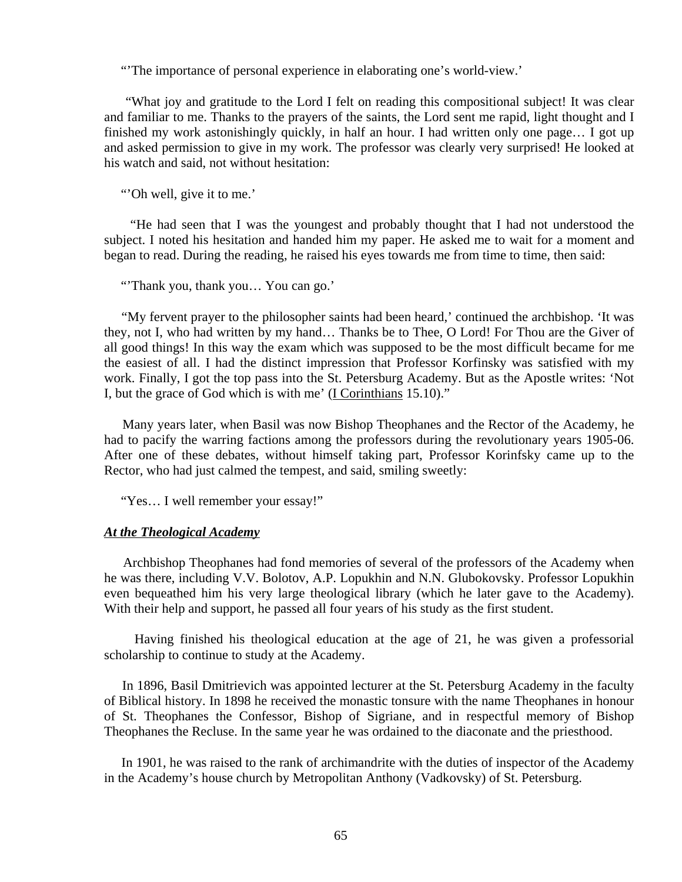"'The importance of personal experience in elaborating one's world-view.'

"What joy and gratitude to the Lord I felt on reading this compositional subject! It was clear and familiar to me. Thanks to the prayers of the saints, the Lord sent me rapid, light thought and I finished my work astonishingly quickly, in half an hour. I had written only one page… I got up and asked permission to give in my work. The professor was clearly very surprised! He looked at his watch and said, not without hesitation:

"'Oh well, give it to me.'

"He had seen that I was the youngest and probably thought that I had not understood the subject. I noted his hesitation and handed him my paper. He asked me to wait for a moment and began to read. During the reading, he raised his eyes towards me from time to time, then said:

"'Thank you, thank you… You can go.'

"My fervent prayer to the philosopher saints had been heard,' continued the archbishop. 'It was they, not I, who had written by my hand… Thanks be to Thee, O Lord! For Thou are the Giver of all good things! In this way the exam which was supposed to be the most difficult became for me the easiest of all. I had the distinct impression that Professor Korfinsky was satisfied with my work. Finally, I got the top pass into the St. Petersburg Academy. But as the Apostle writes: 'Not I, but the grace of God which is with me' (I Corinthians 15.10)."

Many years later, when Basil was now Bishop Theophanes and the Rector of the Academy, he had to pacify the warring factions among the professors during the revolutionary years 1905-06. After one of these debates, without himself taking part, Professor Korinfsky came up to the Rector, who had just calmed the tempest, and said, smiling sweetly:

"Yes… I well remember your essay!"

***At the Theological Academy***

Archbishop Theophanes had fond memories of several of the professors of the Academy when he was there, including V.V. Bolotov, A.P. Lopukhin and N.N. Glubokovsky. Professor Lopukhin even bequeathed him his very large theological library (which he later gave to the Academy). With their help and support, he passed all four years of his study as the first student.

Having finished his theological education at the age of 21, he was given a professorial scholarship to continue to study at the Academy.

In 1896, Basil Dmitrievich was appointed lecturer at the St. Petersburg Academy in the faculty of Biblical history. In 1898 he received the monastic tonsure with the name Theophanes in honour of St. Theophanes the Confessor, Bishop of Sigriane, and in respectful memory of Bishop Theophanes the Recluse. In the same year he was ordained to the diaconate and the priesthood.

In 1901, he was raised to the rank of archimandrite with the duties of inspector of the Academy in the Academy's house church by Metropolitan Anthony (Vadkovsky) of St. Petersburg.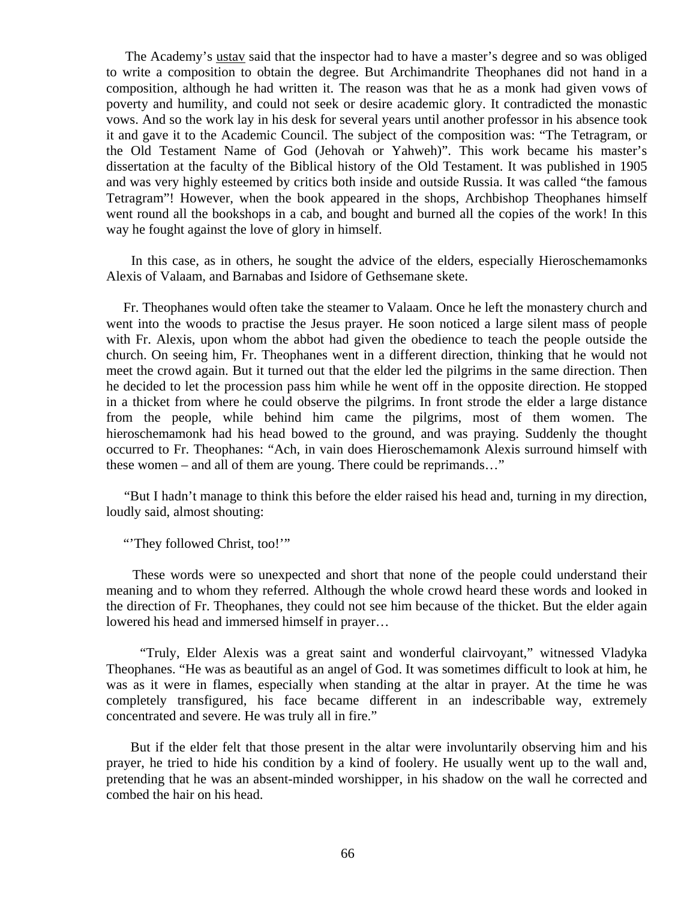The Academy's ustav said that the inspector had to have a master's degree and so was obliged to write a composition to obtain the degree. But Archimandrite Theophanes did not hand in a composition, although he had written it. The reason was that he as a monk had given vows of poverty and humility, and could not seek or desire academic glory. It contradicted the monastic vows. And so the work lay in his desk for several years until another professor in his absence took it and gave it to the Academic Council. The subject of the composition was: "The Tetragram, or the Old Testament Name of God (Jehovah or Yahweh)". This work became his master's dissertation at the faculty of the Biblical history of the Old Testament. It was published in 1905 and was very highly esteemed by critics both inside and outside Russia. It was called "the famous Tetragram"! However, when the book appeared in the shops, Archbishop Theophanes himself went round all the bookshops in a cab, and bought and burned all the copies of the work! In this way he fought against the love of glory in himself.

In this case, as in others, he sought the advice of the elders, especially Hieroschemamonks Alexis of Valaam, and Barnabas and Isidore of Gethsemane skete.

Fr. Theophanes would often take the steamer to Valaam. Once he left the monastery church and went into the woods to practise the Jesus prayer. He soon noticed a large silent mass of people with Fr. Alexis, upon whom the abbot had given the obedience to teach the people outside the church. On seeing him, Fr. Theophanes went in a different direction, thinking that he would not meet the crowd again. But it turned out that the elder led the pilgrims in the same direction. Then he decided to let the procession pass him while he went off in the opposite direction. He stopped in a thicket from where he could observe the pilgrims. In front strode the elder a large distance from the people, while behind him came the pilgrims, most of them women. The hieroschemamonk had his head bowed to the ground, and was praying. Suddenly the thought occurred to Fr. Theophanes: "Ach, in vain does Hieroschemamonk Alexis surround himself with these women – and all of them are young. There could be reprimands…"

"But I hadn't manage to think this before the elder raised his head and, turning in my direction, loudly said, almost shouting:

"'They followed Christ, too!'"

These words were so unexpected and short that none of the people could understand their meaning and to whom they referred. Although the whole crowd heard these words and looked in the direction of Fr. Theophanes, they could not see him because of the thicket. But the elder again lowered his head and immersed himself in prayer…

"Truly, Elder Alexis was a great saint and wonderful clairvoyant," witnessed Vladyka Theophanes. "He was as beautiful as an angel of God. It was sometimes difficult to look at him, he was as it were in flames, especially when standing at the altar in prayer. At the time he was completely transfigured, his face became different in an indescribable way, extremely concentrated and severe. He was truly all in fire."

But if the elder felt that those present in the altar were involuntarily observing him and his prayer, he tried to hide his condition by a kind of foolery. He usually went up to the wall and, pretending that he was an absent-minded worshipper, in his shadow on the wall he corrected and combed the hair on his head.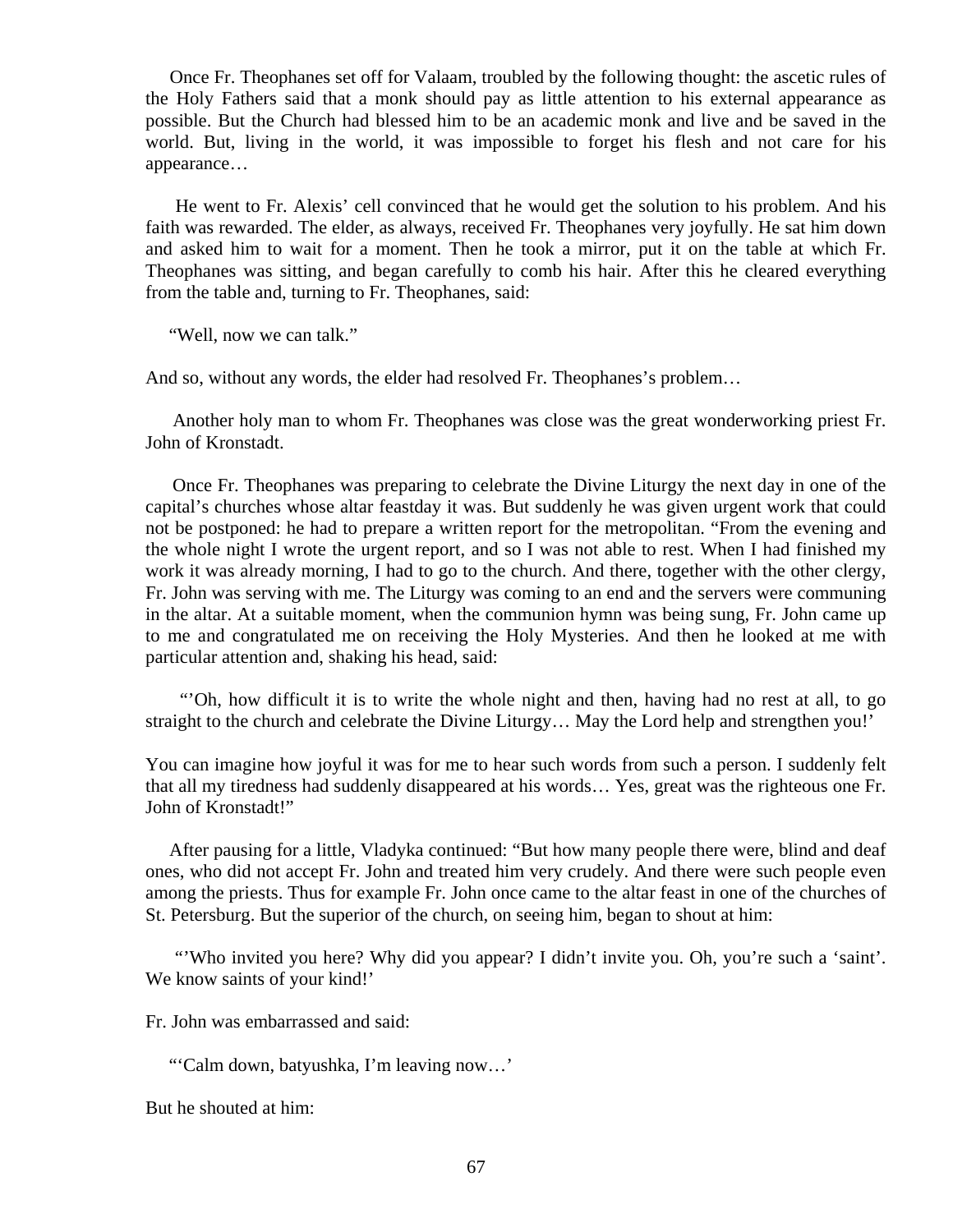Once Fr. Theophanes set off for Valaam, troubled by the following thought: the ascetic rules of the Holy Fathers said that a monk should pay as little attention to his external appearance as possible. But the Church had blessed him to be an academic monk and live and be saved in the world. But, living in the world, it was impossible to forget his flesh and not care for his appearance…

He went to Fr. Alexis' cell convinced that he would get the solution to his problem. And his faith was rewarded. The elder, as always, received Fr. Theophanes very joyfully. He sat him down and asked him to wait for a moment. Then he took a mirror, put it on the table at which Fr. Theophanes was sitting, and began carefully to comb his hair. After this he cleared everything from the table and, turning to Fr. Theophanes, said:

"Well, now we can talk."

And so, without any words, the elder had resolved Fr. Theophanes's problem…

Another holy man to whom Fr. Theophanes was close was the great wonderworking priest Fr. John of Kronstadt.

Once Fr. Theophanes was preparing to celebrate the Divine Liturgy the next day in one of the capital's churches whose altar feastday it was. But suddenly he was given urgent work that could not be postponed: he had to prepare a written report for the metropolitan. "From the evening and the whole night I wrote the urgent report, and so I was not able to rest. When I had finished my work it was already morning, I had to go to the church. And there, together with the other clergy, Fr. John was serving with me. The Liturgy was coming to an end and the servers were communing in the altar. At a suitable moment, when the communion hymn was being sung, Fr. John came up to me and congratulated me on receiving the Holy Mysteries. And then he looked at me with particular attention and, shaking his head, said:

"'Oh, how difficult it is to write the whole night and then, having had no rest at all, to go straight to the church and celebrate the Divine Liturgy… May the Lord help and strengthen you!'

You can imagine how joyful it was for me to hear such words from such a person. I suddenly felt that all my tiredness had suddenly disappeared at his words… Yes, great was the righteous one Fr. John of Kronstadt!"

After pausing for a little, Vladyka continued: "But how many people there were, blind and deaf ones, who did not accept Fr. John and treated him very crudely. And there were such people even among the priests. Thus for example Fr. John once came to the altar feast in one of the churches of St. Petersburg. But the superior of the church, on seeing him, began to shout at him:

"'Who invited you here? Why did you appear? I didn't invite you. Oh, you're such a 'saint'. We know saints of your kind!'

Fr. John was embarrassed and said:

"'Calm down, batyushka, I'm leaving now…'

But he shouted at him: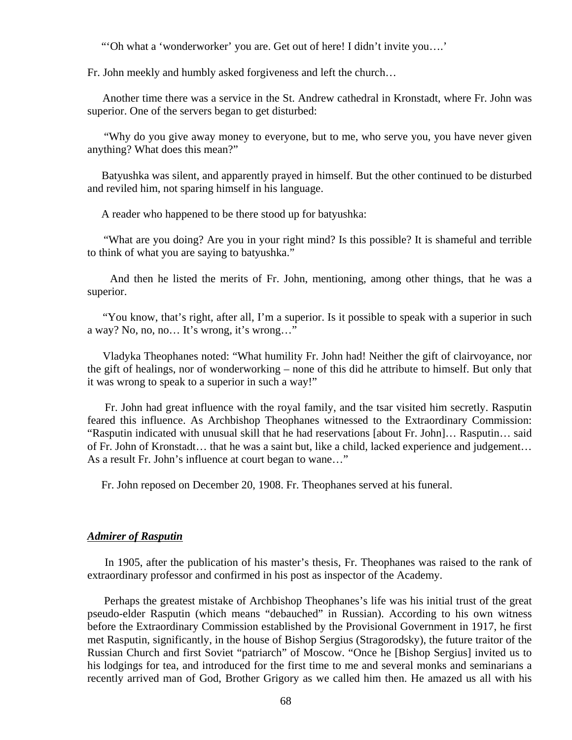"'Oh what a 'wonderworker' you are. Get out of here! I didn't invite you….'

Fr. John meekly and humbly asked forgiveness and left the church…

Another time there was a service in the St. Andrew cathedral in Kronstadt, where Fr. John was superior. One of the servers began to get disturbed:

"Why do you give away money to everyone, but to me, who serve you, you have never given anything? What does this mean?"

Batyushka was silent, and apparently prayed in himself. But the other continued to be disturbed and reviled him, not sparing himself in his language.

A reader who happened to be there stood up for batyushka:

"What are you doing? Are you in your right mind? Is this possible? It is shameful and terrible to think of what you are saying to batyushka."

And then he listed the merits of Fr. John, mentioning, among other things, that he was a superior.

"You know, that's right, after all, I'm a superior. Is it possible to speak with a superior in such a way? No, no, no… It's wrong, it's wrong…"

Vladyka Theophanes noted: "What humility Fr. John had! Neither the gift of clairvoyance, nor the gift of healings, nor of wonderworking – none of this did he attribute to himself. But only that it was wrong to speak to a superior in such a way!"

Fr. John had great influence with the royal family, and the tsar visited him secretly. Rasputin feared this influence. As Archbishop Theophanes witnessed to the Extraordinary Commission: "Rasputin indicated with unusual skill that he had reservations [about Fr. John]… Rasputin… said of Fr. John of Kronstadt… that he was a saint but, like a child, lacked experience and judgement… As a result Fr. John's influence at court began to wane…"

Fr. John reposed on December 20, 1908. Fr. Theophanes served at his funeral.

***Admirer of Rasputin***

In 1905, after the publication of his master's thesis, Fr. Theophanes was raised to the rank of extraordinary professor and confirmed in his post as inspector of the Academy.

Perhaps the greatest mistake of Archbishop Theophanes's life was his initial trust of the great pseudo-elder Rasputin (which means "debauched" in Russian). According to his own witness before the Extraordinary Commission established by the Provisional Government in 1917, he first met Rasputin, significantly, in the house of Bishop Sergius (Stragorodsky), the future traitor of the Russian Church and first Soviet "patriarch" of Moscow. "Once he [Bishop Sergius] invited us to his lodgings for tea, and introduced for the first time to me and several monks and seminarians a recently arrived man of God, Brother Grigory as we called him then. He amazed us all with his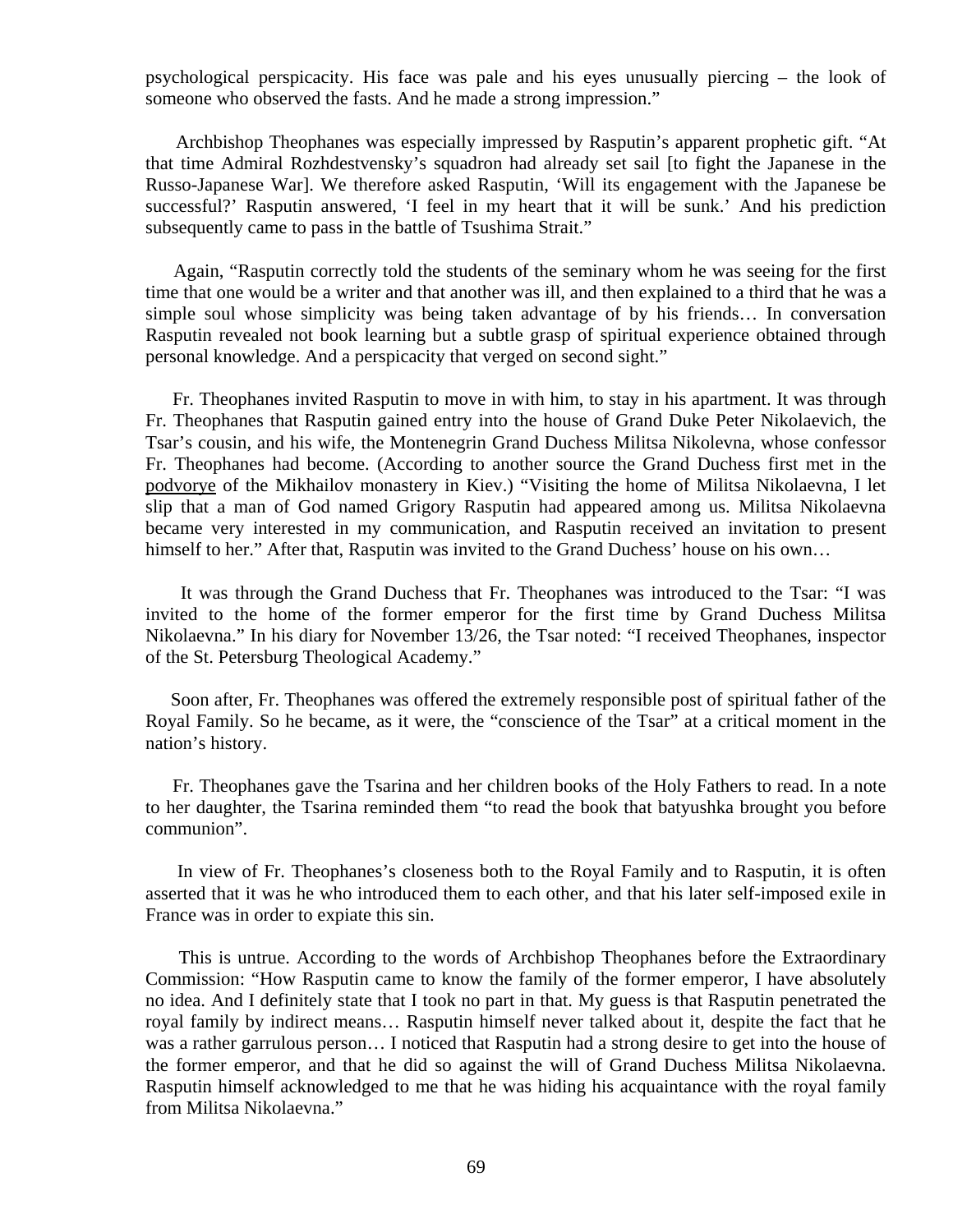psychological perspicacity. His face was pale and his eyes unusually piercing – the look of someone who observed the fasts. And he made a strong impression."

Archbishop Theophanes was especially impressed by Rasputin's apparent prophetic gift. "At that time Admiral Rozhdestvensky's squadron had already set sail [to fight the Japanese in the Russo-Japanese War]. We therefore asked Rasputin, 'Will its engagement with the Japanese be successful?' Rasputin answered, 'I feel in my heart that it will be sunk.' And his prediction subsequently came to pass in the battle of Tsushima Strait."

Again, "Rasputin correctly told the students of the seminary whom he was seeing for the first time that one would be a writer and that another was ill, and then explained to a third that he was a simple soul whose simplicity was being taken advantage of by his friends… In conversation Rasputin revealed not book learning but a subtle grasp of spiritual experience obtained through personal knowledge. And a perspicacity that verged on second sight."

Fr. Theophanes invited Rasputin to move in with him, to stay in his apartment. It was through Fr. Theophanes that Rasputin gained entry into the house of Grand Duke Peter Nikolaevich, the Tsar's cousin, and his wife, the Montenegrin Grand Duchess Militsa Nikolevna, whose confessor Fr. Theophanes had become. (According to another source the Grand Duchess first met in the podvorye of the Mikhailov monastery in Kiev.) "Visiting the home of Militsa Nikolaevna, I let slip that a man of God named Grigory Rasputin had appeared among us. Militsa Nikolaevna became very interested in my communication, and Rasputin received an invitation to present himself to her." After that, Rasputin was invited to the Grand Duchess' house on his own…

It was through the Grand Duchess that Fr. Theophanes was introduced to the Tsar: "I was invited to the home of the former emperor for the first time by Grand Duchess Militsa Nikolaevna." In his diary for November 13/26, the Tsar noted: "I received Theophanes, inspector of the St. Petersburg Theological Academy."

Soon after, Fr. Theophanes was offered the extremely responsible post of spiritual father of the Royal Family. So he became, as it were, the "conscience of the Tsar" at a critical moment in the nation's history.

Fr. Theophanes gave the Tsarina and her children books of the Holy Fathers to read. In a note to her daughter, the Tsarina reminded them "to read the book that batyushka brought you before communion".

In view of Fr. Theophanes's closeness both to the Royal Family and to Rasputin, it is often asserted that it was he who introduced them to each other, and that his later self-imposed exile in France was in order to expiate this sin.

This is untrue. According to the words of Archbishop Theophanes before the Extraordinary Commission: "How Rasputin came to know the family of the former emperor, I have absolutely no idea. And I definitely state that I took no part in that. My guess is that Rasputin penetrated the royal family by indirect means… Rasputin himself never talked about it, despite the fact that he was a rather garrulous person… I noticed that Rasputin had a strong desire to get into the house of the former emperor, and that he did so against the will of Grand Duchess Militsa Nikolaevna. Rasputin himself acknowledged to me that he was hiding his acquaintance with the royal family from Militsa Nikolaevna."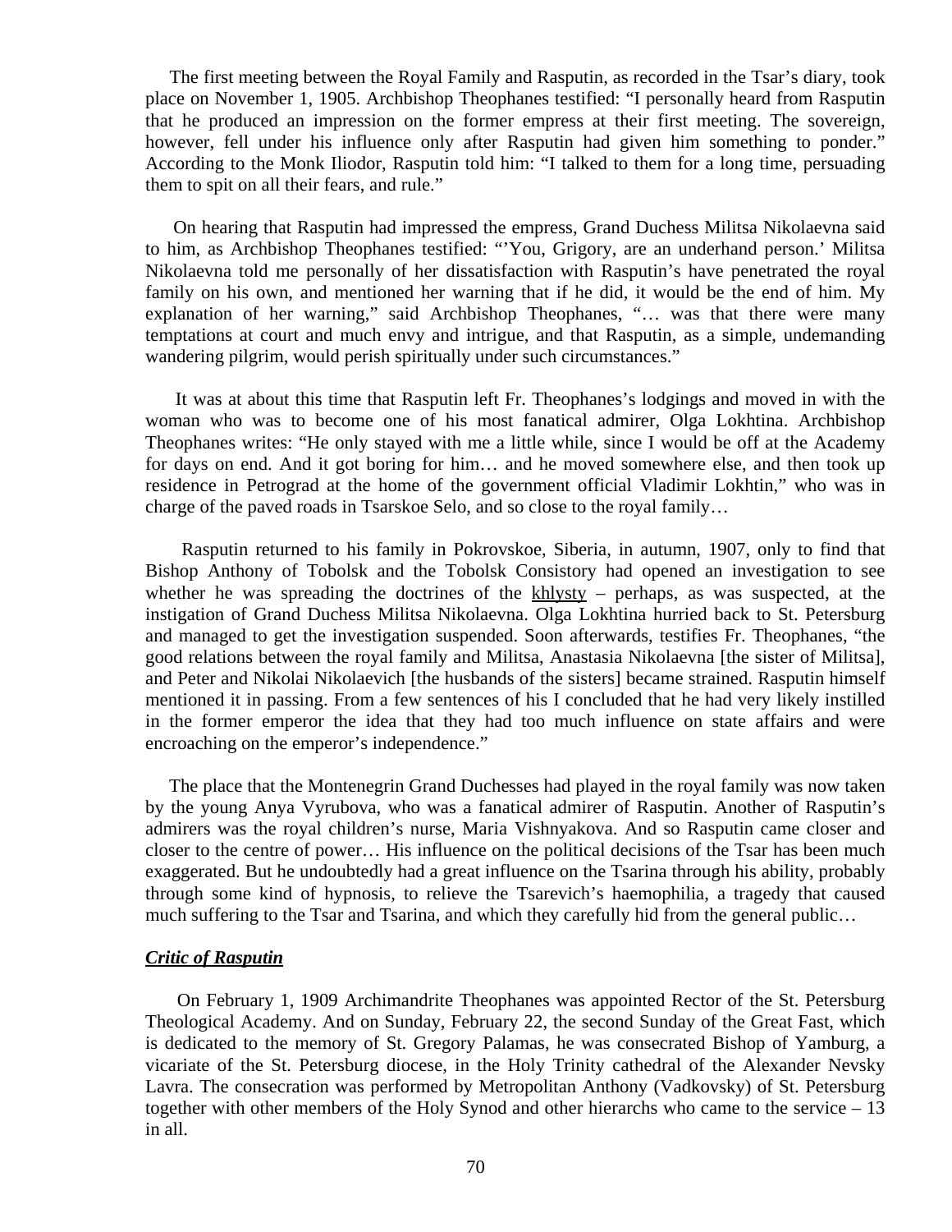The first meeting between the Royal Family and Rasputin, as recorded in the Tsar's diary, took place on November 1, 1905. Archbishop Theophanes testified: "I personally heard from Rasputin that he produced an impression on the former empress at their first meeting. The sovereign, however, fell under his influence only after Rasputin had given him something to ponder." According to the Monk Iliodor, Rasputin told him: "I talked to them for a long time, persuading them to spit on all their fears, and rule."

On hearing that Rasputin had impressed the empress, Grand Duchess Militsa Nikolaevna said to him, as Archbishop Theophanes testified: "'You, Grigory, are an underhand person.' Militsa Nikolaevna told me personally of her dissatisfaction with Rasputin's have penetrated the royal family on his own, and mentioned her warning that if he did, it would be the end of him. My explanation of her warning," said Archbishop Theophanes, "… was that there were many temptations at court and much envy and intrigue, and that Rasputin, as a simple, undemanding wandering pilgrim, would perish spiritually under such circumstances."

It was at about this time that Rasputin left Fr. Theophanes's lodgings and moved in with the woman who was to become one of his most fanatical admirer, Olga Lokhtina. Archbishop Theophanes writes: "He only stayed with me a little while, since I would be off at the Academy for days on end. And it got boring for him… and he moved somewhere else, and then took up residence in Petrograd at the home of the government official Vladimir Lokhtin," who was in charge of the paved roads in Tsarskoe Selo, and so close to the royal family…

Rasputin returned to his family in Pokrovskoe, Siberia, in autumn, 1907, only to find that Bishop Anthony of Tobolsk and the Tobolsk Consistory had opened an investigation to see whether he was spreading the doctrines of the khlysty – perhaps, as was suspected, at the instigation of Grand Duchess Militsa Nikolaevna. Olga Lokhtina hurried back to St. Petersburg and managed to get the investigation suspended. Soon afterwards, testifies Fr. Theophanes, "the good relations between the royal family and Militsa, Anastasia Nikolaevna [the sister of Militsa], and Peter and Nikolai Nikolaevich [the husbands of the sisters] became strained. Rasputin himself mentioned it in passing. From a few sentences of his I concluded that he had very likely instilled in the former emperor the idea that they had too much influence on state affairs and were encroaching on the emperor's independence."

The place that the Montenegrin Grand Duchesses had played in the royal family was now taken by the young Anya Vyrubova, who was a fanatical admirer of Rasputin. Another of Rasputin's admirers was the royal children's nurse, Maria Vishnyakova. And so Rasputin came closer and closer to the centre of power… His influence on the political decisions of the Tsar has been much exaggerated. But he undoubtedly had a great influence on the Tsarina through his ability, probably through some kind of hypnosis, to relieve the Tsarevich's haemophilia, a tragedy that caused much suffering to the Tsar and Tsarina, and which they carefully hid from the general public…

### ***Critic of Rasputin***

On February 1, 1909 Archimandrite Theophanes was appointed Rector of the St. Petersburg Theological Academy. And on Sunday, February 22, the second Sunday of the Great Fast, which is dedicated to the memory of St. Gregory Palamas, he was consecrated Bishop of Yamburg, a vicariate of the St. Petersburg diocese, in the Holy Trinity cathedral of the Alexander Nevsky Lavra. The consecration was performed by Metropolitan Anthony (Vadkovsky) of St. Petersburg together with other members of the Holy Synod and other hierarchs who came to the service – 13 in all.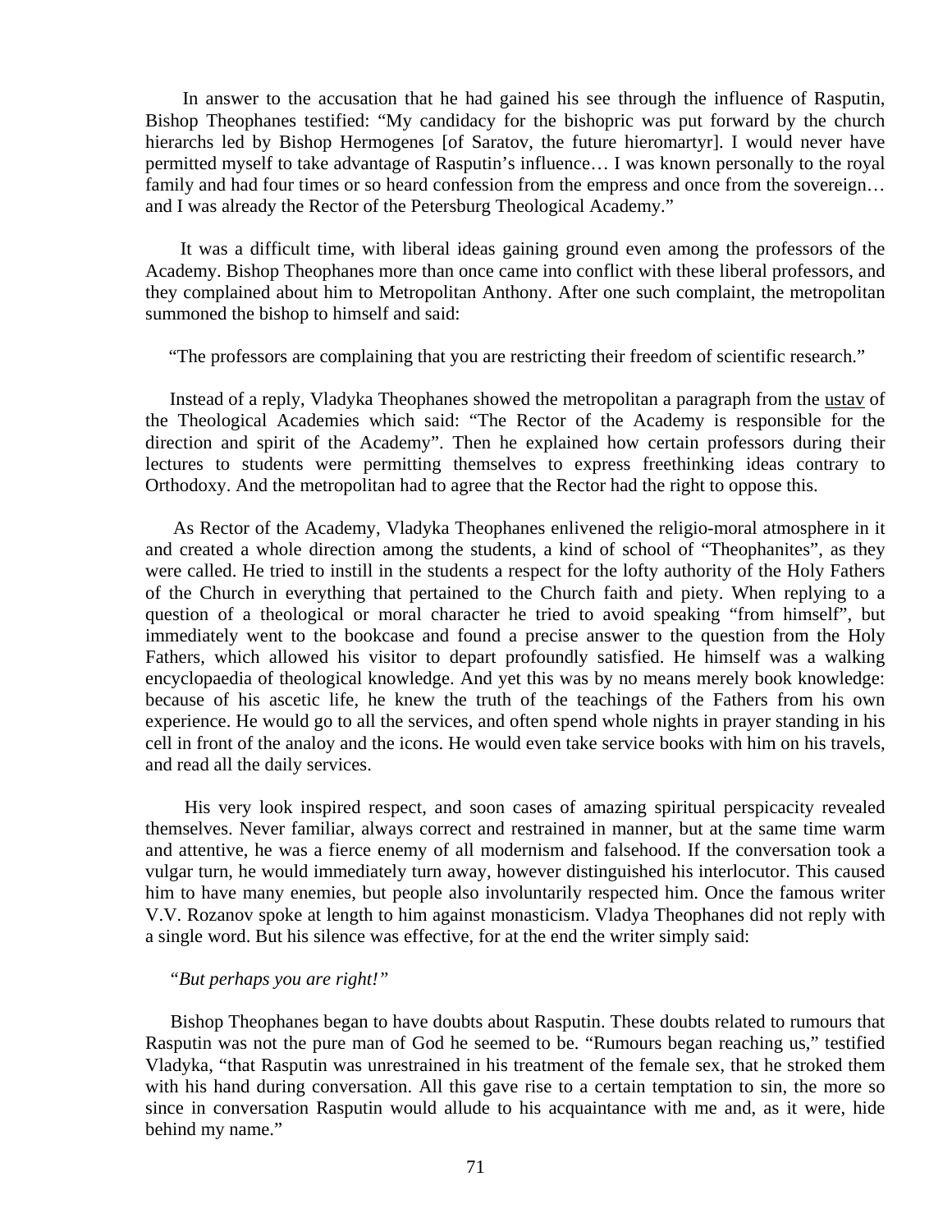In answer to the accusation that he had gained his see through the influence of Rasputin, Bishop Theophanes testified: "My candidacy for the bishopric was put forward by the church hierarchs led by Bishop Hermogenes [of Saratov, the future hieromartyr]. I would never have permitted myself to take advantage of Rasputin's influence… I was known personally to the royal family and had four times or so heard confession from the empress and once from the sovereign… and I was already the Rector of the Petersburg Theological Academy."

It was a difficult time, with liberal ideas gaining ground even among the professors of the Academy. Bishop Theophanes more than once came into conflict with these liberal professors, and they complained about him to Metropolitan Anthony. After one such complaint, the metropolitan summoned the bishop to himself and said:

"The professors are complaining that you are restricting their freedom of scientific research."

Instead of a reply, Vladyka Theophanes showed the metropolitan a paragraph from the ustav of the Theological Academies which said: "The Rector of the Academy is responsible for the direction and spirit of the Academy". Then he explained how certain professors during their lectures to students were permitting themselves to express freethinking ideas contrary to Orthodoxy. And the metropolitan had to agree that the Rector had the right to oppose this.

As Rector of the Academy, Vladyka Theophanes enlivened the religio-moral atmosphere in it and created a whole direction among the students, a kind of school of "Theophanites", as they were called. He tried to instill in the students a respect for the lofty authority of the Holy Fathers of the Church in everything that pertained to the Church faith and piety. When replying to a question of a theological or moral character he tried to avoid speaking "from himself", but immediately went to the bookcase and found a precise answer to the question from the Holy Fathers, which allowed his visitor to depart profoundly satisfied. He himself was a walking encyclopaedia of theological knowledge. And yet this was by no means merely book knowledge: because of his ascetic life, he knew the truth of the teachings of the Fathers from his own experience. He would go to all the services, and often spend whole nights in prayer standing in his cell in front of the analoy and the icons. He would even take service books with him on his travels, and read all the daily services.

His very look inspired respect, and soon cases of amazing spiritual perspicacity revealed themselves. Never familiar, always correct and restrained in manner, but at the same time warm and attentive, he was a fierce enemy of all modernism and falsehood. If the conversation took a vulgar turn, he would immediately turn away, however distinguished his interlocutor. This caused him to have many enemies, but people also involuntarily respected him. Once the famous writer V.V. Rozanov spoke at length to him against monasticism. Vladya Theophanes did not reply with a single word. But his silence was effective, for at the end the writer simply said:

*"But perhaps you are right!"*

Bishop Theophanes began to have doubts about Rasputin. These doubts related to rumours that Rasputin was not the pure man of God he seemed to be. "Rumours began reaching us," testified Vladyka, "that Rasputin was unrestrained in his treatment of the female sex, that he stroked them with his hand during conversation. All this gave rise to a certain temptation to sin, the more so since in conversation Rasputin would allude to his acquaintance with me and, as it were, hide behind my name."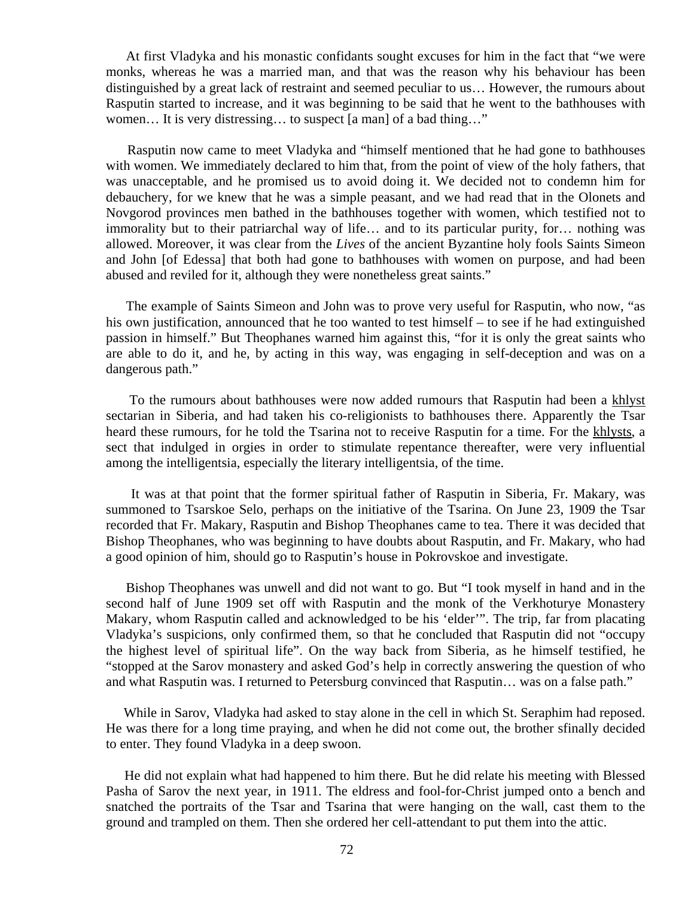At first Vladyka and his monastic confidants sought excuses for him in the fact that "we were monks, whereas he was a married man, and that was the reason why his behaviour has been distinguished by a great lack of restraint and seemed peculiar to us… However, the rumours about Rasputin started to increase, and it was beginning to be said that he went to the bathhouses with women… It is very distressing… to suspect [a man] of a bad thing…"

Rasputin now came to meet Vladyka and "himself mentioned that he had gone to bathhouses with women. We immediately declared to him that, from the point of view of the holy fathers, that was unacceptable, and he promised us to avoid doing it. We decided not to condemn him for debauchery, for we knew that he was a simple peasant, and we had read that in the Olonets and Novgorod provinces men bathed in the bathhouses together with women, which testified not to immorality but to their patriarchal way of life… and to its particular purity, for… nothing was allowed. Moreover, it was clear from the *Lives* of the ancient Byzantine holy fools Saints Simeon and John [of Edessa] that both had gone to bathhouses with women on purpose, and had been abused and reviled for it, although they were nonetheless great saints."

The example of Saints Simeon and John was to prove very useful for Rasputin, who now, "as his own justification, announced that he too wanted to test himself – to see if he had extinguished passion in himself." But Theophanes warned him against this, "for it is only the great saints who are able to do it, and he, by acting in this way, was engaging in self-deception and was on a dangerous path."

To the rumours about bathhouses were now added rumours that Rasputin had been a <u>khlyst</u> sectarian in Siberia, and had taken his co-religionists to bathhouses there. Apparently the Tsar heard these rumours, for he told the Tsarina not to receive Rasputin for a time. For the <u>khlysts</u>, a sect that indulged in orgies in order to stimulate repentance thereafter, were very influential among the intelligentsia, especially the literary intelligentsia, of the time.

It was at that point that the former spiritual father of Rasputin in Siberia, Fr. Makary, was summoned to Tsarskoe Selo, perhaps on the initiative of the Tsarina. On June 23, 1909 the Tsar recorded that Fr. Makary, Rasputin and Bishop Theophanes came to tea. There it was decided that Bishop Theophanes, who was beginning to have doubts about Rasputin, and Fr. Makary, who had a good opinion of him, should go to Rasputin's house in Pokrovskoe and investigate.

Bishop Theophanes was unwell and did not want to go. But "I took myself in hand and in the second half of June 1909 set off with Rasputin and the monk of the Verkhoturye Monastery Makary, whom Rasputin called and acknowledged to be his 'elder'". The trip, far from placating Vladyka's suspicions, only confirmed them, so that he concluded that Rasputin did not "occupy the highest level of spiritual life". On the way back from Siberia, as he himself testified, he "stopped at the Sarov monastery and asked God's help in correctly answering the question of who and what Rasputin was. I returned to Petersburg convinced that Rasputin… was on a false path."

While in Sarov, Vladyka had asked to stay alone in the cell in which St. Seraphim had reposed. He was there for a long time praying, and when he did not come out, the brother sfinally decided to enter. They found Vladyka in a deep swoon.

He did not explain what had happened to him there. But he did relate his meeting with Blessed Pasha of Sarov the next year, in 1911. The eldress and fool-for-Christ jumped onto a bench and snatched the portraits of the Tsar and Tsarina that were hanging on the wall, cast them to the ground and trampled on them. Then she ordered her cell-attendant to put them into the attic.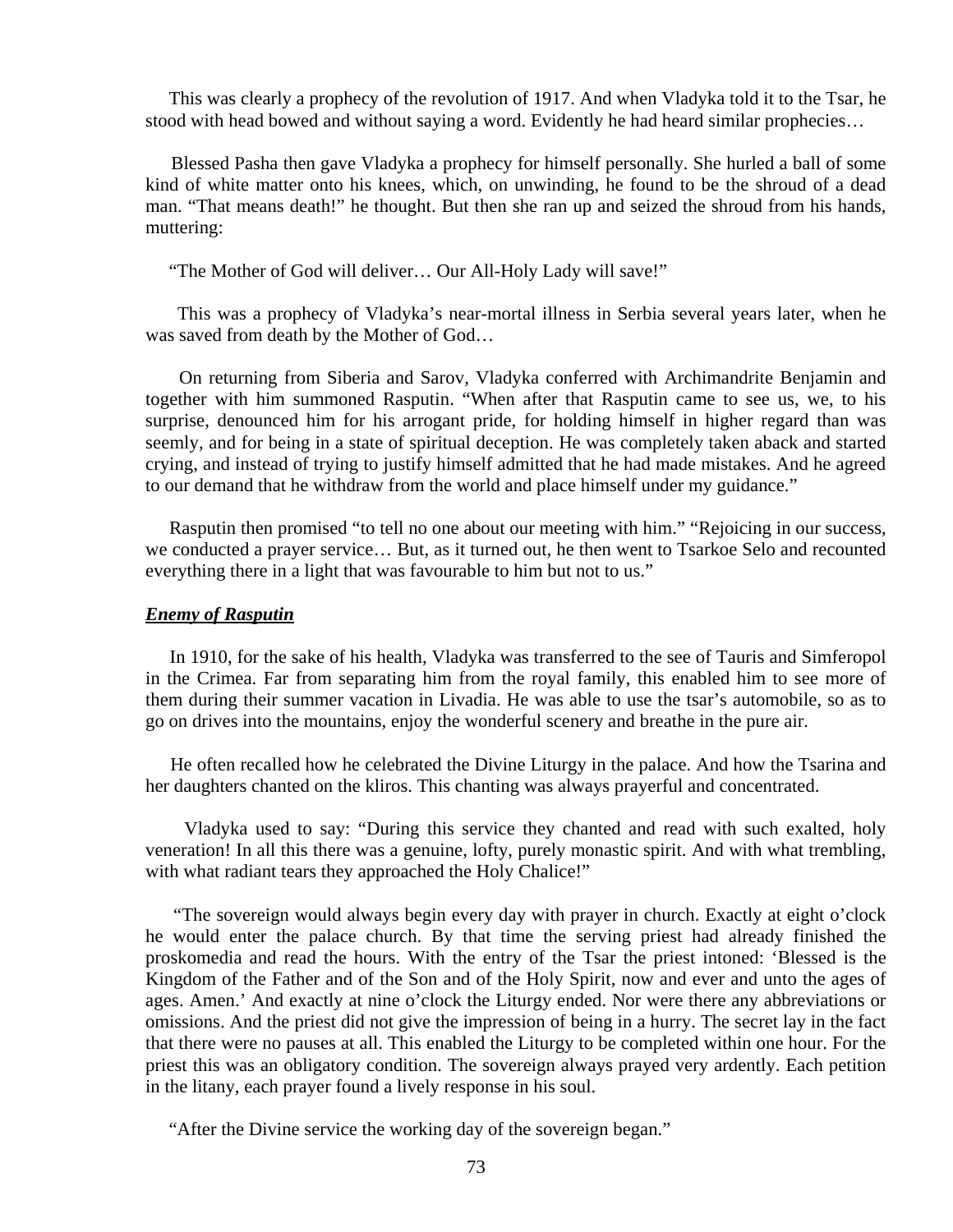This was clearly a prophecy of the revolution of 1917. And when Vladyka told it to the Tsar, he stood with head bowed and without saying a word. Evidently he had heard similar prophecies…

Blessed Pasha then gave Vladyka a prophecy for himself personally. She hurled a ball of some kind of white matter onto his knees, which, on unwinding, he found to be the shroud of a dead man. "That means death!" he thought. But then she ran up and seized the shroud from his hands, muttering:

"The Mother of God will deliver… Our All-Holy Lady will save!"

This was a prophecy of Vladyka's near-mortal illness in Serbia several years later, when he was saved from death by the Mother of God…

On returning from Siberia and Sarov, Vladyka conferred with Archimandrite Benjamin and together with him summoned Rasputin. "When after that Rasputin came to see us, we, to his surprise, denounced him for his arrogant pride, for holding himself in higher regard than was seemly, and for being in a state of spiritual deception. He was completely taken aback and started crying, and instead of trying to justify himself admitted that he had made mistakes. And he agreed to our demand that he withdraw from the world and place himself under my guidance."

Rasputin then promised "to tell no one about our meeting with him." "Rejoicing in our success, we conducted a prayer service… But, as it turned out, he then went to Tsarkoe Selo and recounted everything there in a light that was favourable to him but not to us."

***<u>Enemy of Rasputin</u>***

In 1910, for the sake of his health, Vladyka was transferred to the see of Tauris and Simferopol in the Crimea. Far from separating him from the royal family, this enabled him to see more of them during their summer vacation in Livadia. He was able to use the tsar's automobile, so as to go on drives into the mountains, enjoy the wonderful scenery and breathe in the pure air.

He often recalled how he celebrated the Divine Liturgy in the palace. And how the Tsarina and her daughters chanted on the kliros. This chanting was always prayerful and concentrated.

Vladyka used to say: "During this service they chanted and read with such exalted, holy veneration! In all this there was a genuine, lofty, purely monastic spirit. And with what trembling, with what radiant tears they approached the Holy Chalice!"

"The sovereign would always begin every day with prayer in church. Exactly at eight o'clock he would enter the palace church. By that time the serving priest had already finished the proskomedia and read the hours. With the entry of the Tsar the priest intoned: 'Blessed is the Kingdom of the Father and of the Son and of the Holy Spirit, now and ever and unto the ages of ages. Amen.' And exactly at nine o'clock the Liturgy ended. Nor were there any abbreviations or omissions. And the priest did not give the impression of being in a hurry. The secret lay in the fact that there were no pauses at all. This enabled the Liturgy to be completed within one hour. For the priest this was an obligatory condition. The sovereign always prayed very ardently. Each petition in the litany, each prayer found a lively response in his soul.

"After the Divine service the working day of the sovereign began."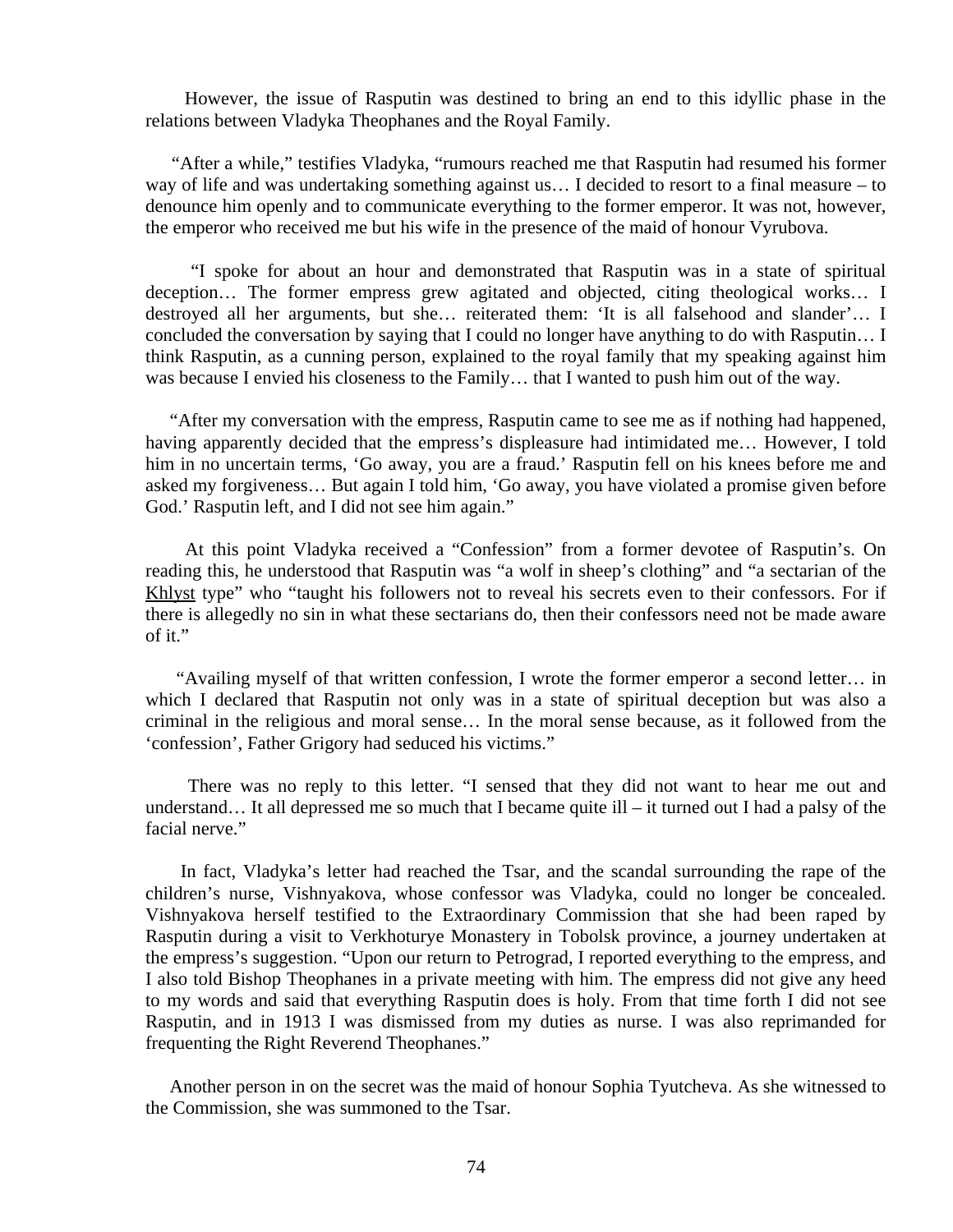However, the issue of Rasputin was destined to bring an end to this idyllic phase in the relations between Vladyka Theophanes and the Royal Family.

"After a while," testifies Vladyka, "rumours reached me that Rasputin had resumed his former way of life and was undertaking something against us… I decided to resort to a final measure – to denounce him openly and to communicate everything to the former emperor. It was not, however, the emperor who received me but his wife in the presence of the maid of honour Vyrubova.

"I spoke for about an hour and demonstrated that Rasputin was in a state of spiritual deception… The former empress grew agitated and objected, citing theological works… I destroyed all her arguments, but she… reiterated them: 'It is all falsehood and slander'… I concluded the conversation by saying that I could no longer have anything to do with Rasputin… I think Rasputin, as a cunning person, explained to the royal family that my speaking against him was because I envied his closeness to the Family… that I wanted to push him out of the way.

"After my conversation with the empress, Rasputin came to see me as if nothing had happened, having apparently decided that the empress's displeasure had intimidated me… However, I told him in no uncertain terms, 'Go away, you are a fraud.' Rasputin fell on his knees before me and asked my forgiveness… But again I told him, 'Go away, you have violated a promise given before God.' Rasputin left, and I did not see him again."

At this point Vladyka received a "Confession" from a former devotee of Rasputin's. On reading this, he understood that Rasputin was "a wolf in sheep's clothing" and "a sectarian of the Khlyst type" who "taught his followers not to reveal his secrets even to their confessors. For if there is allegedly no sin in what these sectarians do, then their confessors need not be made aware of it."

"Availing myself of that written confession, I wrote the former emperor a second letter… in which I declared that Rasputin not only was in a state of spiritual deception but was also a criminal in the religious and moral sense… In the moral sense because, as it followed from the 'confession', Father Grigory had seduced his victims."

There was no reply to this letter. "I sensed that they did not want to hear me out and understand… It all depressed me so much that I became quite ill – it turned out I had a palsy of the facial nerve."

In fact, Vladyka's letter had reached the Tsar, and the scandal surrounding the rape of the children's nurse, Vishnyakova, whose confessor was Vladyka, could no longer be concealed. Vishnyakova herself testified to the Extraordinary Commission that she had been raped by Rasputin during a visit to Verkhoturye Monastery in Tobolsk province, a journey undertaken at the empress's suggestion. "Upon our return to Petrograd, I reported everything to the empress, and I also told Bishop Theophanes in a private meeting with him. The empress did not give any heed to my words and said that everything Rasputin does is holy. From that time forth I did not see Rasputin, and in 1913 I was dismissed from my duties as nurse. I was also reprimanded for frequenting the Right Reverend Theophanes."

Another person in on the secret was the maid of honour Sophia Tyutcheva. As she witnessed to the Commission, she was summoned to the Tsar.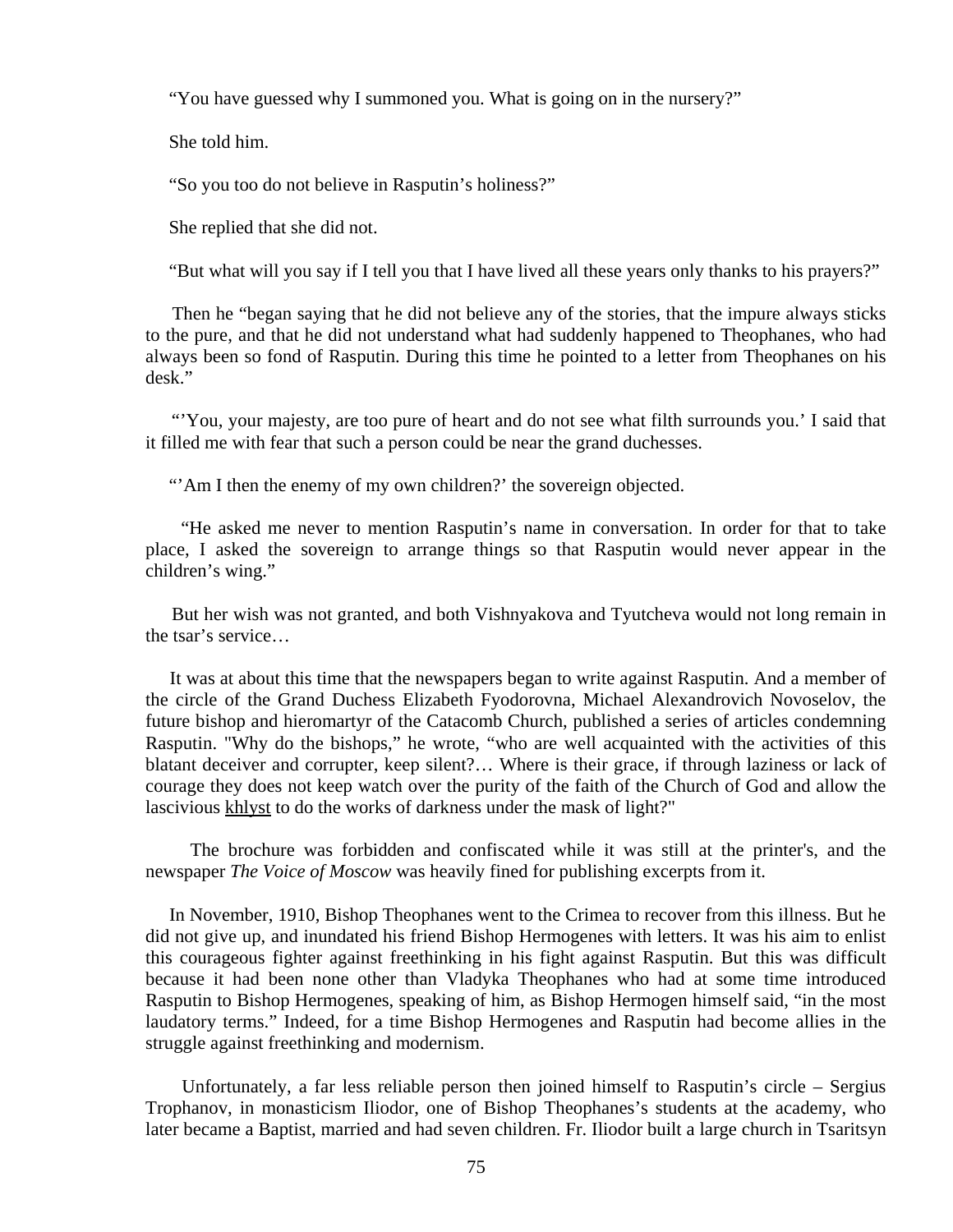"You have guessed why I summoned you. What is going on in the nursery?"

She told him.

"So you too do not believe in Rasputin's holiness?"

She replied that she did not.

"But what will you say if I tell you that I have lived all these years only thanks to his prayers?"

Then he "began saying that he did not believe any of the stories, that the impure always sticks to the pure, and that he did not understand what had suddenly happened to Theophanes, who had always been so fond of Rasputin. During this time he pointed to a letter from Theophanes on his desk."

"'You, your majesty, are too pure of heart and do not see what filth surrounds you.' I said that it filled me with fear that such a person could be near the grand duchesses.

"'Am I then the enemy of my own children?' the sovereign objected.

"He asked me never to mention Rasputin's name in conversation. In order for that to take place, I asked the sovereign to arrange things so that Rasputin would never appear in the children's wing."

But her wish was not granted, and both Vishnyakova and Tyutcheva would not long remain in the tsar's service…

It was at about this time that the newspapers began to write against Rasputin. And a member of the circle of the Grand Duchess Elizabeth Fyodorovna, Michael Alexandrovich Novoselov, the future bishop and hieromartyr of the Catacomb Church, published a series of articles condemning Rasputin. "Why do the bishops," he wrote, "who are well acquainted with the activities of this blatant deceiver and corrupter, keep silent?… Where is their grace, if through laziness or lack of courage they does not keep watch over the purity of the faith of the Church of God and allow the lascivious khlyst to do the works of darkness under the mask of light?"

The brochure was forbidden and confiscated while it was still at the printer's, and the newspaper *The Voice of Moscow* was heavily fined for publishing excerpts from it.

In November, 1910, Bishop Theophanes went to the Crimea to recover from this illness. But he did not give up, and inundated his friend Bishop Hermogenes with letters. It was his aim to enlist this courageous fighter against freethinking in his fight against Rasputin. But this was difficult because it had been none other than Vladyka Theophanes who had at some time introduced Rasputin to Bishop Hermogenes, speaking of him, as Bishop Hermogen himself said, "in the most laudatory terms." Indeed, for a time Bishop Hermogenes and Rasputin had become allies in the struggle against freethinking and modernism.

Unfortunately, a far less reliable person then joined himself to Rasputin's circle – Sergius Trophanov, in monasticism Iliodor, one of Bishop Theophanes's students at the academy, who later became a Baptist, married and had seven children. Fr. Iliodor built a large church in Tsaritsyn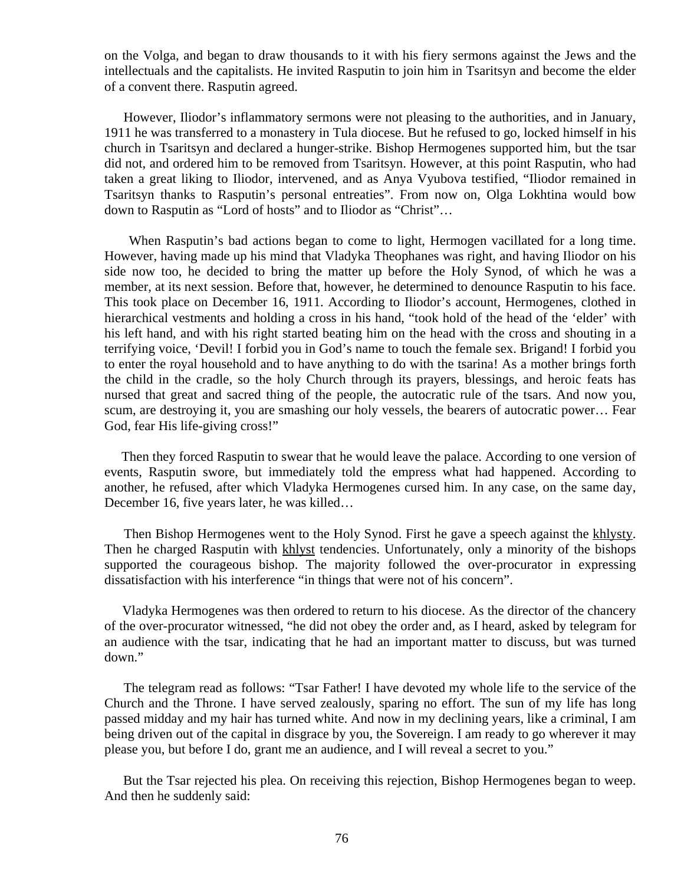on the Volga, and began to draw thousands to it with his fiery sermons against the Jews and the intellectuals and the capitalists. He invited Rasputin to join him in Tsaritsyn and become the elder of a convent there. Rasputin agreed.

However, Iliodor's inflammatory sermons were not pleasing to the authorities, and in January, 1911 he was transferred to a monastery in Tula diocese. But he refused to go, locked himself in his church in Tsaritsyn and declared a hunger-strike. Bishop Hermogenes supported him, but the tsar did not, and ordered him to be removed from Tsaritsyn. However, at this point Rasputin, who had taken a great liking to Iliodor, intervened, and as Anya Vyubova testified, "Iliodor remained in Tsaritsyn thanks to Rasputin's personal entreaties". From now on, Olga Lokhtina would bow down to Rasputin as "Lord of hosts" and to Iliodor as "Christ"…

When Rasputin's bad actions began to come to light, Hermogen vacillated for a long time. However, having made up his mind that Vladyka Theophanes was right, and having Iliodor on his side now too, he decided to bring the matter up before the Holy Synod, of which he was a member, at its next session. Before that, however, he determined to denounce Rasputin to his face. This took place on December 16, 1911. According to Iliodor's account, Hermogenes, clothed in hierarchical vestments and holding a cross in his hand, "took hold of the head of the 'elder' with his left hand, and with his right started beating him on the head with the cross and shouting in a terrifying voice, 'Devil! I forbid you in God's name to touch the female sex. Brigand! I forbid you to enter the royal household and to have anything to do with the tsarina! As a mother brings forth the child in the cradle, so the holy Church through its prayers, blessings, and heroic feats has nursed that great and sacred thing of the people, the autocratic rule of the tsars. And now you, scum, are destroying it, you are smashing our holy vessels, the bearers of autocratic power… Fear God, fear His life-giving cross!"

Then they forced Rasputin to swear that he would leave the palace. According to one version of events, Rasputin swore, but immediately told the empress what had happened. According to another, he refused, after which Vladyka Hermogenes cursed him. In any case, on the same day, December 16, five years later, he was killed…

Then Bishop Hermogenes went to the Holy Synod. First he gave a speech against the khlysty. Then he charged Rasputin with khlyst tendencies. Unfortunately, only a minority of the bishops supported the courageous bishop. The majority followed the over-procurator in expressing dissatisfaction with his interference "in things that were not of his concern".

Vladyka Hermogenes was then ordered to return to his diocese. As the director of the chancery of the over-procurator witnessed, "he did not obey the order and, as I heard, asked by telegram for an audience with the tsar, indicating that he had an important matter to discuss, but was turned down."

The telegram read as follows: "Tsar Father! I have devoted my whole life to the service of the Church and the Throne. I have served zealously, sparing no effort. The sun of my life has long passed midday and my hair has turned white. And now in my declining years, like a criminal, I am being driven out of the capital in disgrace by you, the Sovereign. I am ready to go wherever it may please you, but before I do, grant me an audience, and I will reveal a secret to you."

But the Tsar rejected his plea. On receiving this rejection, Bishop Hermogenes began to weep. And then he suddenly said: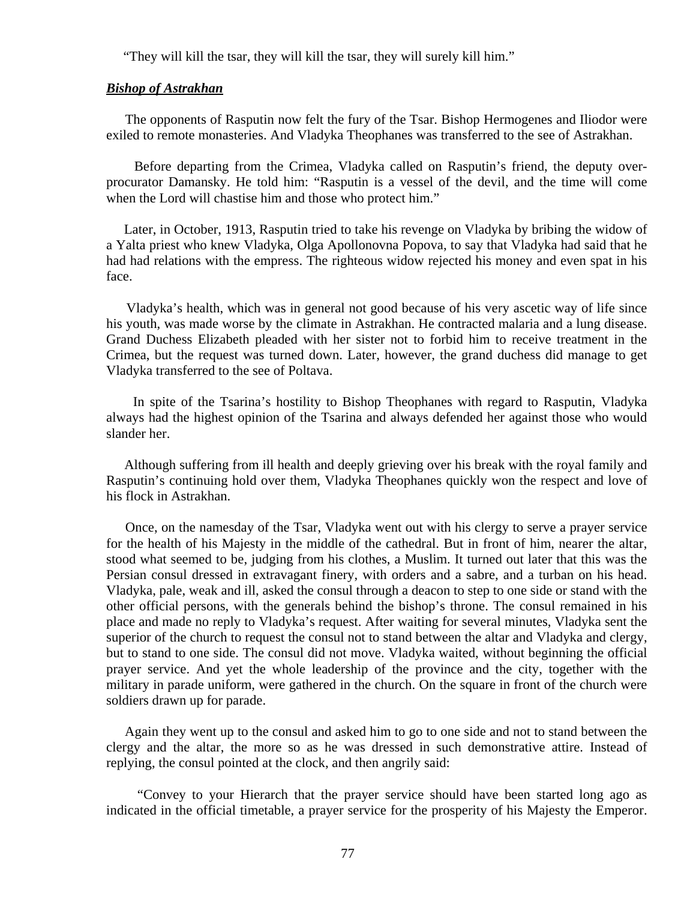"They will kill the tsar, they will kill the tsar, they will surely kill him."

***Bishop of Astrakhan***

The opponents of Rasputin now felt the fury of the Tsar. Bishop Hermogenes and Iliodor were exiled to remote monasteries. And Vladyka Theophanes was transferred to the see of Astrakhan.

Before departing from the Crimea, Vladyka called on Rasputin's friend, the deputy over-procurator Damansky. He told him: "Rasputin is a vessel of the devil, and the time will come when the Lord will chastise him and those who protect him."

Later, in October, 1913, Rasputin tried to take his revenge on Vladyka by bribing the widow of a Yalta priest who knew Vladyka, Olga Apollonovna Popova, to say that Vladyka had said that he had had relations with the empress. The righteous widow rejected his money and even spat in his face.

Vladyka's health, which was in general not good because of his very ascetic way of life since his youth, was made worse by the climate in Astrakhan. He contracted malaria and a lung disease. Grand Duchess Elizabeth pleaded with her sister not to forbid him to receive treatment in the Crimea, but the request was turned down. Later, however, the grand duchess did manage to get Vladyka transferred to the see of Poltava.

In spite of the Tsarina's hostility to Bishop Theophanes with regard to Rasputin, Vladyka always had the highest opinion of the Tsarina and always defended her against those who would slander her.

Although suffering from ill health and deeply grieving over his break with the royal family and Rasputin's continuing hold over them, Vladyka Theophanes quickly won the respect and love of his flock in Astrakhan.

Once, on the namesday of the Tsar, Vladyka went out with his clergy to serve a prayer service for the health of his Majesty in the middle of the cathedral. But in front of him, nearer the altar, stood what seemed to be, judging from his clothes, a Muslim. It turned out later that this was the Persian consul dressed in extravagant finery, with orders and a sabre, and a turban on his head. Vladyka, pale, weak and ill, asked the consul through a deacon to step to one side or stand with the other official persons, with the generals behind the bishop's throne. The consul remained in his place and made no reply to Vladyka's request. After waiting for several minutes, Vladyka sent the superior of the church to request the consul not to stand between the altar and Vladyka and clergy, but to stand to one side. The consul did not move. Vladyka waited, without beginning the official prayer service. And yet the whole leadership of the province and the city, together with the military in parade uniform, were gathered in the church. On the square in front of the church were soldiers drawn up for parade.

Again they went up to the consul and asked him to go to one side and not to stand between the clergy and the altar, the more so as he was dressed in such demonstrative attire. Instead of replying, the consul pointed at the clock, and then angrily said:

"Convey to your Hierarch that the prayer service should have been started long ago as indicated in the official timetable, a prayer service for the prosperity of his Majesty the Emperor.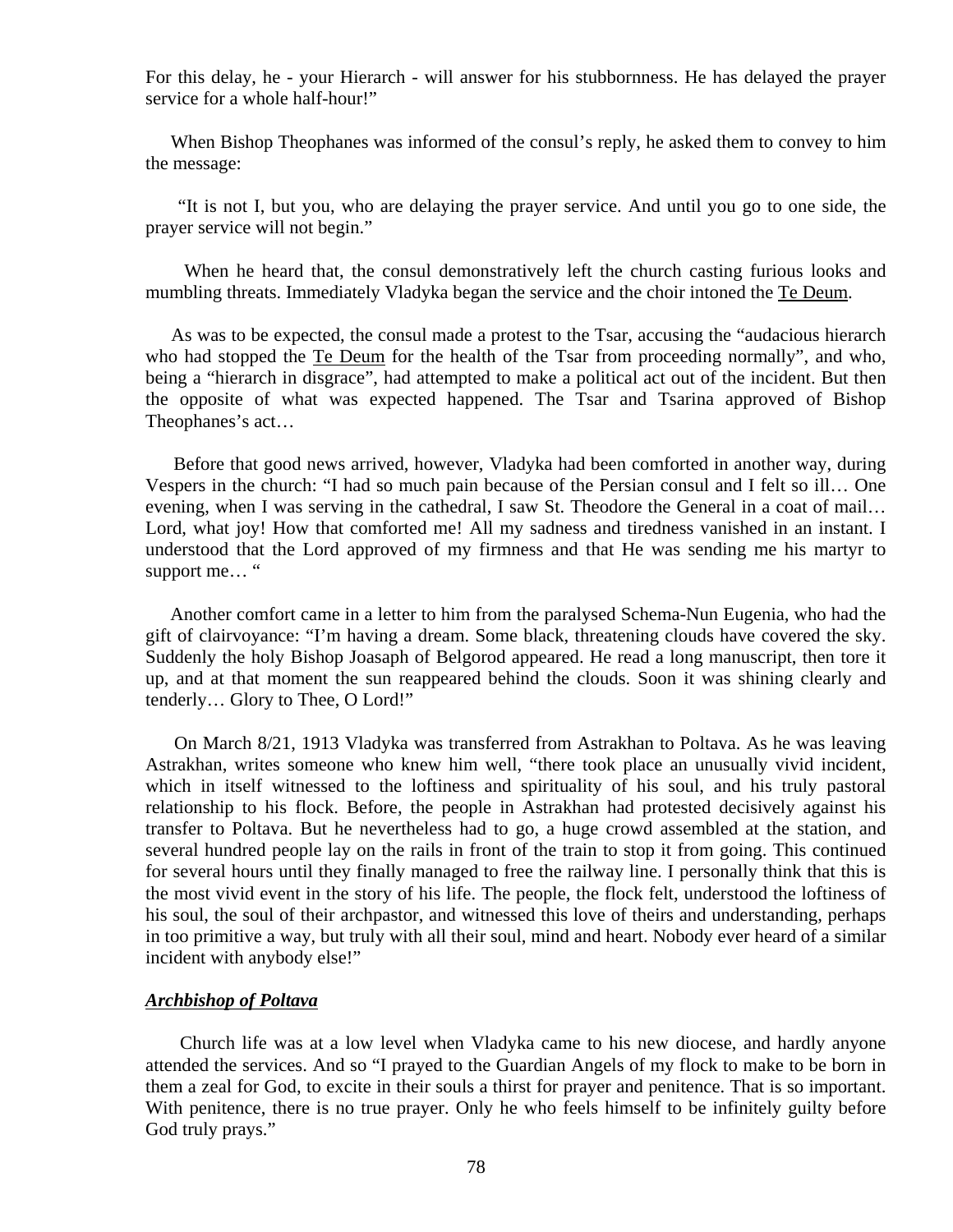For this delay, he - your Hierarch - will answer for his stubbornness. He has delayed the prayer service for a whole half-hour!"

When Bishop Theophanes was informed of the consul's reply, he asked them to convey to him the message:

"It is not I, but you, who are delaying the prayer service. And until you go to one side, the prayer service will not begin."

When he heard that, the consul demonstratively left the church casting furious looks and mumbling threats. Immediately Vladyka began the service and the choir intoned the Te Deum.

As was to be expected, the consul made a protest to the Tsar, accusing the "audacious hierarch who had stopped the Te Deum for the health of the Tsar from proceeding normally", and who, being a "hierarch in disgrace", had attempted to make a political act out of the incident. But then the opposite of what was expected happened. The Tsar and Tsarina approved of Bishop Theophanes's act…

Before that good news arrived, however, Vladyka had been comforted in another way, during Vespers in the church: "I had so much pain because of the Persian consul and I felt so ill… One evening, when I was serving in the cathedral, I saw St. Theodore the General in a coat of mail… Lord, what joy! How that comforted me! All my sadness and tiredness vanished in an instant. I understood that the Lord approved of my firmness and that He was sending me his martyr to support me… "

Another comfort came in a letter to him from the paralysed Schema-Nun Eugenia, who had the gift of clairvoyance: "I'm having a dream. Some black, threatening clouds have covered the sky. Suddenly the holy Bishop Joasaph of Belgorod appeared. He read a long manuscript, then tore it up, and at that moment the sun reappeared behind the clouds. Soon it was shining clearly and tenderly… Glory to Thee, O Lord!"

On March 8/21, 1913 Vladyka was transferred from Astrakhan to Poltava. As he was leaving Astrakhan, writes someone who knew him well, "there took place an unusually vivid incident, which in itself witnessed to the loftiness and spirituality of his soul, and his truly pastoral relationship to his flock. Before, the people in Astrakhan had protested decisively against his transfer to Poltava. But he nevertheless had to go, a huge crowd assembled at the station, and several hundred people lay on the rails in front of the train to stop it from going. This continued for several hours until they finally managed to free the railway line. I personally think that this is the most vivid event in the story of his life. The people, the flock felt, understood the loftiness of his soul, the soul of their archpastor, and witnessed this love of theirs and understanding, perhaps in too primitive a way, but truly with all their soul, mind and heart. Nobody ever heard of a similar incident with anybody else!"

## ***Archbishop of Poltava***

Church life was at a low level when Vladyka came to his new diocese, and hardly anyone attended the services. And so "I prayed to the Guardian Angels of my flock to make to be born in them a zeal for God, to excite in their souls a thirst for prayer and penitence. That is so important. With penitence, there is no true prayer. Only he who feels himself to be infinitely guilty before God truly prays."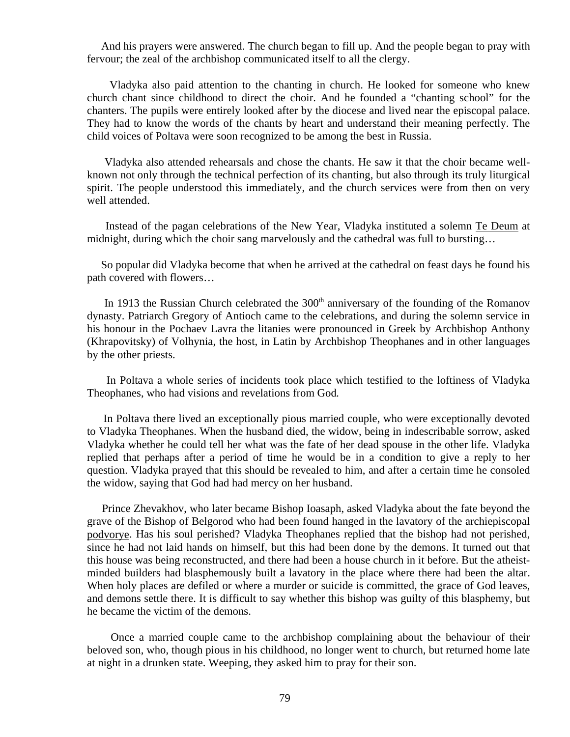And his prayers were answered. The church began to fill up. And the people began to pray with fervour; the zeal of the archbishop communicated itself to all the clergy.

Vladyka also paid attention to the chanting in church. He looked for someone who knew church chant since childhood to direct the choir. And he founded a "chanting school" for the chanters. The pupils were entirely looked after by the diocese and lived near the episcopal palace. They had to know the words of the chants by heart and understand their meaning perfectly. The child voices of Poltava were soon recognized to be among the best in Russia.

Vladyka also attended rehearsals and chose the chants. He saw it that the choir became well-known not only through the technical perfection of its chanting, but also through its truly liturgical spirit. The people understood this immediately, and the church services were from then on very well attended.

Instead of the pagan celebrations of the New Year, Vladyka instituted a solemn <u>Te Deum</u> at midnight, during which the choir sang marvelously and the cathedral was full to bursting…

So popular did Vladyka become that when he arrived at the cathedral on feast days he found his path covered with flowers…

In 1913 the Russian Church celebrated the 300th anniversary of the founding of the Romanov dynasty. Patriarch Gregory of Antioch came to the celebrations, and during the solemn service in his honour in the Pochaev Lavra the litanies were pronounced in Greek by Archbishop Anthony (Khrapovitsky) of Volhynia, the host, in Latin by Archbishop Theophanes and in other languages by the other priests.

In Poltava a whole series of incidents took place which testified to the loftiness of Vladyka Theophanes, who had visions and revelations from God.

In Poltava there lived an exceptionally pious married couple, who were exceptionally devoted to Vladyka Theophanes. When the husband died, the widow, being in indescribable sorrow, asked Vladyka whether he could tell her what was the fate of her dead spouse in the other life. Vladyka replied that perhaps after a period of time he would be in a condition to give a reply to her question. Vladyka prayed that this should be revealed to him, and after a certain time he consoled the widow, saying that God had had mercy on her husband.

Prince Zhevakhov, who later became Bishop Ioasaph, asked Vladyka about the fate beyond the grave of the Bishop of Belgorod who had been found hanged in the lavatory of the archiepiscopal <u>podvorye</u>. Has his soul perished? Vladyka Theophanes replied that the bishop had not perished, since he had not laid hands on himself, but this had been done by the demons. It turned out that this house was being reconstructed, and there had been a house church in it before. But the atheist-minded builders had blasphemously built a lavatory in the place where there had been the altar. When holy places are defiled or where a murder or suicide is committed, the grace of God leaves, and demons settle there. It is difficult to say whether this bishop was guilty of this blasphemy, but he became the victim of the demons.

Once a married couple came to the archbishop complaining about the behaviour of their beloved son, who, though pious in his childhood, no longer went to church, but returned home late at night in a drunken state. Weeping, they asked him to pray for their son.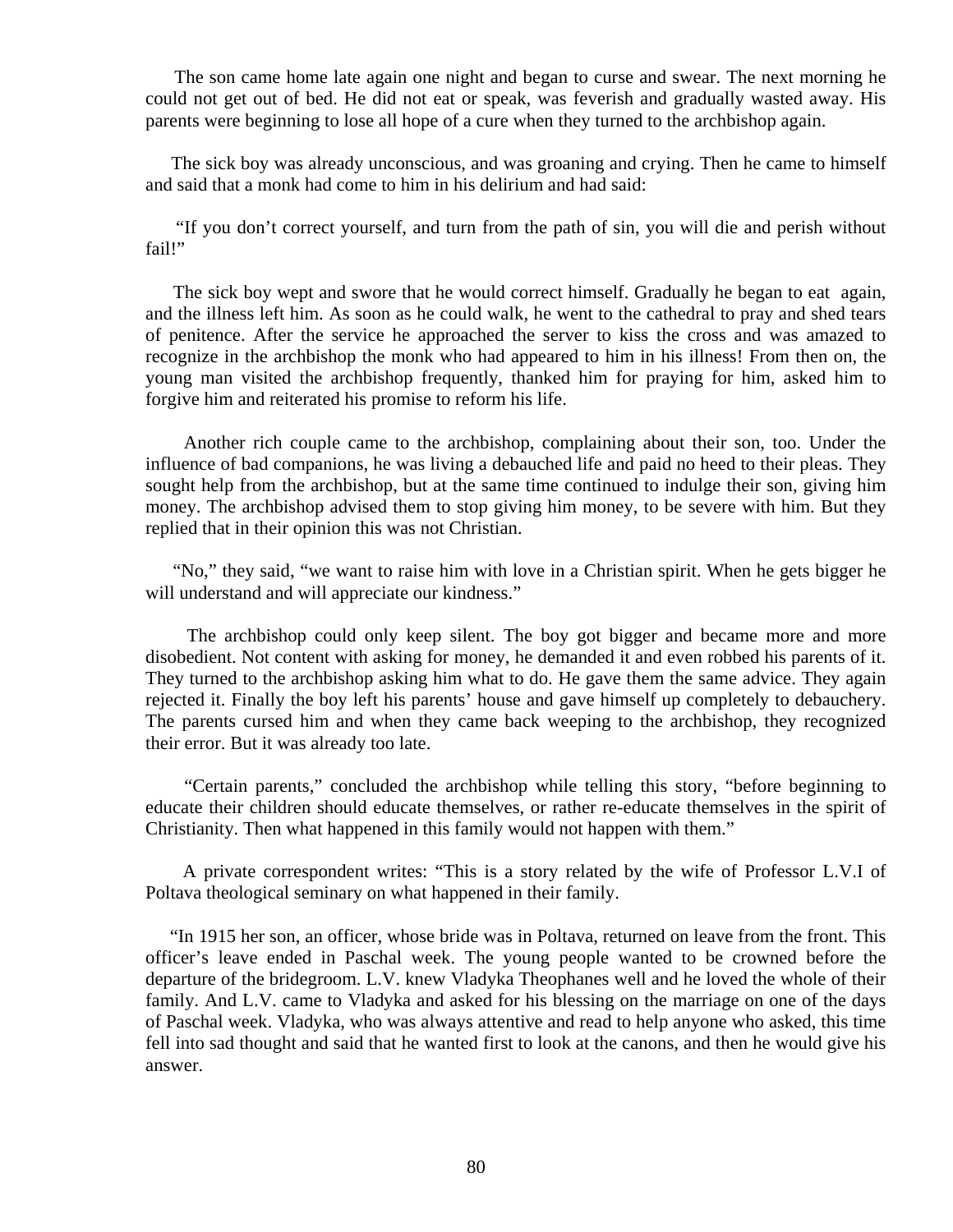The son came home late again one night and began to curse and swear. The next morning he could not get out of bed. He did not eat or speak, was feverish and gradually wasted away. His parents were beginning to lose all hope of a cure when they turned to the archbishop again.

The sick boy was already unconscious, and was groaning and crying. Then he came to himself and said that a monk had come to him in his delirium and had said:

"If you don't correct yourself, and turn from the path of sin, you will die and perish without fail!"

The sick boy wept and swore that he would correct himself. Gradually he began to eat again, and the illness left him. As soon as he could walk, he went to the cathedral to pray and shed tears of penitence. After the service he approached the server to kiss the cross and was amazed to recognize in the archbishop the monk who had appeared to him in his illness! From then on, the young man visited the archbishop frequently, thanked him for praying for him, asked him to forgive him and reiterated his promise to reform his life.

Another rich couple came to the archbishop, complaining about their son, too. Under the influence of bad companions, he was living a debauched life and paid no heed to their pleas. They sought help from the archbishop, but at the same time continued to indulge their son, giving him money. The archbishop advised them to stop giving him money, to be severe with him. But they replied that in their opinion this was not Christian.

"No," they said, "we want to raise him with love in a Christian spirit. When he gets bigger he will understand and will appreciate our kindness."

The archbishop could only keep silent. The boy got bigger and became more and more disobedient. Not content with asking for money, he demanded it and even robbed his parents of it. They turned to the archbishop asking him what to do. He gave them the same advice. They again rejected it. Finally the boy left his parents' house and gave himself up completely to debauchery. The parents cursed him and when they came back weeping to the archbishop, they recognized their error. But it was already too late.

"Certain parents," concluded the archbishop while telling this story, "before beginning to educate their children should educate themselves, or rather re-educate themselves in the spirit of Christianity. Then what happened in this family would not happen with them."

A private correspondent writes: "This is a story related by the wife of Professor L.V.I of Poltava theological seminary on what happened in their family.

"In 1915 her son, an officer, whose bride was in Poltava, returned on leave from the front. This officer's leave ended in Paschal week. The young people wanted to be crowned before the departure of the bridegroom. L.V. knew Vladyka Theophanes well and he loved the whole of their family. And L.V. came to Vladyka and asked for his blessing on the marriage on one of the days of Paschal week. Vladyka, who was always attentive and read to help anyone who asked, this time fell into sad thought and said that he wanted first to look at the canons, and then he would give his answer.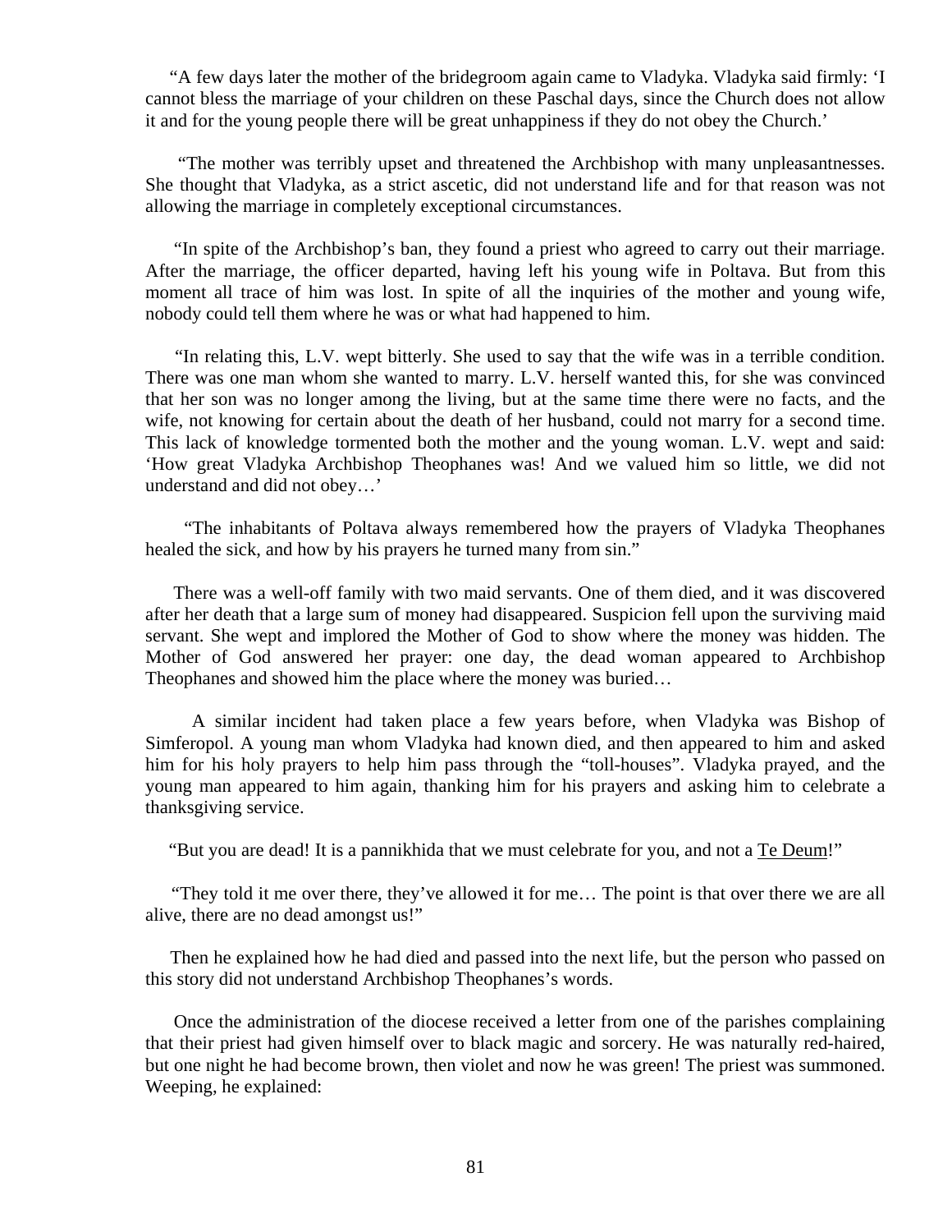"A few days later the mother of the bridegroom again came to Vladyka. Vladyka said firmly: 'I cannot bless the marriage of your children on these Paschal days, since the Church does not allow it and for the young people there will be great unhappiness if they do not obey the Church.'

"The mother was terribly upset and threatened the Archbishop with many unpleasantnesses. She thought that Vladyka, as a strict ascetic, did not understand life and for that reason was not allowing the marriage in completely exceptional circumstances.

"In spite of the Archbishop's ban, they found a priest who agreed to carry out their marriage. After the marriage, the officer departed, having left his young wife in Poltava. But from this moment all trace of him was lost. In spite of all the inquiries of the mother and young wife, nobody could tell them where he was or what had happened to him.

"In relating this, L.V. wept bitterly. She used to say that the wife was in a terrible condition. There was one man whom she wanted to marry. L.V. herself wanted this, for she was convinced that her son was no longer among the living, but at the same time there were no facts, and the wife, not knowing for certain about the death of her husband, could not marry for a second time. This lack of knowledge tormented both the mother and the young woman. L.V. wept and said: 'How great Vladyka Archbishop Theophanes was! And we valued him so little, we did not understand and did not obey…'

"The inhabitants of Poltava always remembered how the prayers of Vladyka Theophanes healed the sick, and how by his prayers he turned many from sin."

There was a well-off family with two maid servants. One of them died, and it was discovered after her death that a large sum of money had disappeared. Suspicion fell upon the surviving maid servant. She wept and implored the Mother of God to show where the money was hidden. The Mother of God answered her prayer: one day, the dead woman appeared to Archbishop Theophanes and showed him the place where the money was buried…

A similar incident had taken place a few years before, when Vladyka was Bishop of Simferopol. A young man whom Vladyka had known died, and then appeared to him and asked him for his holy prayers to help him pass through the "toll-houses". Vladyka prayed, and the young man appeared to him again, thanking him for his prayers and asking him to celebrate a thanksgiving service.

"But you are dead! It is a pannikhida that we must celebrate for you, and not a Te Deum!"

"They told it me over there, they've allowed it for me… The point is that over there we are all alive, there are no dead amongst us!"

Then he explained how he had died and passed into the next life, but the person who passed on this story did not understand Archbishop Theophanes's words.

Once the administration of the diocese received a letter from one of the parishes complaining that their priest had given himself over to black magic and sorcery. He was naturally red-haired, but one night he had become brown, then violet and now he was green! The priest was summoned. Weeping, he explained: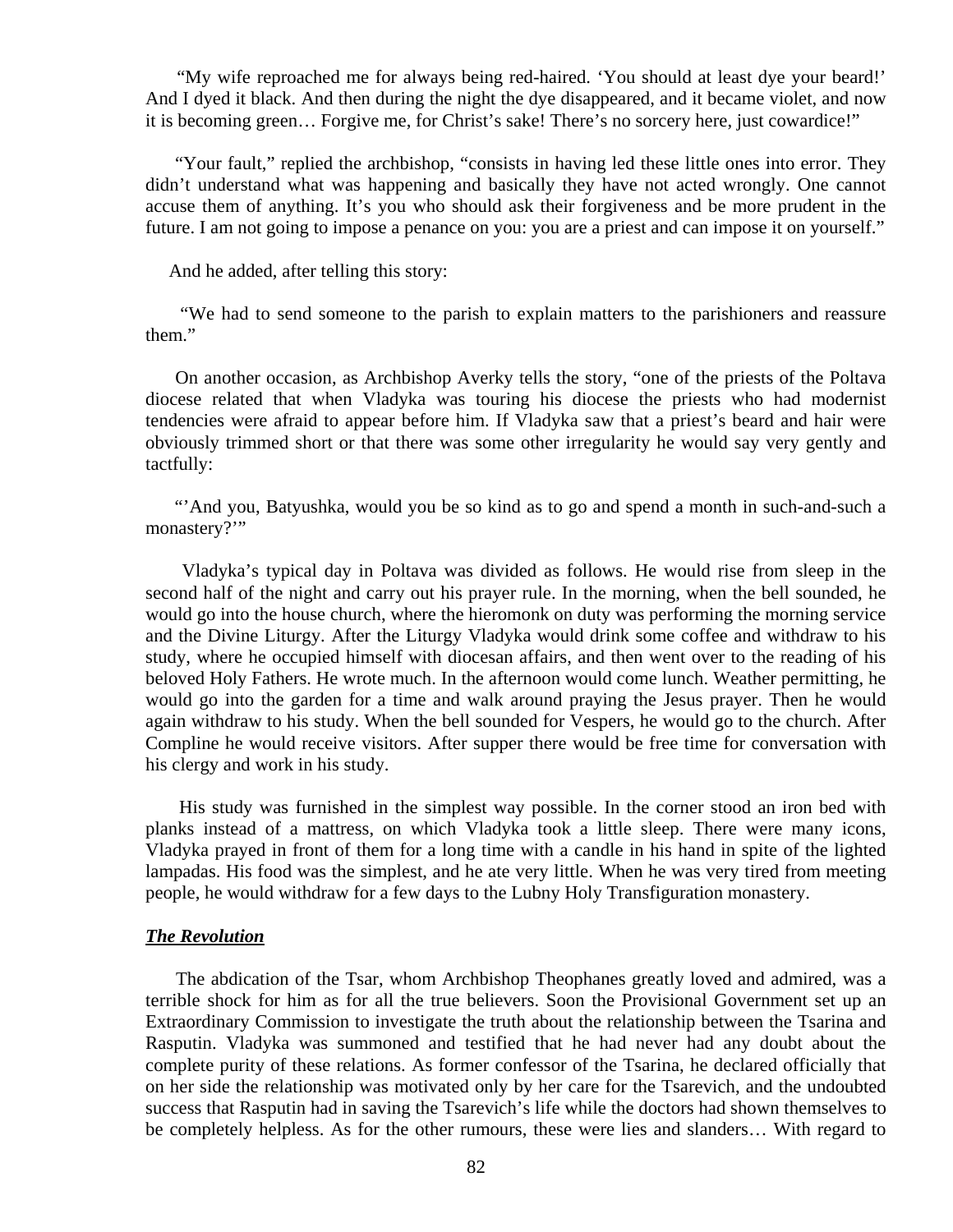"My wife reproached me for always being red-haired. 'You should at least dye your beard!' And I dyed it black. And then during the night the dye disappeared, and it became violet, and now it is becoming green… Forgive me, for Christ's sake! There's no sorcery here, just cowardice!"

"Your fault," replied the archbishop, "consists in having led these little ones into error. They didn't understand what was happening and basically they have not acted wrongly. One cannot accuse them of anything. It's you who should ask their forgiveness and be more prudent in the future. I am not going to impose a penance on you: you are a priest and can impose it on yourself."

And he added, after telling this story:

"We had to send someone to the parish to explain matters to the parishioners and reassure them."

On another occasion, as Archbishop Averky tells the story, "one of the priests of the Poltava diocese related that when Vladyka was touring his diocese the priests who had modernist tendencies were afraid to appear before him. If Vladyka saw that a priest's beard and hair were obviously trimmed short or that there was some other irregularity he would say very gently and tactfully:

"'And you, Batyushka, would you be so kind as to go and spend a month in such-and-such a monastery?'"

Vladyka's typical day in Poltava was divided as follows. He would rise from sleep in the second half of the night and carry out his prayer rule. In the morning, when the bell sounded, he would go into the house church, where the hieromonk on duty was performing the morning service and the Divine Liturgy. After the Liturgy Vladyka would drink some coffee and withdraw to his study, where he occupied himself with diocesan affairs, and then went over to the reading of his beloved Holy Fathers. He wrote much. In the afternoon would come lunch. Weather permitting, he would go into the garden for a time and walk around praying the Jesus prayer. Then he would again withdraw to his study. When the bell sounded for Vespers, he would go to the church. After Compline he would receive visitors. After supper there would be free time for conversation with his clergy and work in his study.

His study was furnished in the simplest way possible. In the corner stood an iron bed with planks instead of a mattress, on which Vladyka took a little sleep. There were many icons, Vladyka prayed in front of them for a long time with a candle in his hand in spite of the lighted lampadas. His food was the simplest, and he ate very little. When he was very tired from meeting people, he would withdraw for a few days to the Lubny Holy Transfiguration monastery.

***The Revolution***

The abdication of the Tsar, whom Archbishop Theophanes greatly loved and admired, was a terrible shock for him as for all the true believers. Soon the Provisional Government set up an Extraordinary Commission to investigate the truth about the relationship between the Tsarina and Rasputin. Vladyka was summoned and testified that he had never had any doubt about the complete purity of these relations. As former confessor of the Tsarina, he declared officially that on her side the relationship was motivated only by her care for the Tsarevich, and the undoubted success that Rasputin had in saving the Tsarevich's life while the doctors had shown themselves to be completely helpless. As for the other rumours, these were lies and slanders… With regard to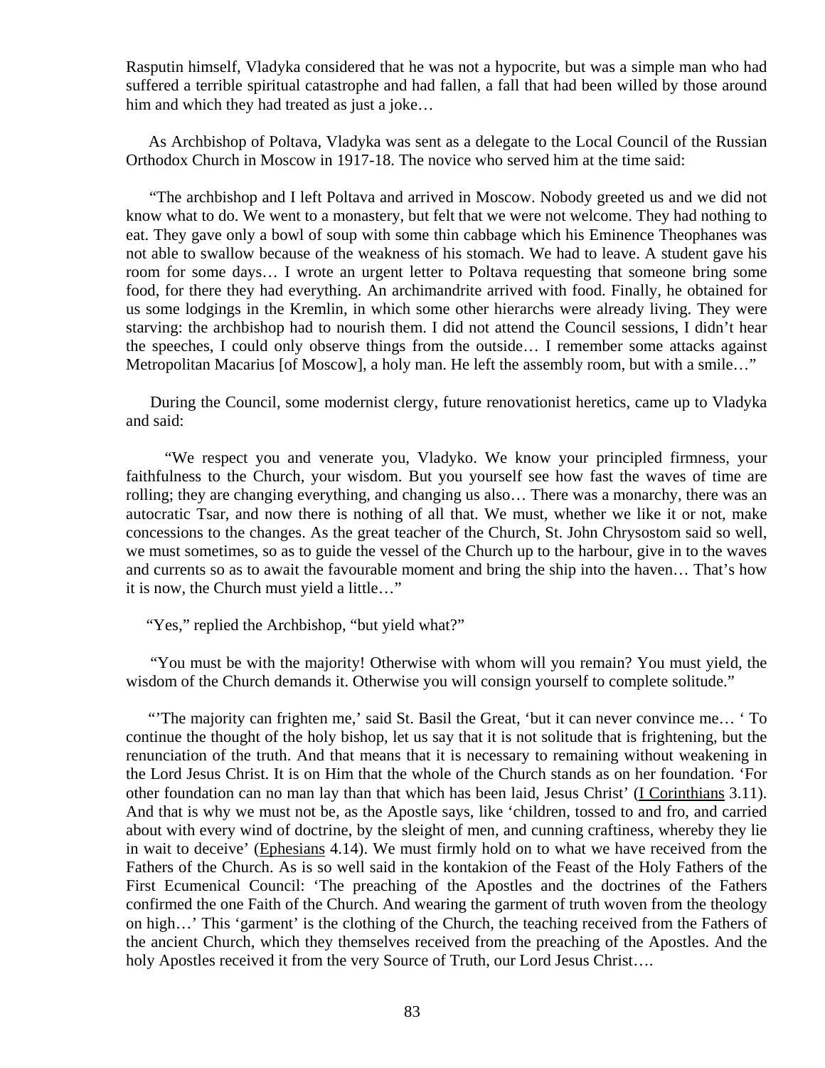Rasputin himself, Vladyka considered that he was not a hypocrite, but was a simple man who had suffered a terrible spiritual catastrophe and had fallen, a fall that had been willed by those around him and which they had treated as just a joke…

As Archbishop of Poltava, Vladyka was sent as a delegate to the Local Council of the Russian Orthodox Church in Moscow in 1917-18. The novice who served him at the time said:

"The archbishop and I left Poltava and arrived in Moscow. Nobody greeted us and we did not know what to do. We went to a monastery, but felt that we were not welcome. They had nothing to eat. They gave only a bowl of soup with some thin cabbage which his Eminence Theophanes was not able to swallow because of the weakness of his stomach. We had to leave. A student gave his room for some days… I wrote an urgent letter to Poltava requesting that someone bring some food, for there they had everything. An archimandrite arrived with food. Finally, he obtained for us some lodgings in the Kremlin, in which some other hierarchs were already living. They were starving: the archbishop had to nourish them. I did not attend the Council sessions, I didn't hear the speeches, I could only observe things from the outside… I remember some attacks against Metropolitan Macarius [of Moscow], a holy man. He left the assembly room, but with a smile…"

During the Council, some modernist clergy, future renovationist heretics, came up to Vladyka and said:

"We respect you and venerate you, Vladyko. We know your principled firmness, your faithfulness to the Church, your wisdom. But you yourself see how fast the waves of time are rolling; they are changing everything, and changing us also… There was a monarchy, there was an autocratic Tsar, and now there is nothing of all that. We must, whether we like it or not, make concessions to the changes. As the great teacher of the Church, St. John Chrysostom said so well, we must sometimes, so as to guide the vessel of the Church up to the harbour, give in to the waves and currents so as to await the favourable moment and bring the ship into the haven… That's how it is now, the Church must yield a little…"

"Yes," replied the Archbishop, "but yield what?"

"You must be with the majority! Otherwise with whom will you remain? You must yield, the wisdom of the Church demands it. Otherwise you will consign yourself to complete solitude."

"'The majority can frighten me,' said St. Basil the Great, 'but it can never convince me… ' To continue the thought of the holy bishop, let us say that it is not solitude that is frightening, but the renunciation of the truth. And that means that it is necessary to remaining without weakening in the Lord Jesus Christ. It is on Him that the whole of the Church stands as on her foundation. 'For other foundation can no man lay than that which has been laid, Jesus Christ' (I Corinthians 3.11). And that is why we must not be, as the Apostle says, like 'children, tossed to and fro, and carried about with every wind of doctrine, by the sleight of men, and cunning craftiness, whereby they lie in wait to deceive' (Ephesians 4.14). We must firmly hold on to what we have received from the Fathers of the Church. As is so well said in the kontakion of the Feast of the Holy Fathers of the First Ecumenical Council: 'The preaching of the Apostles and the doctrines of the Fathers confirmed the one Faith of the Church. And wearing the garment of truth woven from the theology on high…' This 'garment' is the clothing of the Church, the teaching received from the Fathers of the ancient Church, which they themselves received from the preaching of the Apostles. And the holy Apostles received it from the very Source of Truth, our Lord Jesus Christ….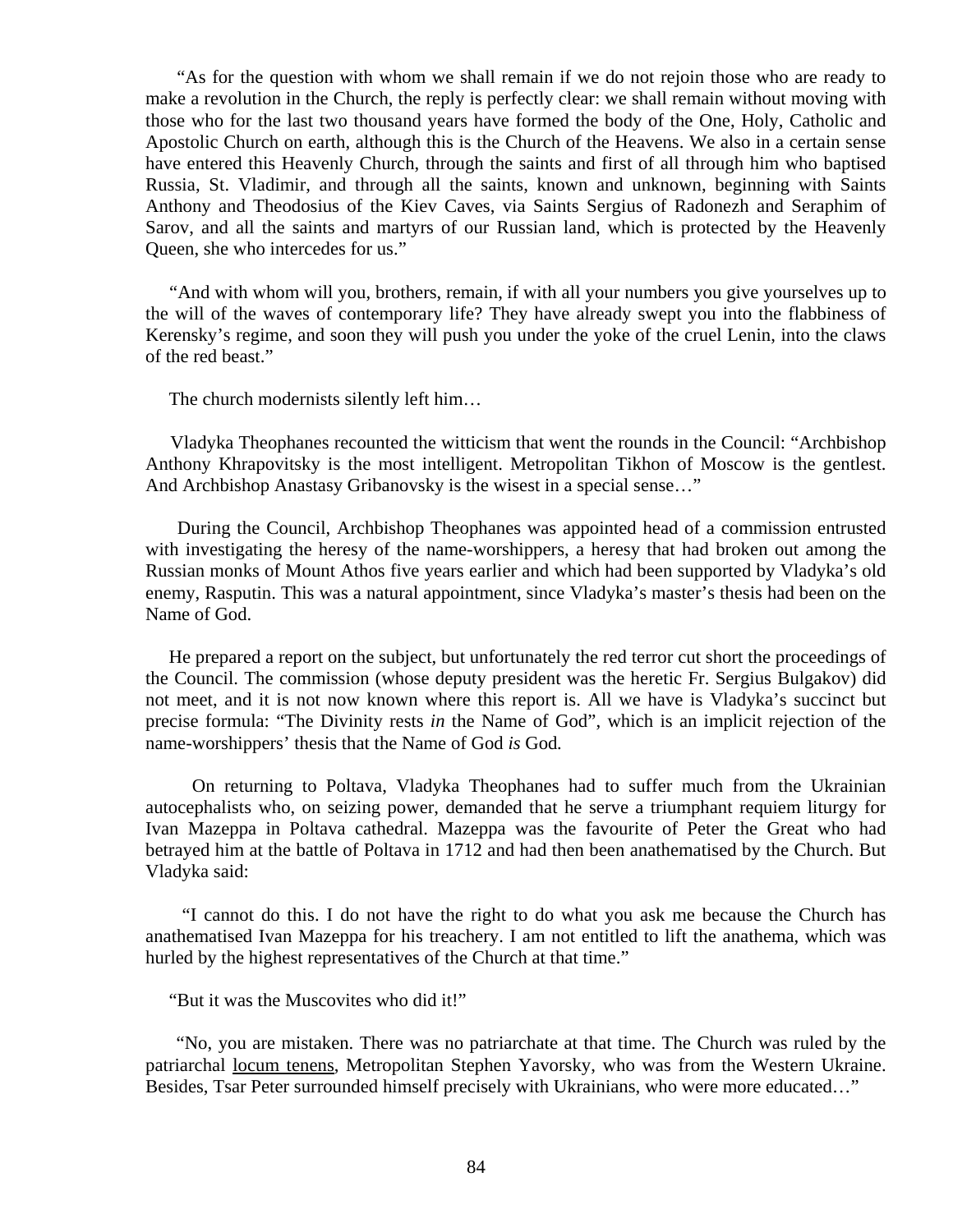"As for the question with whom we shall remain if we do not rejoin those who are ready to make a revolution in the Church, the reply is perfectly clear: we shall remain without moving with those who for the last two thousand years have formed the body of the One, Holy, Catholic and Apostolic Church on earth, although this is the Church of the Heavens. We also in a certain sense have entered this Heavenly Church, through the saints and first of all through him who baptised Russia, St. Vladimir, and through all the saints, known and unknown, beginning with Saints Anthony and Theodosius of the Kiev Caves, via Saints Sergius of Radonezh and Seraphim of Sarov, and all the saints and martyrs of our Russian land, which is protected by the Heavenly Queen, she who intercedes for us."

"And with whom will you, brothers, remain, if with all your numbers you give yourselves up to the will of the waves of contemporary life? They have already swept you into the flabbiness of Kerensky's regime, and soon they will push you under the yoke of the cruel Lenin, into the claws of the red beast."

The church modernists silently left him…

Vladyka Theophanes recounted the witticism that went the rounds in the Council: "Archbishop Anthony Khrapovitsky is the most intelligent. Metropolitan Tikhon of Moscow is the gentlest. And Archbishop Anastasy Gribanovsky is the wisest in a special sense…"

During the Council, Archbishop Theophanes was appointed head of a commission entrusted with investigating the heresy of the name-worshippers, a heresy that had broken out among the Russian monks of Mount Athos five years earlier and which had been supported by Vladyka's old enemy, Rasputin. This was a natural appointment, since Vladyka's master's thesis had been on the Name of God.

He prepared a report on the subject, but unfortunately the red terror cut short the proceedings of the Council. The commission (whose deputy president was the heretic Fr. Sergius Bulgakov) did not meet, and it is not now known where this report is. All we have is Vladyka's succinct but precise formula: "The Divinity rests *in* the Name of God", which is an implicit rejection of the name-worshippers' thesis that the Name of God *is* God.

On returning to Poltava, Vladyka Theophanes had to suffer much from the Ukrainian autocephalists who, on seizing power, demanded that he serve a triumphant requiem liturgy for Ivan Mazeppa in Poltava cathedral. Mazeppa was the favourite of Peter the Great who had betrayed him at the battle of Poltava in 1712 and had then been anathematised by the Church. But Vladyka said:

"I cannot do this. I do not have the right to do what you ask me because the Church has anathematised Ivan Mazeppa for his treachery. I am not entitled to lift the anathema, which was hurled by the highest representatives of the Church at that time."

"But it was the Muscovites who did it!"

"No, you are mistaken. There was no patriarchate at that time. The Church was ruled by the patriarchal locum tenens, Metropolitan Stephen Yavorsky, who was from the Western Ukraine. Besides, Tsar Peter surrounded himself precisely with Ukrainians, who were more educated…"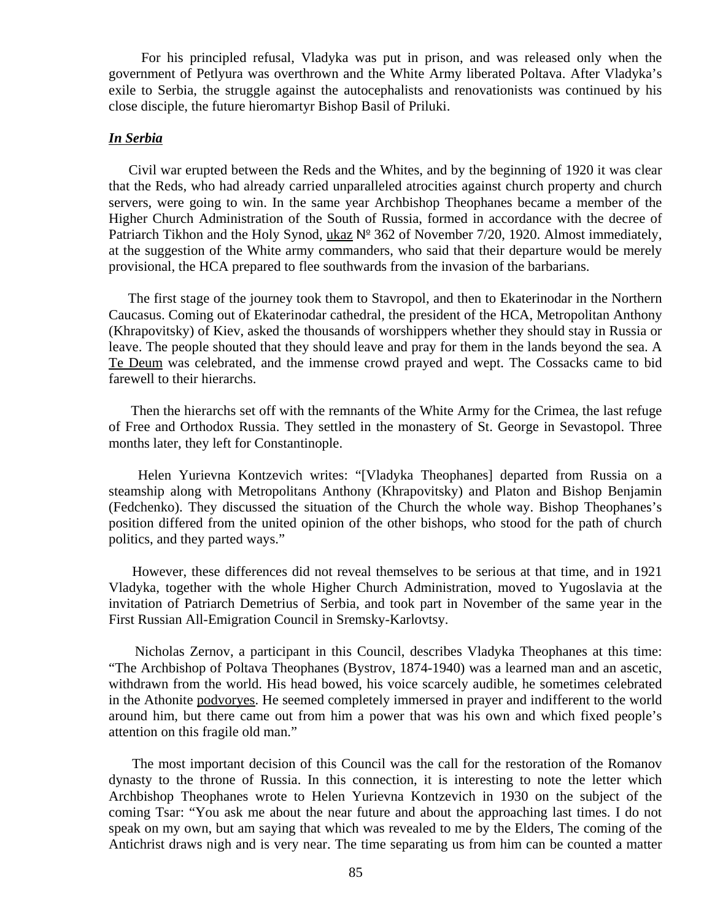For his principled refusal, Vladyka was put in prison, and was released only when the government of Petlyura was overthrown and the White Army liberated Poltava. After Vladyka's exile to Serbia, the struggle against the autocephalists and renovationists was continued by his close disciple, the future hieromartyr Bishop Basil of Priluki.

***In Serbia***

Civil war erupted between the Reds and the Whites, and by the beginning of 1920 it was clear that the Reds, who had already carried unparalleled atrocities against church property and church servers, were going to win. In the same year Archbishop Theophanes became a member of the Higher Church Administration of the South of Russia, formed in accordance with the decree of Patriarch Tikhon and the Holy Synod, ukaz № 362 of November 7/20, 1920. Almost immediately, at the suggestion of the White army commanders, who said that their departure would be merely provisional, the HCA prepared to flee southwards from the invasion of the barbarians.

The first stage of the journey took them to Stavropol, and then to Ekaterinodar in the Northern Caucasus. Coming out of Ekaterinodar cathedral, the president of the HCA, Metropolitan Anthony (Khrapovitsky) of Kiev, asked the thousands of worshippers whether they should stay in Russia or leave. The people shouted that they should leave and pray for them in the lands beyond the sea. A Te Deum was celebrated, and the immense crowd prayed and wept. The Cossacks came to bid farewell to their hierarchs.

Then the hierarchs set off with the remnants of the White Army for the Crimea, the last refuge of Free and Orthodox Russia. They settled in the monastery of St. George in Sevastopol. Three months later, they left for Constantinople.

Helen Yurievna Kontzevich writes: "[Vladyka Theophanes] departed from Russia on a steamship along with Metropolitans Anthony (Khrapovitsky) and Platon and Bishop Benjamin (Fedchenko). They discussed the situation of the Church the whole way. Bishop Theophanes's position differed from the united opinion of the other bishops, who stood for the path of church politics, and they parted ways."

However, these differences did not reveal themselves to be serious at that time, and in 1921 Vladyka, together with the whole Higher Church Administration, moved to Yugoslavia at the invitation of Patriarch Demetrius of Serbia, and took part in November of the same year in the First Russian All-Emigration Council in Sremsky-Karlovtsy.

Nicholas Zernov, a participant in this Council, describes Vladyka Theophanes at this time: "The Archbishop of Poltava Theophanes (Bystrov, 1874-1940) was a learned man and an ascetic, withdrawn from the world. His head bowed, his voice scarcely audible, he sometimes celebrated in the Athonite podvoryes. He seemed completely immersed in prayer and indifferent to the world around him, but there came out from him a power that was his own and which fixed people's attention on this fragile old man."

The most important decision of this Council was the call for the restoration of the Romanov dynasty to the throne of Russia. In this connection, it is interesting to note the letter which Archbishop Theophanes wrote to Helen Yurievna Kontzevich in 1930 on the subject of the coming Tsar: "You ask me about the near future and about the approaching last times. I do not speak on my own, but am saying that which was revealed to me by the Elders, The coming of the Antichrist draws nigh and is very near. The time separating us from him can be counted a matter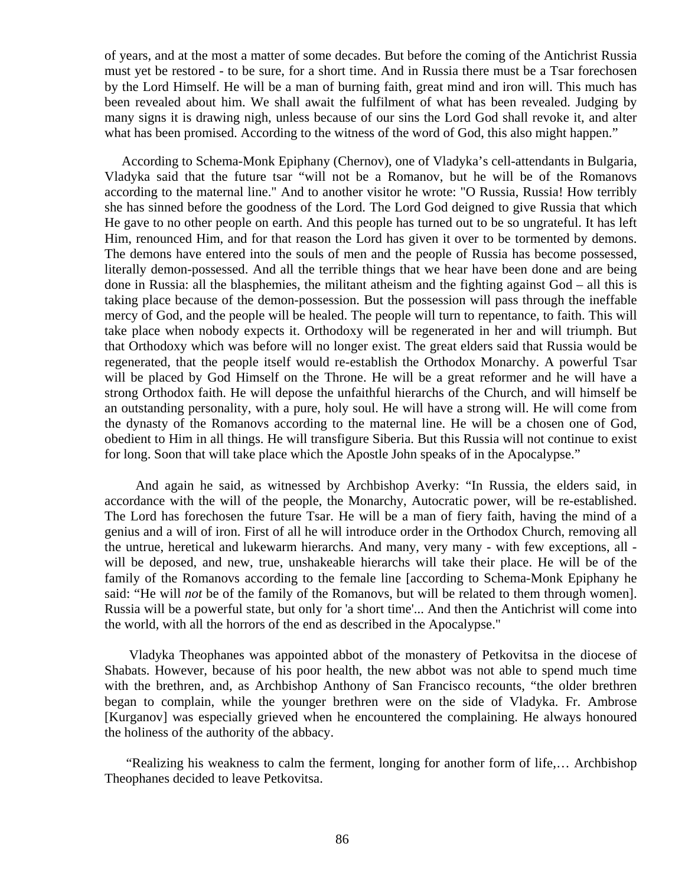of years, and at the most a matter of some decades. But before the coming of the Antichrist Russia must yet be restored - to be sure, for a short time. And in Russia there must be a Tsar forechosen by the Lord Himself. He will be a man of burning faith, great mind and iron will. This much has been revealed about him. We shall await the fulfilment of what has been revealed. Judging by many signs it is drawing nigh, unless because of our sins the Lord God shall revoke it, and alter what has been promised. According to the witness of the word of God, this also might happen."

According to Schema-Monk Epiphany (Chernov), one of Vladyka's cell-attendants in Bulgaria, Vladyka said that the future tsar "will not be a Romanov, but he will be of the Romanovs according to the maternal line." And to another visitor he wrote: "O Russia, Russia! How terribly she has sinned before the goodness of the Lord. The Lord God deigned to give Russia that which He gave to no other people on earth. And this people has turned out to be so ungrateful. It has left Him, renounced Him, and for that reason the Lord has given it over to be tormented by demons. The demons have entered into the souls of men and the people of Russia has become possessed, literally demon-possessed. And all the terrible things that we hear have been done and are being done in Russia: all the blasphemies, the militant atheism and the fighting against God – all this is taking place because of the demon-possession. But the possession will pass through the ineffable mercy of God, and the people will be healed. The people will turn to repentance, to faith. This will take place when nobody expects it. Orthodoxy will be regenerated in her and will triumph. But that Orthodoxy which was before will no longer exist. The great elders said that Russia would be regenerated, that the people itself would re-establish the Orthodox Monarchy. A powerful Tsar will be placed by God Himself on the Throne. He will be a great reformer and he will have a strong Orthodox faith. He will depose the unfaithful hierarchs of the Church, and will himself be an outstanding personality, with a pure, holy soul. He will have a strong will. He will come from the dynasty of the Romanovs according to the maternal line. He will be a chosen one of God, obedient to Him in all things. He will transfigure Siberia. But this Russia will not continue to exist for long. Soon that will take place which the Apostle John speaks of in the Apocalypse."

And again he said, as witnessed by Archbishop Averky: "In Russia, the elders said, in accordance with the will of the people, the Monarchy, Autocratic power, will be re-established. The Lord has forechosen the future Tsar. He will be a man of fiery faith, having the mind of a genius and a will of iron. First of all he will introduce order in the Orthodox Church, removing all the untrue, heretical and lukewarm hierarchs. And many, very many - with few exceptions, all - will be deposed, and new, true, unshakeable hierarchs will take their place. He will be of the family of the Romanovs according to the female line [according to Schema-Monk Epiphany he said: "He will *not* be of the family of the Romanovs, but will be related to them through women]. Russia will be a powerful state, but only for 'a short time'... And then the Antichrist will come into the world, with all the horrors of the end as described in the Apocalypse."

Vladyka Theophanes was appointed abbot of the monastery of Petkovitsa in the diocese of Shabats. However, because of his poor health, the new abbot was not able to spend much time with the brethren, and, as Archbishop Anthony of San Francisco recounts, "the older brethren began to complain, while the younger brethren were on the side of Vladyka. Fr. Ambrose [Kurganov] was especially grieved when he encountered the complaining. He always honoured the holiness of the authority of the abbacy.

"Realizing his weakness to calm the ferment, longing for another form of life,… Archbishop Theophanes decided to leave Petkovitsa.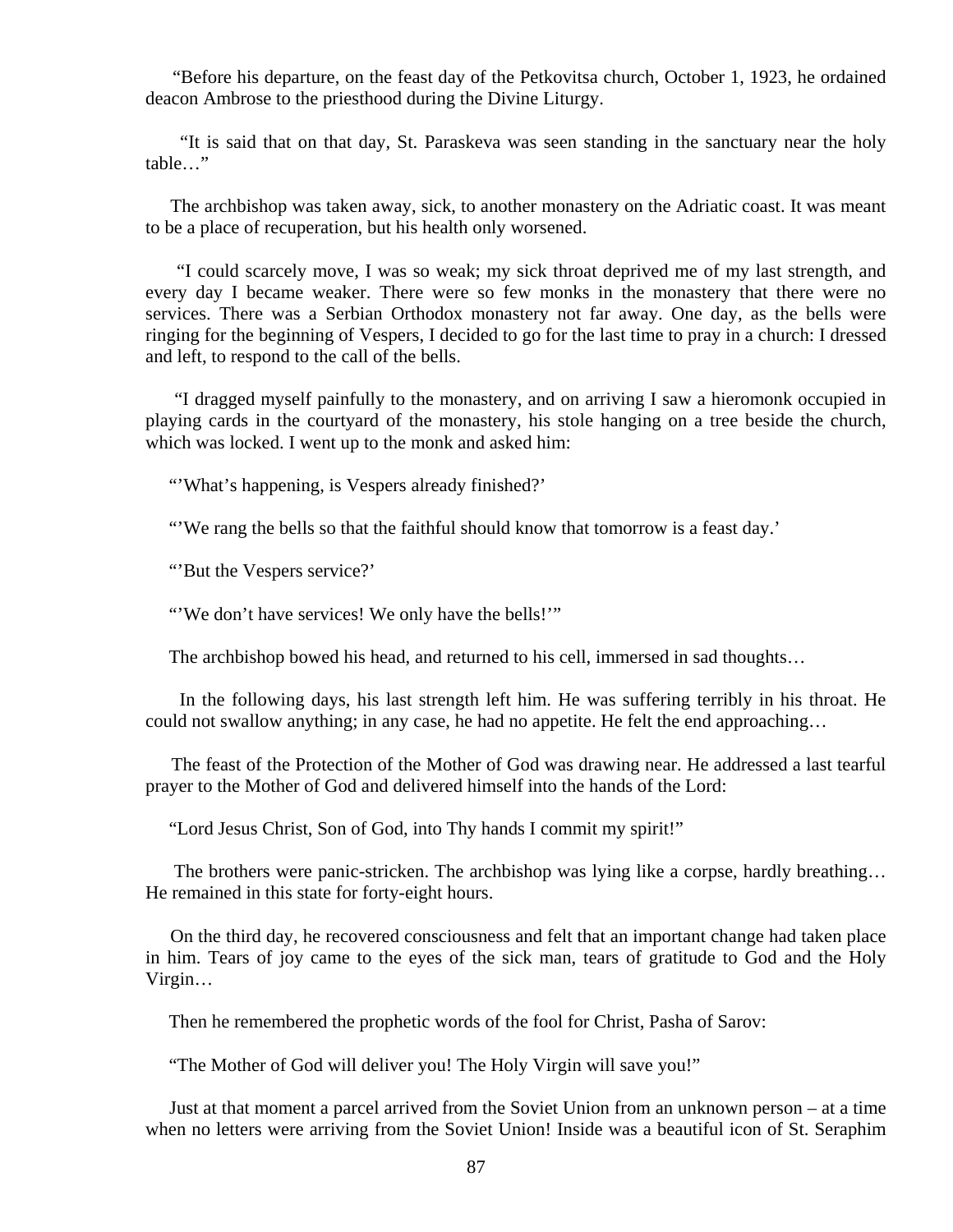"Before his departure, on the feast day of the Petkovitsa church, October 1, 1923, he ordained deacon Ambrose to the priesthood during the Divine Liturgy.

"It is said that on that day, St. Paraskeva was seen standing in the sanctuary near the holy table…"

The archbishop was taken away, sick, to another monastery on the Adriatic coast. It was meant to be a place of recuperation, but his health only worsened.

"I could scarcely move, I was so weak; my sick throat deprived me of my last strength, and every day I became weaker. There were so few monks in the monastery that there were no services. There was a Serbian Orthodox monastery not far away. One day, as the bells were ringing for the beginning of Vespers, I decided to go for the last time to pray in a church: I dressed and left, to respond to the call of the bells.

"I dragged myself painfully to the monastery, and on arriving I saw a hieromonk occupied in playing cards in the courtyard of the monastery, his stole hanging on a tree beside the church, which was locked. I went up to the monk and asked him:

"'What's happening, is Vespers already finished?'

"'We rang the bells so that the faithful should know that tomorrow is a feast day.'

"'But the Vespers service?'

"'We don't have services! We only have the bells!'"

The archbishop bowed his head, and returned to his cell, immersed in sad thoughts…

In the following days, his last strength left him. He was suffering terribly in his throat. He could not swallow anything; in any case, he had no appetite. He felt the end approaching…

The feast of the Protection of the Mother of God was drawing near. He addressed a last tearful prayer to the Mother of God and delivered himself into the hands of the Lord:

"Lord Jesus Christ, Son of God, into Thy hands I commit my spirit!"

The brothers were panic-stricken. The archbishop was lying like a corpse, hardly breathing… He remained in this state for forty-eight hours.

On the third day, he recovered consciousness and felt that an important change had taken place in him. Tears of joy came to the eyes of the sick man, tears of gratitude to God and the Holy Virgin…

Then he remembered the prophetic words of the fool for Christ, Pasha of Sarov:

"The Mother of God will deliver you! The Holy Virgin will save you!"

Just at that moment a parcel arrived from the Soviet Union from an unknown person – at a time when no letters were arriving from the Soviet Union! Inside was a beautiful icon of St. Seraphim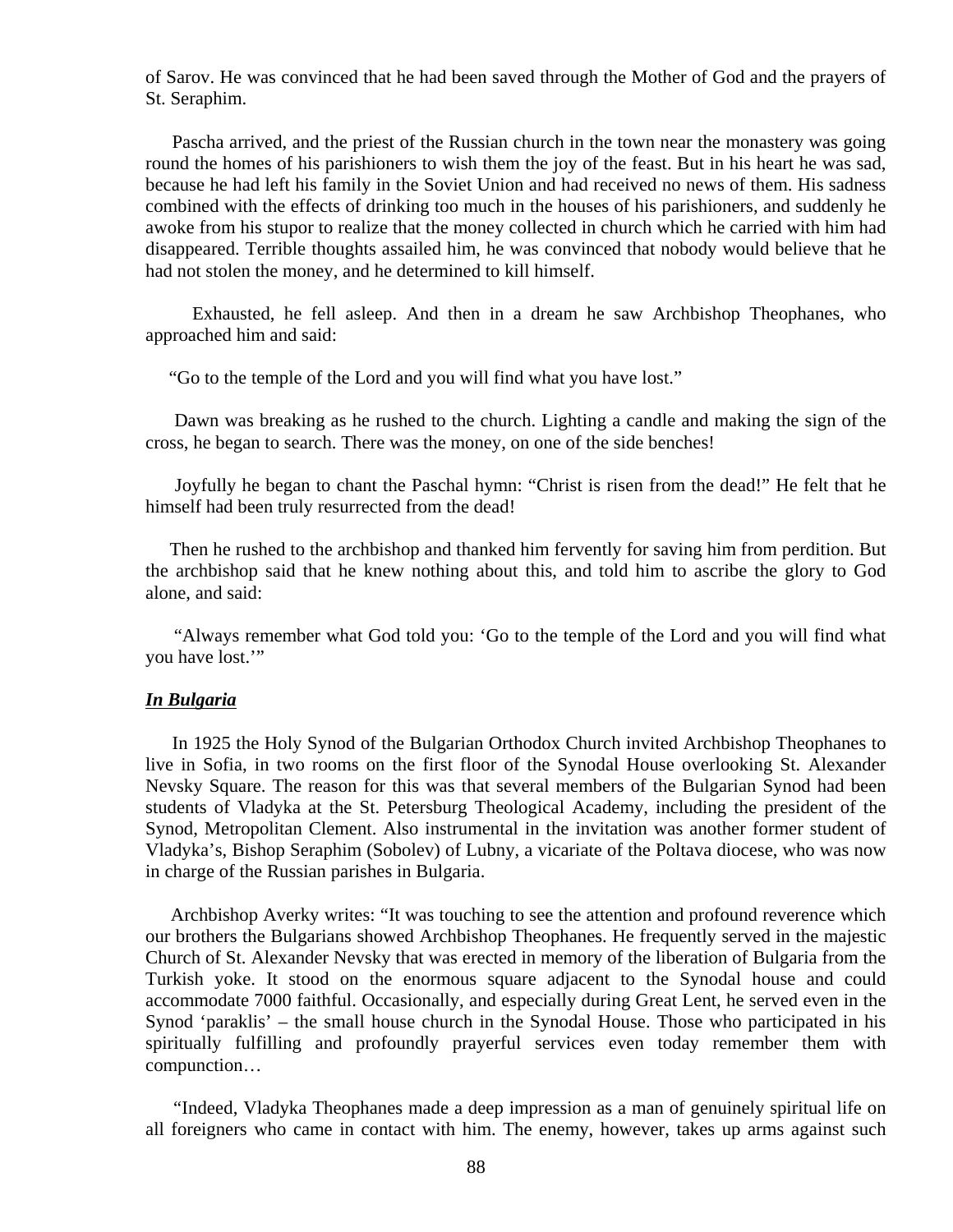of Sarov. He was convinced that he had been saved through the Mother of God and the prayers of St. Seraphim.

Pascha arrived, and the priest of the Russian church in the town near the monastery was going round the homes of his parishioners to wish them the joy of the feast. But in his heart he was sad, because he had left his family in the Soviet Union and had received no news of them. His sadness combined with the effects of drinking too much in the houses of his parishioners, and suddenly he awoke from his stupor to realize that the money collected in church which he carried with him had disappeared. Terrible thoughts assailed him, he was convinced that nobody would believe that he had not stolen the money, and he determined to kill himself.

Exhausted, he fell asleep. And then in a dream he saw Archbishop Theophanes, who approached him and said:

"Go to the temple of the Lord and you will find what you have lost."

Dawn was breaking as he rushed to the church. Lighting a candle and making the sign of the cross, he began to search. There was the money, on one of the side benches!

Joyfully he began to chant the Paschal hymn: "Christ is risen from the dead!" He felt that he himself had been truly resurrected from the dead!

Then he rushed to the archbishop and thanked him fervently for saving him from perdition. But the archbishop said that he knew nothing about this, and told him to ascribe the glory to God alone, and said:

"Always remember what God told you: 'Go to the temple of the Lord and you will find what you have lost.'"

***In Bulgaria***

In 1925 the Holy Synod of the Bulgarian Orthodox Church invited Archbishop Theophanes to live in Sofia, in two rooms on the first floor of the Synodal House overlooking St. Alexander Nevsky Square. The reason for this was that several members of the Bulgarian Synod had been students of Vladyka at the St. Petersburg Theological Academy, including the president of the Synod, Metropolitan Clement. Also instrumental in the invitation was another former student of Vladyka's, Bishop Seraphim (Sobolev) of Lubny, a vicariate of the Poltava diocese, who was now in charge of the Russian parishes in Bulgaria.

Archbishop Averky writes: "It was touching to see the attention and profound reverence which our brothers the Bulgarians showed Archbishop Theophanes. He frequently served in the majestic Church of St. Alexander Nevsky that was erected in memory of the liberation of Bulgaria from the Turkish yoke. It stood on the enormous square adjacent to the Synodal house and could accommodate 7000 faithful. Occasionally, and especially during Great Lent, he served even in the Synod 'paraklis' – the small house church in the Synodal House. Those who participated in his spiritually fulfilling and profoundly prayerful services even today remember them with compunction…

"Indeed, Vladyka Theophanes made a deep impression as a man of genuinely spiritual life on all foreigners who came in contact with him. The enemy, however, takes up arms against such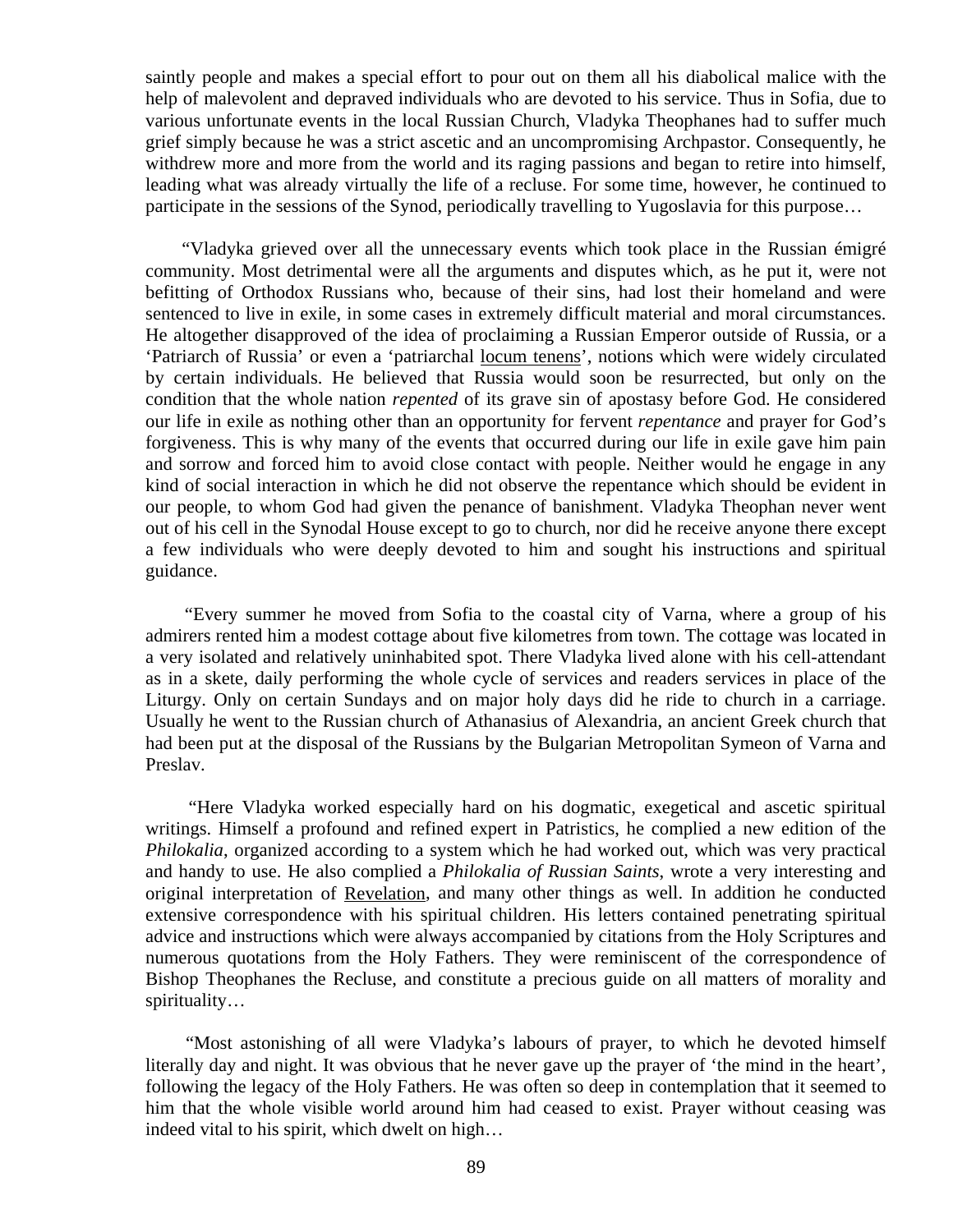saintly people and makes a special effort to pour out on them all his diabolical malice with the help of malevolent and depraved individuals who are devoted to his service. Thus in Sofia, due to various unfortunate events in the local Russian Church, Vladyka Theophanes had to suffer much grief simply because he was a strict ascetic and an uncompromising Archpastor. Consequently, he withdrew more and more from the world and its raging passions and began to retire into himself, leading what was already virtually the life of a recluse. For some time, however, he continued to participate in the sessions of the Synod, periodically travelling to Yugoslavia for this purpose…

"Vladyka grieved over all the unnecessary events which took place in the Russian émigré community. Most detrimental were all the arguments and disputes which, as he put it, were not befitting of Orthodox Russians who, because of their sins, had lost their homeland and were sentenced to live in exile, in some cases in extremely difficult material and moral circumstances. He altogether disapproved of the idea of proclaiming a Russian Emperor outside of Russia, or a 'Patriarch of Russia' or even a 'patriarchal locum tenens', notions which were widely circulated by certain individuals. He believed that Russia would soon be resurrected, but only on the condition that the whole nation *repented* of its grave sin of apostasy before God. He considered our life in exile as nothing other than an opportunity for fervent *repentance* and prayer for God's forgiveness. This is why many of the events that occurred during our life in exile gave him pain and sorrow and forced him to avoid close contact with people. Neither would he engage in any kind of social interaction in which he did not observe the repentance which should be evident in our people, to whom God had given the penance of banishment. Vladyka Theophan never went out of his cell in the Synodal House except to go to church, nor did he receive anyone there except a few individuals who were deeply devoted to him and sought his instructions and spiritual guidance.

"Every summer he moved from Sofia to the coastal city of Varna, where a group of his admirers rented him a modest cottage about five kilometres from town. The cottage was located in a very isolated and relatively uninhabited spot. There Vladyka lived alone with his cell-attendant as in a skete, daily performing the whole cycle of services and readers services in place of the Liturgy. Only on certain Sundays and on major holy days did he ride to church in a carriage. Usually he went to the Russian church of Athanasius of Alexandria, an ancient Greek church that had been put at the disposal of the Russians by the Bulgarian Metropolitan Symeon of Varna and Preslav.

"Here Vladyka worked especially hard on his dogmatic, exegetical and ascetic spiritual writings. Himself a profound and refined expert in Patristics, he complied a new edition of the *Philokalia*, organized according to a system which he had worked out, which was very practical and handy to use. He also complied a *Philokalia of Russian Saints*, wrote a very interesting and original interpretation of Revelation, and many other things as well. In addition he conducted extensive correspondence with his spiritual children. His letters contained penetrating spiritual advice and instructions which were always accompanied by citations from the Holy Scriptures and numerous quotations from the Holy Fathers. They were reminiscent of the correspondence of Bishop Theophanes the Recluse, and constitute a precious guide on all matters of morality and spirituality…

"Most astonishing of all were Vladyka's labours of prayer, to which he devoted himself literally day and night. It was obvious that he never gave up the prayer of 'the mind in the heart', following the legacy of the Holy Fathers. He was often so deep in contemplation that it seemed to him that the whole visible world around him had ceased to exist. Prayer without ceasing was indeed vital to his spirit, which dwelt on high…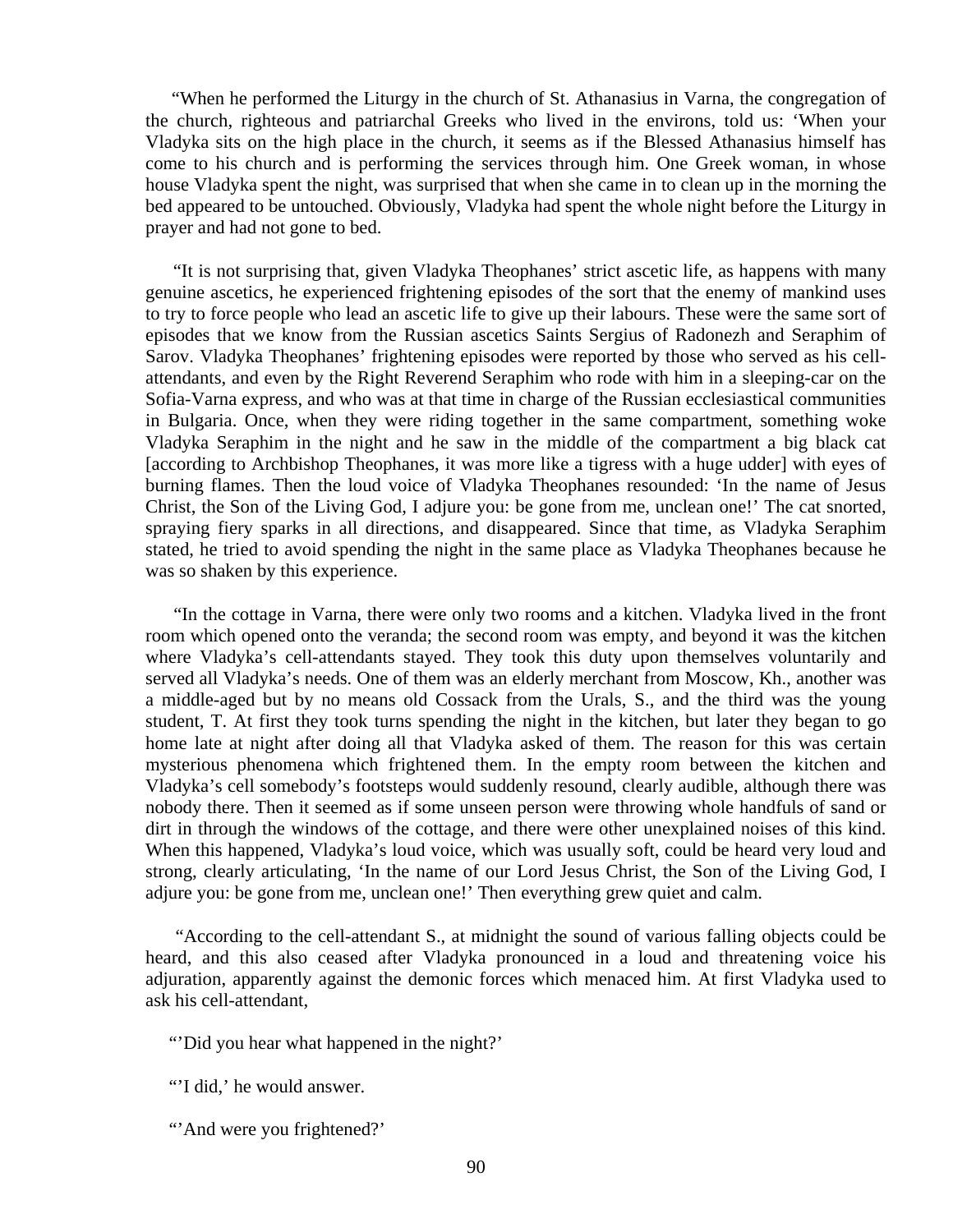"When he performed the Liturgy in the church of St. Athanasius in Varna, the congregation of the church, righteous and patriarchal Greeks who lived in the environs, told us: 'When your Vladyka sits on the high place in the church, it seems as if the Blessed Athanasius himself has come to his church and is performing the services through him. One Greek woman, in whose house Vladyka spent the night, was surprised that when she came in to clean up in the morning the bed appeared to be untouched. Obviously, Vladyka had spent the whole night before the Liturgy in prayer and had not gone to bed.

"It is not surprising that, given Vladyka Theophanes' strict ascetic life, as happens with many genuine ascetics, he experienced frightening episodes of the sort that the enemy of mankind uses to try to force people who lead an ascetic life to give up their labours. These were the same sort of episodes that we know from the Russian ascetics Saints Sergius of Radonezh and Seraphim of Sarov. Vladyka Theophanes' frightening episodes were reported by those who served as his cell-attendants, and even by the Right Reverend Seraphim who rode with him in a sleeping-car on the Sofia-Varna express, and who was at that time in charge of the Russian ecclesiastical communities in Bulgaria. Once, when they were riding together in the same compartment, something woke Vladyka Seraphim in the night and he saw in the middle of the compartment a big black cat [according to Archbishop Theophanes, it was more like a tigress with a huge udder] with eyes of burning flames. Then the loud voice of Vladyka Theophanes resounded: 'In the name of Jesus Christ, the Son of the Living God, I adjure you: be gone from me, unclean one!' The cat snorted, spraying fiery sparks in all directions, and disappeared. Since that time, as Vladyka Seraphim stated, he tried to avoid spending the night in the same place as Vladyka Theophanes because he was so shaken by this experience.

"In the cottage in Varna, there were only two rooms and a kitchen. Vladyka lived in the front room which opened onto the veranda; the second room was empty, and beyond it was the kitchen where Vladyka's cell-attendants stayed. They took this duty upon themselves voluntarily and served all Vladyka's needs. One of them was an elderly merchant from Moscow, Kh., another was a middle-aged but by no means old Cossack from the Urals, S., and the third was the young student, T. At first they took turns spending the night in the kitchen, but later they began to go home late at night after doing all that Vladyka asked of them. The reason for this was certain mysterious phenomena which frightened them. In the empty room between the kitchen and Vladyka's cell somebody's footsteps would suddenly resound, clearly audible, although there was nobody there. Then it seemed as if some unseen person were throwing whole handfuls of sand or dirt in through the windows of the cottage, and there were other unexplained noises of this kind. When this happened, Vladyka's loud voice, which was usually soft, could be heard very loud and strong, clearly articulating, 'In the name of our Lord Jesus Christ, the Son of the Living God, I adjure you: be gone from me, unclean one!' Then everything grew quiet and calm.

"According to the cell-attendant S., at midnight the sound of various falling objects could be heard, and this also ceased after Vladyka pronounced in a loud and threatening voice his adjuration, apparently against the demonic forces which menaced him. At first Vladyka used to ask his cell-attendant,

"'Did you hear what happened in the night?'

"'I did,' he would answer.

"'And were you frightened?'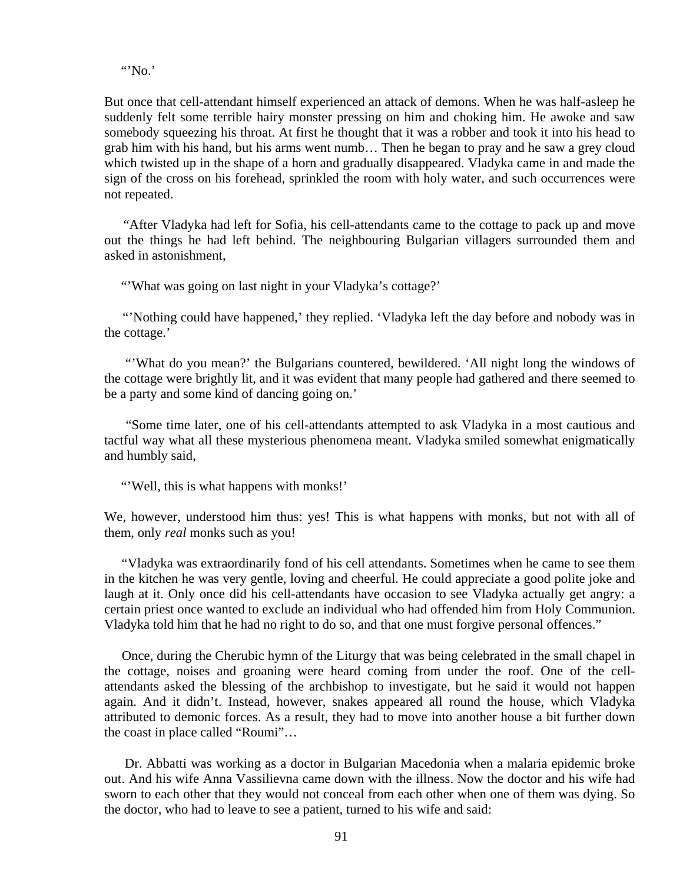"'No.'

But once that cell-attendant himself experienced an attack of demons. When he was half-asleep he suddenly felt some terrible hairy monster pressing on him and choking him. He awoke and saw somebody squeezing his throat. At first he thought that it was a robber and took it into his head to grab him with his hand, but his arms went numb… Then he began to pray and he saw a grey cloud which twisted up in the shape of a horn and gradually disappeared. Vladyka came in and made the sign of the cross on his forehead, sprinkled the room with holy water, and such occurrences were not repeated.

"After Vladyka had left for Sofia, his cell-attendants came to the cottage to pack up and move out the things he had left behind. The neighbouring Bulgarian villagers surrounded them and asked in astonishment,

"'What was going on last night in your Vladyka's cottage?'

"'Nothing could have happened,' they replied. 'Vladyka left the day before and nobody was in the cottage.'

"'What do you mean?' the Bulgarians countered, bewildered. 'All night long the windows of the cottage were brightly lit, and it was evident that many people had gathered and there seemed to be a party and some kind of dancing going on.'

"Some time later, one of his cell-attendants attempted to ask Vladyka in a most cautious and tactful way what all these mysterious phenomena meant. Vladyka smiled somewhat enigmatically and humbly said,

"'Well, this is what happens with monks!'

We, however, understood him thus: yes! This is what happens with monks, but not with all of them, only *real* monks such as you!

"Vladyka was extraordinarily fond of his cell attendants. Sometimes when he came to see them in the kitchen he was very gentle, loving and cheerful. He could appreciate a good polite joke and laugh at it. Only once did his cell-attendants have occasion to see Vladyka actually get angry: a certain priest once wanted to exclude an individual who had offended him from Holy Communion. Vladyka told him that he had no right to do so, and that one must forgive personal offences."

Once, during the Cherubic hymn of the Liturgy that was being celebrated in the small chapel in the cottage, noises and groaning were heard coming from under the roof. One of the cell-attendants asked the blessing of the archbishop to investigate, but he said it would not happen again. And it didn't. Instead, however, snakes appeared all round the house, which Vladyka attributed to demonic forces. As a result, they had to move into another house a bit further down the coast in place called "Roumi"…

Dr. Abbatti was working as a doctor in Bulgarian Macedonia when a malaria epidemic broke out. And his wife Anna Vassilievna came down with the illness. Now the doctor and his wife had sworn to each other that they would not conceal from each other when one of them was dying. So the doctor, who had to leave to see a patient, turned to his wife and said: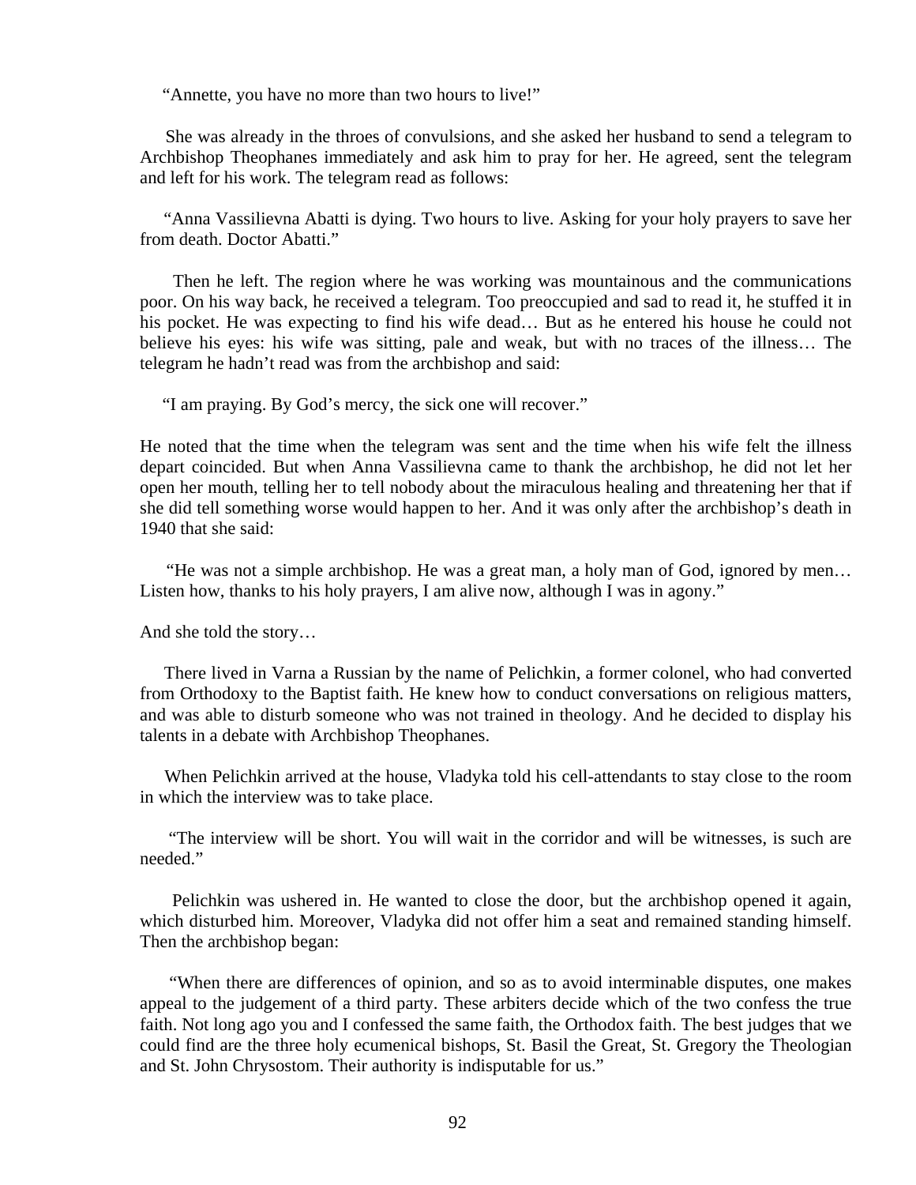“Annette, you have no more than two hours to live!”

She was already in the throes of convulsions, and she asked her husband to send a telegram to Archbishop Theophanes immediately and ask him to pray for her. He agreed, sent the telegram and left for his work. The telegram read as follows:

“Anna Vassilievna Abatti is dying. Two hours to live. Asking for your holy prayers to save her from death. Doctor Abatti.”

Then he left. The region where he was working was mountainous and the communications poor. On his way back, he received a telegram. Too preoccupied and sad to read it, he stuffed it in his pocket. He was expecting to find his wife dead… But as he entered his house he could not believe his eyes: his wife was sitting, pale and weak, but with no traces of the illness… The telegram he hadn’t read was from the archbishop and said:

“I am praying. By God’s mercy, the sick one will recover.”

He noted that the time when the telegram was sent and the time when his wife felt the illness depart coincided. But when Anna Vassilievna came to thank the archbishop, he did not let her open her mouth, telling her to tell nobody about the miraculous healing and threatening her that if she did tell something worse would happen to her. And it was only after the archbishop’s death in 1940 that she said:

“He was not a simple archbishop. He was a great man, a holy man of God, ignored by men… Listen how, thanks to his holy prayers, I am alive now, although I was in agony.”

And she told the story…

There lived in Varna a Russian by the name of Pelichkin, a former colonel, who had converted from Orthodoxy to the Baptist faith. He knew how to conduct conversations on religious matters, and was able to disturb someone who was not trained in theology. And he decided to display his talents in a debate with Archbishop Theophanes.

When Pelichkin arrived at the house, Vladyka told his cell-attendants to stay close to the room in which the interview was to take place.

“The interview will be short. You will wait in the corridor and will be witnesses, is such are needed.”

Pelichkin was ushered in. He wanted to close the door, but the archbishop opened it again, which disturbed him. Moreover, Vladyka did not offer him a seat and remained standing himself. Then the archbishop began:

“When there are differences of opinion, and so as to avoid interminable disputes, one makes appeal to the judgement of a third party. These arbiters decide which of the two confess the true faith. Not long ago you and I confessed the same faith, the Orthodox faith. The best judges that we could find are the three holy ecumenical bishops, St. Basil the Great, St. Gregory the Theologian and St. John Chrysostom. Their authority is indisputable for us.”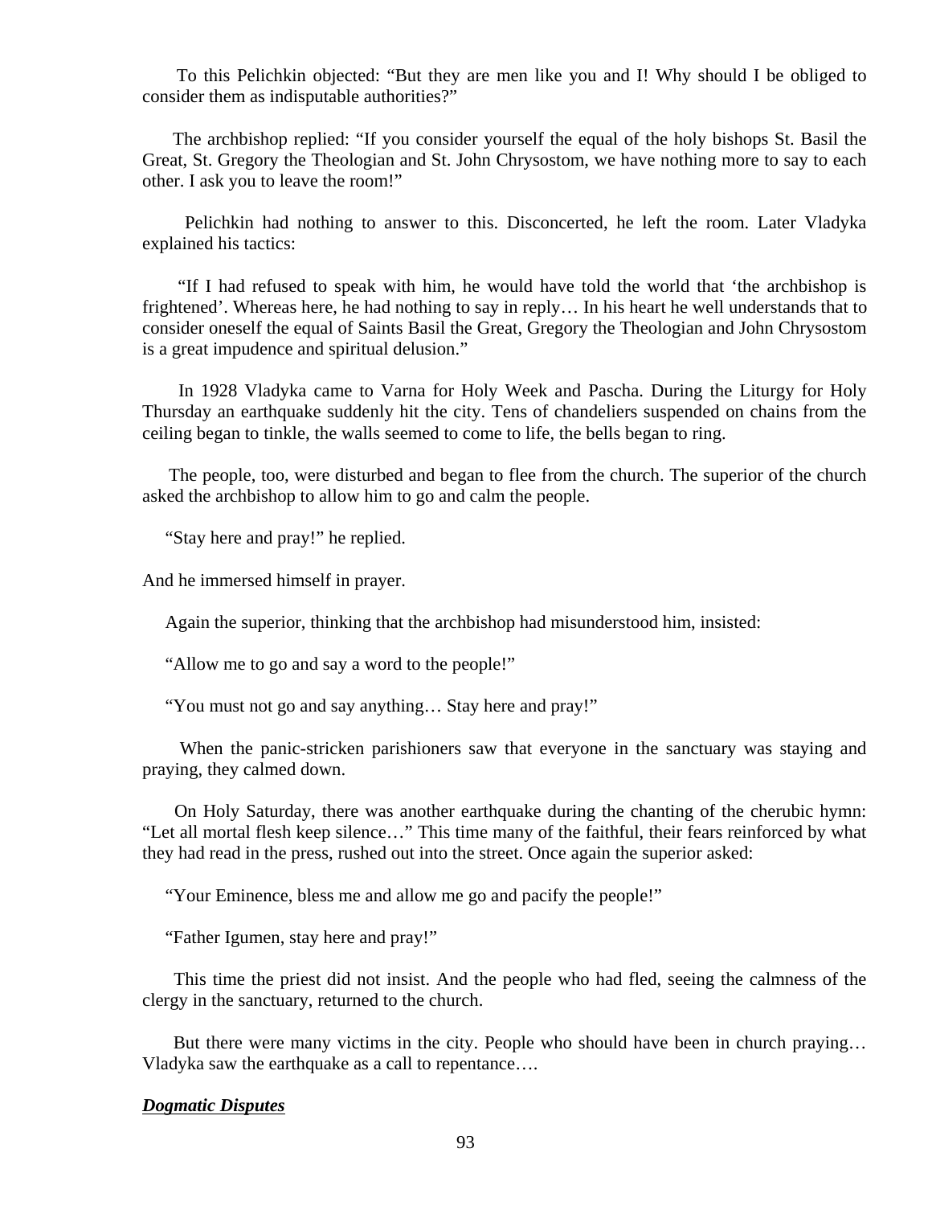To this Pelichkin objected: "But they are men like you and I! Why should I be obliged to consider them as indisputable authorities?"

The archbishop replied: "If you consider yourself the equal of the holy bishops St. Basil the Great, St. Gregory the Theologian and St. John Chrysostom, we have nothing more to say to each other. I ask you to leave the room!"

Pelichkin had nothing to answer to this. Disconcerted, he left the room. Later Vladyka explained his tactics:

"If I had refused to speak with him, he would have told the world that 'the archbishop is frightened'. Whereas here, he had nothing to say in reply… In his heart he well understands that to consider oneself the equal of Saints Basil the Great, Gregory the Theologian and John Chrysostom is a great impudence and spiritual delusion."

In 1928 Vladyka came to Varna for Holy Week and Pascha. During the Liturgy for Holy Thursday an earthquake suddenly hit the city. Tens of chandeliers suspended on chains from the ceiling began to tinkle, the walls seemed to come to life, the bells began to ring.

The people, too, were disturbed and began to flee from the church. The superior of the church asked the archbishop to allow him to go and calm the people.

"Stay here and pray!" he replied.

And he immersed himself in prayer.

Again the superior, thinking that the archbishop had misunderstood him, insisted:

"Allow me to go and say a word to the people!"

"You must not go and say anything… Stay here and pray!"

When the panic-stricken parishioners saw that everyone in the sanctuary was staying and praying, they calmed down.

On Holy Saturday, there was another earthquake during the chanting of the cherubic hymn: "Let all mortal flesh keep silence…" This time many of the faithful, their fears reinforced by what they had read in the press, rushed out into the street. Once again the superior asked:

"Your Eminence, bless me and allow me go and pacify the people!"

"Father Igumen, stay here and pray!"

This time the priest did not insist. And the people who had fled, seeing the calmness of the clergy in the sanctuary, returned to the church.

But there were many victims in the city. People who should have been in church praying… Vladyka saw the earthquake as a call to repentance….

***Dogmatic Disputes***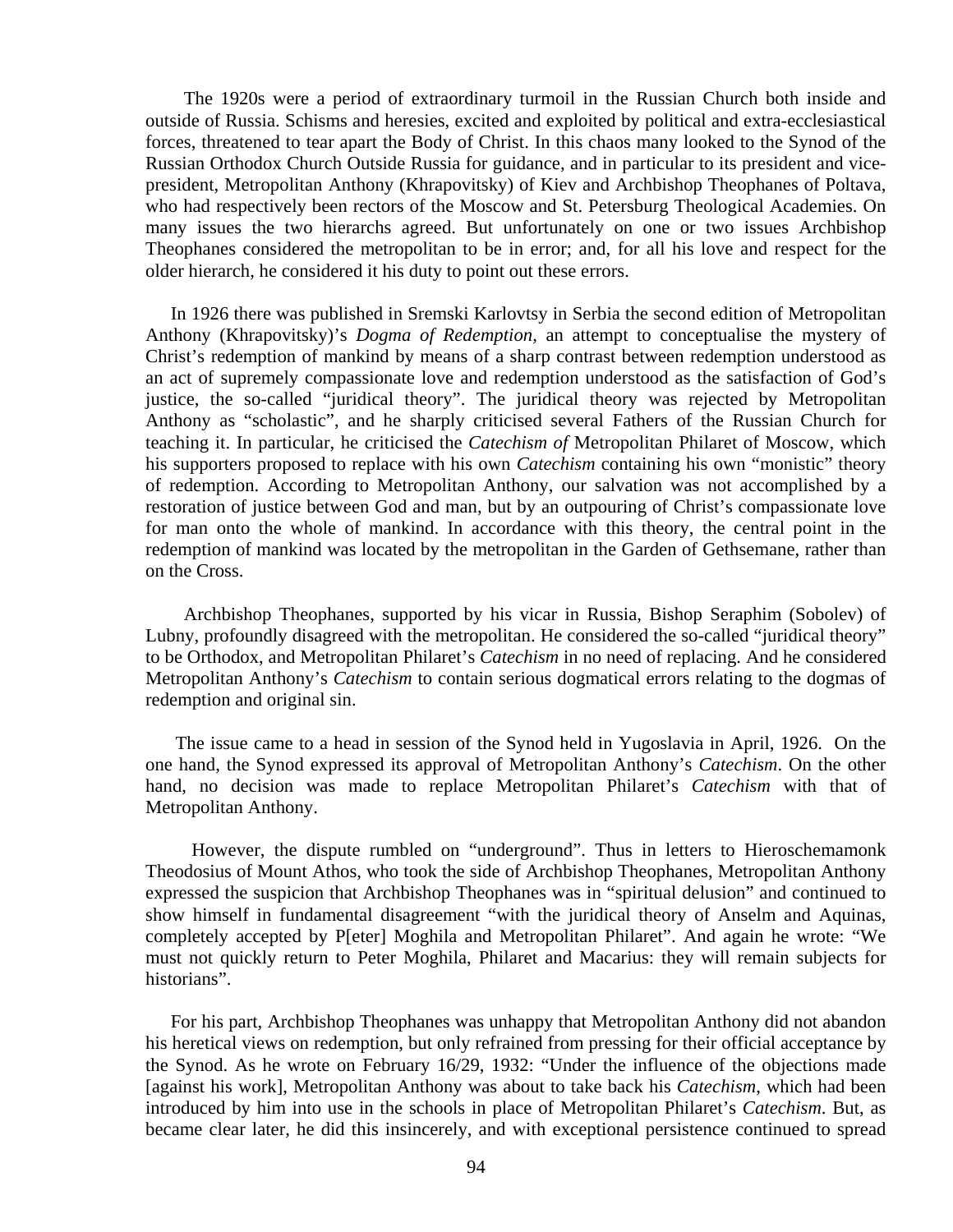The 1920s were a period of extraordinary turmoil in the Russian Church both inside and outside of Russia. Schisms and heresies, excited and exploited by political and extra-ecclesiastical forces, threatened to tear apart the Body of Christ. In this chaos many looked to the Synod of the Russian Orthodox Church Outside Russia for guidance, and in particular to its president and vice-president, Metropolitan Anthony (Khrapovitsky) of Kiev and Archbishop Theophanes of Poltava, who had respectively been rectors of the Moscow and St. Petersburg Theological Academies. On many issues the two hierarchs agreed. But unfortunately on one or two issues Archbishop Theophanes considered the metropolitan to be in error; and, for all his love and respect for the older hierarch, he considered it his duty to point out these errors.

In 1926 there was published in Sremski Karlovtsy in Serbia the second edition of Metropolitan Anthony (Khrapovitsky)'s *Dogma of Redemption*, an attempt to conceptualise the mystery of Christ's redemption of mankind by means of a sharp contrast between redemption understood as an act of supremely compassionate love and redemption understood as the satisfaction of God's justice, the so-called "juridical theory". The juridical theory was rejected by Metropolitan Anthony as "scholastic", and he sharply criticised several Fathers of the Russian Church for teaching it. In particular, he criticised the *Catechism of* Metropolitan Philaret of Moscow, which his supporters proposed to replace with his own *Catechism* containing his own "monistic" theory of redemption. According to Metropolitan Anthony, our salvation was not accomplished by a restoration of justice between God and man, but by an outpouring of Christ's compassionate love for man onto the whole of mankind. In accordance with this theory, the central point in the redemption of mankind was located by the metropolitan in the Garden of Gethsemane, rather than on the Cross.

Archbishop Theophanes, supported by his vicar in Russia, Bishop Seraphim (Sobolev) of Lubny, profoundly disagreed with the metropolitan. He considered the so-called "juridical theory" to be Orthodox, and Metropolitan Philaret's *Catechism* in no need of replacing. And he considered Metropolitan Anthony's *Catechism* to contain serious dogmatical errors relating to the dogmas of redemption and original sin.

The issue came to a head in session of the Synod held in Yugoslavia in April, 1926. On the one hand, the Synod expressed its approval of Metropolitan Anthony's *Catechism*. On the other hand, no decision was made to replace Metropolitan Philaret's *Catechism* with that of Metropolitan Anthony.

However, the dispute rumbled on "underground". Thus in letters to Hieroschemamonk Theodosius of Mount Athos, who took the side of Archbishop Theophanes, Metropolitan Anthony expressed the suspicion that Archbishop Theophanes was in "spiritual delusion" and continued to show himself in fundamental disagreement "with the juridical theory of Anselm and Aquinas, completely accepted by P[eter] Moghila and Metropolitan Philaret". And again he wrote: "We must not quickly return to Peter Moghila, Philaret and Macarius: they will remain subjects for historians".

For his part, Archbishop Theophanes was unhappy that Metropolitan Anthony did not abandon his heretical views on redemption, but only refrained from pressing for their official acceptance by the Synod. As he wrote on February 16/29, 1932: "Under the influence of the objections made [against his work], Metropolitan Anthony was about to take back his *Catechism*, which had been introduced by him into use in the schools in place of Metropolitan Philaret's *Catechism*. But, as became clear later, he did this insincerely, and with exceptional persistence continued to spread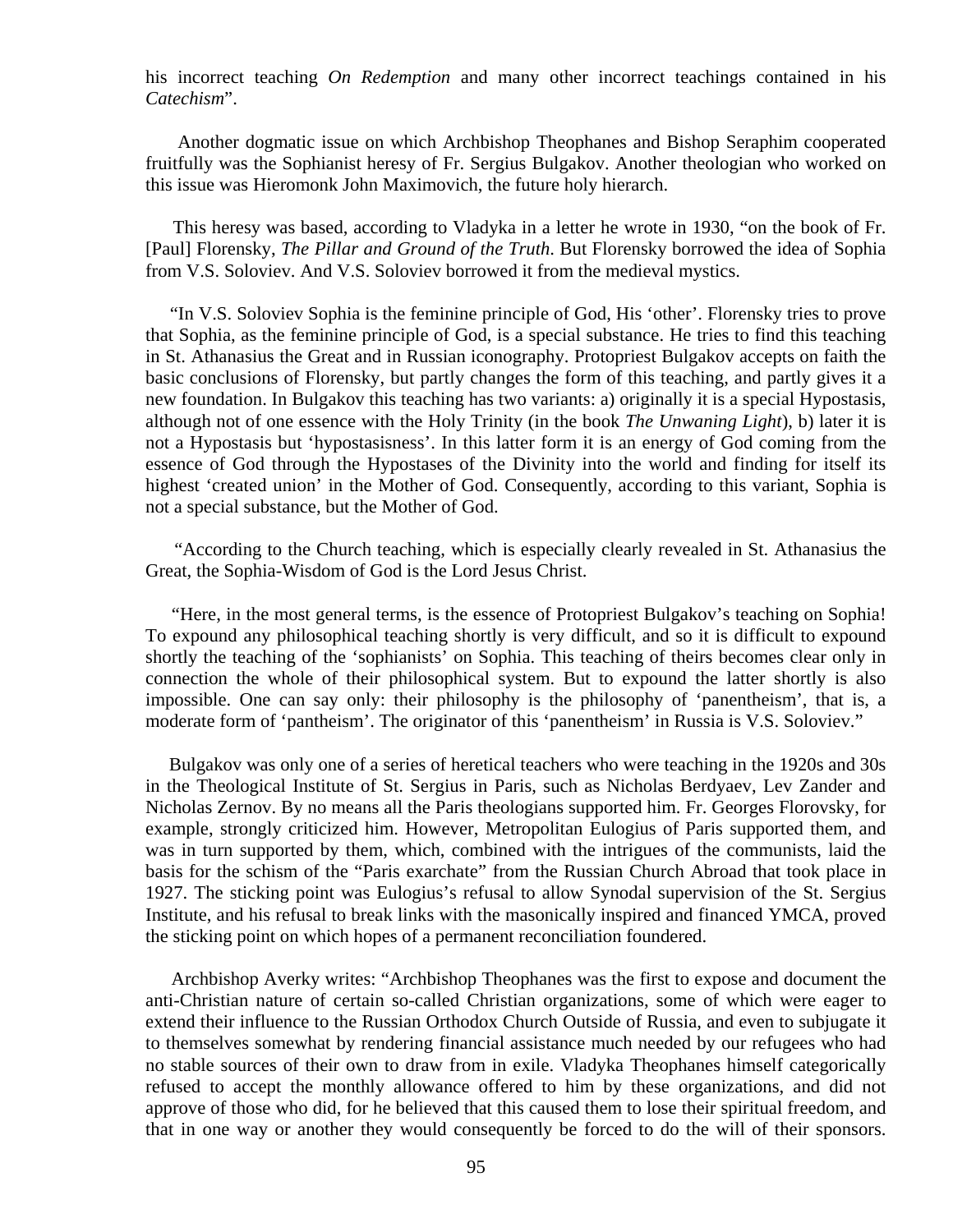his incorrect teaching *On Redemption* and many other incorrect teachings contained in his *Catechism*".

Another dogmatic issue on which Archbishop Theophanes and Bishop Seraphim cooperated fruitfully was the Sophianist heresy of Fr. Sergius Bulgakov. Another theologian who worked on this issue was Hieromonk John Maximovich, the future holy hierarch.

This heresy was based, according to Vladyka in a letter he wrote in 1930, "on the book of Fr. [Paul] Florensky, *The Pillar and Ground of the Truth*. But Florensky borrowed the idea of Sophia from V.S. Soloviev. And V.S. Soloviev borrowed it from the medieval mystics.

"In V.S. Soloviev Sophia is the feminine principle of God, His 'other'. Florensky tries to prove that Sophia, as the feminine principle of God, is a special substance. He tries to find this teaching in St. Athanasius the Great and in Russian iconography. Protopriest Bulgakov accepts on faith the basic conclusions of Florensky, but partly changes the form of this teaching, and partly gives it a new foundation. In Bulgakov this teaching has two variants: a) originally it is a special Hypostasis, although not of one essence with the Holy Trinity (in the book *The Unwaning Light*), b) later it is not a Hypostasis but 'hypostasisness'. In this latter form it is an energy of God coming from the essence of God through the Hypostases of the Divinity into the world and finding for itself its highest 'created union' in the Mother of God. Consequently, according to this variant, Sophia is not a special substance, but the Mother of God.

"According to the Church teaching, which is especially clearly revealed in St. Athanasius the Great, the Sophia-Wisdom of God is the Lord Jesus Christ.

"Here, in the most general terms, is the essence of Protopriest Bulgakov's teaching on Sophia! To expound any philosophical teaching shortly is very difficult, and so it is difficult to expound shortly the teaching of the 'sophianists' on Sophia. This teaching of theirs becomes clear only in connection the whole of their philosophical system. But to expound the latter shortly is also impossible. One can say only: their philosophy is the philosophy of 'panentheism', that is, a moderate form of 'pantheism'. The originator of this 'panentheism' in Russia is V.S. Soloviev."

Bulgakov was only one of a series of heretical teachers who were teaching in the 1920s and 30s in the Theological Institute of St. Sergius in Paris, such as Nicholas Berdyaev, Lev Zander and Nicholas Zernov. By no means all the Paris theologians supported him. Fr. Georges Florovsky, for example, strongly criticized him. However, Metropolitan Eulogius of Paris supported them, and was in turn supported by them, which, combined with the intrigues of the communists, laid the basis for the schism of the "Paris exarchate" from the Russian Church Abroad that took place in 1927. The sticking point was Eulogius's refusal to allow Synodal supervision of the St. Sergius Institute, and his refusal to break links with the masonically inspired and financed YMCA, proved the sticking point on which hopes of a permanent reconciliation foundered.

Archbishop Averky writes: "Archbishop Theophanes was the first to expose and document the anti-Christian nature of certain so-called Christian organizations, some of which were eager to extend their influence to the Russian Orthodox Church Outside of Russia, and even to subjugate it to themselves somewhat by rendering financial assistance much needed by our refugees who had no stable sources of their own to draw from in exile. Vladyka Theophanes himself categorically refused to accept the monthly allowance offered to him by these organizations, and did not approve of those who did, for he believed that this caused them to lose their spiritual freedom, and that in one way or another they would consequently be forced to do the will of their sponsors.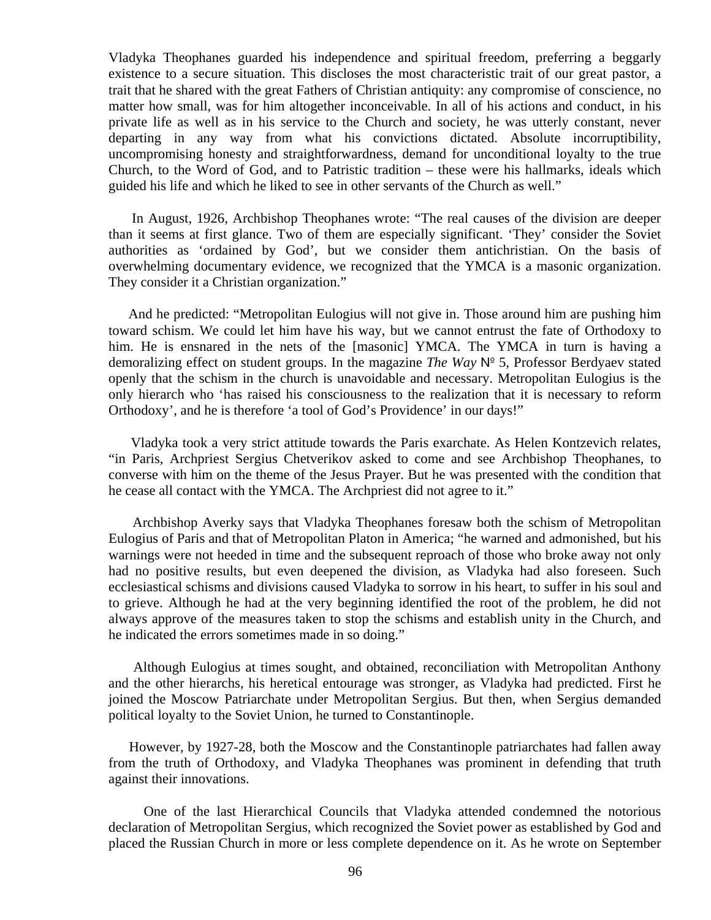Vladyka Theophanes guarded his independence and spiritual freedom, preferring a beggarly existence to a secure situation. This discloses the most characteristic trait of our great pastor, a trait that he shared with the great Fathers of Christian antiquity: any compromise of conscience, no matter how small, was for him altogether inconceivable. In all of his actions and conduct, in his private life as well as in his service to the Church and society, he was utterly constant, never departing in any way from what his convictions dictated. Absolute incorruptibility, uncompromising honesty and straightforwardness, demand for unconditional loyalty to the true Church, to the Word of God, and to Patristic tradition – these were his hallmarks, ideals which guided his life and which he liked to see in other servants of the Church as well."

In August, 1926, Archbishop Theophanes wrote: "The real causes of the division are deeper than it seems at first glance. Two of them are especially significant. 'They' consider the Soviet authorities as 'ordained by God', but we consider them antichristian. On the basis of overwhelming documentary evidence, we recognized that the YMCA is a masonic organization. They consider it a Christian organization."

And he predicted: "Metropolitan Eulogius will not give in. Those around him are pushing him toward schism. We could let him have his way, but we cannot entrust the fate of Orthodoxy to him. He is ensnared in the nets of the [masonic] YMCA. The YMCA in turn is having a demoralizing effect on student groups. In the magazine *The Way* № 5, Professor Berdyaev stated openly that the schism in the church is unavoidable and necessary. Metropolitan Eulogius is the only hierarch who 'has raised his consciousness to the realization that it is necessary to reform Orthodoxy', and he is therefore 'a tool of God's Providence' in our days!"

Vladyka took a very strict attitude towards the Paris exarchate. As Helen Kontzevich relates, "in Paris, Archpriest Sergius Chetverikov asked to come and see Archbishop Theophanes, to converse with him on the theme of the Jesus Prayer. But he was presented with the condition that he cease all contact with the YMCA. The Archpriest did not agree to it."

Archbishop Averky says that Vladyka Theophanes foresaw both the schism of Metropolitan Eulogius of Paris and that of Metropolitan Platon in America; "he warned and admonished, but his warnings were not heeded in time and the subsequent reproach of those who broke away not only had no positive results, but even deepened the division, as Vladyka had also foreseen. Such ecclesiastical schisms and divisions caused Vladyka to sorrow in his heart, to suffer in his soul and to grieve. Although he had at the very beginning identified the root of the problem, he did not always approve of the measures taken to stop the schisms and establish unity in the Church, and he indicated the errors sometimes made in so doing."

Although Eulogius at times sought, and obtained, reconciliation with Metropolitan Anthony and the other hierarchs, his heretical entourage was stronger, as Vladyka had predicted. First he joined the Moscow Patriarchate under Metropolitan Sergius. But then, when Sergius demanded political loyalty to the Soviet Union, he turned to Constantinople.

However, by 1927-28, both the Moscow and the Constantinople patriarchates had fallen away from the truth of Orthodoxy, and Vladyka Theophanes was prominent in defending that truth against their innovations.

One of the last Hierarchical Councils that Vladyka attended condemned the notorious declaration of Metropolitan Sergius, which recognized the Soviet power as established by God and placed the Russian Church in more or less complete dependence on it. As he wrote on September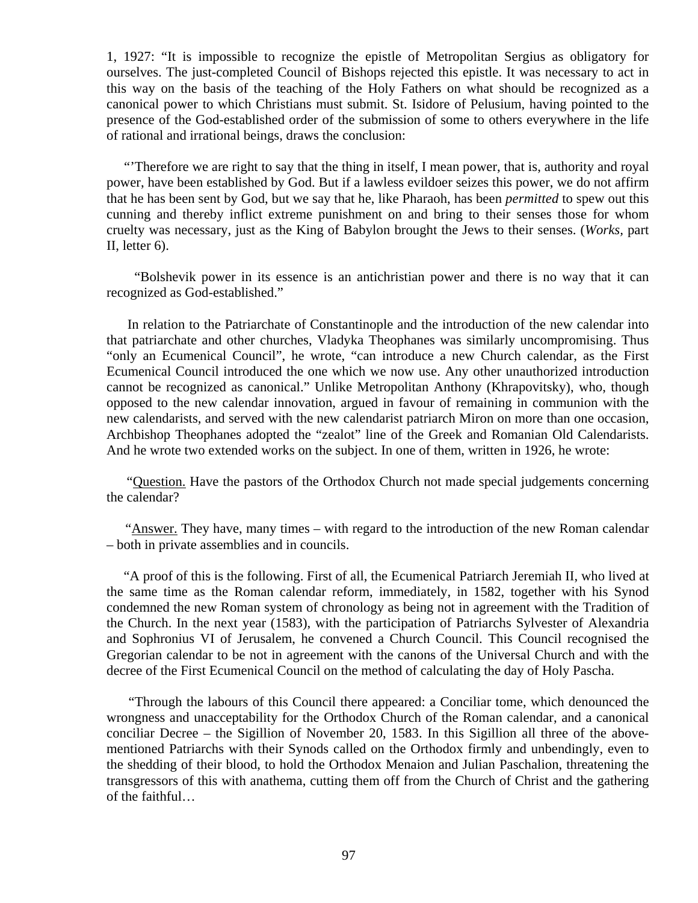1, 1927: "It is impossible to recognize the epistle of Metropolitan Sergius as obligatory for ourselves. The just-completed Council of Bishops rejected this epistle. It was necessary to act in this way on the basis of the teaching of the Holy Fathers on what should be recognized as a canonical power to which Christians must submit. St. Isidore of Pelusium, having pointed to the presence of the God-established order of the submission of some to others everywhere in the life of rational and irrational beings, draws the conclusion:

"'Therefore we are right to say that the thing in itself, I mean power, that is, authority and royal power, have been established by God. But if a lawless evildoer seizes this power, we do not affirm that he has been sent by God, but we say that he, like Pharaoh, has been *permitted* to spew out this cunning and thereby inflict extreme punishment on and bring to their senses those for whom cruelty was necessary, just as the King of Babylon brought the Jews to their senses. (*Works*, part II, letter 6).

"Bolshevik power in its essence is an antichristian power and there is no way that it can recognized as God-established."

In relation to the Patriarchate of Constantinople and the introduction of the new calendar into that patriarchate and other churches, Vladyka Theophanes was similarly uncompromising. Thus "only an Ecumenical Council", he wrote, "can introduce a new Church calendar, as the First Ecumenical Council introduced the one which we now use. Any other unauthorized introduction cannot be recognized as canonical." Unlike Metropolitan Anthony (Khrapovitsky), who, though opposed to the new calendar innovation, argued in favour of remaining in communion with the new calendarists, and served with the new calendarist patriarch Miron on more than one occasion, Archbishop Theophanes adopted the "zealot" line of the Greek and Romanian Old Calendarists. And he wrote two extended works on the subject. In one of them, written in 1926, he wrote:

"<u>Question.</u> Have the pastors of the Orthodox Church not made special judgements concerning the calendar?

"<u>Answer.</u> They have, many times – with regard to the introduction of the new Roman calendar – both in private assemblies and in councils.

"A proof of this is the following. First of all, the Ecumenical Patriarch Jeremiah II, who lived at the same time as the Roman calendar reform, immediately, in 1582, together with his Synod condemned the new Roman system of chronology as being not in agreement with the Tradition of the Church. In the next year (1583), with the participation of Patriarchs Sylvester of Alexandria and Sophronius VI of Jerusalem, he convened a Church Council. This Council recognised the Gregorian calendar to be not in agreement with the canons of the Universal Church and with the decree of the First Ecumenical Council on the method of calculating the day of Holy Pascha.

"Through the labours of this Council there appeared: a Conciliar tome, which denounced the wrongness and unacceptability for the Orthodox Church of the Roman calendar, and a canonical conciliar Decree – the Sigillion of November 20, 1583. In this Sigillion all three of the above-mentioned Patriarchs with their Synods called on the Orthodox firmly and unbendingly, even to the shedding of their blood, to hold the Orthodox Menaion and Julian Paschalion, threatening the transgressors of this with anathema, cutting them off from the Church of Christ and the gathering of the faithful…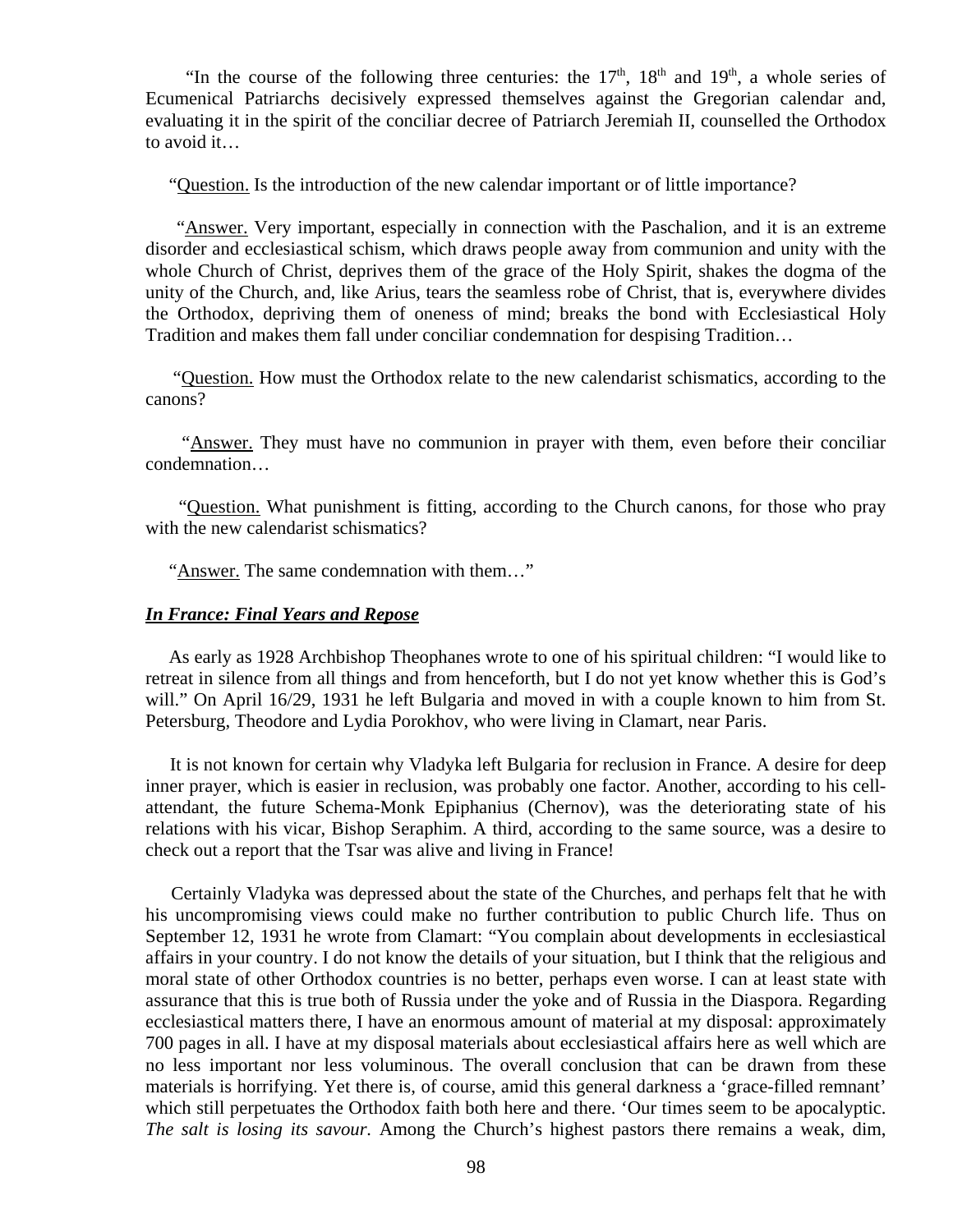"In the course of the following three centuries: the 17th, 18th and 19th, a whole series of Ecumenical Patriarchs decisively expressed themselves against the Gregorian calendar and, evaluating it in the spirit of the conciliar decree of Patriarch Jeremiah II, counselled the Orthodox to avoid it…

"Question. Is the introduction of the new calendar important or of little importance?

"Answer. Very important, especially in connection with the Paschalion, and it is an extreme disorder and ecclesiastical schism, which draws people away from communion and unity with the whole Church of Christ, deprives them of the grace of the Holy Spirit, shakes the dogma of the unity of the Church, and, like Arius, tears the seamless robe of Christ, that is, everywhere divides the Orthodox, depriving them of oneness of mind; breaks the bond with Ecclesiastical Holy Tradition and makes them fall under conciliar condemnation for despising Tradition…

"Question. How must the Orthodox relate to the new calendarist schismatics, according to the canons?

"Answer. They must have no communion in prayer with them, even before their conciliar condemnation…

"Question. What punishment is fitting, according to the Church canons, for those who pray with the new calendarist schismatics?

"Answer. The same condemnation with them…"

***In France: Final Years and Repose***

As early as 1928 Archbishop Theophanes wrote to one of his spiritual children: "I would like to retreat in silence from all things and from henceforth, but I do not yet know whether this is God's will." On April 16/29, 1931 he left Bulgaria and moved in with a couple known to him from St. Petersburg, Theodore and Lydia Porokhov, who were living in Clamart, near Paris.

It is not known for certain why Vladyka left Bulgaria for reclusion in France. A desire for deep inner prayer, which is easier in reclusion, was probably one factor. Another, according to his cell-attendant, the future Schema-Monk Epiphanius (Chernov), was the deteriorating state of his relations with his vicar, Bishop Seraphim. A third, according to the same source, was a desire to check out a report that the Tsar was alive and living in France!

Certainly Vladyka was depressed about the state of the Churches, and perhaps felt that he with his uncompromising views could make no further contribution to public Church life. Thus on September 12, 1931 he wrote from Clamart: "You complain about developments in ecclesiastical affairs in your country. I do not know the details of your situation, but I think that the religious and moral state of other Orthodox countries is no better, perhaps even worse. I can at least state with assurance that this is true both of Russia under the yoke and of Russia in the Diaspora. Regarding ecclesiastical matters there, I have an enormous amount of material at my disposal: approximately 700 pages in all. I have at my disposal materials about ecclesiastical affairs here as well which are no less important nor less voluminous. The overall conclusion that can be drawn from these materials is horrifying. Yet there is, of course, amid this general darkness a 'grace-filled remnant' which still perpetuates the Orthodox faith both here and there. 'Our times seem to be apocalyptic. *The salt is losing its savour*. Among the Church's highest pastors there remains a weak, dim,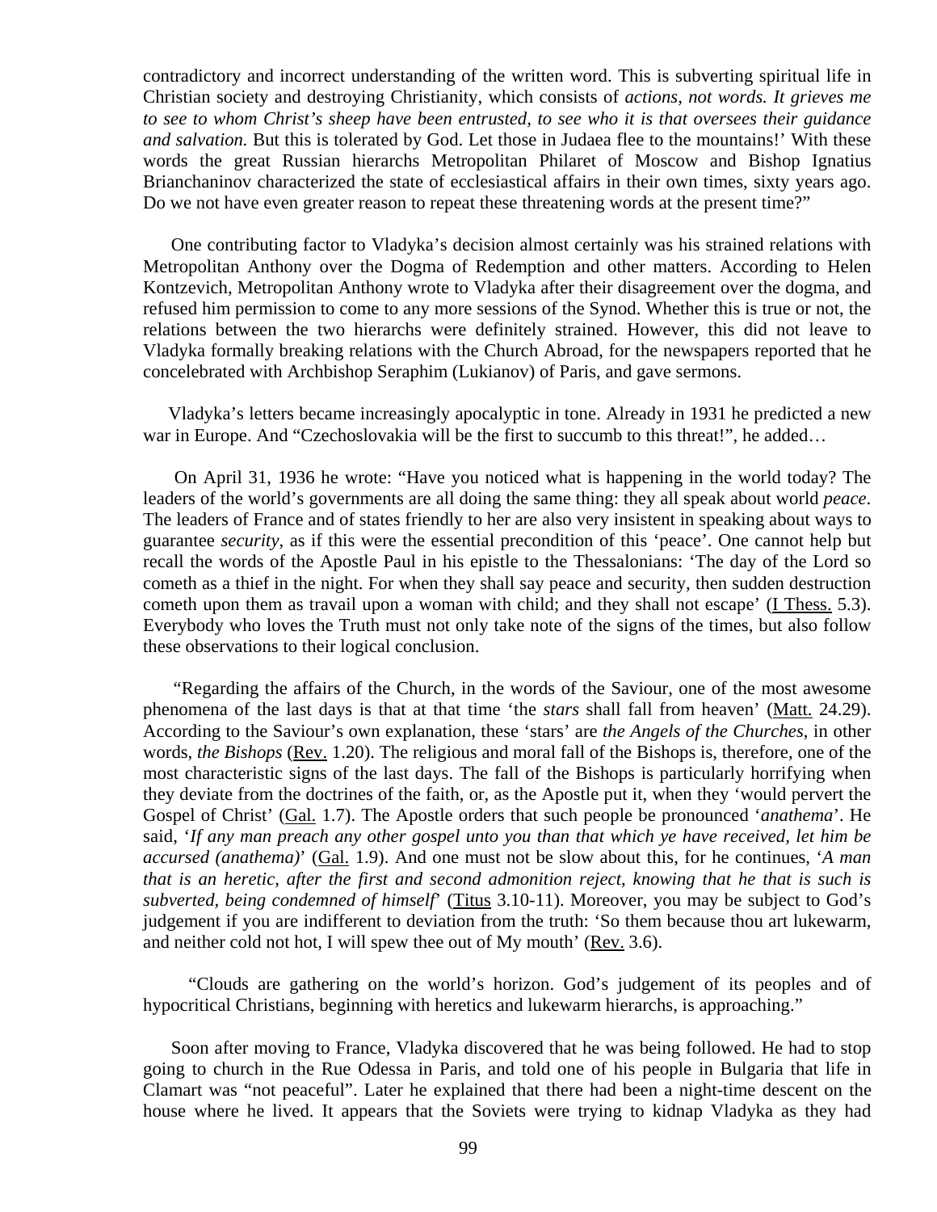contradictory and incorrect understanding of the written word. This is subverting spiritual life in Christian society and destroying Christianity, which consists of *actions, not words. It grieves me to see to whom Christ's sheep have been entrusted, to see who it is that oversees their guidance and salvation.* But this is tolerated by God. Let those in Judaea flee to the mountains!' With these words the great Russian hierarchs Metropolitan Philaret of Moscow and Bishop Ignatius Brianchaninov characterized the state of ecclesiastical affairs in their own times, sixty years ago. Do we not have even greater reason to repeat these threatening words at the present time?"

One contributing factor to Vladyka's decision almost certainly was his strained relations with Metropolitan Anthony over the Dogma of Redemption and other matters. According to Helen Kontzevich, Metropolitan Anthony wrote to Vladyka after their disagreement over the dogma, and refused him permission to come to any more sessions of the Synod. Whether this is true or not, the relations between the two hierarchs were definitely strained. However, this did not leave to Vladyka formally breaking relations with the Church Abroad, for the newspapers reported that he concelebrated with Archbishop Seraphim (Lukianov) of Paris, and gave sermons.

Vladyka's letters became increasingly apocalyptic in tone. Already in 1931 he predicted a new war in Europe. And "Czechoslovakia will be the first to succumb to this threat!", he added…

On April 31, 1936 he wrote: "Have you noticed what is happening in the world today? The leaders of the world's governments are all doing the same thing: they all speak about world *peace*. The leaders of France and of states friendly to her are also very insistent in speaking about ways to guarantee *security*, as if this were the essential precondition of this 'peace'. One cannot help but recall the words of the Apostle Paul in his epistle to the Thessalonians: 'The day of the Lord so cometh as a thief in the night. For when they shall say peace and security, then sudden destruction cometh upon them as travail upon a woman with child; and they shall not escape' (I Thess. 5.3). Everybody who loves the Truth must not only take note of the signs of the times, but also follow these observations to their logical conclusion.

"Regarding the affairs of the Church, in the words of the Saviour, one of the most awesome phenomena of the last days is that at that time 'the *stars* shall fall from heaven' (Matt. 24.29). According to the Saviour's own explanation, these 'stars' are *the Angels of the Churches*, in other words, *the Bishops* (Rev. 1.20). The religious and moral fall of the Bishops is, therefore, one of the most characteristic signs of the last days. The fall of the Bishops is particularly horrifying when they deviate from the doctrines of the faith, or, as the Apostle put it, when they 'would pervert the Gospel of Christ' (Gal. 1.7). The Apostle orders that such people be pronounced '*anathema*'. He said, '*If any man preach any other gospel unto you than that which ye have received, let him be accursed (anathema)*' (Gal. 1.9). And one must not be slow about this, for he continues, '*A man that is an heretic, after the first and second admonition reject, knowing that he that is such is subverted, being condemned of himself*' (Titus 3.10-11). Moreover, you may be subject to God's judgement if you are indifferent to deviation from the truth: 'So them because thou art lukewarm, and neither cold not hot, I will spew thee out of My mouth' (Rev. 3.6).

"Clouds are gathering on the world's horizon. God's judgement of its peoples and of hypocritical Christians, beginning with heretics and lukewarm hierarchs, is approaching."

Soon after moving to France, Vladyka discovered that he was being followed. He had to stop going to church in the Rue Odessa in Paris, and told one of his people in Bulgaria that life in Clamart was "not peaceful". Later he explained that there had been a night-time descent on the house where he lived. It appears that the Soviets were trying to kidnap Vladyka as they had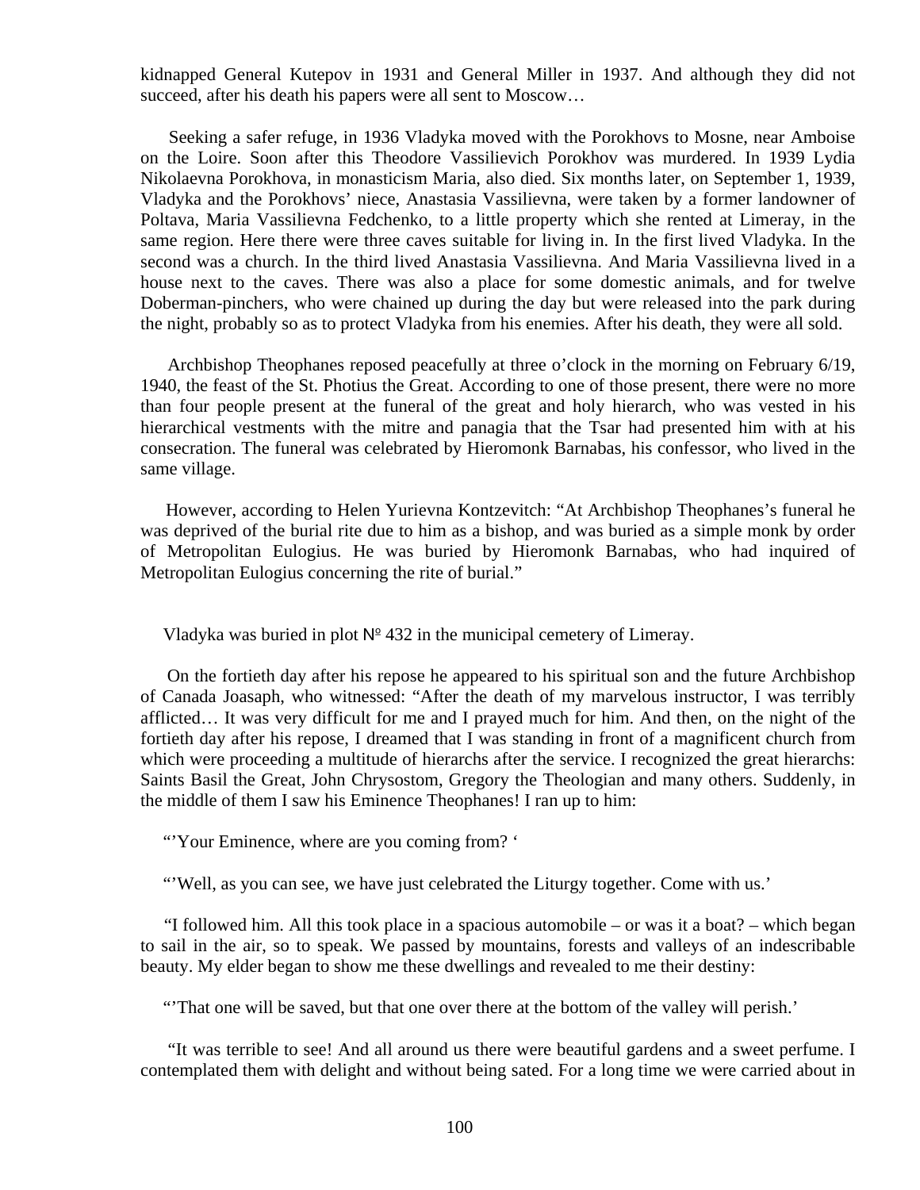kidnapped General Kutepov in 1931 and General Miller in 1937. And although they did not succeed, after his death his papers were all sent to Moscow…

Seeking a safer refuge, in 1936 Vladyka moved with the Porokhovs to Mosne, near Amboise on the Loire. Soon after this Theodore Vassilievich Porokhov was murdered. In 1939 Lydia Nikolaevna Porokhova, in monasticism Maria, also died. Six months later, on September 1, 1939, Vladyka and the Porokhovs' niece, Anastasia Vassilievna, were taken by a former landowner of Poltava, Maria Vassilievna Fedchenko, to a little property which she rented at Limeray, in the same region. Here there were three caves suitable for living in. In the first lived Vladyka. In the second was a church. In the third lived Anastasia Vassilievna. And Maria Vassilievna lived in a house next to the caves. There was also a place for some domestic animals, and for twelve Doberman-pinchers, who were chained up during the day but were released into the park during the night, probably so as to protect Vladyka from his enemies. After his death, they were all sold.

Archbishop Theophanes reposed peacefully at three o'clock in the morning on February 6/19, 1940, the feast of the St. Photius the Great. According to one of those present, there were no more than four people present at the funeral of the great and holy hierarch, who was vested in his hierarchical vestments with the mitre and panagia that the Tsar had presented him with at his consecration. The funeral was celebrated by Hieromonk Barnabas, his confessor, who lived in the same village.

However, according to Helen Yurievna Kontzevitch: "At Archbishop Theophanes's funeral he was deprived of the burial rite due to him as a bishop, and was buried as a simple monk by order of Metropolitan Eulogius. He was buried by Hieromonk Barnabas, who had inquired of Metropolitan Eulogius concerning the rite of burial."

Vladyka was buried in plot № 432 in the municipal cemetery of Limeray.

On the fortieth day after his repose he appeared to his spiritual son and the future Archbishop of Canada Joasaph, who witnessed: "After the death of my marvelous instructor, I was terribly afflicted… It was very difficult for me and I prayed much for him. And then, on the night of the fortieth day after his repose, I dreamed that I was standing in front of a magnificent church from which were proceeding a multitude of hierarchs after the service. I recognized the great hierarchs: Saints Basil the Great, John Chrysostom, Gregory the Theologian and many others. Suddenly, in the middle of them I saw his Eminence Theophanes! I ran up to him:

"'Your Eminence, where are you coming from? '

"'Well, as you can see, we have just celebrated the Liturgy together. Come with us.'

"I followed him. All this took place in a spacious automobile – or was it a boat? – which began to sail in the air, so to speak. We passed by mountains, forests and valleys of an indescribable beauty. My elder began to show me these dwellings and revealed to me their destiny:

"'That one will be saved, but that one over there at the bottom of the valley will perish.'

"It was terrible to see! And all around us there were beautiful gardens and a sweet perfume. I contemplated them with delight and without being sated. For a long time we were carried about in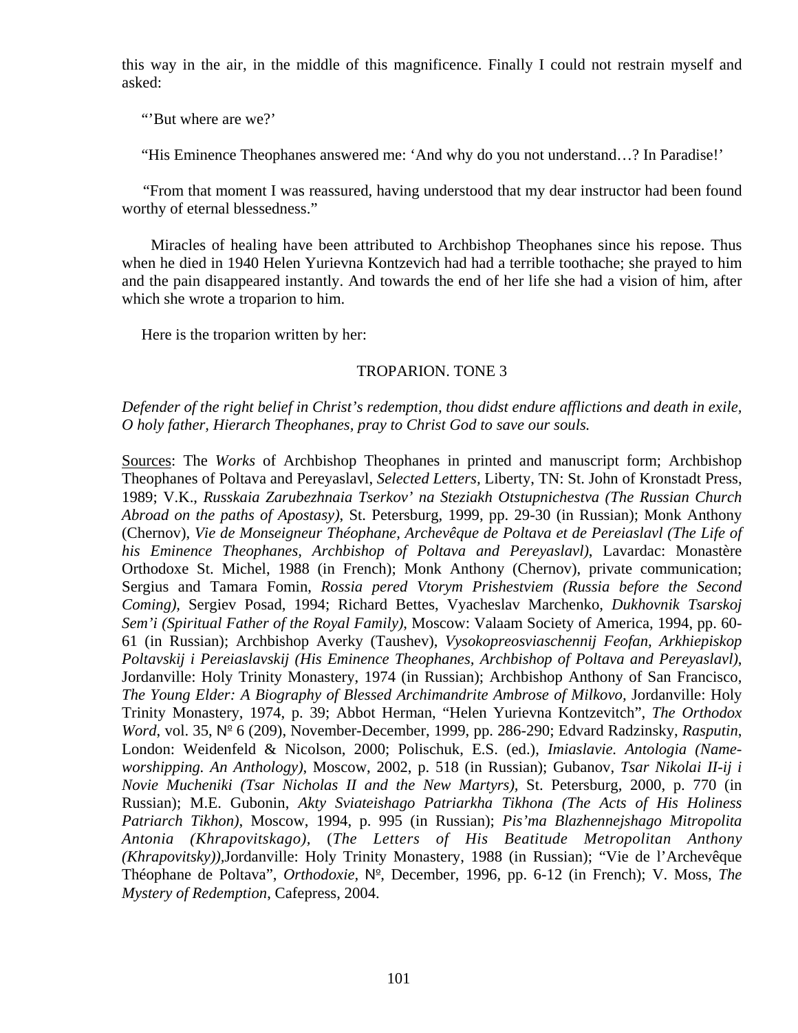this way in the air, in the middle of this magnificence. Finally I could not restrain myself and asked:

"'But where are we?'

"His Eminence Theophanes answered me: 'And why do you not understand…? In Paradise!'

"From that moment I was reassured, having understood that my dear instructor had been found worthy of eternal blessedness."

Miracles of healing have been attributed to Archbishop Theophanes since his repose. Thus when he died in 1940 Helen Yurievna Kontzevich had had a terrible toothache; she prayed to him and the pain disappeared instantly. And towards the end of her life she had a vision of him, after which she wrote a troparion to him.

Here is the troparion written by her:

TROPARION. TONE 3

*Defender of the right belief in Christ's redemption, thou didst endure afflictions and death in exile, O holy father, Hierarch Theophanes, pray to Christ God to save our souls.*

Sources: The *Works* of Archbishop Theophanes in printed and manuscript form; Archbishop Theophanes of Poltava and Pereyaslavl, *Selected Letters,* Liberty, TN: St. John of Kronstadt Press, 1989; V.K., *Russkaia Zarubezhnaia Tserkov' na Steziakh Otstupnichestva (The Russian Church Abroad on the paths of Apostasy)*, St. Petersburg, 1999, pp. 29-30 (in Russian); Monk Anthony (Chernov), *Vie de Monseigneur Théophane, Archevêque de Poltava et de Pereiaslavl (The Life of his Eminence Theophanes, Archbishop of Poltava and Pereyaslavl)*, Lavardac: Monastère Orthodoxe St. Michel, 1988 (in French); Monk Anthony (Chernov), private communication; Sergius and Tamara Fomin, *Rossia pered Vtorym Prishestviem (Russia before the Second Coming),* Sergiev Posad, 1994; Richard Bettes, Vyacheslav Marchenko, *Dukhovnik Tsarskoj Sem'i (Spiritual Father of the Royal Family)*, Moscow: Valaam Society of America, 1994, pp. 60-61 (in Russian); Archbishop Averky (Taushev), *Vysokopreosviaschennij Feofan, Arkhiepiskop Poltavskij i Pereiaslavskij (His Eminence Theophanes, Archbishop of Poltava and Pereyaslavl)*, Jordanville: Holy Trinity Monastery, 1974 (in Russian); Archbishop Anthony of San Francisco, *The Young Elder: A Biography of Blessed Archimandrite Ambrose of Milkovo,* Jordanville: Holy Trinity Monastery, 1974, p. 39; Abbot Herman, "Helen Yurievna Kontzevitch", *The Orthodox Word*, vol. 35, № 6 (209), November-December, 1999, pp. 286-290; Edvard Radzinsky, *Rasputin*, London: Weidenfeld & Nicolson, 2000; Polischuk, E.S. (ed.), *Imiaslavie. Antologia (Name-worshipping. An Anthology)*, Moscow, 2002, p. 518 (in Russian); Gubanov, *Tsar Nikolai II-ij i Novie Mucheniki (Tsar Nicholas II and the New Martyrs),* St. Petersburg, 2000, p. 770 (in Russian); M.E. Gubonin, *Akty Sviateishago Patriarkha Tikhona (The Acts of His Holiness Patriarch Tikhon)*, Moscow, 1994, p. 995 (in Russian); *Pis'ma Blazhennejshago Mitropolita Antonia (Khrapovitskago),* (*The Letters of His Beatitude Metropolitan Anthony (Khrapovitsky)),*Jordanville: Holy Trinity Monastery, 1988 (in Russian); "Vie de l'Archevêque Théophane de Poltava", *Orthodoxie,* №, December, 1996, pp. 6-12 (in French); V. Moss, *The Mystery of Redemption*, Cafepress, 2004.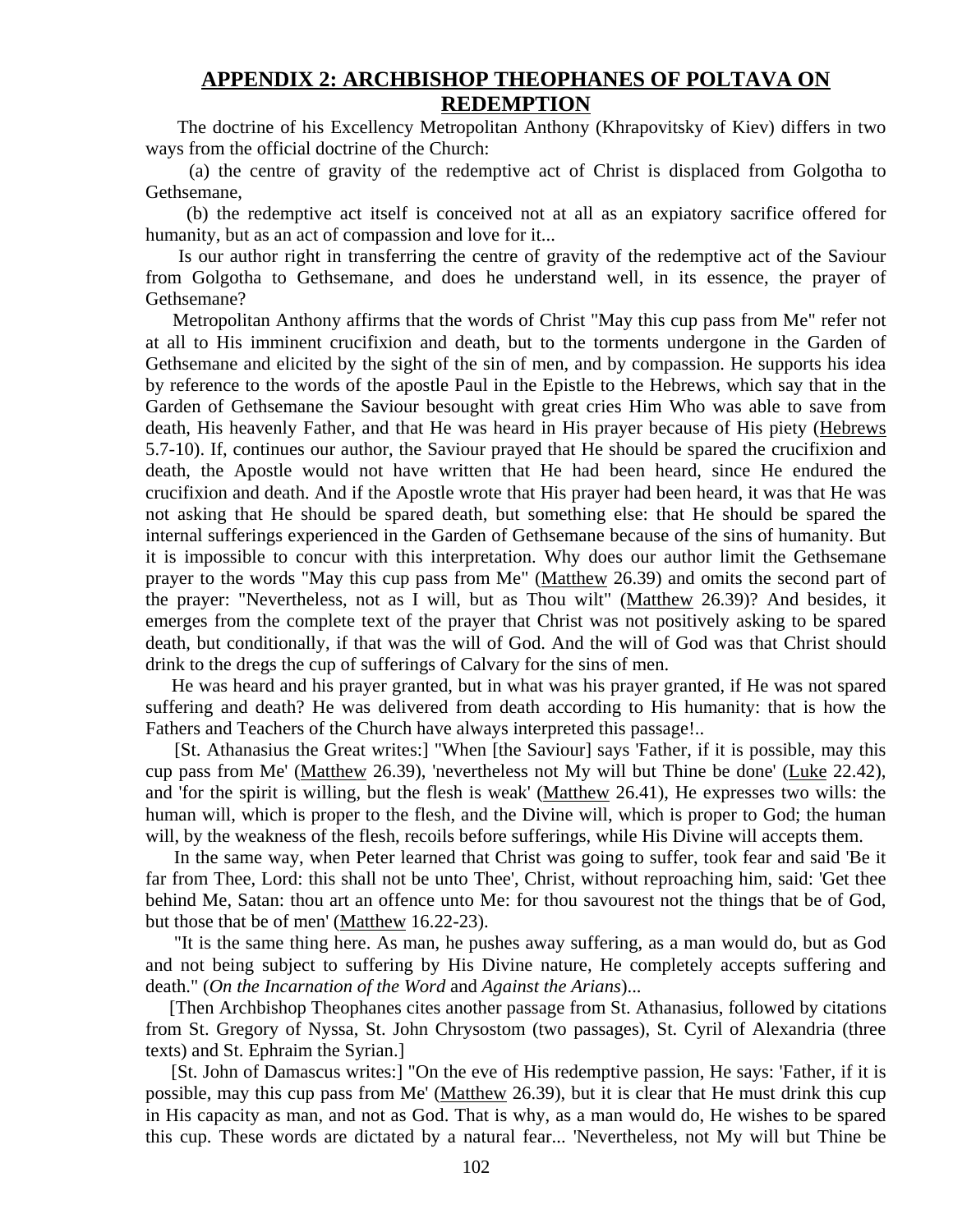## APPENDIX 2: ARCHBISHOP THEOPHANES OF POLTAVA ON REDEMPTION

The doctrine of his Excellency Metropolitan Anthony (Khrapovitsky of Kiev) differs in two ways from the official doctrine of the Church:

(a) the centre of gravity of the redemptive act of Christ is displaced from Golgotha to Gethsemane,

(b) the redemptive act itself is conceived not at all as an expiatory sacrifice offered for humanity, but as an act of compassion and love for it...

Is our author right in transferring the centre of gravity of the redemptive act of the Saviour from Golgotha to Gethsemane, and does he understand well, in its essence, the prayer of Gethsemane?

Metropolitan Anthony affirms that the words of Christ "May this cup pass from Me" refer not at all to His imminent crucifixion and death, but to the torments undergone in the Garden of Gethsemane and elicited by the sight of the sin of men, and by compassion. He supports his idea by reference to the words of the apostle Paul in the Epistle to the Hebrews, which say that in the Garden of Gethsemane the Saviour besought with great cries Him Who was able to save from death, His heavenly Father, and that He was heard in His prayer because of His piety (Hebrews 5.7-10). If, continues our author, the Saviour prayed that He should be spared the crucifixion and death, the Apostle would not have written that He had been heard, since He endured the crucifixion and death. And if the Apostle wrote that His prayer had been heard, it was that He was not asking that He should be spared death, but something else: that He should be spared the internal sufferings experienced in the Garden of Gethsemane because of the sins of humanity. But it is impossible to concur with this interpretation. Why does our author limit the Gethsemane prayer to the words "May this cup pass from Me" (Matthew 26.39) and omits the second part of the prayer: "Nevertheless, not as I will, but as Thou wilt" (Matthew 26.39)? And besides, it emerges from the complete text of the prayer that Christ was not positively asking to be spared death, but conditionally, if that was the will of God. And the will of God was that Christ should drink to the dregs the cup of sufferings of Calvary for the sins of men.

He was heard and his prayer granted, but in what was his prayer granted, if He was not spared suffering and death? He was delivered from death according to His humanity: that is how the Fathers and Teachers of the Church have always interpreted this passage!..

[St. Athanasius the Great writes:] "When [the Saviour] says 'Father, if it is possible, may this cup pass from Me' (Matthew 26.39), 'nevertheless not My will but Thine be done' (Luke 22.42), and 'for the spirit is willing, but the flesh is weak' (Matthew 26.41), He expresses two wills: the human will, which is proper to the flesh, and the Divine will, which is proper to God; the human will, by the weakness of the flesh, recoils before sufferings, while His Divine will accepts them.

In the same way, when Peter learned that Christ was going to suffer, took fear and said 'Be it far from Thee, Lord: this shall not be unto Thee', Christ, without reproaching him, said: 'Get thee behind Me, Satan: thou art an offence unto Me: for thou savourest not the things that be of God, but those that be of men' (Matthew 16.22-23).

"It is the same thing here. As man, he pushes away suffering, as a man would do, but as God and not being subject to suffering by His Divine nature, He completely accepts suffering and death." (*On the Incarnation of the Word* and *Against the Arians*)...

[Then Archbishop Theophanes cites another passage from St. Athanasius, followed by citations from St. Gregory of Nyssa, St. John Chrysostom (two passages), St. Cyril of Alexandria (three texts) and St. Ephraim the Syrian.]

[St. John of Damascus writes:] "On the eve of His redemptive passion, He says: 'Father, if it is possible, may this cup pass from Me' (Matthew 26.39), but it is clear that He must drink this cup in His capacity as man, and not as God. That is why, as a man would do, He wishes to be spared this cup. These words are dictated by a natural fear... 'Nevertheless, not My will but Thine be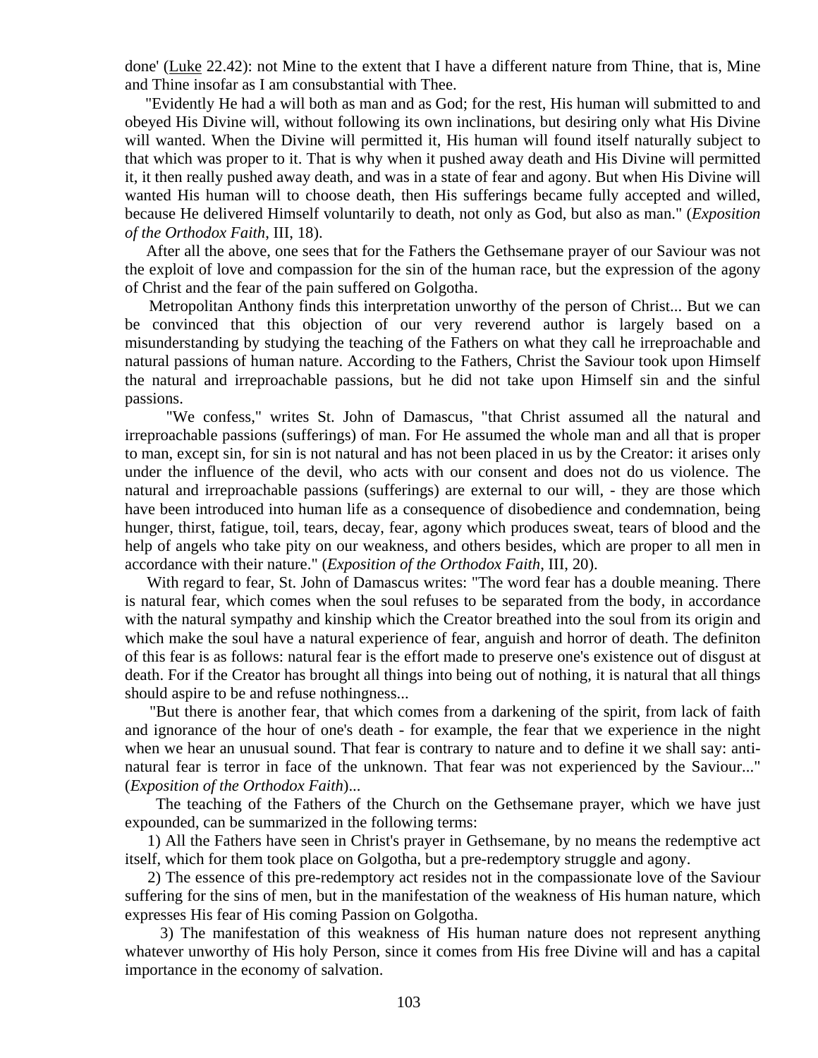done' (Luke 22.42): not Mine to the extent that I have a different nature from Thine, that is, Mine and Thine insofar as I am consubstantial with Thee.

"Evidently He had a will both as man and as God; for the rest, His human will submitted to and obeyed His Divine will, without following its own inclinations, but desiring only what His Divine will wanted. When the Divine will permitted it, His human will found itself naturally subject to that which was proper to it. That is why when it pushed away death and His Divine will permitted it, it then really pushed away death, and was in a state of fear and agony. But when His Divine will wanted His human will to choose death, then His sufferings became fully accepted and willed, because He delivered Himself voluntarily to death, not only as God, but also as man." (*Exposition of the Orthodox Faith*, III, 18).

After all the above, one sees that for the Fathers the Gethsemane prayer of our Saviour was not the exploit of love and compassion for the sin of the human race, but the expression of the agony of Christ and the fear of the pain suffered on Golgotha.

Metropolitan Anthony finds this interpretation unworthy of the person of Christ... But we can be convinced that this objection of our very reverend author is largely based on a misunderstanding by studying the teaching of the Fathers on what they call he irreproachable and natural passions of human nature. According to the Fathers, Christ the Saviour took upon Himself the natural and irreproachable passions, but he did not take upon Himself sin and the sinful passions.

"We confess," writes St. John of Damascus, "that Christ assumed all the natural and irreproachable passions (sufferings) of man. For He assumed the whole man and all that is proper to man, except sin, for sin is not natural and has not been placed in us by the Creator: it arises only under the influence of the devil, who acts with our consent and does not do us violence. The natural and irreproachable passions (sufferings) are external to our will, - they are those which have been introduced into human life as a consequence of disobedience and condemnation, being hunger, thirst, fatigue, toil, tears, decay, fear, agony which produces sweat, tears of blood and the help of angels who take pity on our weakness, and others besides, which are proper to all men in accordance with their nature." (*Exposition of the Orthodox Faith*, III, 20).

With regard to fear, St. John of Damascus writes: "The word fear has a double meaning. There is natural fear, which comes when the soul refuses to be separated from the body, in accordance with the natural sympathy and kinship which the Creator breathed into the soul from its origin and which make the soul have a natural experience of fear, anguish and horror of death. The definiton of this fear is as follows: natural fear is the effort made to preserve one's existence out of disgust at death. For if the Creator has brought all things into being out of nothing, it is natural that all things should aspire to be and refuse nothingness...

"But there is another fear, that which comes from a darkening of the spirit, from lack of faith and ignorance of the hour of one's death - for example, the fear that we experience in the night when we hear an unusual sound. That fear is contrary to nature and to define it we shall say: anti-natural fear is terror in face of the unknown. That fear was not experienced by the Saviour..." (*Exposition of the Orthodox Faith*)...

The teaching of the Fathers of the Church on the Gethsemane prayer, which we have just expounded, can be summarized in the following terms:

1) All the Fathers have seen in Christ's prayer in Gethsemane, by no means the redemptive act itself, which for them took place on Golgotha, but a pre-redemptory struggle and agony.

2) The essence of this pre-redemptory act resides not in the compassionate love of the Saviour suffering for the sins of men, but in the manifestation of the weakness of His human nature, which expresses His fear of His coming Passion on Golgotha.

3) The manifestation of this weakness of His human nature does not represent anything whatever unworthy of His holy Person, since it comes from His free Divine will and has a capital importance in the economy of salvation.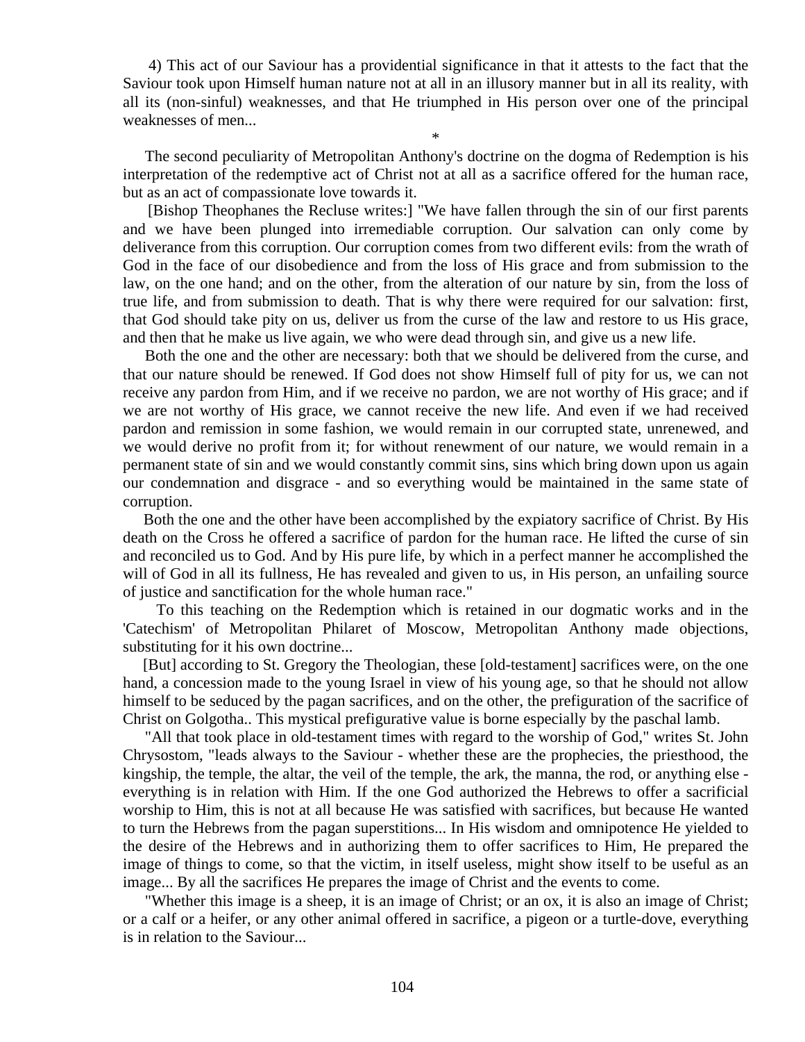4) This act of our Saviour has a providential significance in that it attests to the fact that the Saviour took upon Himself human nature not at all in an illusory manner but in all its reality, with all its (non-sinful) weaknesses, and that He triumphed in His person over one of the principal weaknesses of men...

*

The second peculiarity of Metropolitan Anthony's doctrine on the dogma of Redemption is his interpretation of the redemptive act of Christ not at all as a sacrifice offered for the human race, but as an act of compassionate love towards it.

[Bishop Theophanes the Recluse writes:] "We have fallen through the sin of our first parents and we have been plunged into irremediable corruption. Our salvation can only come by deliverance from this corruption. Our corruption comes from two different evils: from the wrath of God in the face of our disobedience and from the loss of His grace and from submission to the law, on the one hand; and on the other, from the alteration of our nature by sin, from the loss of true life, and from submission to death. That is why there were required for our salvation: first, that God should take pity on us, deliver us from the curse of the law and restore to us His grace, and then that he make us live again, we who were dead through sin, and give us a new life.

Both the one and the other are necessary: both that we should be delivered from the curse, and that our nature should be renewed. If God does not show Himself full of pity for us, we can not receive any pardon from Him, and if we receive no pardon, we are not worthy of His grace; and if we are not worthy of His grace, we cannot receive the new life. And even if we had received pardon and remission in some fashion, we would remain in our corrupted state, unrenewed, and we would derive no profit from it; for without renewment of our nature, we would remain in a permanent state of sin and we would constantly commit sins, sins which bring down upon us again our condemnation and disgrace - and so everything would be maintained in the same state of corruption.

Both the one and the other have been accomplished by the expiatory sacrifice of Christ. By His death on the Cross he offered a sacrifice of pardon for the human race. He lifted the curse of sin and reconciled us to God. And by His pure life, by which in a perfect manner he accomplished the will of God in all its fullness, He has revealed and given to us, in His person, an unfailing source of justice and sanctification for the whole human race."

To this teaching on the Redemption which is retained in our dogmatic works and in the 'Catechism' of Metropolitan Philaret of Moscow, Metropolitan Anthony made objections, substituting for it his own doctrine...

[But] according to St. Gregory the Theologian, these [old-testament] sacrifices were, on the one hand, a concession made to the young Israel in view of his young age, so that he should not allow himself to be seduced by the pagan sacrifices, and on the other, the prefiguration of the sacrifice of Christ on Golgotha.. This mystical prefigurative value is borne especially by the paschal lamb.

"All that took place in old-testament times with regard to the worship of God," writes St. John Chrysostom, "leads always to the Saviour - whether these are the prophecies, the priesthood, the kingship, the temple, the altar, the veil of the temple, the ark, the manna, the rod, or anything else - everything is in relation with Him. If the one God authorized the Hebrews to offer a sacrificial worship to Him, this is not at all because He was satisfied with sacrifices, but because He wanted to turn the Hebrews from the pagan superstitions... In His wisdom and omnipotence He yielded to the desire of the Hebrews and in authorizing them to offer sacrifices to Him, He prepared the image of things to come, so that the victim, in itself useless, might show itself to be useful as an image... By all the sacrifices He prepares the image of Christ and the events to come.

"Whether this image is a sheep, it is an image of Christ; or an ox, it is also an image of Christ; or a calf or a heifer, or any other animal offered in sacrifice, a pigeon or a turtle-dove, everything is in relation to the Saviour...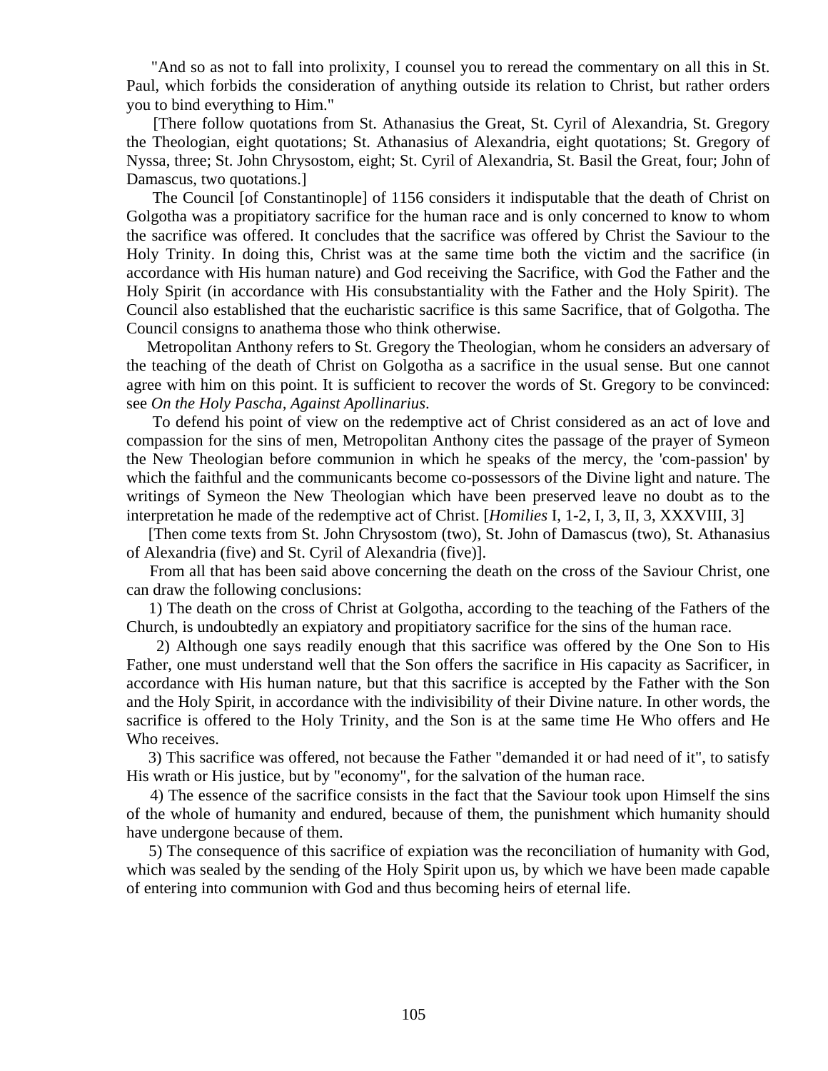"And so as not to fall into prolixity, I counsel you to reread the commentary on all this in St. Paul, which forbids the consideration of anything outside its relation to Christ, but rather orders you to bind everything to Him."

[There follow quotations from St. Athanasius the Great, St. Cyril of Alexandria, St. Gregory the Theologian, eight quotations; St. Athanasius of Alexandria, eight quotations; St. Gregory of Nyssa, three; St. John Chrysostom, eight; St. Cyril of Alexandria, St. Basil the Great, four; John of Damascus, two quotations.]

The Council [of Constantinople] of 1156 considers it indisputable that the death of Christ on Golgotha was a propitiatory sacrifice for the human race and is only concerned to know to whom the sacrifice was offered. It concludes that the sacrifice was offered by Christ the Saviour to the Holy Trinity. In doing this, Christ was at the same time both the victim and the sacrifice (in accordance with His human nature) and God receiving the Sacrifice, with God the Father and the Holy Spirit (in accordance with His consubstantiality with the Father and the Holy Spirit). The Council also established that the eucharistic sacrifice is this same Sacrifice, that of Golgotha. The Council consigns to anathema those who think otherwise.

Metropolitan Anthony refers to St. Gregory the Theologian, whom he considers an adversary of the teaching of the death of Christ on Golgotha as a sacrifice in the usual sense. But one cannot agree with him on this point. It is sufficient to recover the words of St. Gregory to be convinced: see *On the Holy Pascha, Against Apollinarius*.

To defend his point of view on the redemptive act of Christ considered as an act of love and compassion for the sins of men, Metropolitan Anthony cites the passage of the prayer of Symeon the New Theologian before communion in which he speaks of the mercy, the 'com-passion' by which the faithful and the communicants become co-possessors of the Divine light and nature. The writings of Symeon the New Theologian which have been preserved leave no doubt as to the interpretation he made of the redemptive act of Christ. [*Homilies* I, 1-2, I, 3, II, 3, XXXVIII, 3]

[Then come texts from St. John Chrysostom (two), St. John of Damascus (two), St. Athanasius of Alexandria (five) and St. Cyril of Alexandria (five)].

From all that has been said above concerning the death on the cross of the Saviour Christ, one can draw the following conclusions:

1) The death on the cross of Christ at Golgotha, according to the teaching of the Fathers of the Church, is undoubtedly an expiatory and propitiatory sacrifice for the sins of the human race.

2) Although one says readily enough that this sacrifice was offered by the One Son to His Father, one must understand well that the Son offers the sacrifice in His capacity as Sacrificer, in accordance with His human nature, but that this sacrifice is accepted by the Father with the Son and the Holy Spirit, in accordance with the indivisibility of their Divine nature. In other words, the sacrifice is offered to the Holy Trinity, and the Son is at the same time He Who offers and He Who receives.

3) This sacrifice was offered, not because the Father "demanded it or had need of it", to satisfy His wrath or His justice, but by "economy", for the salvation of the human race.

4) The essence of the sacrifice consists in the fact that the Saviour took upon Himself the sins of the whole of humanity and endured, because of them, the punishment which humanity should have undergone because of them.

5) The consequence of this sacrifice of expiation was the reconciliation of humanity with God, which was sealed by the sending of the Holy Spirit upon us, by which we have been made capable of entering into communion with God and thus becoming heirs of eternal life.